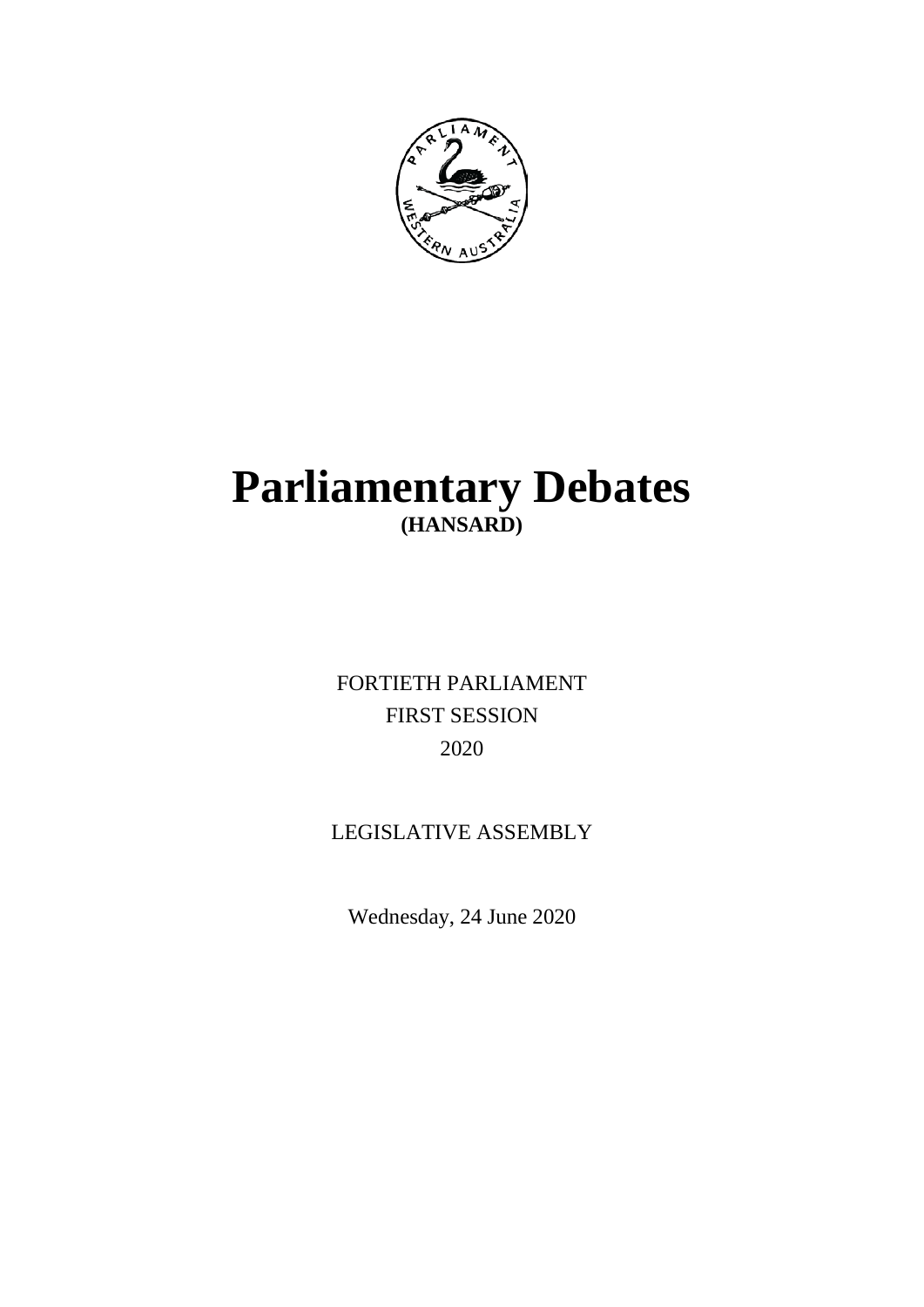# Parliamentary Debates

**(HANSARD)**

FORTIETH PARLIAMENT

FIRST SESSION

2020

LEGISLATIVE ASSEMBLY

Wednesday, 24 June 2020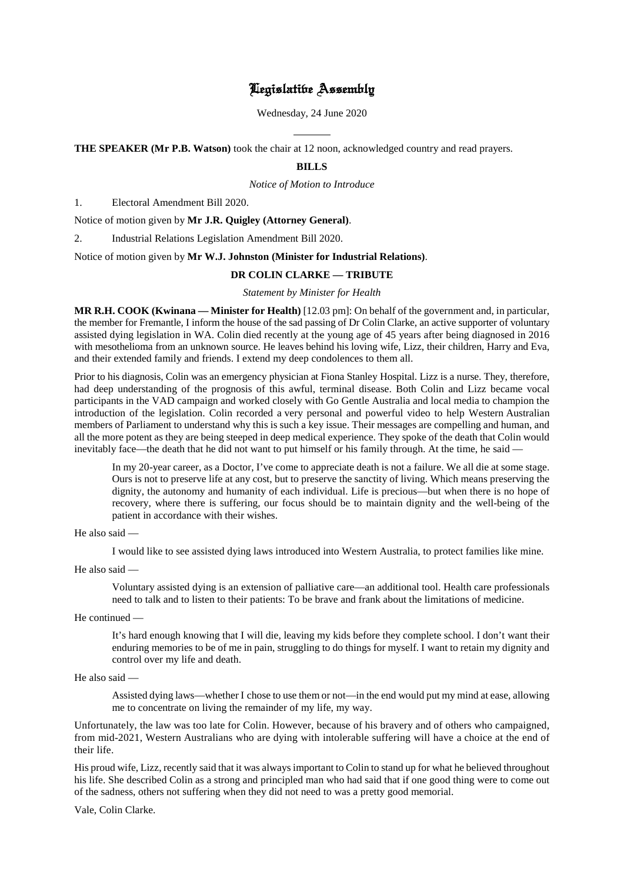# Legislative Assembly

Wednesday, 24 June 2020

---

**THE SPEAKER (Mr P.B. Watson)** took the chair at 12 noon, acknowledged country and read prayers.

## BILLS

*Notice of Motion to Introduce*

1. Electoral Amendment Bill 2020.

Notice of motion given by **Mr J.R. Quigley (Attorney General)**.

2. Industrial Relations Legislation Amendment Bill 2020.

Notice of motion given by **Mr W.J. Johnston (Minister for Industrial Relations)**.

## DR COLIN CLARKE — TRIBUTE

*Statement by Minister for Health*

**MR R.H. COOK (Kwinana — Minister for Health)** [12.03 pm]: On behalf of the government and, in particular, the member for Fremantle, I inform the house of the sad passing of Dr Colin Clarke, an active supporter of voluntary assisted dying legislation in WA. Colin died recently at the young age of 45 years after being diagnosed in 2016 with mesothelioma from an unknown source. He leaves behind his loving wife, Lizz, their children, Harry and Eva, and their extended family and friends. I extend my deep condolences to them all.

Prior to his diagnosis, Colin was an emergency physician at Fiona Stanley Hospital. Lizz is a nurse. They, therefore, had deep understanding of the prognosis of this awful, terminal disease. Both Colin and Lizz became vocal participants in the VAD campaign and worked closely with Go Gentle Australia and local media to champion the introduction of the legislation. Colin recorded a very personal and powerful video to help Western Australian members of Parliament to understand why this is such a key issue. Their messages are compelling and human, and all the more potent as they are being steeped in deep medical experience. They spoke of the death that Colin would inevitably face—the death that he did not want to put himself or his family through. At the time, he said —

> In my 20-year career, as a Doctor, I've come to appreciate death is not a failure. We all die at some stage. Ours is not to preserve life at any cost, but to preserve the sanctity of living. Which means preserving the dignity, the autonomy and humanity of each individual. Life is precious—but when there is no hope of recovery, where there is suffering, our focus should be to maintain dignity and the well-being of the patient in accordance with their wishes.

He also said —

> I would like to see assisted dying laws introduced into Western Australia, to protect families like mine.

He also said —

> Voluntary assisted dying is an extension of palliative care—an additional tool. Health care professionals need to talk and to listen to their patients: To be brave and frank about the limitations of medicine.

He continued —

> It's hard enough knowing that I will die, leaving my kids before they complete school. I don't want their enduring memories to be of me in pain, struggling to do things for myself. I want to retain my dignity and control over my life and death.

He also said —

> Assisted dying laws—whether I chose to use them or not—in the end would put my mind at ease, allowing me to concentrate on living the remainder of my life, my way.

Unfortunately, the law was too late for Colin. However, because of his bravery and of others who campaigned, from mid-2021, Western Australians who are dying with intolerable suffering will have a choice at the end of their life.

His proud wife, Lizz, recently said that it was always important to Colin to stand up for what he believed throughout his life. She described Colin as a strong and principled man who had said that if one good thing were to come out of the sadness, others not suffering when they did not need to was a pretty good memorial.

Vale, Colin Clarke.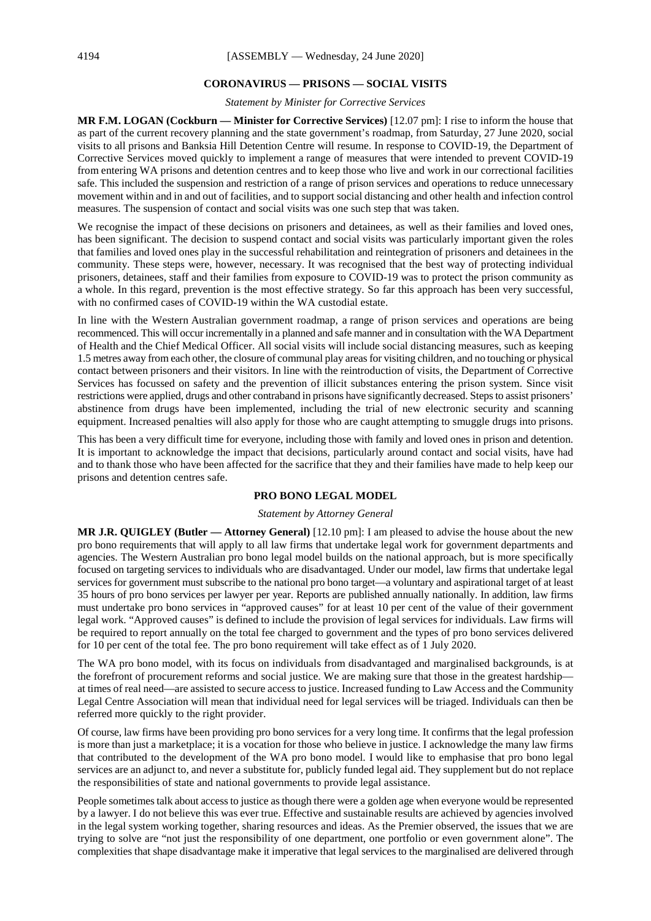## CORONAVIRUS — PRISONS — SOCIAL VISITS

*Statement by Minister for Corrective Services*

**MR F.M. LOGAN (Cockburn — Minister for Corrective Services)** [12.07 pm]: I rise to inform the house that as part of the current recovery planning and the state government's roadmap, from Saturday, 27 June 2020, social visits to all prisons and Banksia Hill Detention Centre will resume. In response to COVID-19, the Department of Corrective Services moved quickly to implement a range of measures that were intended to prevent COVID-19 from entering WA prisons and detention centres and to keep those who live and work in our correctional facilities safe. This included the suspension and restriction of a range of prison services and operations to reduce unnecessary movement within and in and out of facilities, and to support social distancing and other health and infection control measures. The suspension of contact and social visits was one such step that was taken.

We recognise the impact of these decisions on prisoners and detainees, as well as their families and loved ones, has been significant. The decision to suspend contact and social visits was particularly important given the roles that families and loved ones play in the successful rehabilitation and reintegration of prisoners and detainees in the community. These steps were, however, necessary. It was recognised that the best way of protecting individual prisoners, detainees, staff and their families from exposure to COVID-19 was to protect the prison community as a whole. In this regard, prevention is the most effective strategy. So far this approach has been very successful, with no confirmed cases of COVID-19 within the WA custodial estate.

In line with the Western Australian government roadmap, a range of prison services and operations are being recommenced. This will occur incrementally in a planned and safe manner and in consultation with the WA Department of Health and the Chief Medical Officer. All social visits will include social distancing measures, such as keeping 1.5 metres away from each other, the closure of communal play areas for visiting children, and no touching or physical contact between prisoners and their visitors. In line with the reintroduction of visits, the Department of Corrective Services has focussed on safety and the prevention of illicit substances entering the prison system. Since visit restrictions were applied, drugs and other contraband in prisons have significantly decreased. Steps to assist prisoners' abstinence from drugs have been implemented, including the trial of new electronic security and scanning equipment. Increased penalties will also apply for those who are caught attempting to smuggle drugs into prisons.

This has been a very difficult time for everyone, including those with family and loved ones in prison and detention. It is important to acknowledge the impact that decisions, particularly around contact and social visits, have had and to thank those who have been affected for the sacrifice that they and their families have made to help keep our prisons and detention centres safe.

## PRO BONO LEGAL MODEL

*Statement by Attorney General*

**MR J.R. QUIGLEY (Butler — Attorney General)** [12.10 pm]: I am pleased to advise the house about the new pro bono requirements that will apply to all law firms that undertake legal work for government departments and agencies. The Western Australian pro bono legal model builds on the national approach, but is more specifically focused on targeting services to individuals who are disadvantaged. Under our model, law firms that undertake legal services for government must subscribe to the national pro bono target—a voluntary and aspirational target of at least 35 hours of pro bono services per lawyer per year. Reports are published annually nationally. In addition, law firms must undertake pro bono services in "approved causes" for at least 10 per cent of the value of their government legal work. "Approved causes" is defined to include the provision of legal services for individuals. Law firms will be required to report annually on the total fee charged to government and the types of pro bono services delivered for 10 per cent of the total fee. The pro bono requirement will take effect as of 1 July 2020.

The WA pro bono model, with its focus on individuals from disadvantaged and marginalised backgrounds, is at the forefront of procurement reforms and social justice. We are making sure that those in the greatest hardship—at times of real need—are assisted to secure access to justice. Increased funding to Law Access and the Community Legal Centre Association will mean that individual need for legal services will be triaged. Individuals can then be referred more quickly to the right provider.

Of course, law firms have been providing pro bono services for a very long time. It confirms that the legal profession is more than just a marketplace; it is a vocation for those who believe in justice. I acknowledge the many law firms that contributed to the development of the WA pro bono model. I would like to emphasise that pro bono legal services are an adjunct to, and never a substitute for, publicly funded legal aid. They supplement but do not replace the responsibilities of state and national governments to provide legal assistance.

People sometimes talk about access to justice as though there were a golden age when everyone would be represented by a lawyer. I do not believe this was ever true. Effective and sustainable results are achieved by agencies involved in the legal system working together, sharing resources and ideas. As the Premier observed, the issues that we are trying to solve are "not just the responsibility of one department, one portfolio or even government alone". The complexities that shape disadvantage make it imperative that legal services to the marginalised are delivered through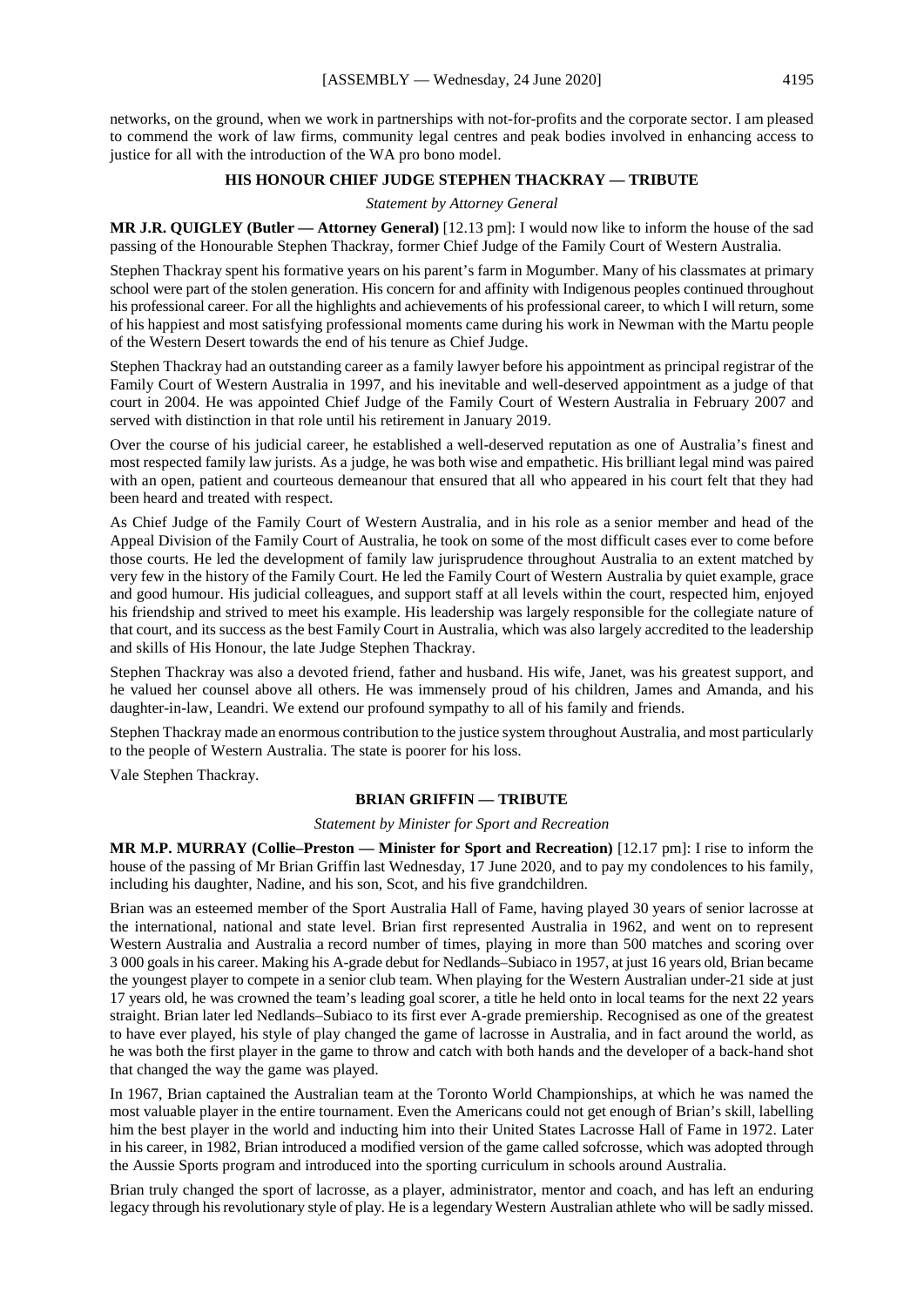networks, on the ground, when we work in partnerships with not-for-profits and the corporate sector. I am pleased to commend the work of law firms, community legal centres and peak bodies involved in enhancing access to justice for all with the introduction of the WA pro bono model.

## HIS HONOUR CHIEF JUDGE STEPHEN THACKRAY — TRIBUTE

*Statement by Attorney General*

**MR J.R. QUIGLEY (Butler — Attorney General)** [12.13 pm]: I would now like to inform the house of the sad passing of the Honourable Stephen Thackray, former Chief Judge of the Family Court of Western Australia.

Stephen Thackray spent his formative years on his parent's farm in Mogumber. Many of his classmates at primary school were part of the stolen generation. His concern for and affinity with Indigenous peoples continued throughout his professional career. For all the highlights and achievements of his professional career, to which I will return, some of his happiest and most satisfying professional moments came during his work in Newman with the Martu people of the Western Desert towards the end of his tenure as Chief Judge.

Stephen Thackray had an outstanding career as a family lawyer before his appointment as principal registrar of the Family Court of Western Australia in 1997, and his inevitable and well-deserved appointment as a judge of that court in 2004. He was appointed Chief Judge of the Family Court of Western Australia in February 2007 and served with distinction in that role until his retirement in January 2019.

Over the course of his judicial career, he established a well-deserved reputation as one of Australia's finest and most respected family law jurists. As a judge, he was both wise and empathetic. His brilliant legal mind was paired with an open, patient and courteous demeanour that ensured that all who appeared in his court felt that they had been heard and treated with respect.

As Chief Judge of the Family Court of Western Australia, and in his role as a senior member and head of the Appeal Division of the Family Court of Australia, he took on some of the most difficult cases ever to come before those courts. He led the development of family law jurisprudence throughout Australia to an extent matched by very few in the history of the Family Court. He led the Family Court of Western Australia by quiet example, grace and good humour. His judicial colleagues, and support staff at all levels within the court, respected him, enjoyed his friendship and strived to meet his example. His leadership was largely responsible for the collegiate nature of that court, and its success as the best Family Court in Australia, which was also largely accredited to the leadership and skills of His Honour, the late Judge Stephen Thackray.

Stephen Thackray was also a devoted friend, father and husband. His wife, Janet, was his greatest support, and he valued her counsel above all others. He was immensely proud of his children, James and Amanda, and his daughter-in-law, Leandri. We extend our profound sympathy to all of his family and friends.

Stephen Thackray made an enormous contribution to the justice system throughout Australia, and most particularly to the people of Western Australia. The state is poorer for his loss.

Vale Stephen Thackray.

## BRIAN GRIFFIN — TRIBUTE

*Statement by Minister for Sport and Recreation*

**MR M.P. MURRAY (Collie–Preston — Minister for Sport and Recreation)** [12.17 pm]: I rise to inform the house of the passing of Mr Brian Griffin last Wednesday, 17 June 2020, and to pay my condolences to his family, including his daughter, Nadine, and his son, Scot, and his five grandchildren.

Brian was an esteemed member of the Sport Australia Hall of Fame, having played 30 years of senior lacrosse at the international, national and state level. Brian first represented Australia in 1962, and went on to represent Western Australia and Australia a record number of times, playing in more than 500 matches and scoring over 3 000 goals in his career. Making his A-grade debut for Nedlands–Subiaco in 1957, at just 16 years old, Brian became the youngest player to compete in a senior club team. When playing for the Western Australian under-21 side at just 17 years old, he was crowned the team's leading goal scorer, a title he held onto in local teams for the next 22 years straight. Brian later led Nedlands–Subiaco to its first ever A-grade premiership. Recognised as one of the greatest to have ever played, his style of play changed the game of lacrosse in Australia, and in fact around the world, as he was both the first player in the game to throw and catch with both hands and the developer of a back-hand shot that changed the way the game was played.

In 1967, Brian captained the Australian team at the Toronto World Championships, at which he was named the most valuable player in the entire tournament. Even the Americans could not get enough of Brian's skill, labelling him the best player in the world and inducting him into their United States Lacrosse Hall of Fame in 1972. Later in his career, in 1982, Brian introduced a modified version of the game called sofcrosse, which was adopted through the Aussie Sports program and introduced into the sporting curriculum in schools around Australia.

Brian truly changed the sport of lacrosse, as a player, administrator, mentor and coach, and has left an enduring legacy through his revolutionary style of play. He is a legendary Western Australian athlete who will be sadly missed.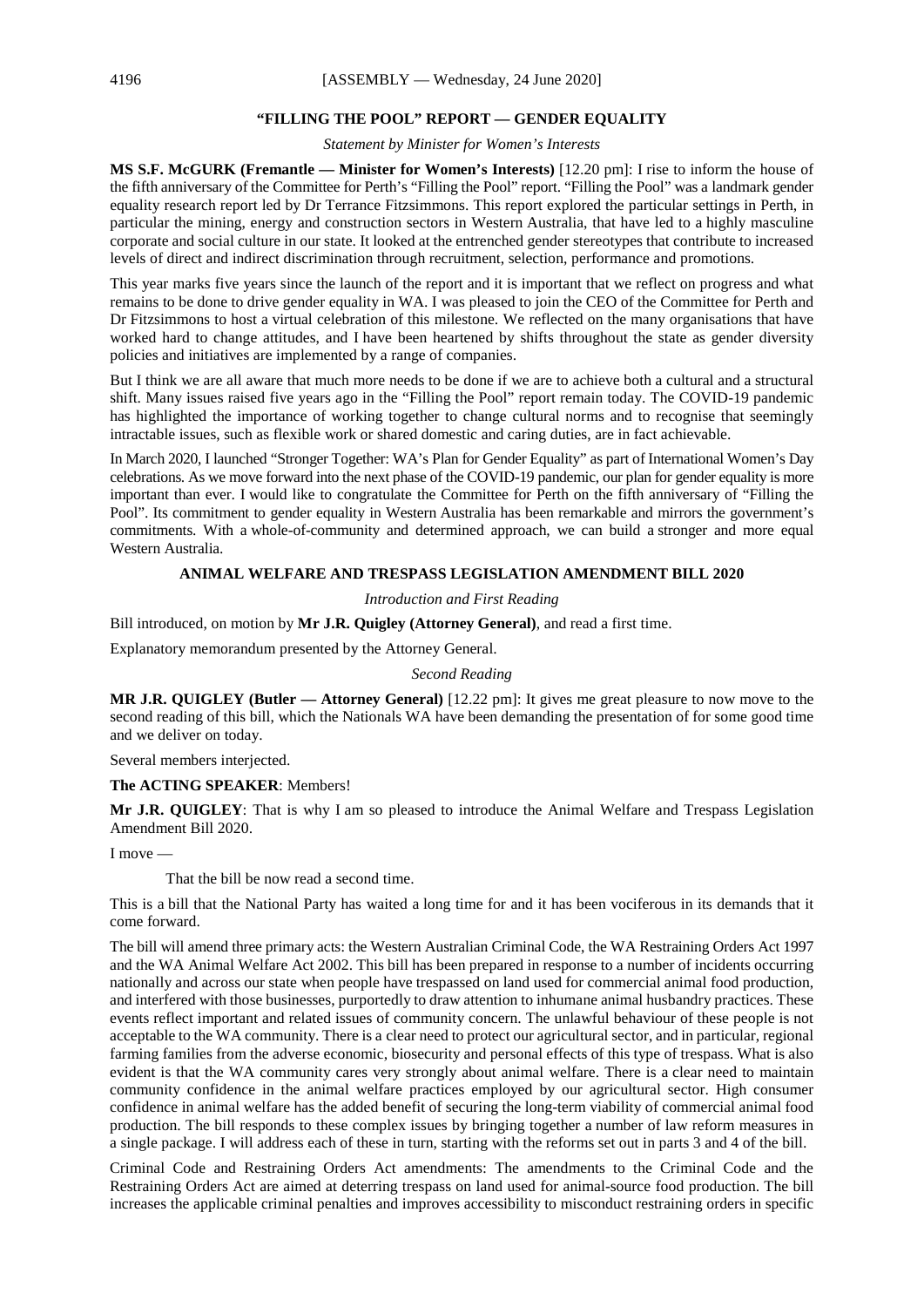## "FILLING THE POOL" REPORT — GENDER EQUALITY

*Statement by Minister for Women's Interests*

**MS S.F. McGURK (Fremantle — Minister for Women's Interests)** [12.20 pm]: I rise to inform the house of the fifth anniversary of the Committee for Perth's "Filling the Pool" report. "Filling the Pool" was a landmark gender equality research report led by Dr Terrance Fitzsimmons. This report explored the particular settings in Perth, in particular the mining, energy and construction sectors in Western Australia, that have led to a highly masculine corporate and social culture in our state. It looked at the entrenched gender stereotypes that contribute to increased levels of direct and indirect discrimination through recruitment, selection, performance and promotions.

This year marks five years since the launch of the report and it is important that we reflect on progress and what remains to be done to drive gender equality in WA. I was pleased to join the CEO of the Committee for Perth and Dr Fitzsimmons to host a virtual celebration of this milestone. We reflected on the many organisations that have worked hard to change attitudes, and I have been heartened by shifts throughout the state as gender diversity policies and initiatives are implemented by a range of companies.

But I think we are all aware that much more needs to be done if we are to achieve both a cultural and a structural shift. Many issues raised five years ago in the "Filling the Pool" report remain today. The COVID-19 pandemic has highlighted the importance of working together to change cultural norms and to recognise that seemingly intractable issues, such as flexible work or shared domestic and caring duties, are in fact achievable.

In March 2020, I launched "Stronger Together: WA's Plan for Gender Equality" as part of International Women's Day celebrations. As we move forward into the next phase of the COVID-19 pandemic, our plan for gender equality is more important than ever. I would like to congratulate the Committee for Perth on the fifth anniversary of "Filling the Pool". Its commitment to gender equality in Western Australia has been remarkable and mirrors the government's commitments. With a whole-of-community and determined approach, we can build a stronger and more equal Western Australia.

## ANIMAL WELFARE AND TRESPASS LEGISLATION AMENDMENT BILL 2020

*Introduction and First Reading*

Bill introduced, on motion by **Mr J.R. Quigley (Attorney General)**, and read a first time.

Explanatory memorandum presented by the Attorney General.

*Second Reading*

**MR J.R. QUIGLEY (Butler — Attorney General)** [12.22 pm]: It gives me great pleasure to now move to the second reading of this bill, which the Nationals WA have been demanding the presentation of for some good time and we deliver on today.

Several members interjected.

**The ACTING SPEAKER**: Members!

**Mr J.R. QUIGLEY**: That is why I am so pleased to introduce the Animal Welfare and Trespass Legislation Amendment Bill 2020.

I move —

> That the bill be now read a second time.

This is a bill that the National Party has waited a long time for and it has been vociferous in its demands that it come forward.

The bill will amend three primary acts: the Western Australian Criminal Code, the WA Restraining Orders Act 1997 and the WA Animal Welfare Act 2002. This bill has been prepared in response to a number of incidents occurring nationally and across our state when people have trespassed on land used for commercial animal food production, and interfered with those businesses, purportedly to draw attention to inhumane animal husbandry practices. These events reflect important and related issues of community concern. The unlawful behaviour of these people is not acceptable to the WA community. There is a clear need to protect our agricultural sector, and in particular, regional farming families from the adverse economic, biosecurity and personal effects of this type of trespass. What is also evident is that the WA community cares very strongly about animal welfare. There is a clear need to maintain community confidence in the animal welfare practices employed by our agricultural sector. High consumer confidence in animal welfare has the added benefit of securing the long-term viability of commercial animal food production. The bill responds to these complex issues by bringing together a number of law reform measures in a single package. I will address each of these in turn, starting with the reforms set out in parts 3 and 4 of the bill.

Criminal Code and Restraining Orders Act amendments: The amendments to the Criminal Code and the Restraining Orders Act are aimed at deterring trespass on land used for animal-source food production. The bill increases the applicable criminal penalties and improves accessibility to misconduct restraining orders in specific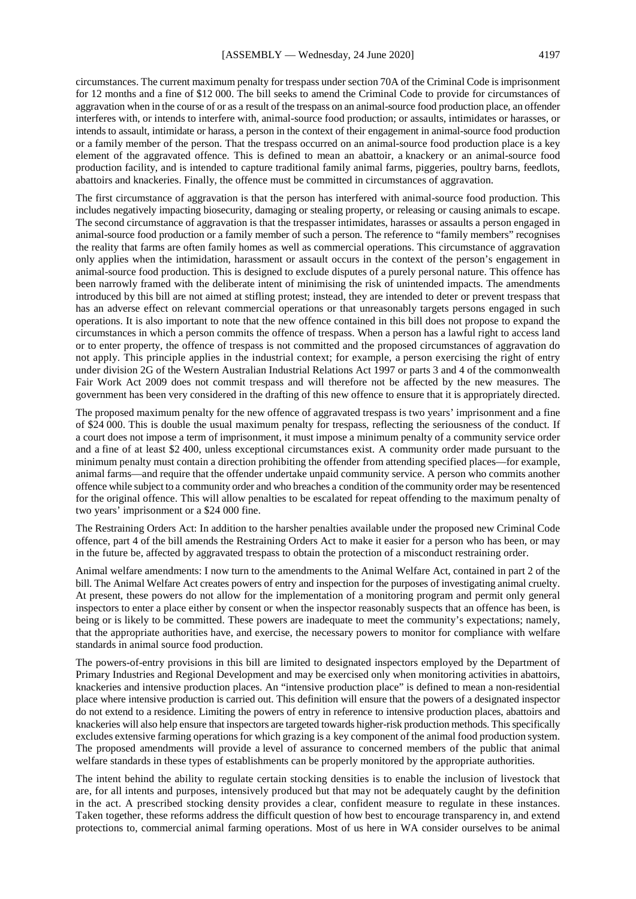circumstances. The current maximum penalty for trespass under section 70A of the Criminal Code is imprisonment for 12 months and a fine of $12 000. The bill seeks to amend the Criminal Code to provide for circumstances of aggravation when in the course of or as a result of the trespass on an animal-source food production place, an offender interferes with, or intends to interfere with, animal-source food production; or assaults, intimidates or harasses, or intends to assault, intimidate or harass, a person in the context of their engagement in animal-source food production or a family member of the person. That the trespass occurred on an animal-source food production place is a key element of the aggravated offence. This is defined to mean an abattoir, a knackery or an animal-source food production facility, and is intended to capture traditional family animal farms, piggeries, poultry barns, feedlots, abattoirs and knackeries. Finally, the offence must be committed in circumstances of aggravation.

The first circumstance of aggravation is that the person has interfered with animal-source food production. This includes negatively impacting biosecurity, damaging or stealing property, or releasing or causing animals to escape. The second circumstance of aggravation is that the trespasser intimidates, harasses or assaults a person engaged in animal-source food production or a family member of such a person. The reference to "family members" recognises the reality that farms are often family homes as well as commercial operations. This circumstance of aggravation only applies when the intimidation, harassment or assault occurs in the context of the person's engagement in animal-source food production. This is designed to exclude disputes of a purely personal nature. This offence has been narrowly framed with the deliberate intent of minimising the risk of unintended impacts. The amendments introduced by this bill are not aimed at stifling protest; instead, they are intended to deter or prevent trespass that has an adverse effect on relevant commercial operations or that unreasonably targets persons engaged in such operations. It is also important to note that the new offence contained in this bill does not propose to expand the circumstances in which a person commits the offence of trespass. When a person has a lawful right to access land or to enter property, the offence of trespass is not committed and the proposed circumstances of aggravation do not apply. This principle applies in the industrial context; for example, a person exercising the right of entry under division 2G of the Western Australian Industrial Relations Act 1997 or parts 3 and 4 of the commonwealth Fair Work Act 2009 does not commit trespass and will therefore not be affected by the new measures. The government has been very considered in the drafting of this new offence to ensure that it is appropriately directed.

The proposed maximum penalty for the new offence of aggravated trespass is two years' imprisonment and a fine of $24 000. This is double the usual maximum penalty for trespass, reflecting the seriousness of the conduct. If a court does not impose a term of imprisonment, it must impose a minimum penalty of a community service order and a fine of at least $2 400, unless exceptional circumstances exist. A community order made pursuant to the minimum penalty must contain a direction prohibiting the offender from attending specified places—for example, animal farms—and require that the offender undertake unpaid community service. A person who commits another offence while subject to a community order and who breaches a condition of the community order may be resentenced for the original offence. This will allow penalties to be escalated for repeat offending to the maximum penalty of two years' imprisonment or a $24 000 fine.

The Restraining Orders Act: In addition to the harsher penalties available under the proposed new Criminal Code offence, part 4 of the bill amends the Restraining Orders Act to make it easier for a person who has been, or may in the future be, affected by aggravated trespass to obtain the protection of a misconduct restraining order.

Animal welfare amendments: I now turn to the amendments to the Animal Welfare Act, contained in part 2 of the bill. The Animal Welfare Act creates powers of entry and inspection for the purposes of investigating animal cruelty. At present, these powers do not allow for the implementation of a monitoring program and permit only general inspectors to enter a place either by consent or when the inspector reasonably suspects that an offence has been, is being or is likely to be committed. These powers are inadequate to meet the community's expectations; namely, that the appropriate authorities have, and exercise, the necessary powers to monitor for compliance with welfare standards in animal source food production.

The powers-of-entry provisions in this bill are limited to designated inspectors employed by the Department of Primary Industries and Regional Development and may be exercised only when monitoring activities in abattoirs, knackeries and intensive production places. An "intensive production place" is defined to mean a non-residential place where intensive production is carried out. This definition will ensure that the powers of a designated inspector do not extend to a residence. Limiting the powers of entry in reference to intensive production places, abattoirs and knackeries will also help ensure that inspectors are targeted towards higher-risk production methods. This specifically excludes extensive farming operations for which grazing is a key component of the animal food production system. The proposed amendments will provide a level of assurance to concerned members of the public that animal welfare standards in these types of establishments can be properly monitored by the appropriate authorities.

The intent behind the ability to regulate certain stocking densities is to enable the inclusion of livestock that are, for all intents and purposes, intensively produced but that may not be adequately caught by the definition in the act. A prescribed stocking density provides a clear, confident measure to regulate in these instances. Taken together, these reforms address the difficult question of how best to encourage transparency in, and extend protections to, commercial animal farming operations. Most of us here in WA consider ourselves to be animal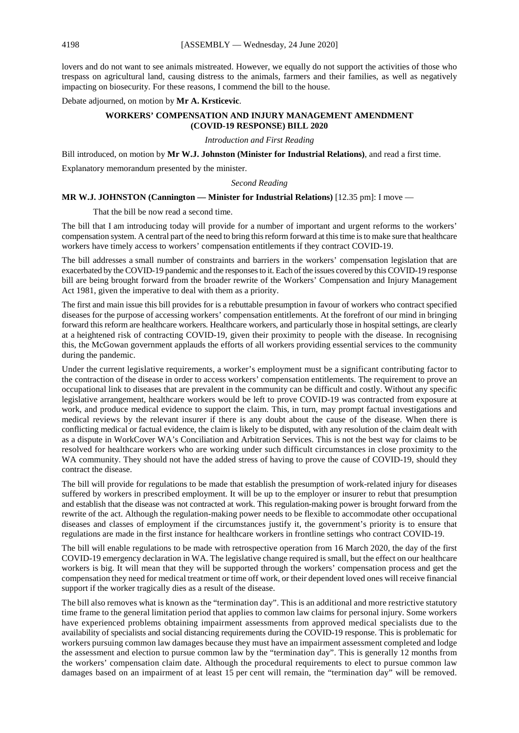lovers and do not want to see animals mistreated. However, we equally do not support the activities of those who trespass on agricultural land, causing distress to the animals, farmers and their families, as well as negatively impacting on biosecurity. For these reasons, I commend the bill to the house.

Debate adjourned, on motion by **Mr A. Krsticevic**.

## WORKERS' COMPENSATION AND INJURY MANAGEMENT AMENDMENT (COVID-19 RESPONSE) BILL 2020

*Introduction and First Reading*

Bill introduced, on motion by **Mr W.J. Johnston (Minister for Industrial Relations)**, and read a first time.

Explanatory memorandum presented by the minister.

*Second Reading*

**MR W.J. JOHNSTON (Cannington — Minister for Industrial Relations)** [12.35 pm]: I move —

That the bill be now read a second time.

The bill that I am introducing today will provide for a number of important and urgent reforms to the workers' compensation system. A central part of the need to bring this reform forward at this time is to make sure that healthcare workers have timely access to workers' compensation entitlements if they contract COVID-19.

The bill addresses a small number of constraints and barriers in the workers' compensation legislation that are exacerbated by the COVID-19 pandemic and the responses to it. Each of the issues covered by this COVID-19 response bill are being brought forward from the broader rewrite of the Workers' Compensation and Injury Management Act 1981, given the imperative to deal with them as a priority.

The first and main issue this bill provides for is a rebuttable presumption in favour of workers who contract specified diseases for the purpose of accessing workers' compensation entitlements. At the forefront of our mind in bringing forward this reform are healthcare workers. Healthcare workers, and particularly those in hospital settings, are clearly at a heightened risk of contracting COVID-19, given their proximity to people with the disease. In recognising this, the McGowan government applauds the efforts of all workers providing essential services to the community during the pandemic.

Under the current legislative requirements, a worker's employment must be a significant contributing factor to the contraction of the disease in order to access workers' compensation entitlements. The requirement to prove an occupational link to diseases that are prevalent in the community can be difficult and costly. Without any specific legislative arrangement, healthcare workers would be left to prove COVID-19 was contracted from exposure at work, and produce medical evidence to support the claim. This, in turn, may prompt factual investigations and medical reviews by the relevant insurer if there is any doubt about the cause of the disease. When there is conflicting medical or factual evidence, the claim is likely to be disputed, with any resolution of the claim dealt with as a dispute in WorkCover WA's Conciliation and Arbitration Services. This is not the best way for claims to be resolved for healthcare workers who are working under such difficult circumstances in close proximity to the WA community. They should not have the added stress of having to prove the cause of COVID-19, should they contract the disease.

The bill will provide for regulations to be made that establish the presumption of work-related injury for diseases suffered by workers in prescribed employment. It will be up to the employer or insurer to rebut that presumption and establish that the disease was not contracted at work. This regulation-making power is brought forward from the rewrite of the act. Although the regulation-making power needs to be flexible to accommodate other occupational diseases and classes of employment if the circumstances justify it, the government's priority is to ensure that regulations are made in the first instance for healthcare workers in frontline settings who contract COVID-19.

The bill will enable regulations to be made with retrospective operation from 16 March 2020, the day of the first COVID-19 emergency declaration in WA. The legislative change required is small, but the effect on our healthcare workers is big. It will mean that they will be supported through the workers' compensation process and get the compensation they need for medical treatment or time off work, or their dependent loved ones will receive financial support if the worker tragically dies as a result of the disease.

The bill also removes what is known as the "termination day". This is an additional and more restrictive statutory time frame to the general limitation period that applies to common law claims for personal injury. Some workers have experienced problems obtaining impairment assessments from approved medical specialists due to the availability of specialists and social distancing requirements during the COVID-19 response. This is problematic for workers pursuing common law damages because they must have an impairment assessment completed and lodge the assessment and election to pursue common law by the "termination day". This is generally 12 months from the workers' compensation claim date. Although the procedural requirements to elect to pursue common law damages based on an impairment of at least 15 per cent will remain, the "termination day" will be removed.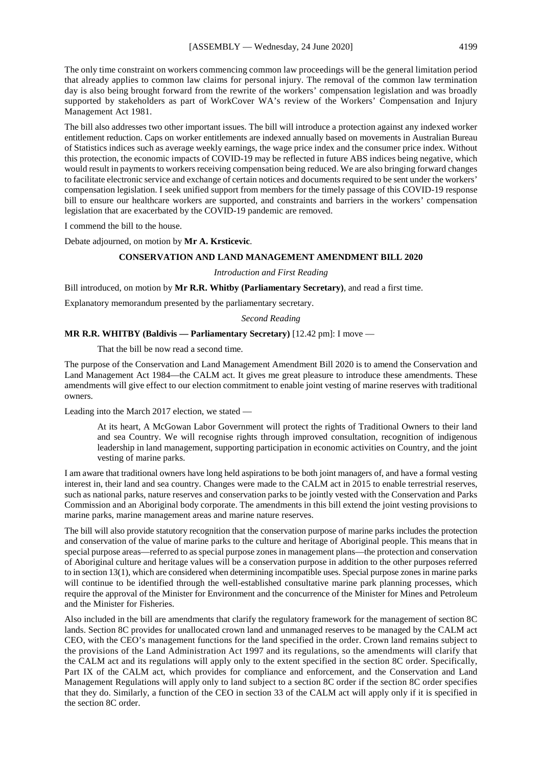The only time constraint on workers commencing common law proceedings will be the general limitation period that already applies to common law claims for personal injury. The removal of the common law termination day is also being brought forward from the rewrite of the workers' compensation legislation and was broadly supported by stakeholders as part of WorkCover WA's review of the Workers' Compensation and Injury Management Act 1981.

The bill also addresses two other important issues. The bill will introduce a protection against any indexed worker entitlement reduction. Caps on worker entitlements are indexed annually based on movements in Australian Bureau of Statistics indices such as average weekly earnings, the wage price index and the consumer price index. Without this protection, the economic impacts of COVID-19 may be reflected in future ABS indices being negative, which would result in payments to workers receiving compensation being reduced. We are also bringing forward changes to facilitate electronic service and exchange of certain notices and documents required to be sent under the workers' compensation legislation. I seek unified support from members for the timely passage of this COVID-19 response bill to ensure our healthcare workers are supported, and constraints and barriers in the workers' compensation legislation that are exacerbated by the COVID-19 pandemic are removed.

I commend the bill to the house.

Debate adjourned, on motion by **Mr A. Krsticevic**.

## CONSERVATION AND LAND MANAGEMENT AMENDMENT BILL 2020

*Introduction and First Reading*

Bill introduced, on motion by **Mr R.R. Whitby (Parliamentary Secretary)**, and read a first time.

Explanatory memorandum presented by the parliamentary secretary.

*Second Reading*

**MR R.R. WHITBY (Baldivis — Parliamentary Secretary)** [12.42 pm]: I move —

> That the bill be now read a second time.

The purpose of the Conservation and Land Management Amendment Bill 2020 is to amend the Conservation and Land Management Act 1984—the CALM act. It gives me great pleasure to introduce these amendments. These amendments will give effect to our election commitment to enable joint vesting of marine reserves with traditional owners.

Leading into the March 2017 election, we stated —

> At its heart, A McGowan Labor Government will protect the rights of Traditional Owners to their land and sea Country. We will recognise rights through improved consultation, recognition of indigenous leadership in land management, supporting participation in economic activities on Country, and the joint vesting of marine parks.

I am aware that traditional owners have long held aspirations to be both joint managers of, and have a formal vesting interest in, their land and sea country. Changes were made to the CALM act in 2015 to enable terrestrial reserves, such as national parks, nature reserves and conservation parks to be jointly vested with the Conservation and Parks Commission and an Aboriginal body corporate. The amendments in this bill extend the joint vesting provisions to marine parks, marine management areas and marine nature reserves.

The bill will also provide statutory recognition that the conservation purpose of marine parks includes the protection and conservation of the value of marine parks to the culture and heritage of Aboriginal people. This means that in special purpose areas—referred to as special purpose zones in management plans—the protection and conservation of Aboriginal culture and heritage values will be a conservation purpose in addition to the other purposes referred to in section 13(1), which are considered when determining incompatible uses. Special purpose zones in marine parks will continue to be identified through the well-established consultative marine park planning processes, which require the approval of the Minister for Environment and the concurrence of the Minister for Mines and Petroleum and the Minister for Fisheries.

Also included in the bill are amendments that clarify the regulatory framework for the management of section 8C lands. Section 8C provides for unallocated crown land and unmanaged reserves to be managed by the CALM act CEO, with the CEO's management functions for the land specified in the order. Crown land remains subject to the provisions of the Land Administration Act 1997 and its regulations, so the amendments will clarify that the CALM act and its regulations will apply only to the extent specified in the section 8C order. Specifically, Part IX of the CALM act, which provides for compliance and enforcement, and the Conservation and Land Management Regulations will apply only to land subject to a section 8C order if the section 8C order specifies that they do. Similarly, a function of the CEO in section 33 of the CALM act will apply only if it is specified in the section 8C order.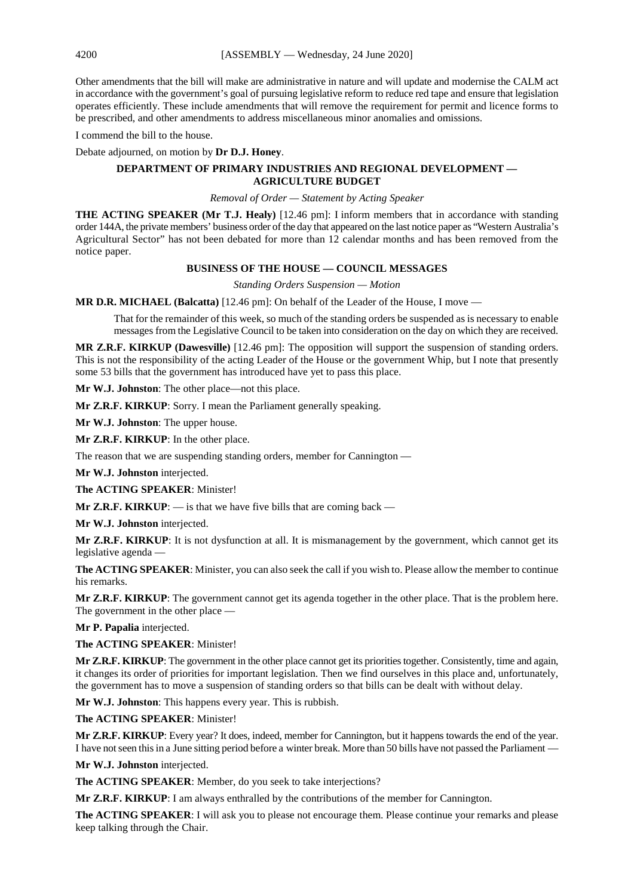Other amendments that the bill will make are administrative in nature and will update and modernise the CALM act in accordance with the government's goal of pursuing legislative reform to reduce red tape and ensure that legislation operates efficiently. These include amendments that will remove the requirement for permit and licence forms to be prescribed, and other amendments to address miscellaneous minor anomalies and omissions.

I commend the bill to the house.

Debate adjourned, on motion by **Dr D.J. Honey**.

## DEPARTMENT OF PRIMARY INDUSTRIES AND REGIONAL DEVELOPMENT — AGRICULTURE BUDGET

*Removal of Order — Statement by Acting Speaker*

**THE ACTING SPEAKER (Mr T.J. Healy)** [12.46 pm]: I inform members that in accordance with standing order 144A, the private members' business order of the day that appeared on the last notice paper as "Western Australia's Agricultural Sector" has not been debated for more than 12 calendar months and has been removed from the notice paper.

## BUSINESS OF THE HOUSE — COUNCIL MESSAGES

*Standing Orders Suspension — Motion*

**MR D.R. MICHAEL (Balcatta)** [12.46 pm]: On behalf of the Leader of the House, I move —

> That for the remainder of this week, so much of the standing orders be suspended as is necessary to enable messages from the Legislative Council to be taken into consideration on the day on which they are received.

**MR Z.R.F. KIRKUP (Dawesville)** [12.46 pm]: The opposition will support the suspension of standing orders. This is not the responsibility of the acting Leader of the House or the government Whip, but I note that presently some 53 bills that the government has introduced have yet to pass this place.

**Mr W.J. Johnston**: The other place—not this place.

**Mr Z.R.F. KIRKUP**: Sorry. I mean the Parliament generally speaking.

**Mr W.J. Johnston**: The upper house.

**Mr Z.R.F. KIRKUP**: In the other place.

The reason that we are suspending standing orders, member for Cannington —

**Mr W.J. Johnston** interjected.

**The ACTING SPEAKER**: Minister!

**Mr Z.R.F. KIRKUP**: — is that we have five bills that are coming back —

**Mr W.J. Johnston** interjected.

**Mr Z.R.F. KIRKUP**: It is not dysfunction at all. It is mismanagement by the government, which cannot get its legislative agenda —

**The ACTING SPEAKER**: Minister, you can also seek the call if you wish to. Please allow the member to continue his remarks.

**Mr Z.R.F. KIRKUP**: The government cannot get its agenda together in the other place. That is the problem here. The government in the other place —

**Mr P. Papalia** interjected.

**The ACTING SPEAKER**: Minister!

**Mr Z.R.F. KIRKUP**: The government in the other place cannot get its priorities together. Consistently, time and again, it changes its order of priorities for important legislation. Then we find ourselves in this place and, unfortunately, the government has to move a suspension of standing orders so that bills can be dealt with without delay.

**Mr W.J. Johnston**: This happens every year. This is rubbish.

**The ACTING SPEAKER**: Minister!

**Mr Z.R.F. KIRKUP**: Every year? It does, indeed, member for Cannington, but it happens towards the end of the year. I have not seen this in a June sitting period before a winter break. More than 50 bills have not passed the Parliament —

**Mr W.J. Johnston** interjected.

**The ACTING SPEAKER**: Member, do you seek to take interjections?

**Mr Z.R.F. KIRKUP**: I am always enthralled by the contributions of the member for Cannington.

**The ACTING SPEAKER**: I will ask you to please not encourage them. Please continue your remarks and please keep talking through the Chair.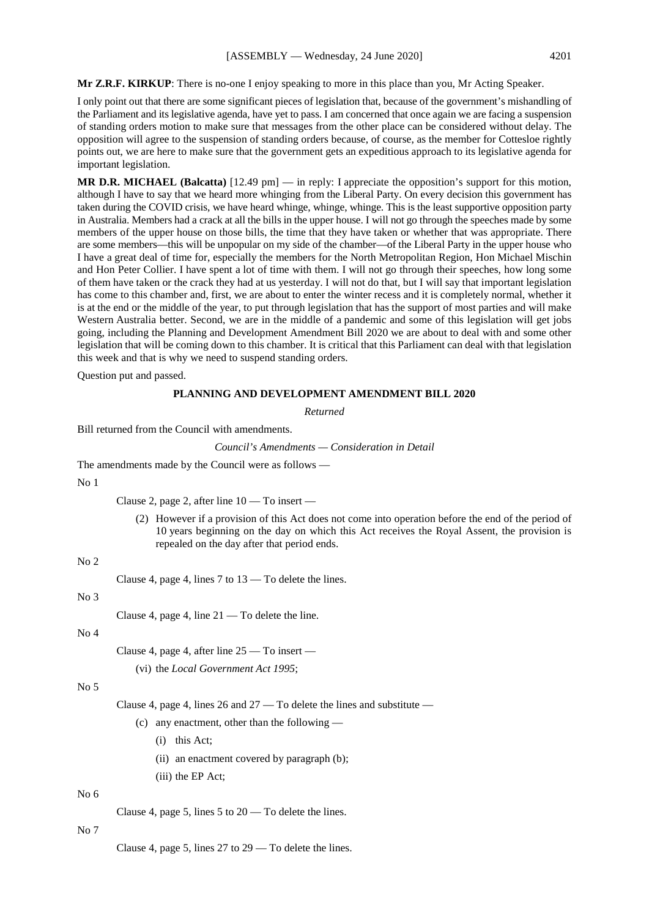**Mr Z.R.F. KIRKUP**: There is no-one I enjoy speaking to more in this place than you, Mr Acting Speaker.

I only point out that there are some significant pieces of legislation that, because of the government's mishandling of the Parliament and its legislative agenda, have yet to pass. I am concerned that once again we are facing a suspension of standing orders motion to make sure that messages from the other place can be considered without delay. The opposition will agree to the suspension of standing orders because, of course, as the member for Cottesloe rightly points out, we are here to make sure that the government gets an expeditious approach to its legislative agenda for important legislation.

**MR D.R. MICHAEL (Balcatta)** [12.49 pm] — in reply: I appreciate the opposition's support for this motion, although I have to say that we heard more whinging from the Liberal Party. On every decision this government has taken during the COVID crisis, we have heard whinge, whinge, whinge. This is the least supportive opposition party in Australia. Members had a crack at all the bills in the upper house. I will not go through the speeches made by some members of the upper house on those bills, the time that they have taken or whether that was appropriate. There are some members—this will be unpopular on my side of the chamber—of the Liberal Party in the upper house who I have a great deal of time for, especially the members for the North Metropolitan Region, Hon Michael Mischin and Hon Peter Collier. I have spent a lot of time with them. I will not go through their speeches, how long some of them have taken or the crack they had at us yesterday. I will not do that, but I will say that important legislation has come to this chamber and, first, we are about to enter the winter recess and it is completely normal, whether it is at the end or the middle of the year, to put through legislation that has the support of most parties and will make Western Australia better. Second, we are in the middle of a pandemic and some of this legislation will get jobs going, including the Planning and Development Amendment Bill 2020 we are about to deal with and some other legislation that will be coming down to this chamber. It is critical that this Parliament can deal with that legislation this week and that is why we need to suspend standing orders.

Question put and passed.

## PLANNING AND DEVELOPMENT AMENDMENT BILL 2020

*Returned*

Bill returned from the Council with amendments.

*Council's Amendments — Consideration in Detail*

The amendments made by the Council were as follows —

No 1

Clause 2, page 2, after line 10 — To insert —

> (2) However if a provision of this Act does not come into operation before the end of the period of 10 years beginning on the day on which this Act receives the Royal Assent, the provision is repealed on the day after that period ends.

No 2

Clause 4, page 4, lines 7 to 13 — To delete the lines.

No 3

Clause 4, page 4, line 21 — To delete the line.

No 4

Clause 4, page 4, after line 25 — To insert —

> (vi) the *Local Government Act 1995*;

No 5

Clause 4, page 4, lines 26 and 27 — To delete the lines and substitute —

> (c) any enactment, other than the following —
>
> (i) this Act;
>
> (ii) an enactment covered by paragraph (b);
>
> (iii) the EP Act;

No 6

Clause 4, page 5, lines 5 to 20 — To delete the lines.

No 7

Clause 4, page 5, lines 27 to 29 — To delete the lines.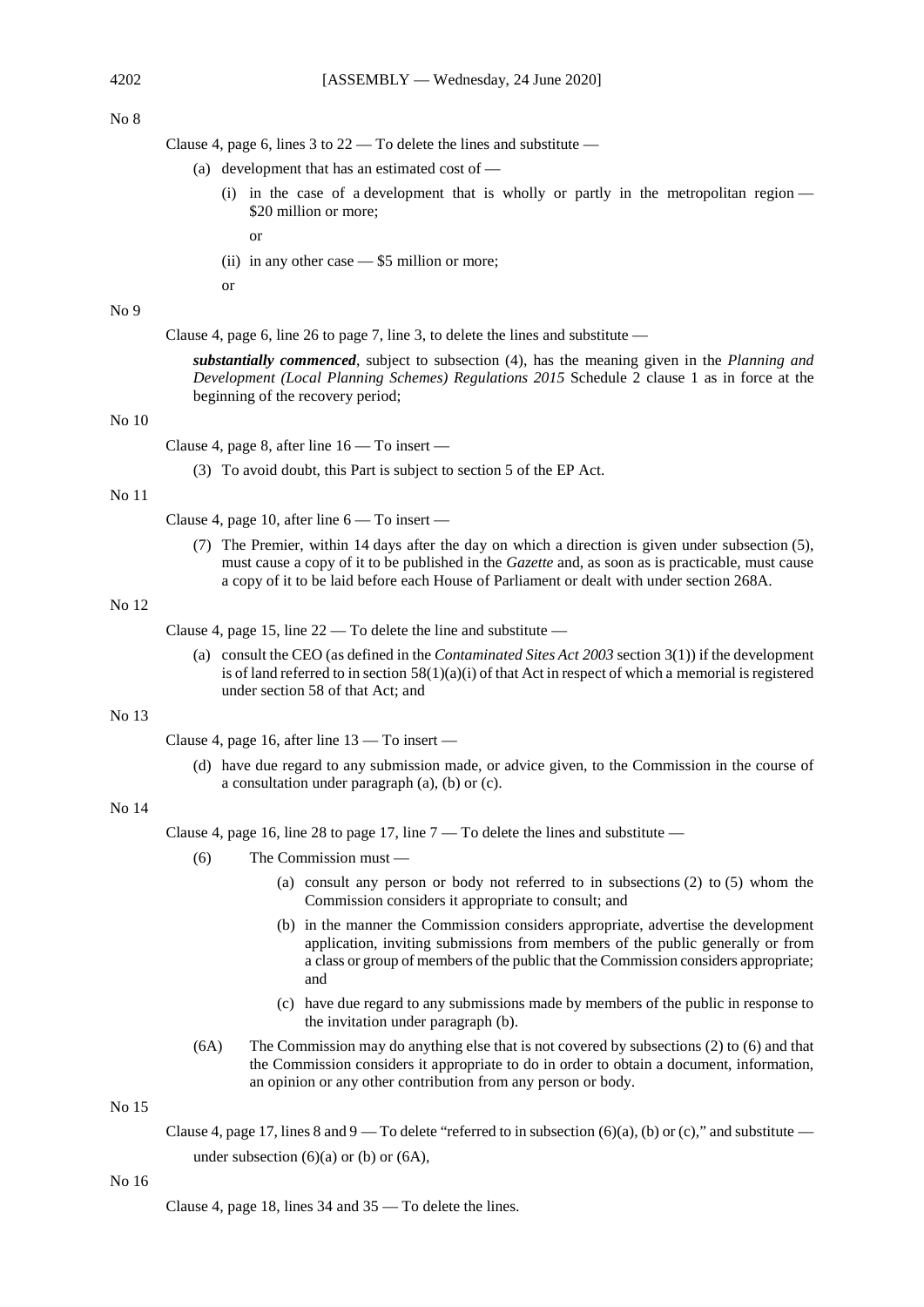No 8

Clause 4, page 6, lines 3 to 22 — To delete the lines and substitute —

(a) development that has an estimated cost of —

(i) in the case of a development that is wholly or partly in the metropolitan region — $20 million or more;

or

(ii) in any other case — $5 million or more;

or

No 9

Clause 4, page 6, line 26 to page 7, line 3, to delete the lines and substitute —

***substantially commenced***, subject to subsection (4), has the meaning given in the *Planning and Development (Local Planning Schemes) Regulations 2015* Schedule 2 clause 1 as in force at the beginning of the recovery period;

No 10

Clause 4, page 8, after line 16 — To insert —

(3) To avoid doubt, this Part is subject to section 5 of the EP Act.

No 11

Clause 4, page 10, after line 6 — To insert —

(7) The Premier, within 14 days after the day on which a direction is given under subsection (5), must cause a copy of it to be published in the *Gazette* and, as soon as is practicable, must cause a copy of it to be laid before each House of Parliament or dealt with under section 268A.

No 12

Clause 4, page 15, line 22 — To delete the line and substitute —

(a) consult the CEO (as defined in the *Contaminated Sites Act 2003* section 3(1)) if the development is of land referred to in section 58(1)(a)(i) of that Act in respect of which a memorial is registered under section 58 of that Act; and

No 13

Clause 4, page 16, after line 13 — To insert —

(d) have due regard to any submission made, or advice given, to the Commission in the course of a consultation under paragraph (a), (b) or (c).

No 14

Clause 4, page 16, line 28 to page 17, line 7 — To delete the lines and substitute —

(6) The Commission must —

(a) consult any person or body not referred to in subsections (2) to (5) whom the Commission considers it appropriate to consult; and

(b) in the manner the Commission considers appropriate, advertise the development application, inviting submissions from members of the public generally or from a class or group of members of the public that the Commission considers appropriate; and

(c) have due regard to any submissions made by members of the public in response to the invitation under paragraph (b).

(6A) The Commission may do anything else that is not covered by subsections (2) to (6) and that the Commission considers it appropriate to do in order to obtain a document, information, an opinion or any other contribution from any person or body.

No 15

Clause 4, page 17, lines 8 and 9 — To delete "referred to in subsection (6)(a), (b) or (c)," and substitute —

under subsection (6)(a) or (b) or (6A),

No 16

Clause 4, page 18, lines 34 and 35 — To delete the lines.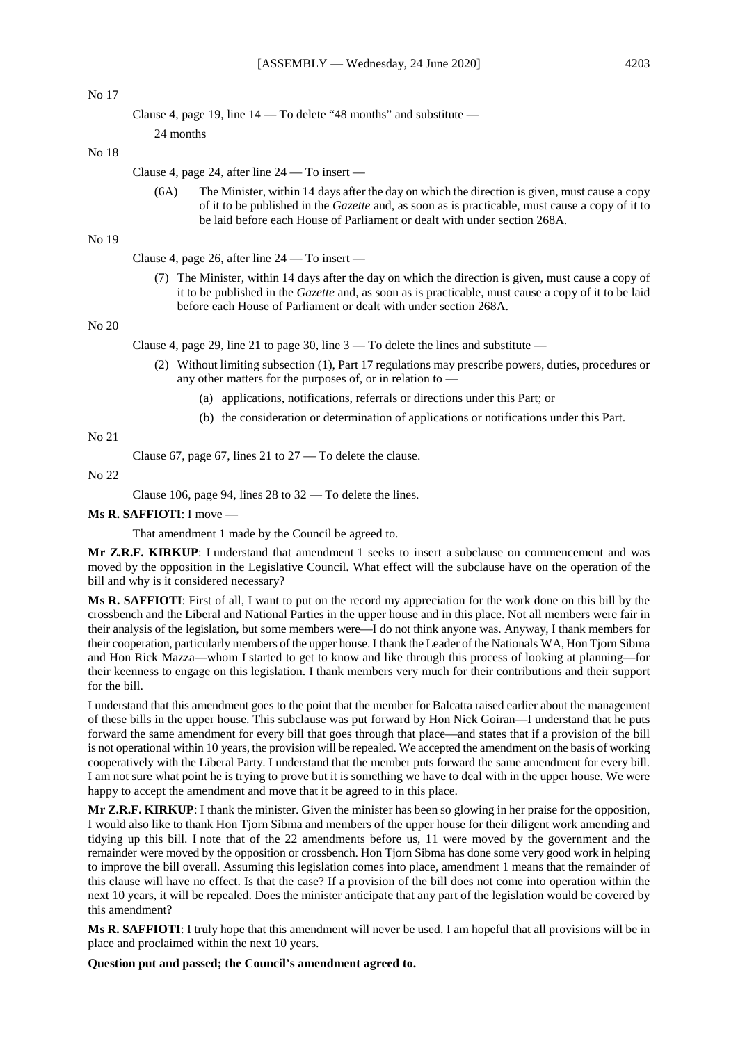No 17

Clause 4, page 19, line 14 — To delete "48 months" and substitute —

24 months

No 18

Clause 4, page 24, after line 24 — To insert —

(6A) The Minister, within 14 days after the day on which the direction is given, must cause a copy of it to be published in the *Gazette* and, as soon as is practicable, must cause a copy of it to be laid before each House of Parliament or dealt with under section 268A.

No 19

Clause 4, page 26, after line 24 — To insert —

(7) The Minister, within 14 days after the day on which the direction is given, must cause a copy of it to be published in the *Gazette* and, as soon as is practicable, must cause a copy of it to be laid before each House of Parliament or dealt with under section 268A.

No 20

Clause 4, page 29, line 21 to page 30, line 3 — To delete the lines and substitute —

(2) Without limiting subsection (1), Part 17 regulations may prescribe powers, duties, procedures or any other matters for the purposes of, or in relation to —

(a) applications, notifications, referrals or directions under this Part; or

(b) the consideration or determination of applications or notifications under this Part.

No 21

Clause 67, page 67, lines 21 to 27 — To delete the clause.

No 22

Clause 106, page 94, lines 28 to 32 — To delete the lines.

**Ms R. SAFFIOTI**: I move —

That amendment 1 made by the Council be agreed to.

**Mr Z.R.F. KIRKUP**: I understand that amendment 1 seeks to insert a subclause on commencement and was moved by the opposition in the Legislative Council. What effect will the subclause have on the operation of the bill and why is it considered necessary?

**Ms R. SAFFIOTI**: First of all, I want to put on the record my appreciation for the work done on this bill by the crossbench and the Liberal and National Parties in the upper house and in this place. Not all members were fair in their analysis of the legislation, but some members were—I do not think anyone was. Anyway, I thank members for their cooperation, particularly members of the upper house. I thank the Leader of the Nationals WA, Hon Tjorn Sibma and Hon Rick Mazza—whom I started to get to know and like through this process of looking at planning—for their keenness to engage on this legislation. I thank members very much for their contributions and their support for the bill.

I understand that this amendment goes to the point that the member for Balcatta raised earlier about the management of these bills in the upper house. This subclause was put forward by Hon Nick Goiran—I understand that he puts forward the same amendment for every bill that goes through that place—and states that if a provision of the bill is not operational within 10 years, the provision will be repealed. We accepted the amendment on the basis of working cooperatively with the Liberal Party. I understand that the member puts forward the same amendment for every bill. I am not sure what point he is trying to prove but it is something we have to deal with in the upper house. We were happy to accept the amendment and move that it be agreed to in this place.

**Mr Z.R.F. KIRKUP**: I thank the minister. Given the minister has been so glowing in her praise for the opposition, I would also like to thank Hon Tjorn Sibma and members of the upper house for their diligent work amending and tidying up this bill. I note that of the 22 amendments before us, 11 were moved by the government and the remainder were moved by the opposition or crossbench. Hon Tjorn Sibma has done some very good work in helping to improve the bill overall. Assuming this legislation comes into place, amendment 1 means that the remainder of this clause will have no effect. Is that the case? If a provision of the bill does not come into operation within the next 10 years, it will be repealed. Does the minister anticipate that any part of the legislation would be covered by this amendment?

**Ms R. SAFFIOTI**: I truly hope that this amendment will never be used. I am hopeful that all provisions will be in place and proclaimed within the next 10 years.

**Question put and passed; the Council's amendment agreed to.**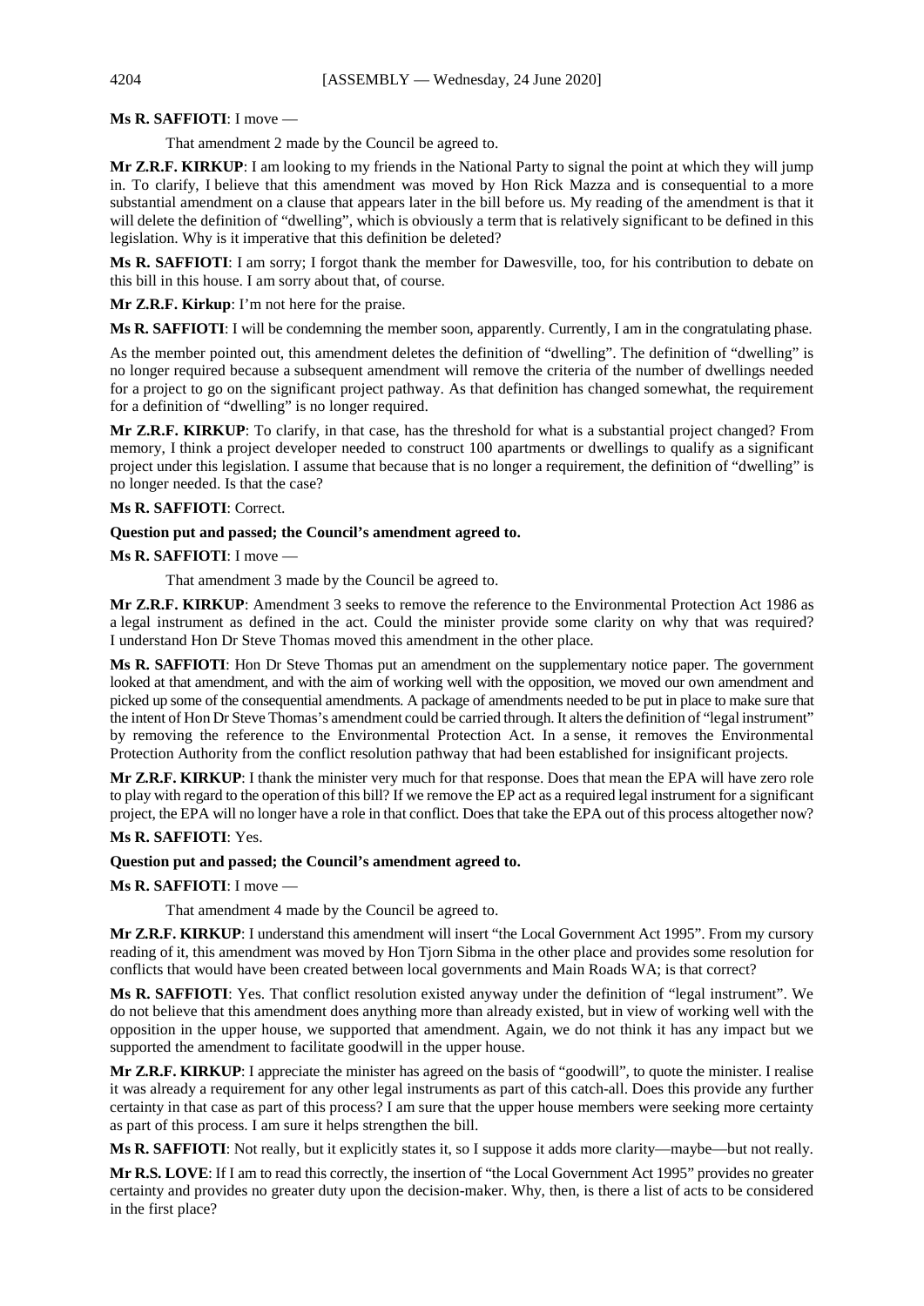**Ms R. SAFFIOTI**: I move —

That amendment 2 made by the Council be agreed to.

**Mr Z.R.F. KIRKUP**: I am looking to my friends in the National Party to signal the point at which they will jump in. To clarify, I believe that this amendment was moved by Hon Rick Mazza and is consequential to a more substantial amendment on a clause that appears later in the bill before us. My reading of the amendment is that it will delete the definition of "dwelling", which is obviously a term that is relatively significant to be defined in this legislation. Why is it imperative that this definition be deleted?

**Ms R. SAFFIOTI**: I am sorry; I forgot thank the member for Dawesville, too, for his contribution to debate on this bill in this house. I am sorry about that, of course.

**Mr Z.R.F. Kirkup**: I'm not here for the praise.

**Ms R. SAFFIOTI**: I will be condemning the member soon, apparently. Currently, I am in the congratulating phase.

As the member pointed out, this amendment deletes the definition of "dwelling". The definition of "dwelling" is no longer required because a subsequent amendment will remove the criteria of the number of dwellings needed for a project to go on the significant project pathway. As that definition has changed somewhat, the requirement for a definition of "dwelling" is no longer required.

**Mr Z.R.F. KIRKUP**: To clarify, in that case, has the threshold for what is a substantial project changed? From memory, I think a project developer needed to construct 100 apartments or dwellings to qualify as a significant project under this legislation. I assume that because that is no longer a requirement, the definition of "dwelling" is no longer needed. Is that the case?

**Ms R. SAFFIOTI**: Correct.

**Question put and passed; the Council's amendment agreed to.**

**Ms R. SAFFIOTI**: I move —

That amendment 3 made by the Council be agreed to.

**Mr Z.R.F. KIRKUP**: Amendment 3 seeks to remove the reference to the Environmental Protection Act 1986 as a legal instrument as defined in the act. Could the minister provide some clarity on why that was required? I understand Hon Dr Steve Thomas moved this amendment in the other place.

**Ms R. SAFFIOTI**: Hon Dr Steve Thomas put an amendment on the supplementary notice paper. The government looked at that amendment, and with the aim of working well with the opposition, we moved our own amendment and picked up some of the consequential amendments. A package of amendments needed to be put in place to make sure that the intent of Hon Dr Steve Thomas's amendment could be carried through. It alters the definition of "legal instrument" by removing the reference to the Environmental Protection Act. In a sense, it removes the Environmental Protection Authority from the conflict resolution pathway that had been established for insignificant projects.

**Mr Z.R.F. KIRKUP**: I thank the minister very much for that response. Does that mean the EPA will have zero role to play with regard to the operation of this bill? If we remove the EP act as a required legal instrument for a significant project, the EPA will no longer have a role in that conflict. Does that take the EPA out of this process altogether now?

**Ms R. SAFFIOTI**: Yes.

**Question put and passed; the Council's amendment agreed to.**

**Ms R. SAFFIOTI**: I move —

That amendment 4 made by the Council be agreed to.

**Mr Z.R.F. KIRKUP**: I understand this amendment will insert "the Local Government Act 1995". From my cursory reading of it, this amendment was moved by Hon Tjorn Sibma in the other place and provides some resolution for conflicts that would have been created between local governments and Main Roads WA; is that correct?

**Ms R. SAFFIOTI**: Yes. That conflict resolution existed anyway under the definition of "legal instrument". We do not believe that this amendment does anything more than already existed, but in view of working well with the opposition in the upper house, we supported that amendment. Again, we do not think it has any impact but we supported the amendment to facilitate goodwill in the upper house.

**Mr Z.R.F. KIRKUP**: I appreciate the minister has agreed on the basis of "goodwill", to quote the minister. I realise it was already a requirement for any other legal instruments as part of this catch-all. Does this provide any further certainty in that case as part of this process? I am sure that the upper house members were seeking more certainty as part of this process. I am sure it helps strengthen the bill.

**Ms R. SAFFIOTI**: Not really, but it explicitly states it, so I suppose it adds more clarity—maybe—but not really.

**Mr R.S. LOVE**: If I am to read this correctly, the insertion of "the Local Government Act 1995" provides no greater certainty and provides no greater duty upon the decision-maker. Why, then, is there a list of acts to be considered in the first place?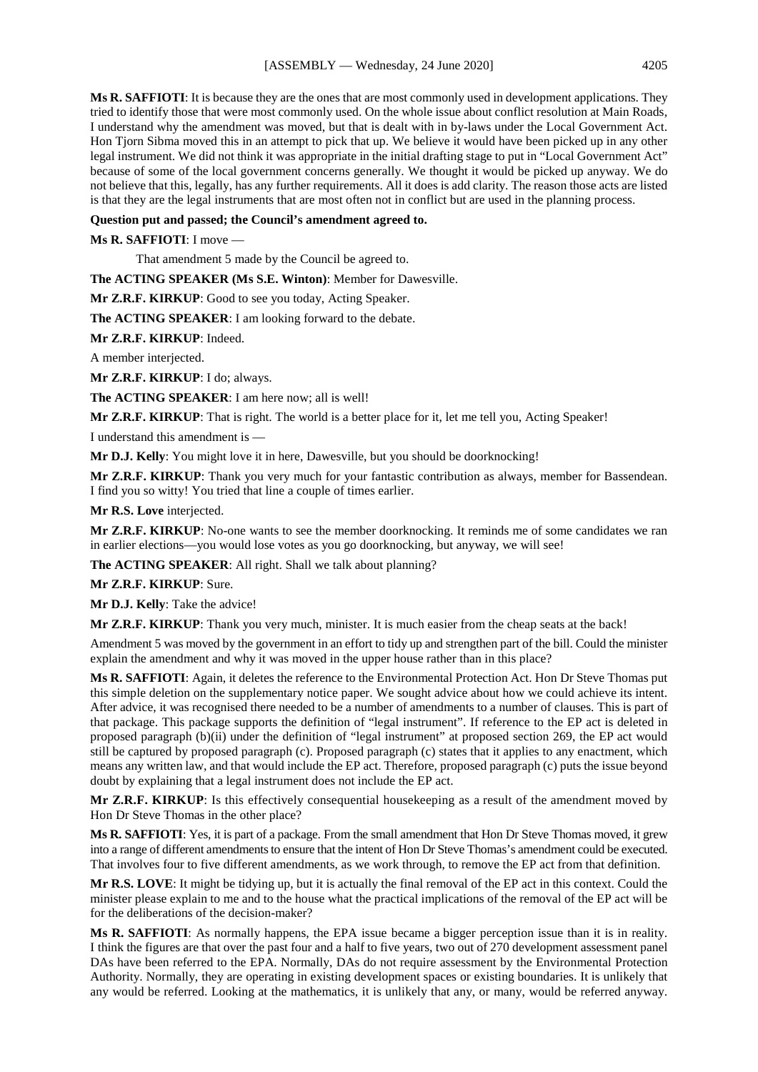**Ms R. SAFFIOTI**: It is because they are the ones that are most commonly used in development applications. They tried to identify those that were most commonly used. On the whole issue about conflict resolution at Main Roads, I understand why the amendment was moved, but that is dealt with in by-laws under the Local Government Act. Hon Tjorn Sibma moved this in an attempt to pick that up. We believe it would have been picked up in any other legal instrument. We did not think it was appropriate in the initial drafting stage to put in "Local Government Act" because of some of the local government concerns generally. We thought it would be picked up anyway. We do not believe that this, legally, has any further requirements. All it does is add clarity. The reason those acts are listed is that they are the legal instruments that are most often not in conflict but are used in the planning process.

**Question put and passed; the Council's amendment agreed to.**

**Ms R. SAFFIOTI**: I move —

> That amendment 5 made by the Council be agreed to.

**The ACTING SPEAKER (Ms S.E. Winton)**: Member for Dawesville.

**Mr Z.R.F. KIRKUP**: Good to see you today, Acting Speaker.

**The ACTING SPEAKER**: I am looking forward to the debate.

**Mr Z.R.F. KIRKUP**: Indeed.

A member interjected.

**Mr Z.R.F. KIRKUP**: I do; always.

**The ACTING SPEAKER**: I am here now; all is well!

**Mr Z.R.F. KIRKUP**: That is right. The world is a better place for it, let me tell you, Acting Speaker!

I understand this amendment is —

**Mr D.J. Kelly**: You might love it in here, Dawesville, but you should be doorknocking!

**Mr Z.R.F. KIRKUP**: Thank you very much for your fantastic contribution as always, member for Bassendean. I find you so witty! You tried that line a couple of times earlier.

**Mr R.S. Love** interjected.

**Mr Z.R.F. KIRKUP**: No-one wants to see the member doorknocking. It reminds me of some candidates we ran in earlier elections—you would lose votes as you go doorknocking, but anyway, we will see!

**The ACTING SPEAKER**: All right. Shall we talk about planning?

**Mr Z.R.F. KIRKUP**: Sure.

**Mr D.J. Kelly**: Take the advice!

**Mr Z.R.F. KIRKUP**: Thank you very much, minister. It is much easier from the cheap seats at the back!

Amendment 5 was moved by the government in an effort to tidy up and strengthen part of the bill. Could the minister explain the amendment and why it was moved in the upper house rather than in this place?

**Ms R. SAFFIOTI**: Again, it deletes the reference to the Environmental Protection Act. Hon Dr Steve Thomas put this simple deletion on the supplementary notice paper. We sought advice about how we could achieve its intent. After advice, it was recognised there needed to be a number of amendments to a number of clauses. This is part of that package. This package supports the definition of "legal instrument". If reference to the EP act is deleted in proposed paragraph (b)(ii) under the definition of "legal instrument" at proposed section 269, the EP act would still be captured by proposed paragraph (c). Proposed paragraph (c) states that it applies to any enactment, which means any written law, and that would include the EP act. Therefore, proposed paragraph (c) puts the issue beyond doubt by explaining that a legal instrument does not include the EP act.

**Mr Z.R.F. KIRKUP**: Is this effectively consequential housekeeping as a result of the amendment moved by Hon Dr Steve Thomas in the other place?

**Ms R. SAFFIOTI**: Yes, it is part of a package. From the small amendment that Hon Dr Steve Thomas moved, it grew into a range of different amendments to ensure that the intent of Hon Dr Steve Thomas's amendment could be executed. That involves four to five different amendments, as we work through, to remove the EP act from that definition.

**Mr R.S. LOVE**: It might be tidying up, but it is actually the final removal of the EP act in this context. Could the minister please explain to me and to the house what the practical implications of the removal of the EP act will be for the deliberations of the decision-maker?

**Ms R. SAFFIOTI**: As normally happens, the EPA issue became a bigger perception issue than it is in reality. I think the figures are that over the past four and a half to five years, two out of 270 development assessment panel DAs have been referred to the EPA. Normally, DAs do not require assessment by the Environmental Protection Authority. Normally, they are operating in existing development spaces or existing boundaries. It is unlikely that any would be referred. Looking at the mathematics, it is unlikely that any, or many, would be referred anyway.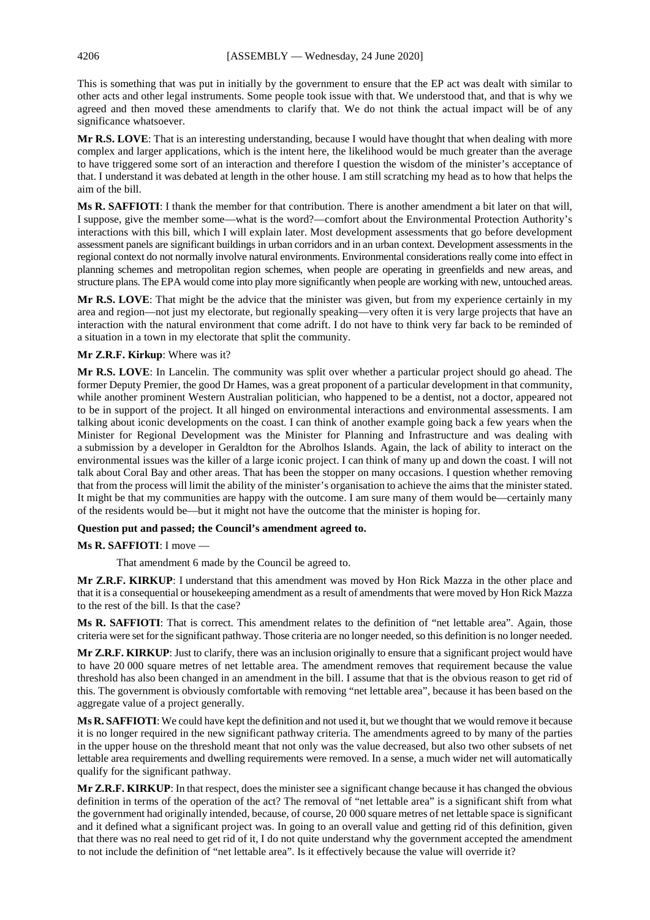This is something that was put in initially by the government to ensure that the EP act was dealt with similar to other acts and other legal instruments. Some people took issue with that. We understood that, and that is why we agreed and then moved these amendments to clarify that. We do not think the actual impact will be of any significance whatsoever.

**Mr R.S. LOVE**: That is an interesting understanding, because I would have thought that when dealing with more complex and larger applications, which is the intent here, the likelihood would be much greater than the average to have triggered some sort of an interaction and therefore I question the wisdom of the minister's acceptance of that. I understand it was debated at length in the other house. I am still scratching my head as to how that helps the aim of the bill.

**Ms R. SAFFIOTI**: I thank the member for that contribution. There is another amendment a bit later on that will, I suppose, give the member some—what is the word?—comfort about the Environmental Protection Authority's interactions with this bill, which I will explain later. Most development assessments that go before development assessment panels are significant buildings in urban corridors and in an urban context. Development assessments in the regional context do not normally involve natural environments. Environmental considerations really come into effect in planning schemes and metropolitan region schemes, when people are operating in greenfields and new areas, and structure plans. The EPA would come into play more significantly when people are working with new, untouched areas.

**Mr R.S. LOVE**: That might be the advice that the minister was given, but from my experience certainly in my area and region—not just my electorate, but regionally speaking—very often it is very large projects that have an interaction with the natural environment that come adrift. I do not have to think very far back to be reminded of a situation in a town in my electorate that split the community.

**Mr Z.R.F. Kirkup**: Where was it?

**Mr R.S. LOVE**: In Lancelin. The community was split over whether a particular project should go ahead. The former Deputy Premier, the good Dr Hames, was a great proponent of a particular development in that community, while another prominent Western Australian politician, who happened to be a dentist, not a doctor, appeared not to be in support of the project. It all hinged on environmental interactions and environmental assessments. I am talking about iconic developments on the coast. I can think of another example going back a few years when the Minister for Regional Development was the Minister for Planning and Infrastructure and was dealing with a submission by a developer in Geraldton for the Abrolhos Islands. Again, the lack of ability to interact on the environmental issues was the killer of a large iconic project. I can think of many up and down the coast. I will not talk about Coral Bay and other areas. That has been the stopper on many occasions. I question whether removing that from the process will limit the ability of the minister's organisation to achieve the aims that the minister stated. It might be that my communities are happy with the outcome. I am sure many of them would be—certainly many of the residents would be—but it might not have the outcome that the minister is hoping for.

**Question put and passed; the Council's amendment agreed to.**

**Ms R. SAFFIOTI**: I move —

> That amendment 6 made by the Council be agreed to.

**Mr Z.R.F. KIRKUP**: I understand that this amendment was moved by Hon Rick Mazza in the other place and that it is a consequential or housekeeping amendment as a result of amendments that were moved by Hon Rick Mazza to the rest of the bill. Is that the case?

**Ms R. SAFFIOTI**: That is correct. This amendment relates to the definition of "net lettable area". Again, those criteria were set for the significant pathway. Those criteria are no longer needed, so this definition is no longer needed.

**Mr Z.R.F. KIRKUP**: Just to clarify, there was an inclusion originally to ensure that a significant project would have to have 20 000 square metres of net lettable area. The amendment removes that requirement because the value threshold has also been changed in an amendment in the bill. I assume that that is the obvious reason to get rid of this. The government is obviously comfortable with removing "net lettable area", because it has been based on the aggregate value of a project generally.

**Ms R. SAFFIOTI**: We could have kept the definition and not used it, but we thought that we would remove it because it is no longer required in the new significant pathway criteria. The amendments agreed to by many of the parties in the upper house on the threshold meant that not only was the value decreased, but also two other subsets of net lettable area requirements and dwelling requirements were removed. In a sense, a much wider net will automatically qualify for the significant pathway.

**Mr Z.R.F. KIRKUP**: In that respect, does the minister see a significant change because it has changed the obvious definition in terms of the operation of the act? The removal of "net lettable area" is a significant shift from what the government had originally intended, because, of course, 20 000 square metres of net lettable space is significant and it defined what a significant project was. In going to an overall value and getting rid of this definition, given that there was no real need to get rid of it, I do not quite understand why the government accepted the amendment to not include the definition of "net lettable area". Is it effectively because the value will override it?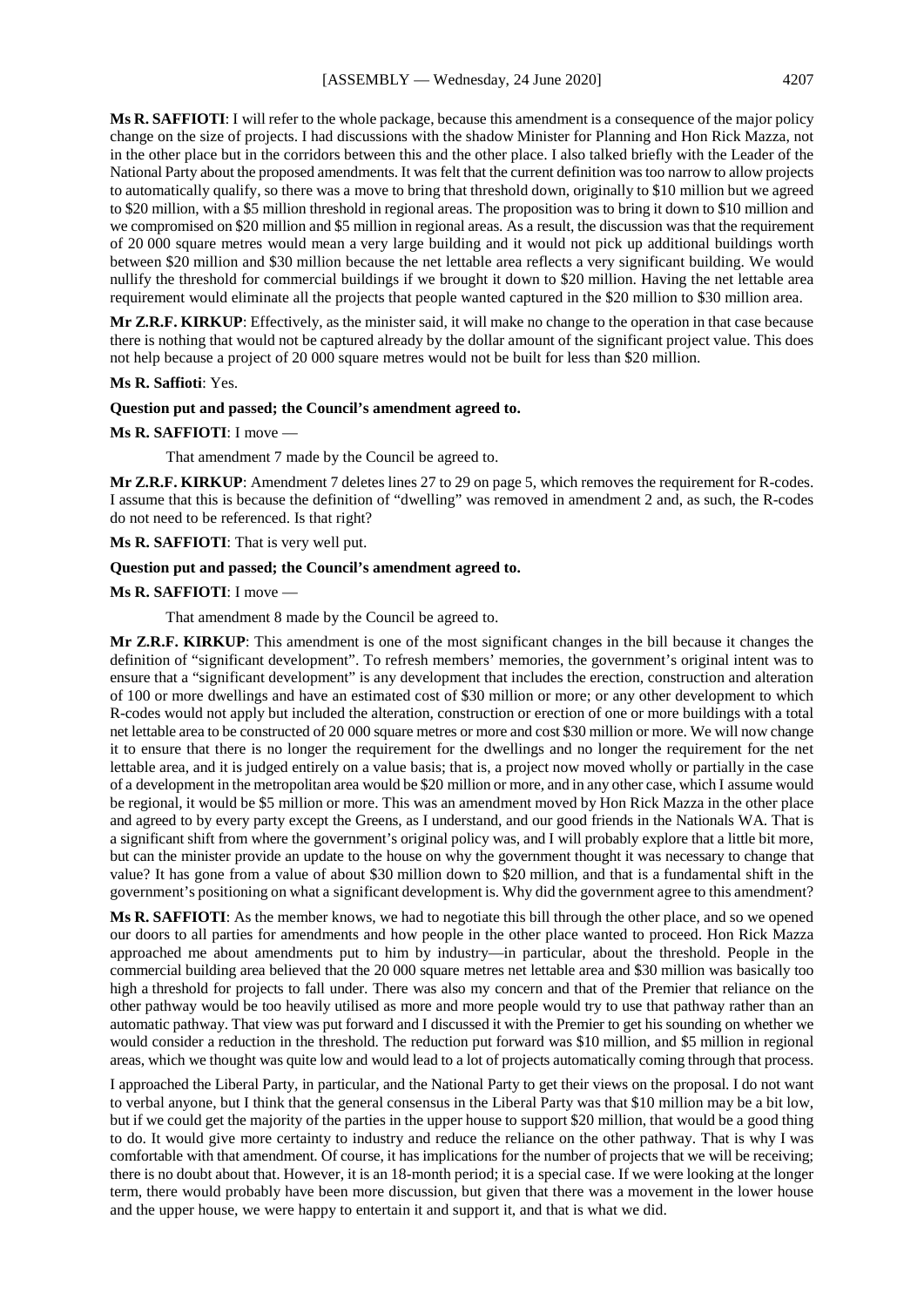**Ms R. SAFFIOTI**: I will refer to the whole package, because this amendment is a consequence of the major policy change on the size of projects. I had discussions with the shadow Minister for Planning and Hon Rick Mazza, not in the other place but in the corridors between this and the other place. I also talked briefly with the Leader of the National Party about the proposed amendments. It was felt that the current definition was too narrow to allow projects to automatically qualify, so there was a move to bring that threshold down, originally to $10 million but we agreed to $20 million, with a $5 million threshold in regional areas. The proposition was to bring it down to $10 million and we compromised on $20 million and $5 million in regional areas. As a result, the discussion was that the requirement of 20 000 square metres would mean a very large building and it would not pick up additional buildings worth between $20 million and $30 million because the net lettable area reflects a very significant building. We would nullify the threshold for commercial buildings if we brought it down to $20 million. Having the net lettable area requirement would eliminate all the projects that people wanted captured in the $20 million to $30 million area.

**Mr Z.R.F. KIRKUP**: Effectively, as the minister said, it will make no change to the operation in that case because there is nothing that would not be captured already by the dollar amount of the significant project value. This does not help because a project of 20 000 square metres would not be built for less than $20 million.

**Ms R. Saffioti**: Yes.

**Question put and passed; the Council's amendment agreed to.**

**Ms R. SAFFIOTI**: I move —

> That amendment 7 made by the Council be agreed to.

**Mr Z.R.F. KIRKUP**: Amendment 7 deletes lines 27 to 29 on page 5, which removes the requirement for R-codes. I assume that this is because the definition of "dwelling" was removed in amendment 2 and, as such, the R-codes do not need to be referenced. Is that right?

**Ms R. SAFFIOTI**: That is very well put.

**Question put and passed; the Council's amendment agreed to.**

**Ms R. SAFFIOTI**: I move —

> That amendment 8 made by the Council be agreed to.

**Mr Z.R.F. KIRKUP**: This amendment is one of the most significant changes in the bill because it changes the definition of "significant development". To refresh members' memories, the government's original intent was to ensure that a "significant development" is any development that includes the erection, construction and alteration of 100 or more dwellings and have an estimated cost of $30 million or more; or any other development to which R-codes would not apply but included the alteration, construction or erection of one or more buildings with a total net lettable area to be constructed of 20 000 square metres or more and cost $30 million or more. We will now change it to ensure that there is no longer the requirement for the dwellings and no longer the requirement for the net lettable area, and it is judged entirely on a value basis; that is, a project now moved wholly or partially in the case of a development in the metropolitan area would be $20 million or more, and in any other case, which I assume would be regional, it would be $5 million or more. This was an amendment moved by Hon Rick Mazza in the other place and agreed to by every party except the Greens, as I understand, and our good friends in the Nationals WA. That is a significant shift from where the government's original policy was, and I will probably explore that a little bit more, but can the minister provide an update to the house on why the government thought it was necessary to change that value? It has gone from a value of about $30 million down to $20 million, and that is a fundamental shift in the government's positioning on what a significant development is. Why did the government agree to this amendment?

**Ms R. SAFFIOTI**: As the member knows, we had to negotiate this bill through the other place, and so we opened our doors to all parties for amendments and how people in the other place wanted to proceed. Hon Rick Mazza approached me about amendments put to him by industry—in particular, about the threshold. People in the commercial building area believed that the 20 000 square metres net lettable area and $30 million was basically too high a threshold for projects to fall under. There was also my concern and that of the Premier that reliance on the other pathway would be too heavily utilised as more and more people would try to use that pathway rather than an automatic pathway. That view was put forward and I discussed it with the Premier to get his sounding on whether we would consider a reduction in the threshold. The reduction put forward was $10 million, and $5 million in regional areas, which we thought was quite low and would lead to a lot of projects automatically coming through that process.

I approached the Liberal Party, in particular, and the National Party to get their views on the proposal. I do not want to verbal anyone, but I think that the general consensus in the Liberal Party was that $10 million may be a bit low, but if we could get the majority of the parties in the upper house to support $20 million, that would be a good thing to do. It would give more certainty to industry and reduce the reliance on the other pathway. That is why I was comfortable with that amendment. Of course, it has implications for the number of projects that we will be receiving; there is no doubt about that. However, it is an 18-month period; it is a special case. If we were looking at the longer term, there would probably have been more discussion, but given that there was a movement in the lower house and the upper house, we were happy to entertain it and support it, and that is what we did.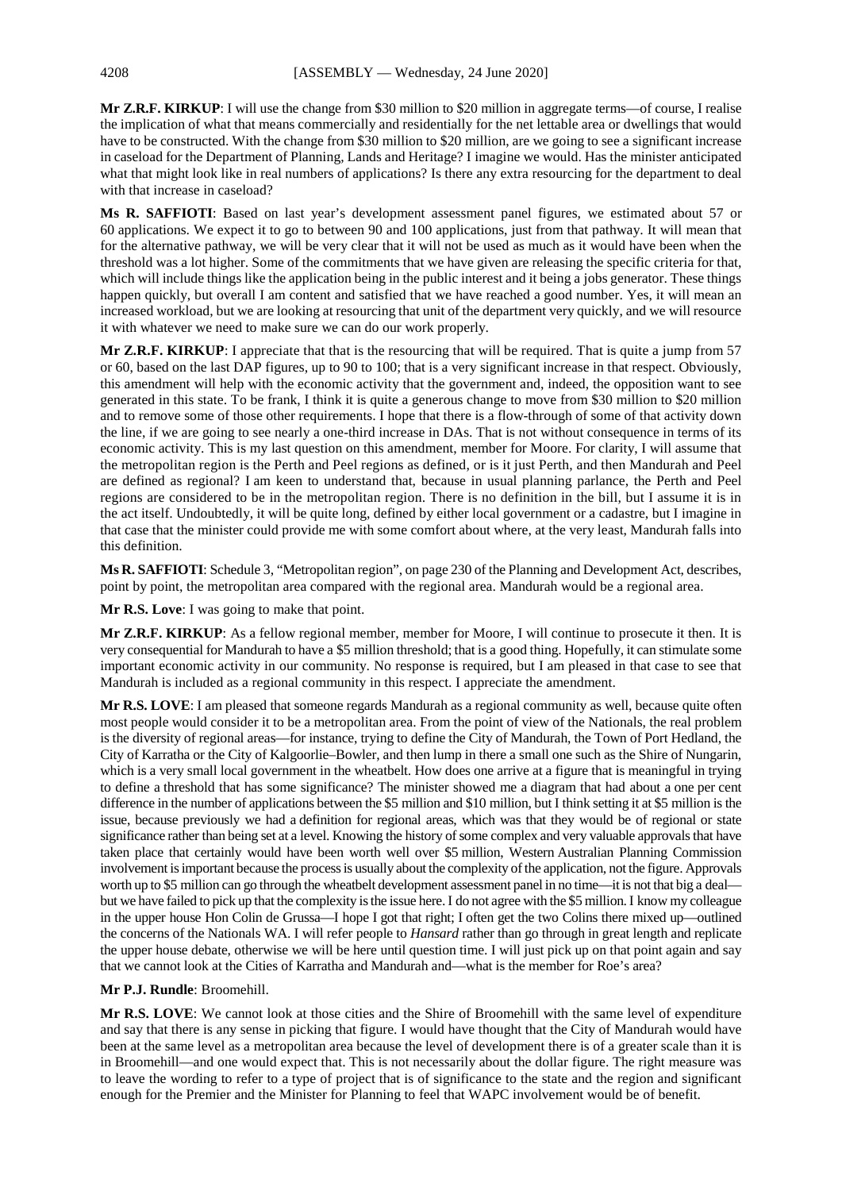**Mr Z.R.F. KIRKUP**: I will use the change from $30 million to $20 million in aggregate terms—of course, I realise the implication of what that means commercially and residentially for the net lettable area or dwellings that would have to be constructed. With the change from $30 million to $20 million, are we going to see a significant increase in caseload for the Department of Planning, Lands and Heritage? I imagine we would. Has the minister anticipated what that might look like in real numbers of applications? Is there any extra resourcing for the department to deal with that increase in caseload?

**Ms R. SAFFIOTI**: Based on last year's development assessment panel figures, we estimated about 57 or 60 applications. We expect it to go to between 90 and 100 applications, just from that pathway. It will mean that for the alternative pathway, we will be very clear that it will not be used as much as it would have been when the threshold was a lot higher. Some of the commitments that we have given are releasing the specific criteria for that, which will include things like the application being in the public interest and it being a jobs generator. These things happen quickly, but overall I am content and satisfied that we have reached a good number. Yes, it will mean an increased workload, but we are looking at resourcing that unit of the department very quickly, and we will resource it with whatever we need to make sure we can do our work properly.

**Mr Z.R.F. KIRKUP**: I appreciate that that is the resourcing that will be required. That is quite a jump from 57 or 60, based on the last DAP figures, up to 90 to 100; that is a very significant increase in that respect. Obviously, this amendment will help with the economic activity that the government and, indeed, the opposition want to see generated in this state. To be frank, I think it is quite a generous change to move from $30 million to $20 million and to remove some of those other requirements. I hope that there is a flow-through of some of that activity down the line, if we are going to see nearly a one-third increase in DAs. That is not without consequence in terms of its economic activity. This is my last question on this amendment, member for Moore. For clarity, I will assume that the metropolitan region is the Perth and Peel regions as defined, or is it just Perth, and then Mandurah and Peel are defined as regional? I am keen to understand that, because in usual planning parlance, the Perth and Peel regions are considered to be in the metropolitan region. There is no definition in the bill, but I assume it is in the act itself. Undoubtedly, it will be quite long, defined by either local government or a cadastre, but I imagine in that case that the minister could provide me with some comfort about where, at the very least, Mandurah falls into this definition.

**Ms R. SAFFIOTI**: Schedule 3, "Metropolitan region", on page 230 of the Planning and Development Act, describes, point by point, the metropolitan area compared with the regional area. Mandurah would be a regional area.

**Mr R.S. Love**: I was going to make that point.

**Mr Z.R.F. KIRKUP**: As a fellow regional member, member for Moore, I will continue to prosecute it then. It is very consequential for Mandurah to have a $5 million threshold; that is a good thing. Hopefully, it can stimulate some important economic activity in our community. No response is required, but I am pleased in that case to see that Mandurah is included as a regional community in this respect. I appreciate the amendment.

**Mr R.S. LOVE**: I am pleased that someone regards Mandurah as a regional community as well, because quite often most people would consider it to be a metropolitan area. From the point of view of the Nationals, the real problem is the diversity of regional areas—for instance, trying to define the City of Mandurah, the Town of Port Hedland, the City of Karratha or the City of Kalgoorlie–Bowler, and then lump in there a small one such as the Shire of Nungarin, which is a very small local government in the wheatbelt. How does one arrive at a figure that is meaningful in trying to define a threshold that has some significance? The minister showed me a diagram that had about a one per cent difference in the number of applications between the $5 million and $10 million, but I think setting it at $5 million is the issue, because previously we had a definition for regional areas, which was that they would be of regional or state significance rather than being set at a level. Knowing the history of some complex and very valuable approvals that have taken place that certainly would have been worth well over $5 million, Western Australian Planning Commission involvement is important because the process is usually about the complexity of the application, not the figure. Approvals worth up to $5 million can go through the wheatbelt development assessment panel in no time—it is not that big a deal—but we have failed to pick up that the complexity is the issue here. I do not agree with the $5 million. I know my colleague in the upper house Hon Colin de Grussa—I hope I got that right; I often get the two Colins there mixed up—outlined the concerns of the Nationals WA. I will refer people to *Hansard* rather than go through in great length and replicate the upper house debate, otherwise we will be here until question time. I will just pick up on that point again and say that we cannot look at the Cities of Karratha and Mandurah and—what is the member for Roe's area?

**Mr P.J. Rundle**: Broomehill.

**Mr R.S. LOVE**: We cannot look at those cities and the Shire of Broomehill with the same level of expenditure and say that there is any sense in picking that figure. I would have thought that the City of Mandurah would have been at the same level as a metropolitan area because the level of development there is of a greater scale than it is in Broomehill—and one would expect that. This is not necessarily about the dollar figure. The right measure was to leave the wording to refer to a type of project that is of significance to the state and the region and significant enough for the Premier and the Minister for Planning to feel that WAPC involvement would be of benefit.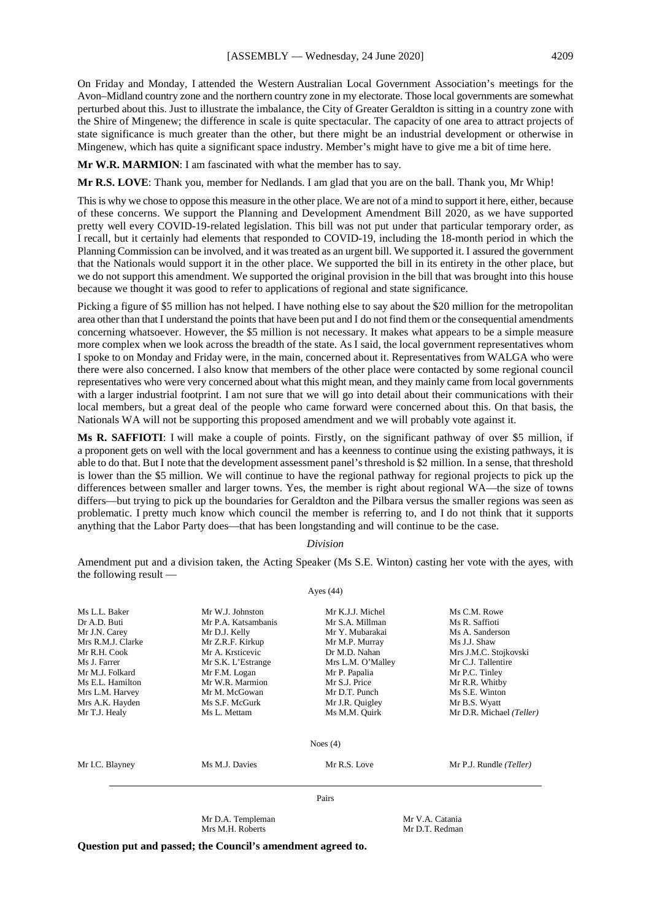On Friday and Monday, I attended the Western Australian Local Government Association's meetings for the Avon–Midland country zone and the northern country zone in my electorate. Those local governments are somewhat perturbed about this. Just to illustrate the imbalance, the City of Greater Geraldton is sitting in a country zone with the Shire of Mingenew; the difference in scale is quite spectacular. The capacity of one area to attract projects of state significance is much greater than the other, but there might be an industrial development or otherwise in Mingenew, which has quite a significant space industry. Member's might have to give me a bit of time here.

**Mr W.R. MARMION**: I am fascinated with what the member has to say.

**Mr R.S. LOVE**: Thank you, member for Nedlands. I am glad that you are on the ball. Thank you, Mr Whip!

This is why we chose to oppose this measure in the other place. We are not of a mind to support it here, either, because of these concerns. We support the Planning and Development Amendment Bill 2020, as we have supported pretty well every COVID-19-related legislation. This bill was not put under that particular temporary order, as I recall, but it certainly had elements that responded to COVID-19, including the 18-month period in which the Planning Commission can be involved, and it was treated as an urgent bill. We supported it. I assured the government that the Nationals would support it in the other place. We supported the bill in its entirety in the other place, but we do not support this amendment. We supported the original provision in the bill that was brought into this house because we thought it was good to refer to applications of regional and state significance.

Picking a figure of $5 million has not helped. I have nothing else to say about the $20 million for the metropolitan area other than that I understand the points that have been put and I do not find them or the consequential amendments concerning whatsoever. However, the $5 million is not necessary. It makes what appears to be a simple measure more complex when we look across the breadth of the state. As I said, the local government representatives whom I spoke to on Monday and Friday were, in the main, concerned about it. Representatives from WALGA who were there were also concerned. I also know that members of the other place were contacted by some regional council representatives who were very concerned about what this might mean, and they mainly came from local governments with a larger industrial footprint. I am not sure that we will go into detail about their communications with their local members, but a great deal of the people who came forward were concerned about this. On that basis, the Nationals WA will not be supporting this proposed amendment and we will probably vote against it.

**Ms R. SAFFIOTI**: I will make a couple of points. Firstly, on the significant pathway of over $5 million, if a proponent gets on well with the local government and has a keenness to continue using the existing pathways, it is able to do that. But I note that the development assessment panel's threshold is $2 million. In a sense, that threshold is lower than the $5 million. We will continue to have the regional pathway for regional projects to pick up the differences between smaller and larger towns. Yes, the member is right about regional WA—the size of towns differs—but trying to pick up the boundaries for Geraldton and the Pilbara versus the smaller regions was seen as problematic. I pretty much know which council the member is referring to, and I do not think that it supports anything that the Labor Party does—that has been longstanding and will continue to be the case.

*Division*

Amendment put and a division taken, the Acting Speaker (Ms S.E. Winton) casting her vote with the ayes, with the following result —

Ayes (44)

| | | | |
|---|---|---|---|
| Ms L.L. Baker | Mr W.J. Johnston | Mr K.J.J. Michel | Ms C.M. Rowe |
| Dr A.D. Buti | Mr P.A. Katsambanis | Mr S.A. Millman | Ms R. Saffioti |
| Mr J.N. Carey | Mr D.J. Kelly | Mr Y. Mubarakai | Ms A. Sanderson |
| Mrs R.M.J. Clarke | Mr Z.R.F. Kirkup | Mr M.P. Murray | Ms J.J. Shaw |
| Mr R.H. Cook | Mr A. Krsticevic | Dr M.D. Nahan | Mrs J.M.C. Stojkovski |
| Ms J. Farrer | Mr S.K. L'Estrange | Mrs L.M. O'Malley | Mr C.J. Tallentire |
| Mr M.J. Folkard | Mr F.M. Logan | Mr P. Papalia | Mr P.C. Tinley |
| Ms E.L. Hamilton | Mr W.R. Marmion | Mr S.J. Price | Mr R.R. Whitby |
| Mrs L.M. Harvey | Mr M. McGowan | Mr D.T. Punch | Ms S.E. Winton |
| Mrs A.K. Hayden | Ms S.F. McGurk | Mr J.R. Quigley | Mr B.S. Wyatt |
| Mr T.J. Healy | Ms L. Mettam | Ms M.M. Quirk | Mr D.R. Michael *(Teller)* |

Noes (4)

| | | | |
|---|---|---|---|
| Mr I.C. Blayney | Ms M.J. Davies | Mr R.S. Love | Mr P.J. Rundle *(Teller)* |

Pairs

| | |
|---|---|
| Mr D.A. Templeman | Mr V.A. Catania |
| Mrs M.H. Roberts | Mr D.T. Redman |

**Question put and passed; the Council's amendment agreed to.**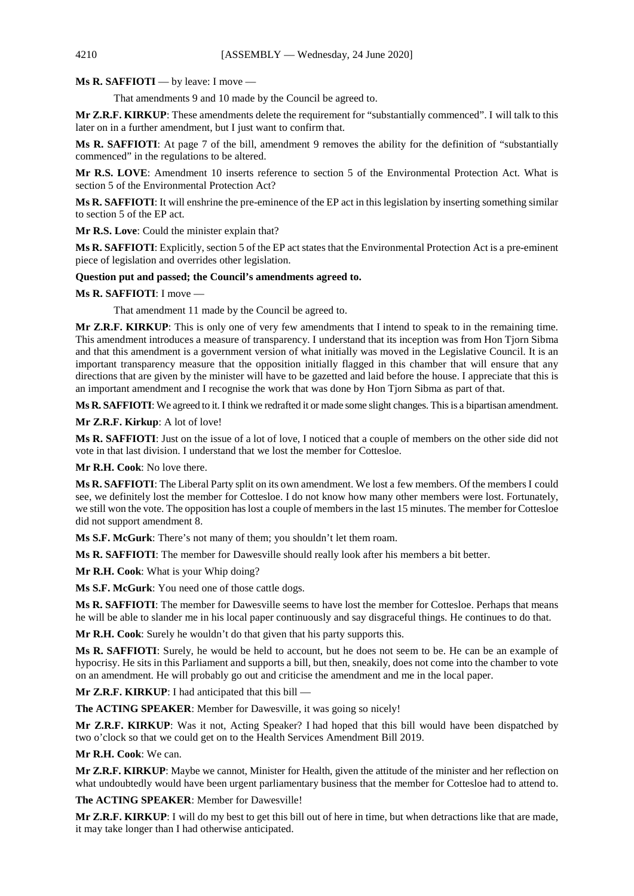**Ms R. SAFFIOTI** — by leave: I move —

> That amendments 9 and 10 made by the Council be agreed to.

**Mr Z.R.F. KIRKUP**: These amendments delete the requirement for "substantially commenced". I will talk to this later on in a further amendment, but I just want to confirm that.

**Ms R. SAFFIOTI**: At page 7 of the bill, amendment 9 removes the ability for the definition of "substantially commenced" in the regulations to be altered.

**Mr R.S. LOVE**: Amendment 10 inserts reference to section 5 of the Environmental Protection Act. What is section 5 of the Environmental Protection Act?

**Ms R. SAFFIOTI**: It will enshrine the pre-eminence of the EP act in this legislation by inserting something similar to section 5 of the EP act.

**Mr R.S. Love**: Could the minister explain that?

**Ms R. SAFFIOTI**: Explicitly, section 5 of the EP act states that the Environmental Protection Act is a pre-eminent piece of legislation and overrides other legislation.

**Question put and passed; the Council's amendments agreed to.**

**Ms R. SAFFIOTI**: I move —

> That amendment 11 made by the Council be agreed to.

**Mr Z.R.F. KIRKUP**: This is only one of very few amendments that I intend to speak to in the remaining time. This amendment introduces a measure of transparency. I understand that its inception was from Hon Tjorn Sibma and that this amendment is a government version of what initially was moved in the Legislative Council. It is an important transparency measure that the opposition initially flagged in this chamber that will ensure that any directions that are given by the minister will have to be gazetted and laid before the house. I appreciate that this is an important amendment and I recognise the work that was done by Hon Tjorn Sibma as part of that.

**Ms R. SAFFIOTI**: We agreed to it. I think we redrafted it or made some slight changes. This is a bipartisan amendment.

**Mr Z.R.F. Kirkup**: A lot of love!

**Ms R. SAFFIOTI**: Just on the issue of a lot of love, I noticed that a couple of members on the other side did not vote in that last division. I understand that we lost the member for Cottesloe.

**Mr R.H. Cook**: No love there.

**Ms R. SAFFIOTI**: The Liberal Party split on its own amendment. We lost a few members. Of the members I could see, we definitely lost the member for Cottesloe. I do not know how many other members were lost. Fortunately, we still won the vote. The opposition has lost a couple of members in the last 15 minutes. The member for Cottesloe did not support amendment 8.

**Ms S.F. McGurk**: There's not many of them; you shouldn't let them roam.

**Ms R. SAFFIOTI**: The member for Dawesville should really look after his members a bit better.

**Mr R.H. Cook**: What is your Whip doing?

**Ms S.F. McGurk**: You need one of those cattle dogs.

**Ms R. SAFFIOTI**: The member for Dawesville seems to have lost the member for Cottesloe. Perhaps that means he will be able to slander me in his local paper continuously and say disgraceful things. He continues to do that.

**Mr R.H. Cook**: Surely he wouldn't do that given that his party supports this.

**Ms R. SAFFIOTI**: Surely, he would be held to account, but he does not seem to be. He can be an example of hypocrisy. He sits in this Parliament and supports a bill, but then, sneakily, does not come into the chamber to vote on an amendment. He will probably go out and criticise the amendment and me in the local paper.

**Mr Z.R.F. KIRKUP**: I had anticipated that this bill —

**The ACTING SPEAKER**: Member for Dawesville, it was going so nicely!

**Mr Z.R.F. KIRKUP**: Was it not, Acting Speaker? I had hoped that this bill would have been dispatched by two o'clock so that we could get on to the Health Services Amendment Bill 2019.

**Mr R.H. Cook**: We can.

**Mr Z.R.F. KIRKUP**: Maybe we cannot, Minister for Health, given the attitude of the minister and her reflection on what undoubtedly would have been urgent parliamentary business that the member for Cottesloe had to attend to.

**The ACTING SPEAKER**: Member for Dawesville!

**Mr Z.R.F. KIRKUP**: I will do my best to get this bill out of here in time, but when detractions like that are made, it may take longer than I had otherwise anticipated.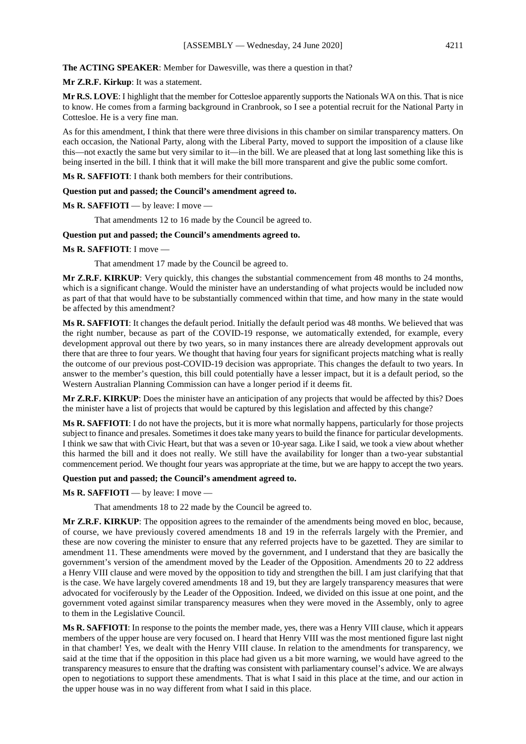**The ACTING SPEAKER**: Member for Dawesville, was there a question in that?

**Mr Z.R.F. Kirkup**: It was a statement.

**Mr R.S. LOVE**: I highlight that the member for Cottesloe apparently supports the Nationals WA on this. That is nice to know. He comes from a farming background in Cranbrook, so I see a potential recruit for the National Party in Cottesloe. He is a very fine man.

As for this amendment, I think that there were three divisions in this chamber on similar transparency matters. On each occasion, the National Party, along with the Liberal Party, moved to support the imposition of a clause like this—not exactly the same but very similar to it—in the bill. We are pleased that at long last something like this is being inserted in the bill. I think that it will make the bill more transparent and give the public some comfort.

**Ms R. SAFFIOTI**: I thank both members for their contributions.

**Question put and passed; the Council's amendment agreed to.**

**Ms R. SAFFIOTI** — by leave: I move —

> That amendments 12 to 16 made by the Council be agreed to.

**Question put and passed; the Council's amendments agreed to.**

**Ms R. SAFFIOTI**: I move —

> That amendment 17 made by the Council be agreed to.

**Mr Z.R.F. KIRKUP**: Very quickly, this changes the substantial commencement from 48 months to 24 months, which is a significant change. Would the minister have an understanding of what projects would be included now as part of that that would have to be substantially commenced within that time, and how many in the state would be affected by this amendment?

**Ms R. SAFFIOTI**: It changes the default period. Initially the default period was 48 months. We believed that was the right number, because as part of the COVID-19 response, we automatically extended, for example, every development approval out there by two years, so in many instances there are already development approvals out there that are three to four years. We thought that having four years for significant projects matching what is really the outcome of our previous post-COVID-19 decision was appropriate. This changes the default to two years. In answer to the member's question, this bill could potentially have a lesser impact, but it is a default period, so the Western Australian Planning Commission can have a longer period if it deems fit.

**Mr Z.R.F. KIRKUP**: Does the minister have an anticipation of any projects that would be affected by this? Does the minister have a list of projects that would be captured by this legislation and affected by this change?

**Ms R. SAFFIOTI**: I do not have the projects, but it is more what normally happens, particularly for those projects subject to finance and presales. Sometimes it does take many years to build the finance for particular developments. I think we saw that with Civic Heart, but that was a seven or 10-year saga. Like I said, we took a view about whether this harmed the bill and it does not really. We still have the availability for longer than a two-year substantial commencement period. We thought four years was appropriate at the time, but we are happy to accept the two years.

**Question put and passed; the Council's amendment agreed to.**

**Ms R. SAFFIOTI** — by leave: I move —

> That amendments 18 to 22 made by the Council be agreed to.

**Mr Z.R.F. KIRKUP**: The opposition agrees to the remainder of the amendments being moved en bloc, because, of course, we have previously covered amendments 18 and 19 in the referrals largely with the Premier, and these are now covering the minister to ensure that any referred projects have to be gazetted. They are similar to amendment 11. These amendments were moved by the government, and I understand that they are basically the government's version of the amendment moved by the Leader of the Opposition. Amendments 20 to 22 address a Henry VIII clause and were moved by the opposition to tidy and strengthen the bill. I am just clarifying that that is the case. We have largely covered amendments 18 and 19, but they are largely transparency measures that were advocated for vociferously by the Leader of the Opposition. Indeed, we divided on this issue at one point, and the government voted against similar transparency measures when they were moved in the Assembly, only to agree to them in the Legislative Council.

**Ms R. SAFFIOTI**: In response to the points the member made, yes, there was a Henry VIII clause, which it appears members of the upper house are very focused on. I heard that Henry VIII was the most mentioned figure last night in that chamber! Yes, we dealt with the Henry VIII clause. In relation to the amendments for transparency, we said at the time that if the opposition in this place had given us a bit more warning, we would have agreed to the transparency measures to ensure that the drafting was consistent with parliamentary counsel's advice. We are always open to negotiations to support these amendments. That is what I said in this place at the time, and our action in the upper house was in no way different from what I said in this place.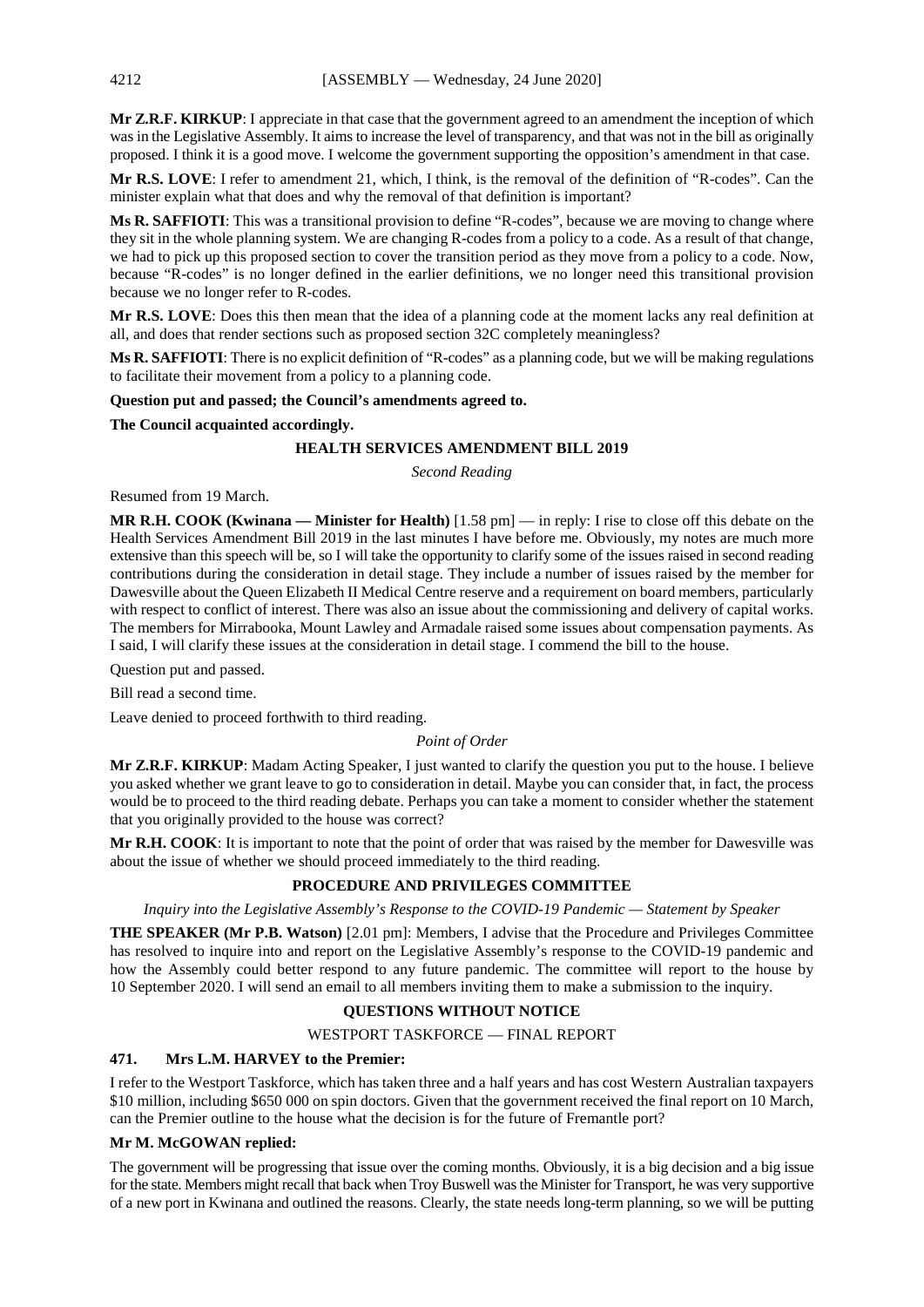**Mr Z.R.F. KIRKUP**: I appreciate in that case that the government agreed to an amendment the inception of which was in the Legislative Assembly. It aims to increase the level of transparency, and that was not in the bill as originally proposed. I think it is a good move. I welcome the government supporting the opposition's amendment in that case.

**Mr R.S. LOVE**: I refer to amendment 21, which, I think, is the removal of the definition of "R-codes". Can the minister explain what that does and why the removal of that definition is important?

**Ms R. SAFFIOTI**: This was a transitional provision to define "R-codes", because we are moving to change where they sit in the whole planning system. We are changing R-codes from a policy to a code. As a result of that change, we had to pick up this proposed section to cover the transition period as they move from a policy to a code. Now, because "R-codes" is no longer defined in the earlier definitions, we no longer need this transitional provision because we no longer refer to R-codes.

**Mr R.S. LOVE**: Does this then mean that the idea of a planning code at the moment lacks any real definition at all, and does that render sections such as proposed section 32C completely meaningless?

**Ms R. SAFFIOTI**: There is no explicit definition of "R-codes" as a planning code, but we will be making regulations to facilitate their movement from a policy to a planning code.

**Question put and passed; the Council's amendments agreed to.**

**The Council acquainted accordingly.**

## HEALTH SERVICES AMENDMENT BILL 2019

*Second Reading*

Resumed from 19 March.

**MR R.H. COOK (Kwinana — Minister for Health)** [1.58 pm] — in reply: I rise to close off this debate on the Health Services Amendment Bill 2019 in the last minutes I have before me. Obviously, my notes are much more extensive than this speech will be, so I will take the opportunity to clarify some of the issues raised in second reading contributions during the consideration in detail stage. They include a number of issues raised by the member for Dawesville about the Queen Elizabeth II Medical Centre reserve and a requirement on board members, particularly with respect to conflict of interest. There was also an issue about the commissioning and delivery of capital works. The members for Mirrabooka, Mount Lawley and Armadale raised some issues about compensation payments. As I said, I will clarify these issues at the consideration in detail stage. I commend the bill to the house.

Question put and passed.

Bill read a second time.

Leave denied to proceed forthwith to third reading.

*Point of Order*

**Mr Z.R.F. KIRKUP**: Madam Acting Speaker, I just wanted to clarify the question you put to the house. I believe you asked whether we grant leave to go to consideration in detail. Maybe you can consider that, in fact, the process would be to proceed to the third reading debate. Perhaps you can take a moment to consider whether the statement that you originally provided to the house was correct?

**Mr R.H. COOK**: It is important to note that the point of order that was raised by the member for Dawesville was about the issue of whether we should proceed immediately to the third reading.

## PROCEDURE AND PRIVILEGES COMMITTEE

*Inquiry into the Legislative Assembly's Response to the COVID-19 Pandemic — Statement by Speaker*

**THE SPEAKER (Mr P.B. Watson)** [2.01 pm]: Members, I advise that the Procedure and Privileges Committee has resolved to inquire into and report on the Legislative Assembly's response to the COVID-19 pandemic and how the Assembly could better respond to any future pandemic. The committee will report to the house by 10 September 2020. I will send an email to all members inviting them to make a submission to the inquiry.

## QUESTIONS WITHOUT NOTICE

WESTPORT TASKFORCE — FINAL REPORT

### 471. Mrs L.M. HARVEY to the Premier:

I refer to the Westport Taskforce, which has taken three and a half years and has cost Western Australian taxpayers $10 million, including $650 000 on spin doctors. Given that the government received the final report on 10 March, can the Premier outline to the house what the decision is for the future of Fremantle port?

**Mr M. McGOWAN replied:**

The government will be progressing that issue over the coming months. Obviously, it is a big decision and a big issue for the state. Members might recall that back when Troy Buswell was the Minister for Transport, he was very supportive of a new port in Kwinana and outlined the reasons. Clearly, the state needs long-term planning, so we will be putting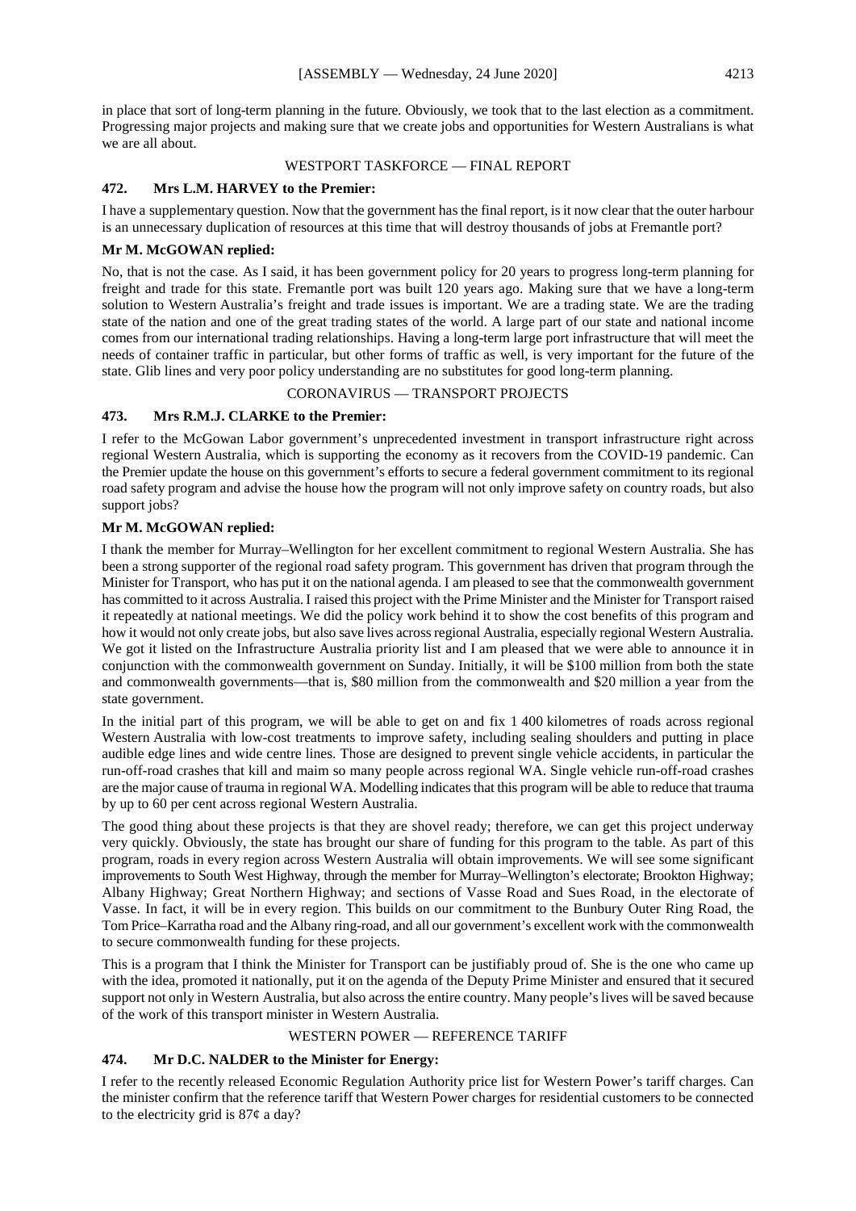in place that sort of long-term planning in the future. Obviously, we took that to the last election as a commitment. Progressing major projects and making sure that we create jobs and opportunities for Western Australians is what we are all about.

### WESTPORT TASKFORCE — FINAL REPORT

**472. Mrs L.M. HARVEY to the Premier:**

I have a supplementary question. Now that the government has the final report, is it now clear that the outer harbour is an unnecessary duplication of resources at this time that will destroy thousands of jobs at Fremantle port?

**Mr M. McGOWAN replied:**

No, that is not the case. As I said, it has been government policy for 20 years to progress long-term planning for freight and trade for this state. Fremantle port was built 120 years ago. Making sure that we have a long-term solution to Western Australia's freight and trade issues is important. We are a trading state. We are the trading state of the nation and one of the great trading states of the world. A large part of our state and national income comes from our international trading relationships. Having a long-term large port infrastructure that will meet the needs of container traffic in particular, but other forms of traffic as well, is very important for the future of the state. Glib lines and very poor policy understanding are no substitutes for good long-term planning.

### CORONAVIRUS — TRANSPORT PROJECTS

**473. Mrs R.M.J. CLARKE to the Premier:**

I refer to the McGowan Labor government's unprecedented investment in transport infrastructure right across regional Western Australia, which is supporting the economy as it recovers from the COVID-19 pandemic. Can the Premier update the house on this government's efforts to secure a federal government commitment to its regional road safety program and advise the house how the program will not only improve safety on country roads, but also support jobs?

**Mr M. McGOWAN replied:**

I thank the member for Murray–Wellington for her excellent commitment to regional Western Australia. She has been a strong supporter of the regional road safety program. This government has driven that program through the Minister for Transport, who has put it on the national agenda. I am pleased to see that the commonwealth government has committed to it across Australia. I raised this project with the Prime Minister and the Minister for Transport raised it repeatedly at national meetings. We did the policy work behind it to show the cost benefits of this program and how it would not only create jobs, but also save lives across regional Australia, especially regional Western Australia. We got it listed on the Infrastructure Australia priority list and I am pleased that we were able to announce it in conjunction with the commonwealth government on Sunday. Initially, it will be $100 million from both the state and commonwealth governments—that is, $80 million from the commonwealth and $20 million a year from the state government.

In the initial part of this program, we will be able to get on and fix 1 400 kilometres of roads across regional Western Australia with low-cost treatments to improve safety, including sealing shoulders and putting in place audible edge lines and wide centre lines. Those are designed to prevent single vehicle accidents, in particular the run-off-road crashes that kill and maim so many people across regional WA. Single vehicle run-off-road crashes are the major cause of trauma in regional WA. Modelling indicates that this program will be able to reduce that trauma by up to 60 per cent across regional Western Australia.

The good thing about these projects is that they are shovel ready; therefore, we can get this project underway very quickly. Obviously, the state has brought our share of funding for this program to the table. As part of this program, roads in every region across Western Australia will obtain improvements. We will see some significant improvements to South West Highway, through the member for Murray–Wellington's electorate; Brookton Highway; Albany Highway; Great Northern Highway; and sections of Vasse Road and Sues Road, in the electorate of Vasse. In fact, it will be in every region. This builds on our commitment to the Bunbury Outer Ring Road, the Tom Price–Karratha road and the Albany ring-road, and all our government's excellent work with the commonwealth to secure commonwealth funding for these projects.

This is a program that I think the Minister for Transport can be justifiably proud of. She is the one who came up with the idea, promoted it nationally, put it on the agenda of the Deputy Prime Minister and ensured that it secured support not only in Western Australia, but also across the entire country. Many people's lives will be saved because of the work of this transport minister in Western Australia.

### WESTERN POWER — REFERENCE TARIFF

**474. Mr D.C. NALDER to the Minister for Energy:**

I refer to the recently released Economic Regulation Authority price list for Western Power's tariff charges. Can the minister confirm that the reference tariff that Western Power charges for residential customers to be connected to the electricity grid is 87¢ a day?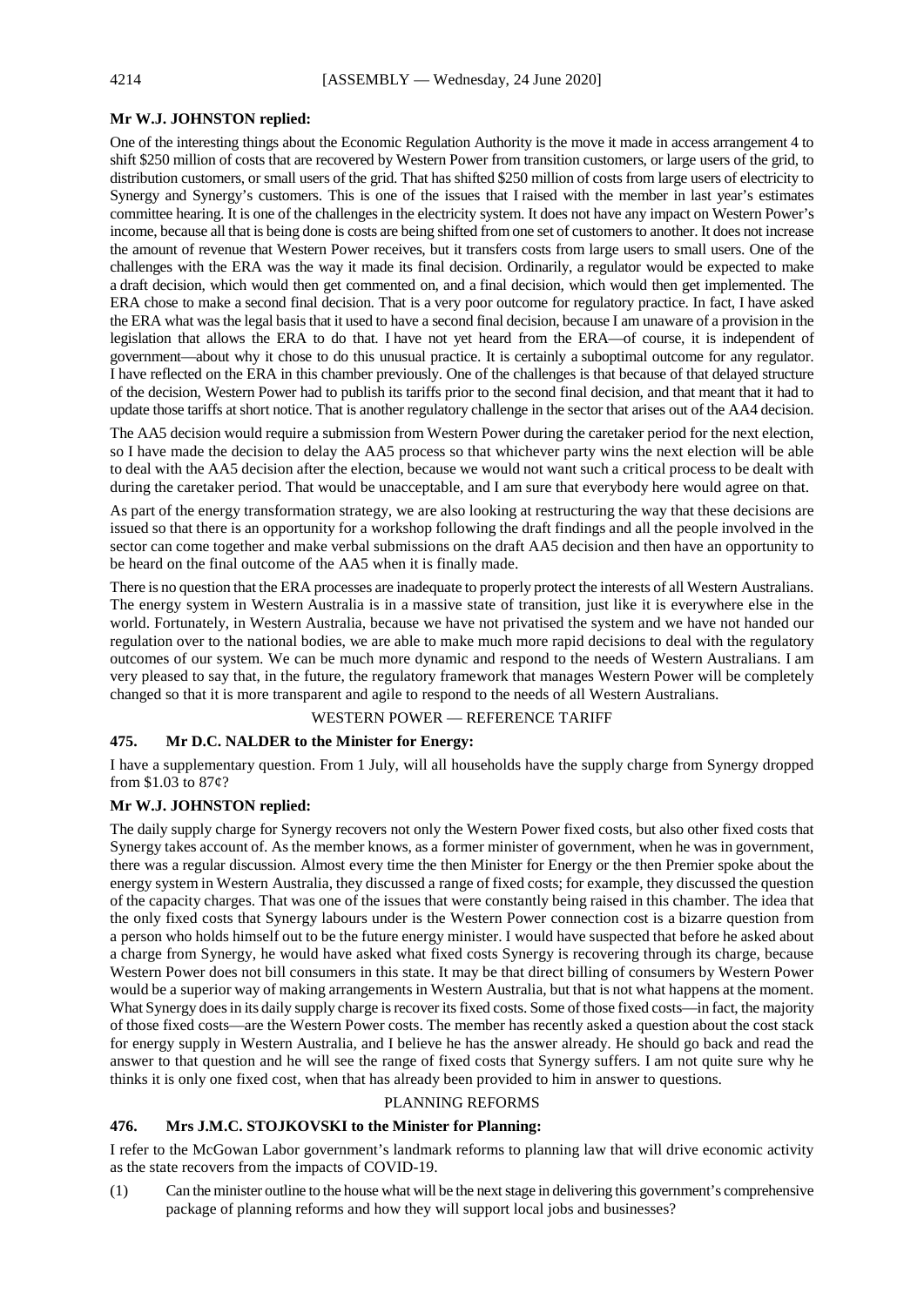**Mr W.J. JOHNSTON replied:**

One of the interesting things about the Economic Regulation Authority is the move it made in access arrangement 4 to shift $250 million of costs that are recovered by Western Power from transition customers, or large users of the grid, to distribution customers, or small users of the grid. That has shifted $250 million of costs from large users of electricity to Synergy and Synergy's customers. This is one of the issues that I raised with the member in last year's estimates committee hearing. It is one of the challenges in the electricity system. It does not have any impact on Western Power's income, because all that is being done is costs are being shifted from one set of customers to another. It does not increase the amount of revenue that Western Power receives, but it transfers costs from large users to small users. One of the challenges with the ERA was the way it made its final decision. Ordinarily, a regulator would be expected to make a draft decision, which would then get commented on, and a final decision, which would then get implemented. The ERA chose to make a second final decision. That is a very poor outcome for regulatory practice. In fact, I have asked the ERA what was the legal basis that it used to have a second final decision, because I am unaware of a provision in the legislation that allows the ERA to do that. I have not yet heard from the ERA—of course, it is independent of government—about why it chose to do this unusual practice. It is certainly a suboptimal outcome for any regulator. I have reflected on the ERA in this chamber previously. One of the challenges is that because of that delayed structure of the decision, Western Power had to publish its tariffs prior to the second final decision, and that meant that it had to update those tariffs at short notice. That is another regulatory challenge in the sector that arises out of the AA4 decision.

The AA5 decision would require a submission from Western Power during the caretaker period for the next election, so I have made the decision to delay the AA5 process so that whichever party wins the next election will be able to deal with the AA5 decision after the election, because we would not want such a critical process to be dealt with during the caretaker period. That would be unacceptable, and I am sure that everybody here would agree on that.

As part of the energy transformation strategy, we are also looking at restructuring the way that these decisions are issued so that there is an opportunity for a workshop following the draft findings and all the people involved in the sector can come together and make verbal submissions on the draft AA5 decision and then have an opportunity to be heard on the final outcome of the AA5 when it is finally made.

There is no question that the ERA processes are inadequate to properly protect the interests of all Western Australians. The energy system in Western Australia is in a massive state of transition, just like it is everywhere else in the world. Fortunately, in Western Australia, because we have not privatised the system and we have not handed our regulation over to the national bodies, we are able to make much more rapid decisions to deal with the regulatory outcomes of our system. We can be much more dynamic and respond to the needs of Western Australians. I am very pleased to say that, in the future, the regulatory framework that manages Western Power will be completely changed so that it is more transparent and agile to respond to the needs of all Western Australians.

## WESTERN POWER — REFERENCE TARIFF

### 475. Mr D.C. NALDER to the Minister for Energy:

I have a supplementary question. From 1 July, will all households have the supply charge from Synergy dropped from $1.03 to 87¢?

**Mr W.J. JOHNSTON replied:**

The daily supply charge for Synergy recovers not only the Western Power fixed costs, but also other fixed costs that Synergy takes account of. As the member knows, as a former minister of government, when he was in government, there was a regular discussion. Almost every time the then Minister for Energy or the then Premier spoke about the energy system in Western Australia, they discussed a range of fixed costs; for example, they discussed the question of the capacity charges. That was one of the issues that were constantly being raised in this chamber. The idea that the only fixed costs that Synergy labours under is the Western Power connection cost is a bizarre question from a person who holds himself out to be the future energy minister. I would have suspected that before he asked about a charge from Synergy, he would have asked what fixed costs Synergy is recovering through its charge, because Western Power does not bill consumers in this state. It may be that direct billing of consumers by Western Power would be a superior way of making arrangements in Western Australia, but that is not what happens at the moment. What Synergy does in its daily supply charge is recover its fixed costs. Some of those fixed costs—in fact, the majority of those fixed costs—are the Western Power costs. The member has recently asked a question about the cost stack for energy supply in Western Australia, and I believe he has the answer already. He should go back and read the answer to that question and he will see the range of fixed costs that Synergy suffers. I am not quite sure why he thinks it is only one fixed cost, when that has already been provided to him in answer to questions.

## PLANNING REFORMS

### 476. Mrs J.M.C. STOJKOVSKI to the Minister for Planning:

I refer to the McGowan Labor government's landmark reforms to planning law that will drive economic activity as the state recovers from the impacts of COVID-19.

(1) Can the minister outline to the house what will be the next stage in delivering this government's comprehensive package of planning reforms and how they will support local jobs and businesses?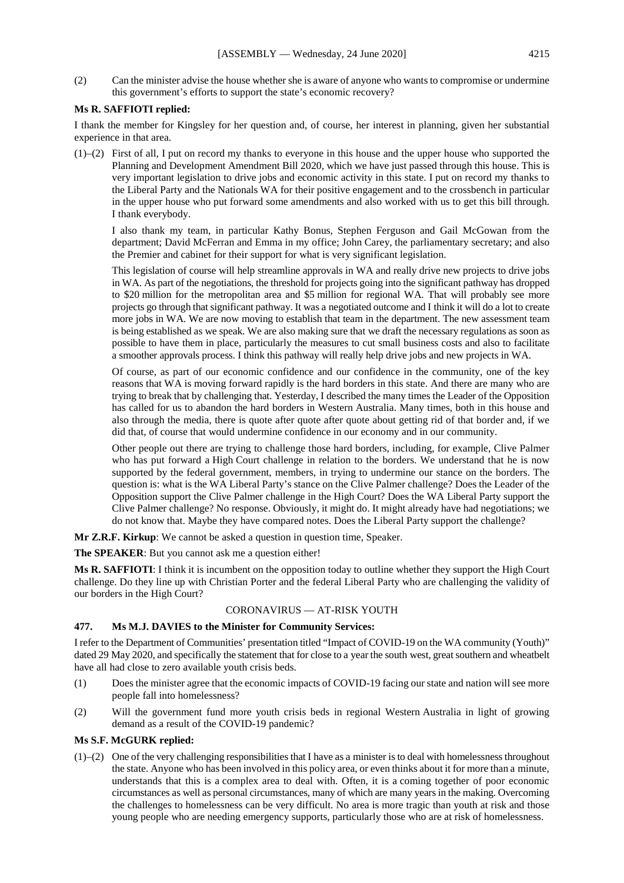(2) Can the minister advise the house whether she is aware of anyone who wants to compromise or undermine this government's efforts to support the state's economic recovery?

**Ms R. SAFFIOTI replied:**

I thank the member for Kingsley for her question and, of course, her interest in planning, given her substantial experience in that area.

(1)–(2) First of all, I put on record my thanks to everyone in this house and the upper house who supported the Planning and Development Amendment Bill 2020, which we have just passed through this house. This is very important legislation to drive jobs and economic activity in this state. I put on record my thanks to the Liberal Party and the Nationals WA for their positive engagement and to the crossbench in particular in the upper house who put forward some amendments and also worked with us to get this bill through. I thank everybody.

I also thank my team, in particular Kathy Bonus, Stephen Ferguson and Gail McGowan from the department; David McFerran and Emma in my office; John Carey, the parliamentary secretary; and also the Premier and cabinet for their support for what is very significant legislation.

This legislation of course will help streamline approvals in WA and really drive new projects to drive jobs in WA. As part of the negotiations, the threshold for projects going into the significant pathway has dropped to $20 million for the metropolitan area and $5 million for regional WA. That will probably see more projects go through that significant pathway. It was a negotiated outcome and I think it will do a lot to create more jobs in WA. We are now moving to establish that team in the department. The new assessment team is being established as we speak. We are also making sure that we draft the necessary regulations as soon as possible to have them in place, particularly the measures to cut small business costs and also to facilitate a smoother approvals process. I think this pathway will really help drive jobs and new projects in WA.

Of course, as part of our economic confidence and our confidence in the community, one of the key reasons that WA is moving forward rapidly is the hard borders in this state. And there are many who are trying to break that by challenging that. Yesterday, I described the many times the Leader of the Opposition has called for us to abandon the hard borders in Western Australia. Many times, both in this house and also through the media, there is quote after quote after quote about getting rid of that border and, if we did that, of course that would undermine confidence in our economy and in our community.

Other people out there are trying to challenge those hard borders, including, for example, Clive Palmer who has put forward a High Court challenge in relation to the borders. We understand that he is now supported by the federal government, members, in trying to undermine our stance on the borders. The question is: what is the WA Liberal Party's stance on the Clive Palmer challenge? Does the Leader of the Opposition support the Clive Palmer challenge in the High Court? Does the WA Liberal Party support the Clive Palmer challenge? No response. Obviously, it might do. It might already have had negotiations; we do not know that. Maybe they have compared notes. Does the Liberal Party support the challenge?

**Mr Z.R.F. Kirkup**: We cannot be asked a question in question time, Speaker.

**The SPEAKER**: But you cannot ask me a question either!

**Ms R. SAFFIOTI**: I think it is incumbent on the opposition today to outline whether they support the High Court challenge. Do they line up with Christian Porter and the federal Liberal Party who are challenging the validity of our borders in the High Court?

## CORONAVIRUS — AT-RISK YOUTH

### 477. Ms M.J. DAVIES to the Minister for Community Services:

I refer to the Department of Communities' presentation titled "Impact of COVID-19 on the WA community (Youth)" dated 29 May 2020, and specifically the statement that for close to a year the south west, great southern and wheatbelt have all had close to zero available youth crisis beds.

(1) Does the minister agree that the economic impacts of COVID-19 facing our state and nation will see more people fall into homelessness?

(2) Will the government fund more youth crisis beds in regional Western Australia in light of growing demand as a result of the COVID-19 pandemic?

**Ms S.F. McGURK replied:**

(1)–(2) One of the very challenging responsibilities that I have as a minister is to deal with homelessness throughout the state. Anyone who has been involved in this policy area, or even thinks about it for more than a minute, understands that this is a complex area to deal with. Often, it is a coming together of poor economic circumstances as well as personal circumstances, many of which are many years in the making. Overcoming the challenges to homelessness can be very difficult. No area is more tragic than youth at risk and those young people who are needing emergency supports, particularly those who are at risk of homelessness.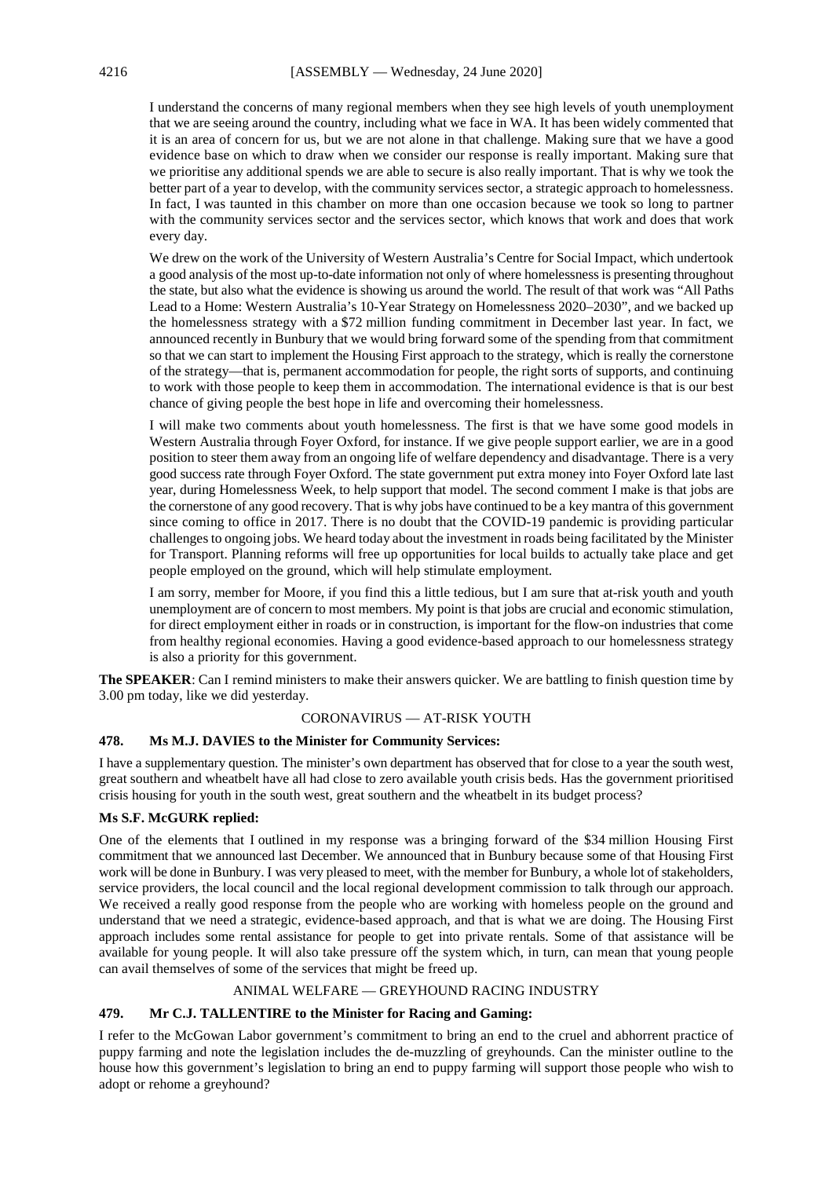I understand the concerns of many regional members when they see high levels of youth unemployment that we are seeing around the country, including what we face in WA. It has been widely commented that it is an area of concern for us, but we are not alone in that challenge. Making sure that we have a good evidence base on which to draw when we consider our response is really important. Making sure that we prioritise any additional spends we are able to secure is also really important. That is why we took the better part of a year to develop, with the community services sector, a strategic approach to homelessness. In fact, I was taunted in this chamber on more than one occasion because we took so long to partner with the community services sector and the services sector, which knows that work and does that work every day.

We drew on the work of the University of Western Australia's Centre for Social Impact, which undertook a good analysis of the most up-to-date information not only of where homelessness is presenting throughout the state, but also what the evidence is showing us around the world. The result of that work was "All Paths Lead to a Home: Western Australia's 10-Year Strategy on Homelessness 2020–2030", and we backed up the homelessness strategy with a $72 million funding commitment in December last year. In fact, we announced recently in Bunbury that we would bring forward some of the spending from that commitment so that we can start to implement the Housing First approach to the strategy, which is really the cornerstone of the strategy—that is, permanent accommodation for people, the right sorts of supports, and continuing to work with those people to keep them in accommodation. The international evidence is that is our best chance of giving people the best hope in life and overcoming their homelessness.

I will make two comments about youth homelessness. The first is that we have some good models in Western Australia through Foyer Oxford, for instance. If we give people support earlier, we are in a good position to steer them away from an ongoing life of welfare dependency and disadvantage. There is a very good success rate through Foyer Oxford. The state government put extra money into Foyer Oxford late last year, during Homelessness Week, to help support that model. The second comment I make is that jobs are the cornerstone of any good recovery. That is why jobs have continued to be a key mantra of this government since coming to office in 2017. There is no doubt that the COVID-19 pandemic is providing particular challenges to ongoing jobs. We heard today about the investment in roads being facilitated by the Minister for Transport. Planning reforms will free up opportunities for local builds to actually take place and get people employed on the ground, which will help stimulate employment.

I am sorry, member for Moore, if you find this a little tedious, but I am sure that at-risk youth and youth unemployment are of concern to most members. My point is that jobs are crucial and economic stimulation, for direct employment either in roads or in construction, is important for the flow-on industries that come from healthy regional economies. Having a good evidence-based approach to our homelessness strategy is also a priority for this government.

**The SPEAKER**: Can I remind ministers to make their answers quicker. We are battling to finish question time by 3.00 pm today, like we did yesterday.

### CORONAVIRUS — AT-RISK YOUTH

#### 478. Ms M.J. DAVIES to the Minister for Community Services:

I have a supplementary question. The minister's own department has observed that for close to a year the south west, great southern and wheatbelt have all had close to zero available youth crisis beds. Has the government prioritised crisis housing for youth in the south west, great southern and the wheatbelt in its budget process?

#### Ms S.F. McGURK replied:

One of the elements that I outlined in my response was a bringing forward of the $34 million Housing First commitment that we announced last December. We announced that in Bunbury because some of that Housing First work will be done in Bunbury. I was very pleased to meet, with the member for Bunbury, a whole lot of stakeholders, service providers, the local council and the local regional development commission to talk through our approach. We received a really good response from the people who are working with homeless people on the ground and understand that we need a strategic, evidence-based approach, and that is what we are doing. The Housing First approach includes some rental assistance for people to get into private rentals. Some of that assistance will be available for young people. It will also take pressure off the system which, in turn, can mean that young people can avail themselves of some of the services that might be freed up.

### ANIMAL WELFARE — GREYHOUND RACING INDUSTRY

#### 479. Mr C.J. TALLENTIRE to the Minister for Racing and Gaming:

I refer to the McGowan Labor government's commitment to bring an end to the cruel and abhorrent practice of puppy farming and note the legislation includes the de-muzzling of greyhounds. Can the minister outline to the house how this government's legislation to bring an end to puppy farming will support those people who wish to adopt or rehome a greyhound?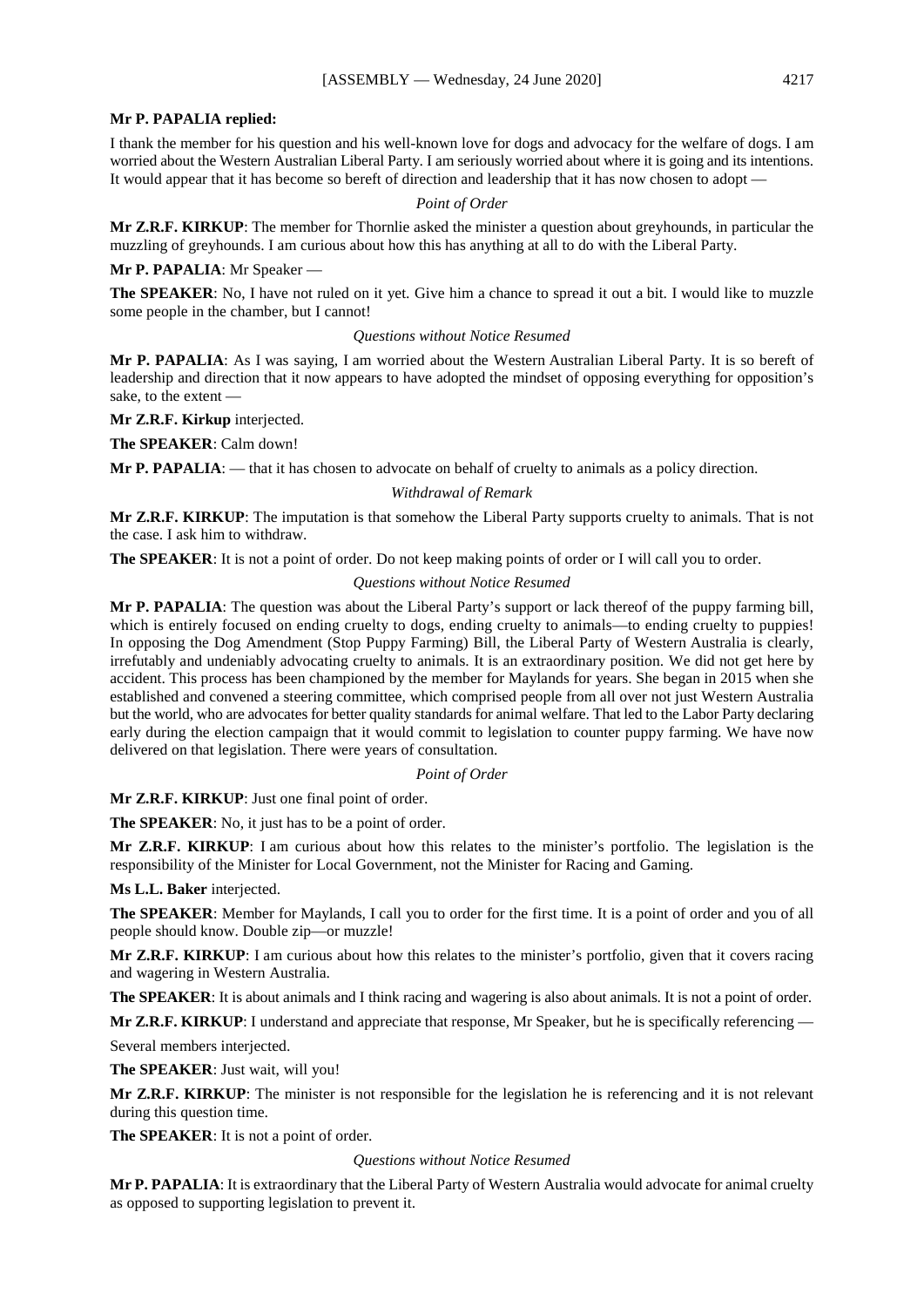**Mr P. PAPALIA replied:**

I thank the member for his question and his well-known love for dogs and advocacy for the welfare of dogs. I am worried about the Western Australian Liberal Party. I am seriously worried about where it is going and its intentions. It would appear that it has become so bereft of direction and leadership that it has now chosen to adopt —

*Point of Order*

**Mr Z.R.F. KIRKUP**: The member for Thornlie asked the minister a question about greyhounds, in particular the muzzling of greyhounds. I am curious about how this has anything at all to do with the Liberal Party.

**Mr P. PAPALIA**: Mr Speaker —

**The SPEAKER**: No, I have not ruled on it yet. Give him a chance to spread it out a bit. I would like to muzzle some people in the chamber, but I cannot!

*Questions without Notice Resumed*

**Mr P. PAPALIA**: As I was saying, I am worried about the Western Australian Liberal Party. It is so bereft of leadership and direction that it now appears to have adopted the mindset of opposing everything for opposition's sake, to the extent —

**Mr Z.R.F. Kirkup** interjected.

**The SPEAKER**: Calm down!

**Mr P. PAPALIA**: — that it has chosen to advocate on behalf of cruelty to animals as a policy direction.

*Withdrawal of Remark*

**Mr Z.R.F. KIRKUP**: The imputation is that somehow the Liberal Party supports cruelty to animals. That is not the case. I ask him to withdraw.

**The SPEAKER**: It is not a point of order. Do not keep making points of order or I will call you to order.

*Questions without Notice Resumed*

**Mr P. PAPALIA**: The question was about the Liberal Party's support or lack thereof of the puppy farming bill, which is entirely focused on ending cruelty to dogs, ending cruelty to animals—to ending cruelty to puppies! In opposing the Dog Amendment (Stop Puppy Farming) Bill, the Liberal Party of Western Australia is clearly, irrefutably and undeniably advocating cruelty to animals. It is an extraordinary position. We did not get here by accident. This process has been championed by the member for Maylands for years. She began in 2015 when she established and convened a steering committee, which comprised people from all over not just Western Australia but the world, who are advocates for better quality standards for animal welfare. That led to the Labor Party declaring early during the election campaign that it would commit to legislation to counter puppy farming. We have now delivered on that legislation. There were years of consultation.

*Point of Order*

**Mr Z.R.F. KIRKUP**: Just one final point of order.

**The SPEAKER**: No, it just has to be a point of order.

**Mr Z.R.F. KIRKUP**: I am curious about how this relates to the minister's portfolio. The legislation is the responsibility of the Minister for Local Government, not the Minister for Racing and Gaming.

**Ms L.L. Baker** interjected.

**The SPEAKER**: Member for Maylands, I call you to order for the first time. It is a point of order and you of all people should know. Double zip—or muzzle!

**Mr Z.R.F. KIRKUP**: I am curious about how this relates to the minister's portfolio, given that it covers racing and wagering in Western Australia.

**The SPEAKER**: It is about animals and I think racing and wagering is also about animals. It is not a point of order.

**Mr Z.R.F. KIRKUP**: I understand and appreciate that response, Mr Speaker, but he is specifically referencing —

Several members interjected.

**The SPEAKER**: Just wait, will you!

**Mr Z.R.F. KIRKUP**: The minister is not responsible for the legislation he is referencing and it is not relevant during this question time.

**The SPEAKER**: It is not a point of order.

*Questions without Notice Resumed*

**Mr P. PAPALIA**: It is extraordinary that the Liberal Party of Western Australia would advocate for animal cruelty as opposed to supporting legislation to prevent it.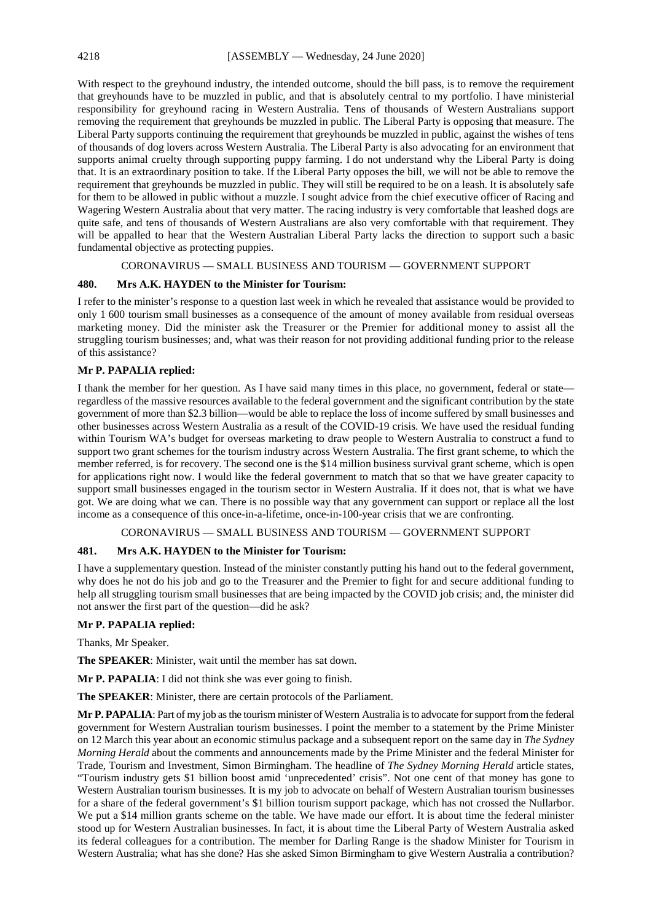With respect to the greyhound industry, the intended outcome, should the bill pass, is to remove the requirement that greyhounds have to be muzzled in public, and that is absolutely central to my portfolio. I have ministerial responsibility for greyhound racing in Western Australia. Tens of thousands of Western Australians support removing the requirement that greyhounds be muzzled in public. The Liberal Party is opposing that measure. The Liberal Party supports continuing the requirement that greyhounds be muzzled in public, against the wishes of tens of thousands of dog lovers across Western Australia. The Liberal Party is also advocating for an environment that supports animal cruelty through supporting puppy farming. I do not understand why the Liberal Party is doing that. It is an extraordinary position to take. If the Liberal Party opposes the bill, we will not be able to remove the requirement that greyhounds be muzzled in public. They will still be required to be on a leash. It is absolutely safe for them to be allowed in public without a muzzle. I sought advice from the chief executive officer of Racing and Wagering Western Australia about that very matter. The racing industry is very comfortable that leashed dogs are quite safe, and tens of thousands of Western Australians are also very comfortable with that requirement. They will be appalled to hear that the Western Australian Liberal Party lacks the direction to support such a basic fundamental objective as protecting puppies.

## CORONAVIRUS — SMALL BUSINESS AND TOURISM — GOVERNMENT SUPPORT

### 480. Mrs A.K. HAYDEN to the Minister for Tourism:

I refer to the minister's response to a question last week in which he revealed that assistance would be provided to only 1 600 tourism small businesses as a consequence of the amount of money available from residual overseas marketing money. Did the minister ask the Treasurer or the Premier for additional money to assist all the struggling tourism businesses; and, what was their reason for not providing additional funding prior to the release of this assistance?

**Mr P. PAPALIA replied:**

I thank the member for her question. As I have said many times in this place, no government, federal or state—regardless of the massive resources available to the federal government and the significant contribution by the state government of more than $2.3 billion—would be able to replace the loss of income suffered by small businesses and other businesses across Western Australia as a result of the COVID-19 crisis. We have used the residual funding within Tourism WA's budget for overseas marketing to draw people to Western Australia to construct a fund to support two grant schemes for the tourism industry across Western Australia. The first grant scheme, to which the member referred, is for recovery. The second one is the $14 million business survival grant scheme, which is open for applications right now. I would like the federal government to match that so that we have greater capacity to support small businesses engaged in the tourism sector in Western Australia. If it does not, that is what we have got. We are doing what we can. There is no possible way that any government can support or replace all the lost income as a consequence of this once-in-a-lifetime, once-in-100-year crisis that we are confronting.

## CORONAVIRUS — SMALL BUSINESS AND TOURISM — GOVERNMENT SUPPORT

### 481. Mrs A.K. HAYDEN to the Minister for Tourism:

I have a supplementary question. Instead of the minister constantly putting his hand out to the federal government, why does he not do his job and go to the Treasurer and the Premier to fight for and secure additional funding to help all struggling tourism small businesses that are being impacted by the COVID job crisis; and, the minister did not answer the first part of the question—did he ask?

**Mr P. PAPALIA replied:**

Thanks, Mr Speaker.

**The SPEAKER**: Minister, wait until the member has sat down.

**Mr P. PAPALIA**: I did not think she was ever going to finish.

**The SPEAKER**: Minister, there are certain protocols of the Parliament.

**Mr P. PAPALIA**: Part of my job as the tourism minister of Western Australia is to advocate for support from the federal government for Western Australian tourism businesses. I point the member to a statement by the Prime Minister on 12 March this year about an economic stimulus package and a subsequent report on the same day in *The Sydney Morning Herald* about the comments and announcements made by the Prime Minister and the federal Minister for Trade, Tourism and Investment, Simon Birmingham. The headline of *The Sydney Morning Herald* article states, "Tourism industry gets $1 billion boost amid 'unprecedented' crisis". Not one cent of that money has gone to Western Australian tourism businesses. It is my job to advocate on behalf of Western Australian tourism businesses for a share of the federal government's $1 billion tourism support package, which has not crossed the Nullarbor. We put a $14 million grants scheme on the table. We have made our effort. It is about time the federal minister stood up for Western Australian businesses. In fact, it is about time the Liberal Party of Western Australia asked its federal colleagues for a contribution. The member for Darling Range is the shadow Minister for Tourism in Western Australia; what has she done? Has she asked Simon Birmingham to give Western Australia a contribution?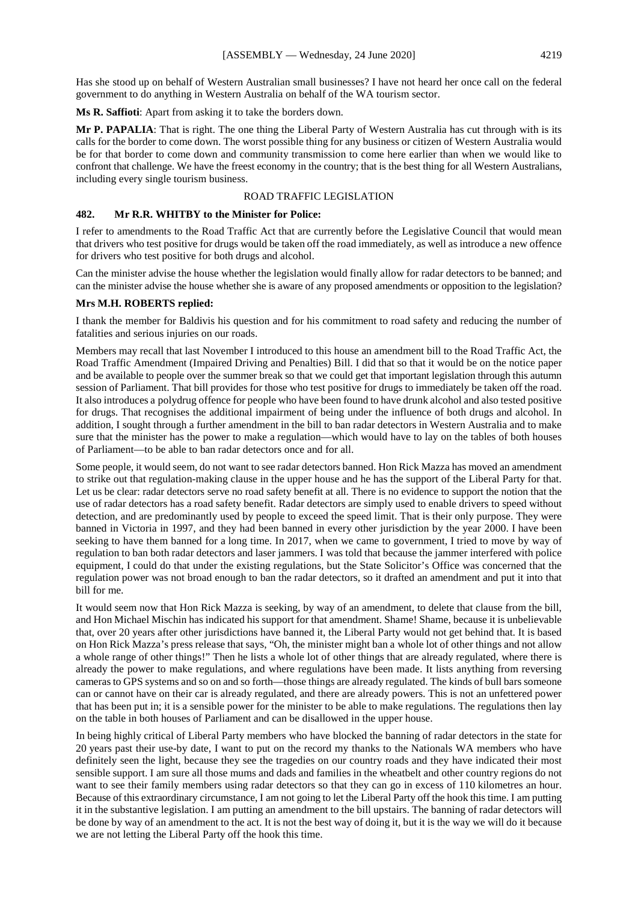Has she stood up on behalf of Western Australian small businesses? I have not heard her once call on the federal government to do anything in Western Australia on behalf of the WA tourism sector.

**Ms R. Saffioti**: Apart from asking it to take the borders down.

**Mr P. PAPALIA**: That is right. The one thing the Liberal Party of Western Australia has cut through with is its calls for the border to come down. The worst possible thing for any business or citizen of Western Australia would be for that border to come down and community transmission to come here earlier than when we would like to confront that challenge. We have the freest economy in the country; that is the best thing for all Western Australians, including every single tourism business.

## ROAD TRAFFIC LEGISLATION

### 482. Mr R.R. WHITBY to the Minister for Police:

I refer to amendments to the Road Traffic Act that are currently before the Legislative Council that would mean that drivers who test positive for drugs would be taken off the road immediately, as well as introduce a new offence for drivers who test positive for both drugs and alcohol.

Can the minister advise the house whether the legislation would finally allow for radar detectors to be banned; and can the minister advise the house whether she is aware of any proposed amendments or opposition to the legislation?

**Mrs M.H. ROBERTS replied:**

I thank the member for Baldivis his question and for his commitment to road safety and reducing the number of fatalities and serious injuries on our roads.

Members may recall that last November I introduced to this house an amendment bill to the Road Traffic Act, the Road Traffic Amendment (Impaired Driving and Penalties) Bill. I did that so that it would be on the notice paper and be available to people over the summer break so that we could get that important legislation through this autumn session of Parliament. That bill provides for those who test positive for drugs to immediately be taken off the road. It also introduces a polydrug offence for people who have been found to have drunk alcohol and also tested positive for drugs. That recognises the additional impairment of being under the influence of both drugs and alcohol. In addition, I sought through a further amendment in the bill to ban radar detectors in Western Australia and to make sure that the minister has the power to make a regulation—which would have to lay on the tables of both houses of Parliament—to be able to ban radar detectors once and for all.

Some people, it would seem, do not want to see radar detectors banned. Hon Rick Mazza has moved an amendment to strike out that regulation-making clause in the upper house and he has the support of the Liberal Party for that. Let us be clear: radar detectors serve no road safety benefit at all. There is no evidence to support the notion that the use of radar detectors has a road safety benefit. Radar detectors are simply used to enable drivers to speed without detection, and are predominantly used by people to exceed the speed limit. That is their only purpose. They were banned in Victoria in 1997, and they had been banned in every other jurisdiction by the year 2000. I have been seeking to have them banned for a long time. In 2017, when we came to government, I tried to move by way of regulation to ban both radar detectors and laser jammers. I was told that because the jammer interfered with police equipment, I could do that under the existing regulations, but the State Solicitor's Office was concerned that the regulation power was not broad enough to ban the radar detectors, so it drafted an amendment and put it into that bill for me.

It would seem now that Hon Rick Mazza is seeking, by way of an amendment, to delete that clause from the bill, and Hon Michael Mischin has indicated his support for that amendment. Shame! Shame, because it is unbelievable that, over 20 years after other jurisdictions have banned it, the Liberal Party would not get behind that. It is based on Hon Rick Mazza's press release that says, "Oh, the minister might ban a whole lot of other things and not allow a whole range of other things!" Then he lists a whole lot of other things that are already regulated, where there is already the power to make regulations, and where regulations have been made. It lists anything from reversing cameras to GPS systems and so on and so forth—those things are already regulated. The kinds of bull bars someone can or cannot have on their car is already regulated, and there are already powers. This is not an unfettered power that has been put in; it is a sensible power for the minister to be able to make regulations. The regulations then lay on the table in both houses of Parliament and can be disallowed in the upper house.

In being highly critical of Liberal Party members who have blocked the banning of radar detectors in the state for 20 years past their use-by date, I want to put on the record my thanks to the Nationals WA members who have definitely seen the light, because they see the tragedies on our country roads and they have indicated their most sensible support. I am sure all those mums and dads and families in the wheatbelt and other country regions do not want to see their family members using radar detectors so that they can go in excess of 110 kilometres an hour. Because of this extraordinary circumstance, I am not going to let the Liberal Party off the hook this time. I am putting it in the substantive legislation. I am putting an amendment to the bill upstairs. The banning of radar detectors will be done by way of an amendment to the act. It is not the best way of doing it, but it is the way we will do it because we are not letting the Liberal Party off the hook this time.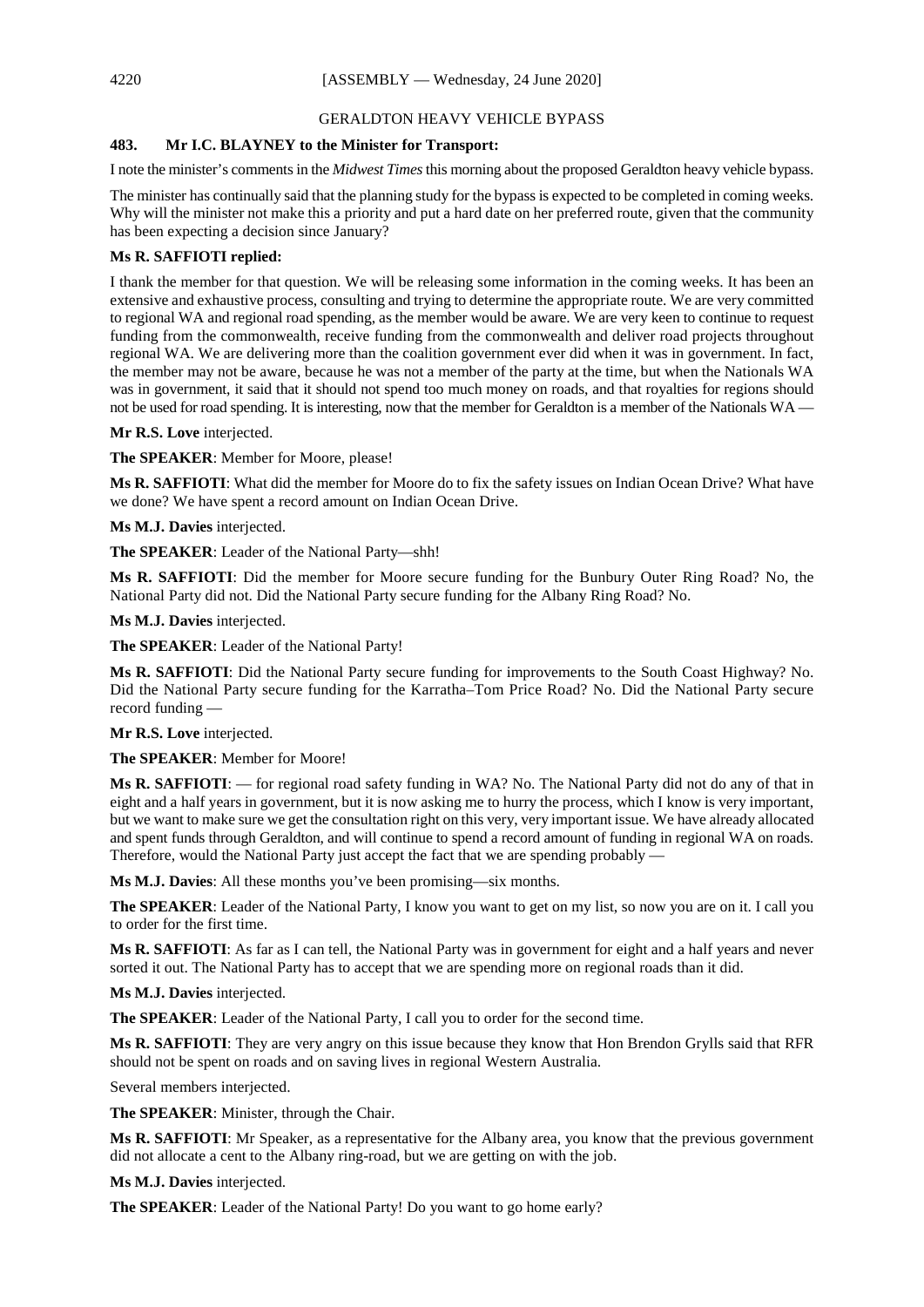## GERALDTON HEAVY VEHICLE BYPASS

**483. Mr I.C. BLAYNEY to the Minister for Transport:**

I note the minister's comments in the *Midwest Times* this morning about the proposed Geraldton heavy vehicle bypass.

The minister has continually said that the planning study for the bypass is expected to be completed in coming weeks. Why will the minister not make this a priority and put a hard date on her preferred route, given that the community has been expecting a decision since January?

**Ms R. SAFFIOTI replied:**

I thank the member for that question. We will be releasing some information in the coming weeks. It has been an extensive and exhaustive process, consulting and trying to determine the appropriate route. We are very committed to regional WA and regional road spending, as the member would be aware. We are very keen to continue to request funding from the commonwealth, receive funding from the commonwealth and deliver road projects throughout regional WA. We are delivering more than the coalition government ever did when it was in government. In fact, the member may not be aware, because he was not a member of the party at the time, but when the Nationals WA was in government, it said that it should not spend too much money on roads, and that royalties for regions should not be used for road spending. It is interesting, now that the member for Geraldton is a member of the Nationals WA —

**Mr R.S. Love** interjected.

**The SPEAKER**: Member for Moore, please!

**Ms R. SAFFIOTI**: What did the member for Moore do to fix the safety issues on Indian Ocean Drive? What have we done? We have spent a record amount on Indian Ocean Drive.

**Ms M.J. Davies** interjected.

**The SPEAKER**: Leader of the National Party—shh!

**Ms R. SAFFIOTI**: Did the member for Moore secure funding for the Bunbury Outer Ring Road? No, the National Party did not. Did the National Party secure funding for the Albany Ring Road? No.

**Ms M.J. Davies** interjected.

**The SPEAKER**: Leader of the National Party!

**Ms R. SAFFIOTI**: Did the National Party secure funding for improvements to the South Coast Highway? No. Did the National Party secure funding for the Karratha–Tom Price Road? No. Did the National Party secure record funding —

**Mr R.S. Love** interjected.

**The SPEAKER**: Member for Moore!

**Ms R. SAFFIOTI**: — for regional road safety funding in WA? No. The National Party did not do any of that in eight and a half years in government, but it is now asking me to hurry the process, which I know is very important, but we want to make sure we get the consultation right on this very, very important issue. We have already allocated and spent funds through Geraldton, and will continue to spend a record amount of funding in regional WA on roads. Therefore, would the National Party just accept the fact that we are spending probably —

**Ms M.J. Davies**: All these months you've been promising—six months.

**The SPEAKER**: Leader of the National Party, I know you want to get on my list, so now you are on it. I call you to order for the first time.

**Ms R. SAFFIOTI**: As far as I can tell, the National Party was in government for eight and a half years and never sorted it out. The National Party has to accept that we are spending more on regional roads than it did.

**Ms M.J. Davies** interjected.

**The SPEAKER**: Leader of the National Party, I call you to order for the second time.

**Ms R. SAFFIOTI**: They are very angry on this issue because they know that Hon Brendon Grylls said that RFR should not be spent on roads and on saving lives in regional Western Australia.

Several members interjected.

**The SPEAKER**: Minister, through the Chair.

**Ms R. SAFFIOTI**: Mr Speaker, as a representative for the Albany area, you know that the previous government did not allocate a cent to the Albany ring-road, but we are getting on with the job.

**Ms M.J. Davies** interjected.

**The SPEAKER**: Leader of the National Party! Do you want to go home early?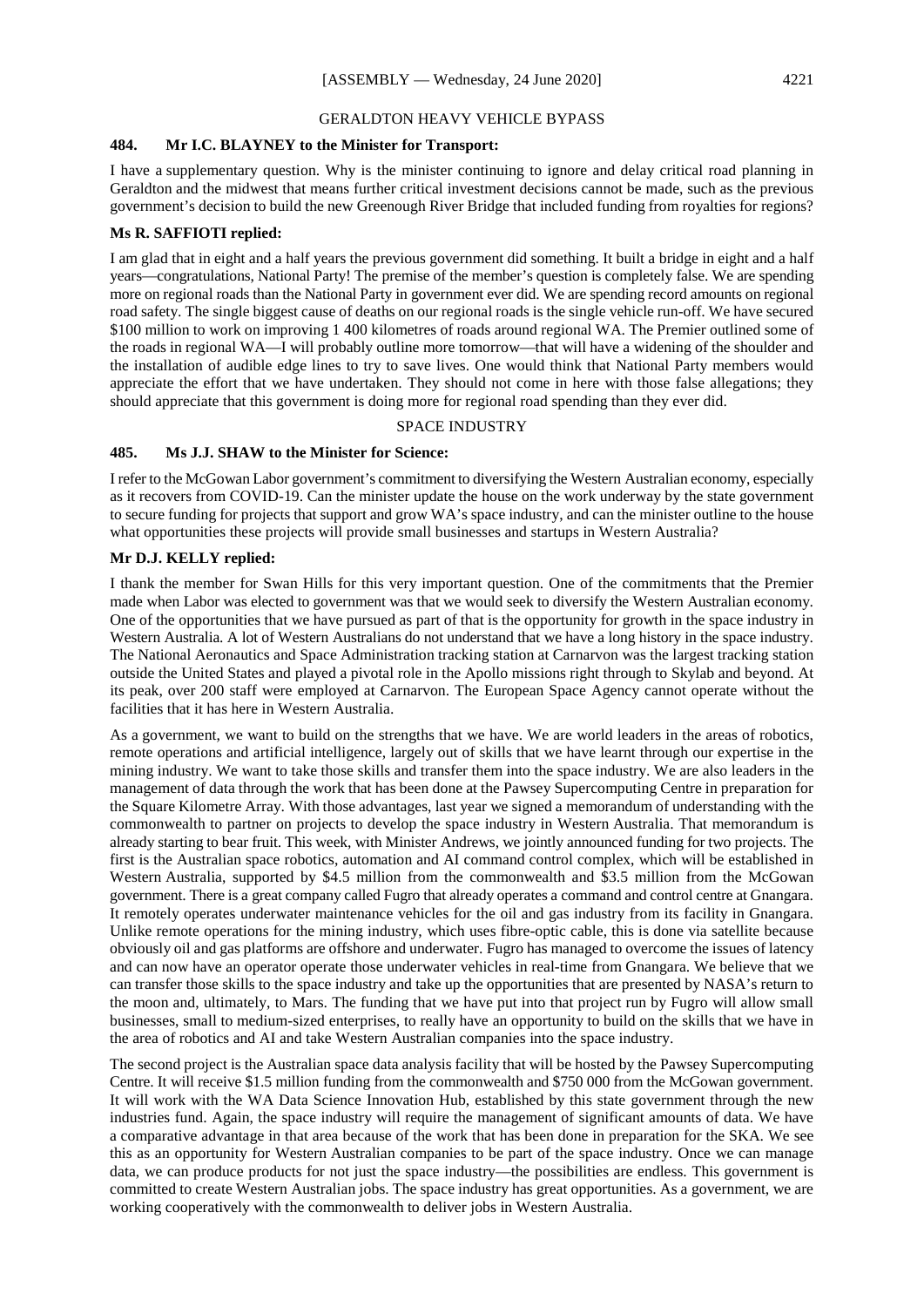## GERALDTON HEAVY VEHICLE BYPASS

### 484. Mr I.C. BLAYNEY to the Minister for Transport:

I have a supplementary question. Why is the minister continuing to ignore and delay critical road planning in Geraldton and the midwest that means further critical investment decisions cannot be made, such as the previous government's decision to build the new Greenough River Bridge that included funding from royalties for regions?

**Ms R. SAFFIOTI replied:**

I am glad that in eight and a half years the previous government did something. It built a bridge in eight and a half years—congratulations, National Party! The premise of the member's question is completely false. We are spending more on regional roads than the National Party in government ever did. We are spending record amounts on regional road safety. The single biggest cause of deaths on our regional roads is the single vehicle run-off. We have secured $100 million to work on improving 1 400 kilometres of roads around regional WA. The Premier outlined some of the roads in regional WA—I will probably outline more tomorrow—that will have a widening of the shoulder and the installation of audible edge lines to try to save lives. One would think that National Party members would appreciate the effort that we have undertaken. They should not come in here with those false allegations; they should appreciate that this government is doing more for regional road spending than they ever did.

## SPACE INDUSTRY

### 485. Ms J.J. SHAW to the Minister for Science:

I refer to the McGowan Labor government's commitment to diversifying the Western Australian economy, especially as it recovers from COVID-19. Can the minister update the house on the work underway by the state government to secure funding for projects that support and grow WA's space industry, and can the minister outline to the house what opportunities these projects will provide small businesses and startups in Western Australia?

**Mr D.J. KELLY replied:**

I thank the member for Swan Hills for this very important question. One of the commitments that the Premier made when Labor was elected to government was that we would seek to diversify the Western Australian economy. One of the opportunities that we have pursued as part of that is the opportunity for growth in the space industry in Western Australia. A lot of Western Australians do not understand that we have a long history in the space industry. The National Aeronautics and Space Administration tracking station at Carnarvon was the largest tracking station outside the United States and played a pivotal role in the Apollo missions right through to Skylab and beyond. At its peak, over 200 staff were employed at Carnarvon. The European Space Agency cannot operate without the facilities that it has here in Western Australia.

As a government, we want to build on the strengths that we have. We are world leaders in the areas of robotics, remote operations and artificial intelligence, largely out of skills that we have learnt through our expertise in the mining industry. We want to take those skills and transfer them into the space industry. We are also leaders in the management of data through the work that has been done at the Pawsey Supercomputing Centre in preparation for the Square Kilometre Array. With those advantages, last year we signed a memorandum of understanding with the commonwealth to partner on projects to develop the space industry in Western Australia. That memorandum is already starting to bear fruit. This week, with Minister Andrews, we jointly announced funding for two projects. The first is the Australian space robotics, automation and AI command control complex, which will be established in Western Australia, supported by $4.5 million from the commonwealth and $3.5 million from the McGowan government. There is a great company called Fugro that already operates a command and control centre at Gnangara. It remotely operates underwater maintenance vehicles for the oil and gas industry from its facility in Gnangara. Unlike remote operations for the mining industry, which uses fibre-optic cable, this is done via satellite because obviously oil and gas platforms are offshore and underwater. Fugro has managed to overcome the issues of latency and can now have an operator operate those underwater vehicles in real-time from Gnangara. We believe that we can transfer those skills to the space industry and take up the opportunities that are presented by NASA's return to the moon and, ultimately, to Mars. The funding that we have put into that project run by Fugro will allow small businesses, small to medium-sized enterprises, to really have an opportunity to build on the skills that we have in the area of robotics and AI and take Western Australian companies into the space industry.

The second project is the Australian space data analysis facility that will be hosted by the Pawsey Supercomputing Centre. It will receive $1.5 million funding from the commonwealth and $750 000 from the McGowan government. It will work with the WA Data Science Innovation Hub, established by this state government through the new industries fund. Again, the space industry will require the management of significant amounts of data. We have a comparative advantage in that area because of the work that has been done in preparation for the SKA. We see this as an opportunity for Western Australian companies to be part of the space industry. Once we can manage data, we can produce products for not just the space industry—the possibilities are endless. This government is committed to create Western Australian jobs. The space industry has great opportunities. As a government, we are working cooperatively with the commonwealth to deliver jobs in Western Australia.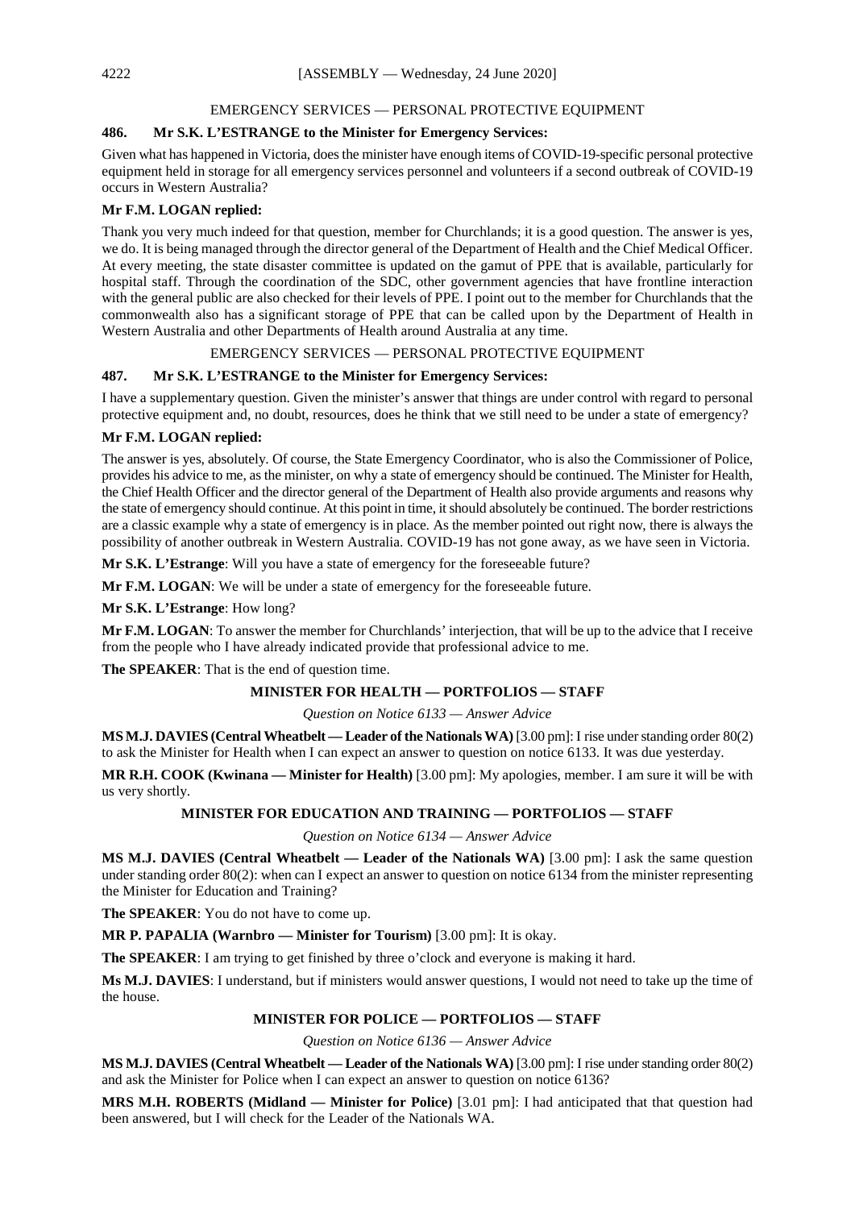## EMERGENCY SERVICES — PERSONAL PROTECTIVE EQUIPMENT

**486. Mr S.K. L'ESTRANGE to the Minister for Emergency Services:**

Given what has happened in Victoria, does the minister have enough items of COVID-19-specific personal protective equipment held in storage for all emergency services personnel and volunteers if a second outbreak of COVID-19 occurs in Western Australia?

**Mr F.M. LOGAN replied:**

Thank you very much indeed for that question, member for Churchlands; it is a good question. The answer is yes, we do. It is being managed through the director general of the Department of Health and the Chief Medical Officer. At every meeting, the state disaster committee is updated on the gamut of PPE that is available, particularly for hospital staff. Through the coordination of the SDC, other government agencies that have frontline interaction with the general public are also checked for their levels of PPE. I point out to the member for Churchlands that the commonwealth also has a significant storage of PPE that can be called upon by the Department of Health in Western Australia and other Departments of Health around Australia at any time.

## EMERGENCY SERVICES — PERSONAL PROTECTIVE EQUIPMENT

**487. Mr S.K. L'ESTRANGE to the Minister for Emergency Services:**

I have a supplementary question. Given the minister's answer that things are under control with regard to personal protective equipment and, no doubt, resources, does he think that we still need to be under a state of emergency?

**Mr F.M. LOGAN replied:**

The answer is yes, absolutely. Of course, the State Emergency Coordinator, who is also the Commissioner of Police, provides his advice to me, as the minister, on why a state of emergency should be continued. The Minister for Health, the Chief Health Officer and the director general of the Department of Health also provide arguments and reasons why the state of emergency should continue. At this point in time, it should absolutely be continued. The border restrictions are a classic example why a state of emergency is in place. As the member pointed out right now, there is always the possibility of another outbreak in Western Australia. COVID-19 has not gone away, as we have seen in Victoria.

**Mr S.K. L'Estrange**: Will you have a state of emergency for the foreseeable future?

**Mr F.M. LOGAN**: We will be under a state of emergency for the foreseeable future.

**Mr S.K. L'Estrange**: How long?

**Mr F.M. LOGAN**: To answer the member for Churchlands' interjection, that will be up to the advice that I receive from the people who I have already indicated provide that professional advice to me.

**The SPEAKER**: That is the end of question time.

## MINISTER FOR HEALTH — PORTFOLIOS — STAFF

*Question on Notice 6133 — Answer Advice*

**MS M.J. DAVIES (Central Wheatbelt — Leader of the Nationals WA)** [3.00 pm]: I rise under standing order 80(2) to ask the Minister for Health when I can expect an answer to question on notice 6133. It was due yesterday.

**MR R.H. COOK (Kwinana — Minister for Health)** [3.00 pm]: My apologies, member. I am sure it will be with us very shortly.

## MINISTER FOR EDUCATION AND TRAINING — PORTFOLIOS — STAFF

*Question on Notice 6134 — Answer Advice*

**MS M.J. DAVIES (Central Wheatbelt — Leader of the Nationals WA)** [3.00 pm]: I ask the same question under standing order 80(2): when can I expect an answer to question on notice 6134 from the minister representing the Minister for Education and Training?

**The SPEAKER**: You do not have to come up.

**MR P. PAPALIA (Warnbro — Minister for Tourism)** [3.00 pm]: It is okay.

**The SPEAKER**: I am trying to get finished by three o'clock and everyone is making it hard.

**Ms M.J. DAVIES**: I understand, but if ministers would answer questions, I would not need to take up the time of the house.

## MINISTER FOR POLICE — PORTFOLIOS — STAFF

*Question on Notice 6136 — Answer Advice*

**MS M.J. DAVIES (Central Wheatbelt — Leader of the Nationals WA)** [3.00 pm]: I rise under standing order 80(2) and ask the Minister for Police when I can expect an answer to question on notice 6136?

**MRS M.H. ROBERTS (Midland — Minister for Police)** [3.01 pm]: I had anticipated that that question had been answered, but I will check for the Leader of the Nationals WA.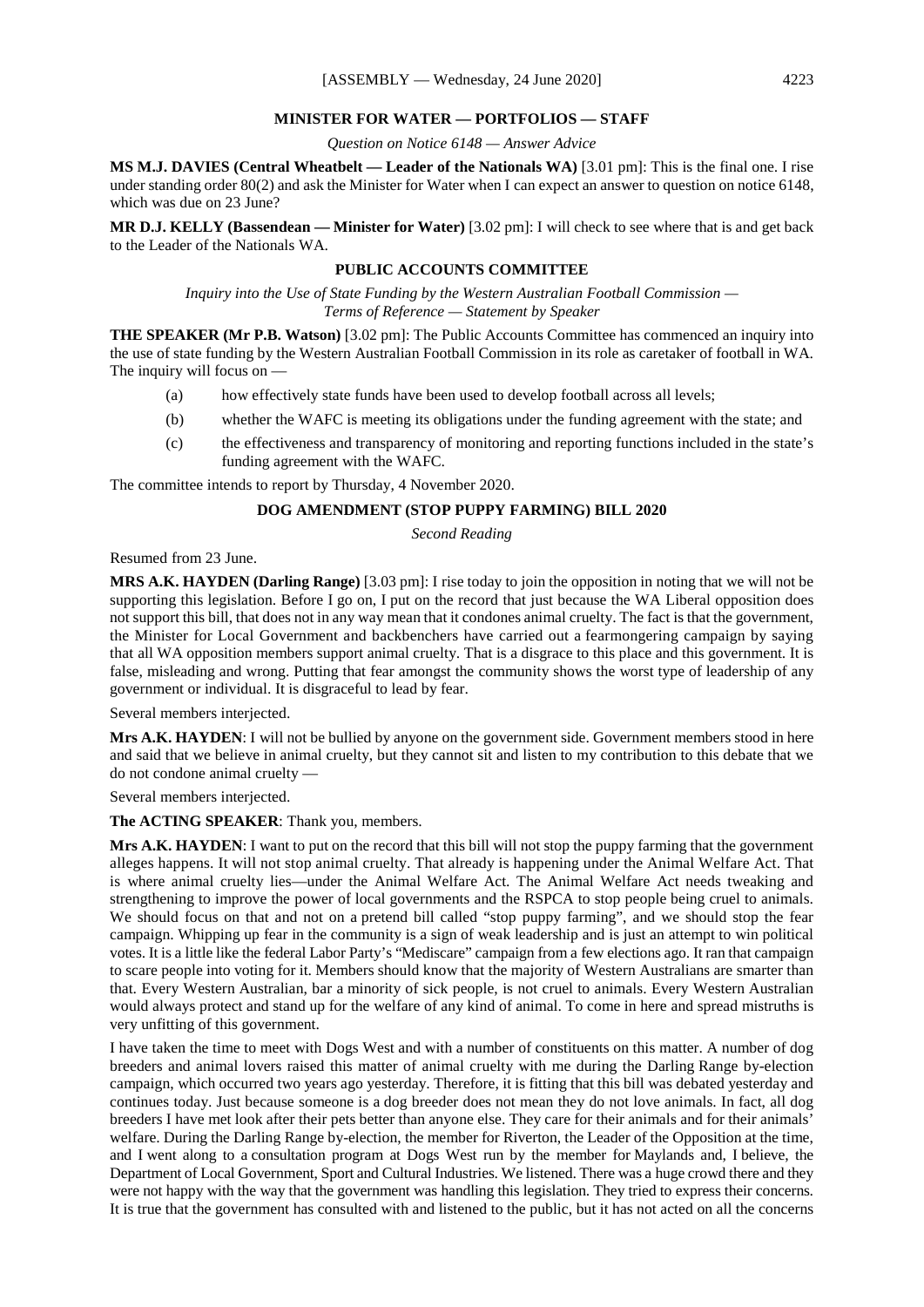## MINISTER FOR WATER — PORTFOLIOS — STAFF

*Question on Notice 6148 — Answer Advice*

**MS M.J. DAVIES (Central Wheatbelt — Leader of the Nationals WA)** [3.01 pm]: This is the final one. I rise under standing order 80(2) and ask the Minister for Water when I can expect an answer to question on notice 6148, which was due on 23 June?

**MR D.J. KELLY (Bassendean — Minister for Water)** [3.02 pm]: I will check to see where that is and get back to the Leader of the Nationals WA.

## PUBLIC ACCOUNTS COMMITTEE

*Inquiry into the Use of State Funding by the Western Australian Football Commission — Terms of Reference — Statement by Speaker*

**THE SPEAKER (Mr P.B. Watson)** [3.02 pm]: The Public Accounts Committee has commenced an inquiry into the use of state funding by the Western Australian Football Commission in its role as caretaker of football in WA. The inquiry will focus on —

(a) how effectively state funds have been used to develop football across all levels;

(b) whether the WAFC is meeting its obligations under the funding agreement with the state; and

(c) the effectiveness and transparency of monitoring and reporting functions included in the state's funding agreement with the WAFC.

The committee intends to report by Thursday, 4 November 2020.

## DOG AMENDMENT (STOP PUPPY FARMING) BILL 2020

*Second Reading*

Resumed from 23 June.

**MRS A.K. HAYDEN (Darling Range)** [3.03 pm]: I rise today to join the opposition in noting that we will not be supporting this legislation. Before I go on, I put on the record that just because the WA Liberal opposition does not support this bill, that does not in any way mean that it condones animal cruelty. The fact is that the government, the Minister for Local Government and backbenchers have carried out a fearmongering campaign by saying that all WA opposition members support animal cruelty. That is a disgrace to this place and this government. It is false, misleading and wrong. Putting that fear amongst the community shows the worst type of leadership of any government or individual. It is disgraceful to lead by fear.

Several members interjected.

**Mrs A.K. HAYDEN**: I will not be bullied by anyone on the government side. Government members stood in here and said that we believe in animal cruelty, but they cannot sit and listen to my contribution to this debate that we do not condone animal cruelty —

Several members interjected.

**The ACTING SPEAKER**: Thank you, members.

**Mrs A.K. HAYDEN**: I want to put on the record that this bill will not stop the puppy farming that the government alleges happens. It will not stop animal cruelty. That already is happening under the Animal Welfare Act. That is where animal cruelty lies—under the Animal Welfare Act. The Animal Welfare Act needs tweaking and strengthening to improve the power of local governments and the RSPCA to stop people being cruel to animals. We should focus on that and not on a pretend bill called "stop puppy farming", and we should stop the fear campaign. Whipping up fear in the community is a sign of weak leadership and is just an attempt to win political votes. It is a little like the federal Labor Party's "Mediscare" campaign from a few elections ago. It ran that campaign to scare people into voting for it. Members should know that the majority of Western Australians are smarter than that. Every Western Australian, bar a minority of sick people, is not cruel to animals. Every Western Australian would always protect and stand up for the welfare of any kind of animal. To come in here and spread mistruths is very unfitting of this government.

I have taken the time to meet with Dogs West and with a number of constituents on this matter. A number of dog breeders and animal lovers raised this matter of animal cruelty with me during the Darling Range by-election campaign, which occurred two years ago yesterday. Therefore, it is fitting that this bill was debated yesterday and continues today. Just because someone is a dog breeder does not mean they do not love animals. In fact, all dog breeders I have met look after their pets better than anyone else. They care for their animals and for their animals' welfare. During the Darling Range by-election, the member for Riverton, the Leader of the Opposition at the time, and I went along to a consultation program at Dogs West run by the member for Maylands and, I believe, the Department of Local Government, Sport and Cultural Industries. We listened. There was a huge crowd there and they were not happy with the way that the government was handling this legislation. They tried to express their concerns. It is true that the government has consulted with and listened to the public, but it has not acted on all the concerns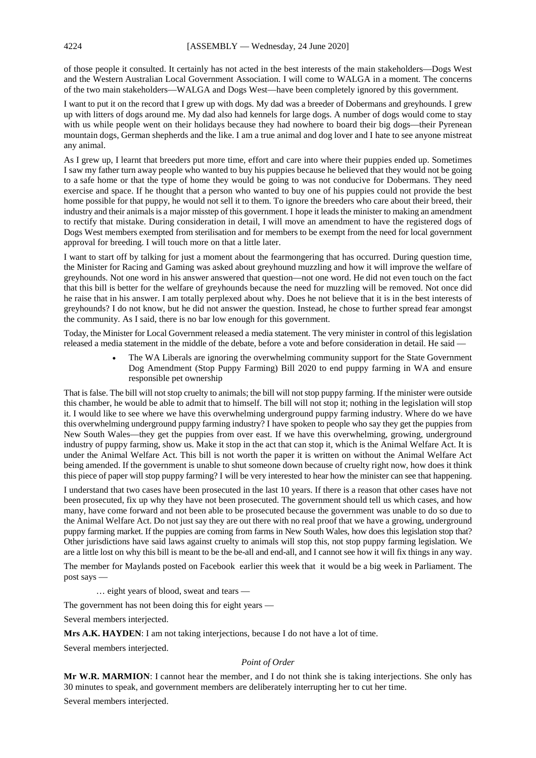of those people it consulted. It certainly has not acted in the best interests of the main stakeholders—Dogs West and the Western Australian Local Government Association. I will come to WALGA in a moment. The concerns of the two main stakeholders—WALGA and Dogs West—have been completely ignored by this government.

I want to put it on the record that I grew up with dogs. My dad was a breeder of Dobermans and greyhounds. I grew up with litters of dogs around me. My dad also had kennels for large dogs. A number of dogs would come to stay with us while people went on their holidays because they had nowhere to board their big dogs—their Pyrenean mountain dogs, German shepherds and the like. I am a true animal and dog lover and I hate to see anyone mistreat any animal.

As I grew up, I learnt that breeders put more time, effort and care into where their puppies ended up. Sometimes I saw my father turn away people who wanted to buy his puppies because he believed that they would not be going to a safe home or that the type of home they would be going to was not conducive for Dobermans. They need exercise and space. If he thought that a person who wanted to buy one of his puppies could not provide the best home possible for that puppy, he would not sell it to them. To ignore the breeders who care about their breed, their industry and their animals is a major misstep of this government. I hope it leads the minister to making an amendment to rectify that mistake. During consideration in detail, I will move an amendment to have the registered dogs of Dogs West members exempted from sterilisation and for members to be exempt from the need for local government approval for breeding. I will touch more on that a little later.

I want to start off by talking for just a moment about the fearmongering that has occurred. During question time, the Minister for Racing and Gaming was asked about greyhound muzzling and how it will improve the welfare of greyhounds. Not one word in his answer answered that question—not one word. He did not even touch on the fact that this bill is better for the welfare of greyhounds because the need for muzzling will be removed. Not once did he raise that in his answer. I am totally perplexed about why. Does he not believe that it is in the best interests of greyhounds? I do not know, but he did not answer the question. Instead, he chose to further spread fear amongst the community. As I said, there is no bar low enough for this government.

Today, the Minister for Local Government released a media statement. The very minister in control of this legislation released a media statement in the middle of the debate, before a vote and before consideration in detail. He said —

- The WA Liberals are ignoring the overwhelming community support for the State Government Dog Amendment (Stop Puppy Farming) Bill 2020 to end puppy farming in WA and ensure responsible pet ownership

That is false. The bill will not stop cruelty to animals; the bill will not stop puppy farming. If the minister were outside this chamber, he would be able to admit that to himself. The bill will not stop it; nothing in the legislation will stop it. I would like to see where we have this overwhelming underground puppy farming industry. Where do we have this overwhelming underground puppy farming industry? I have spoken to people who say they get the puppies from New South Wales—they get the puppies from over east. If we have this overwhelming, growing, underground industry of puppy farming, show us. Make it stop in the act that can stop it, which is the Animal Welfare Act. It is under the Animal Welfare Act. This bill is not worth the paper it is written on without the Animal Welfare Act being amended. If the government is unable to shut someone down because of cruelty right now, how does it think this piece of paper will stop puppy farming? I will be very interested to hear how the minister can see that happening.

I understand that two cases have been prosecuted in the last 10 years. If there is a reason that other cases have not been prosecuted, fix up why they have not been prosecuted. The government should tell us which cases, and how many, have come forward and not been able to be prosecuted because the government was unable to do so due to the Animal Welfare Act. Do not just say they are out there with no real proof that we have a growing, underground puppy farming market. If the puppies are coming from farms in New South Wales, how does this legislation stop that? Other jurisdictions have said laws against cruelty to animals will stop this, not stop puppy farming legislation. We are a little lost on why this bill is meant to be the be-all and end-all, and I cannot see how it will fix things in any way.

The member for Maylands posted on Facebook earlier this week that it would be a big week in Parliament. The post says —

… eight years of blood, sweat and tears —

The government has not been doing this for eight years —

Several members interjected.

**Mrs A.K. HAYDEN**: I am not taking interjections, because I do not have a lot of time.

Several members interjected.

*Point of Order*

**Mr W.R. MARMION**: I cannot hear the member, and I do not think she is taking interjections. She only has 30 minutes to speak, and government members are deliberately interrupting her to cut her time.

Several members interjected.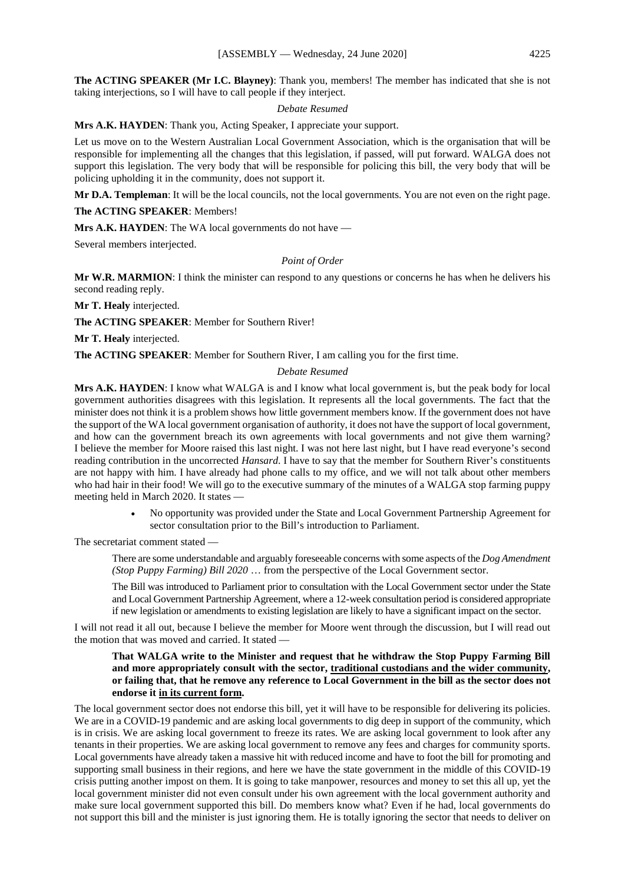**The ACTING SPEAKER (Mr I.C. Blayney)**: Thank you, members! The member has indicated that she is not taking interjections, so I will have to call people if they interject.

*Debate Resumed*

**Mrs A.K. HAYDEN**: Thank you, Acting Speaker, I appreciate your support.

Let us move on to the Western Australian Local Government Association, which is the organisation that will be responsible for implementing all the changes that this legislation, if passed, will put forward. WALGA does not support this legislation. The very body that will be responsible for policing this bill, the very body that will be policing upholding it in the community, does not support it.

**Mr D.A. Templeman**: It will be the local councils, not the local governments. You are not even on the right page.

**The ACTING SPEAKER**: Members!

**Mrs A.K. HAYDEN**: The WA local governments do not have —

Several members interjected.

*Point of Order*

**Mr W.R. MARMION**: I think the minister can respond to any questions or concerns he has when he delivers his second reading reply.

**Mr T. Healy** interjected.

**The ACTING SPEAKER**: Member for Southern River!

**Mr T. Healy** interjected.

**The ACTING SPEAKER**: Member for Southern River, I am calling you for the first time.

*Debate Resumed*

**Mrs A.K. HAYDEN**: I know what WALGA is and I know what local government is, but the peak body for local government authorities disagrees with this legislation. It represents all the local governments. The fact that the minister does not think it is a problem shows how little government members know. If the government does not have the support of the WA local government organisation of authority, it does not have the support of local government, and how can the government breach its own agreements with local governments and not give them warning? I believe the member for Moore raised this last night. I was not here last night, but I have read everyone's second reading contribution in the uncorrected *Hansard*. I have to say that the member for Southern River's constituents are not happy with him. I have already had phone calls to my office, and we will not talk about other members who had hair in their food! We will go to the executive summary of the minutes of a WALGA stop farming puppy meeting held in March 2020. It states —

- No opportunity was provided under the State and Local Government Partnership Agreement for sector consultation prior to the Bill's introduction to Parliament.

The secretariat comment stated —

> There are some understandable and arguably foreseeable concerns with some aspects of the *Dog Amendment (Stop Puppy Farming) Bill 2020* … from the perspective of the Local Government sector.
>
> The Bill was introduced to Parliament prior to consultation with the Local Government sector under the State and Local Government Partnership Agreement, where a 12-week consultation period is considered appropriate if new legislation or amendments to existing legislation are likely to have a significant impact on the sector.

I will not read it all out, because I believe the member for Moore went through the discussion, but I will read out the motion that was moved and carried. It stated —

> **That WALGA write to the Minister and request that he withdraw the Stop Puppy Farming Bill and more appropriately consult with the sector, <u>traditional custodians and the wider community</u>, or failing that, that he remove any reference to Local Government in the bill as the sector does not endorse it <u>in its current form</u>.**

The local government sector does not endorse this bill, yet it will have to be responsible for delivering its policies. We are in a COVID-19 pandemic and are asking local governments to dig deep in support of the community, which is in crisis. We are asking local government to freeze its rates. We are asking local government to look after any tenants in their properties. We are asking local government to remove any fees and charges for community sports. Local governments have already taken a massive hit with reduced income and have to foot the bill for promoting and supporting small business in their regions, and here we have the state government in the middle of this COVID-19 crisis putting another impost on them. It is going to take manpower, resources and money to set this all up, yet the local government minister did not even consult under his own agreement with the local government authority and make sure local government supported this bill. Do members know what? Even if he had, local governments do not support this bill and the minister is just ignoring them. He is totally ignoring the sector that needs to deliver on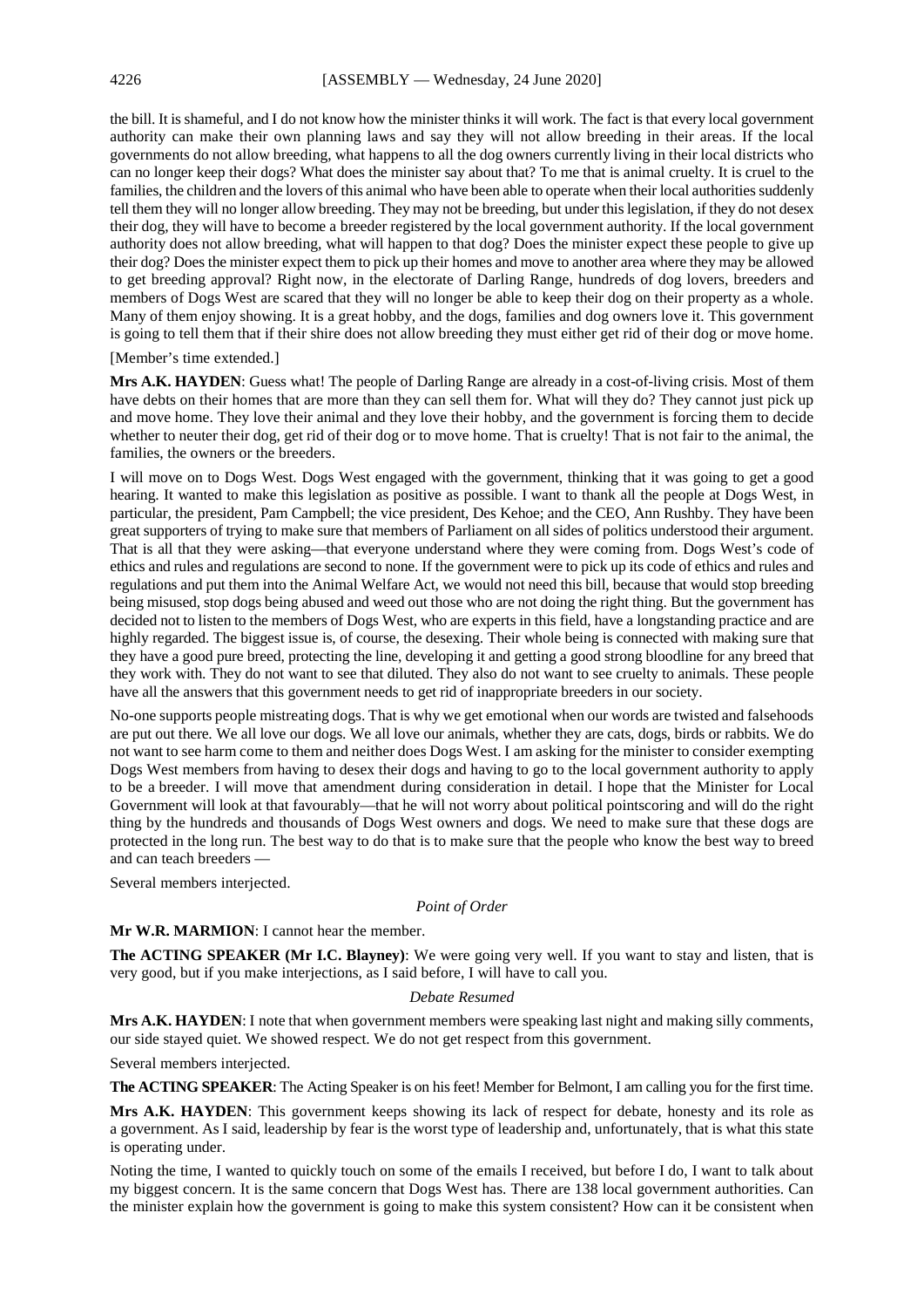the bill. It is shameful, and I do not know how the minister thinks it will work. The fact is that every local government authority can make their own planning laws and say they will not allow breeding in their areas. If the local governments do not allow breeding, what happens to all the dog owners currently living in their local districts who can no longer keep their dogs? What does the minister say about that? To me that is animal cruelty. It is cruel to the families, the children and the lovers of this animal who have been able to operate when their local authorities suddenly tell them they will no longer allow breeding. They may not be breeding, but under this legislation, if they do not desex their dog, they will have to become a breeder registered by the local government authority. If the local government authority does not allow breeding, what will happen to that dog? Does the minister expect these people to give up their dog? Does the minister expect them to pick up their homes and move to another area where they may be allowed to get breeding approval? Right now, in the electorate of Darling Range, hundreds of dog lovers, breeders and members of Dogs West are scared that they will no longer be able to keep their dog on their property as a whole. Many of them enjoy showing. It is a great hobby, and the dogs, families and dog owners love it. This government is going to tell them that if their shire does not allow breeding they must either get rid of their dog or move home.

[Member's time extended.]

**Mrs A.K. HAYDEN**: Guess what! The people of Darling Range are already in a cost-of-living crisis. Most of them have debts on their homes that are more than they can sell them for. What will they do? They cannot just pick up and move home. They love their animal and they love their hobby, and the member is forcing them to decide whether to neuter their dog, get rid of their dog or to move home. That is cruelty! That is not fair to the animal, the families, the owners or the breeders.

I will move on to Dogs West. Dogs West engaged with the government, thinking that it was going to get a good hearing. It wanted to make this legislation as positive as possible. I want to thank all the people at Dogs West, in particular, the president, Pam Campbell; the vice president, Des Kehoe; and the CEO, Ann Rushby. They have been great supporters of trying to make sure that members of Parliament on all sides of politics understood their argument. That is all that they were asking—that everyone understand where they were coming from. Dogs West's code of ethics and rules and regulations are second to none. If the government were to pick up its code of ethics and rules and regulations and put them into the Animal Welfare Act, we would not need this bill, because that would stop breeding being misused, stop dogs being abused and weed out those who are not doing the right thing. But the government has decided not to listen to the members of Dogs West, who are experts in this field, have a longstanding practice and are highly regarded. The biggest issue is, of course, the desexing. Their whole being is connected with making sure that they have a good pure breed, protecting the line, developing it and getting a good strong bloodline for any breed that they work with. They do not want to see that diluted. They also do not want to see cruelty to animals. These people have all the answers that this government needs to get rid of inappropriate breeders in our society.

No-one supports people mistreating dogs. That is why we get emotional when our words are twisted and falsehoods are put out there. We all love our dogs. We all love our animals, whether they are cats, dogs, birds or rabbits. We do not want to see harm come to them and neither does Dogs West. I am asking for the minister to consider exempting Dogs West members from having to desex their dogs and having to go to the local government authority to apply to be a breeder. I will move that amendment during consideration in detail. I hope that the Minister for Local Government will look at that favourably—that he will not worry about political pointscoring and will do the right thing by the hundreds and thousands of Dogs West owners and dogs. We need to make sure that these dogs are protected in the long run. The best way to do that is to make sure that the people who know the best way to breed and can teach breeders —

Several members interjected.

*Point of Order*

**Mr W.R. MARMION**: I cannot hear the member.

**The ACTING SPEAKER (Mr I.C. Blayney)**: We were going very well. If you want to stay and listen, that is very good, but if you make interjections, as I said before, I will have to call you.

*Debate Resumed*

**Mrs A.K. HAYDEN**: I note that when government members were speaking last night and making silly comments, our side stayed quiet. We showed respect. We do not get respect from this government.

Several members interjected.

**The ACTING SPEAKER**: The Acting Speaker is on his feet! Member for Belmont, I am calling you for the first time.

**Mrs A.K. HAYDEN**: This government keeps showing its lack of respect for debate, honesty and its role as a government. As I said, leadership by fear is the worst type of leadership and, unfortunately, that is what this state is operating under.

Noting the time, I wanted to quickly touch on some of the emails I received, but before I do, I want to talk about my biggest concern. It is the same concern that Dogs West has. There are 138 local government authorities. Can the minister explain how the government is going to make this system consistent? How can it be consistent when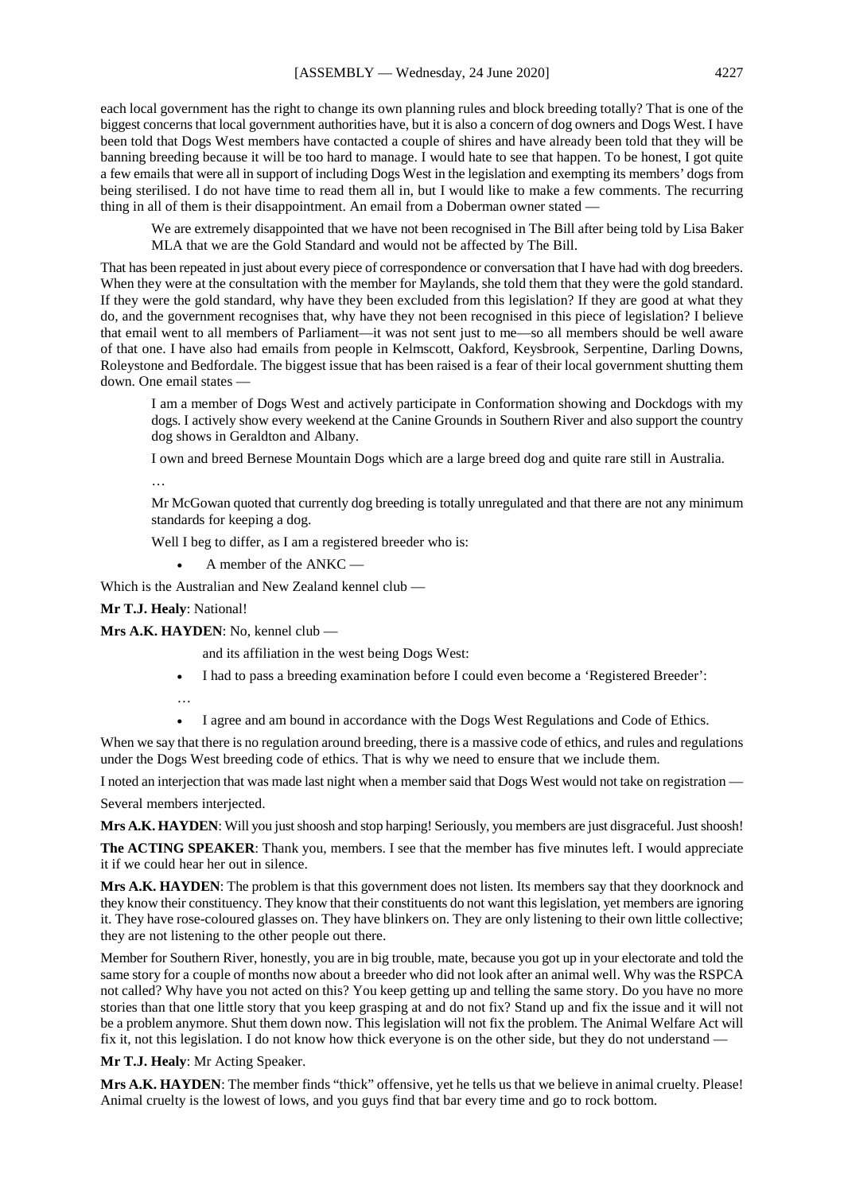each local government has the right to change its own planning rules and block breeding totally? That is one of the biggest concerns that local government authorities have, but it is also a concern of dog owners and Dogs West. I have been told that Dogs West members have contacted a couple of shires and have already been told that they will be banning breeding because it will be too hard to manage. I would hate to see that happen. To be honest, I got quite a few emails that were all in support of including Dogs West in the legislation and exempting its members' dogs from being sterilised. I do not have time to read them all in, but I would like to make a few comments. The recurring thing in all of them is their disappointment. An email from a Doberman owner stated —

> We are extremely disappointed that we have not been recognised in The Bill after being told by Lisa Baker MLA that we are the Gold Standard and would not be affected by The Bill.

That has been repeated in just about every piece of correspondence or conversation that I have had with dog breeders. When they were at the consultation with the member for Maylands, she told them that they were the gold standard. If they were the gold standard, why have they been excluded from this legislation? If they are good at what they do, and the government recognises that, why have they not been recognised in this piece of legislation? I believe that email went to all members of Parliament—it was not sent just to me—so all members should be well aware of that one. I have also had emails from people in Kelmscott, Oakford, Keysbrook, Serpentine, Darling Downs, Roleystone and Bedfordale. The biggest issue that has been raised is a fear of their local government shutting them down. One email states —

> I am a member of Dogs West and actively participate in Conformation showing and Dockdogs with my dogs. I actively show every weekend at the Canine Grounds in Southern River and also support the country dog shows in Geraldton and Albany.
>
> I own and breed Bernese Mountain Dogs which are a large breed dog and quite rare still in Australia.
>
> …
>
> Mr McGowan quoted that currently dog breeding is totally unregulated and that there are not any minimum standards for keeping a dog.
>
> Well I beg to differ, as I am a registered breeder who is:
>
> - A member of the ANKC —

Which is the Australian and New Zealand kennel club —

**Mr T.J. Healy**: National!

**Mrs A.K. HAYDEN**: No, kennel club —

> and its affiliation in the west being Dogs West:
>
> - I had to pass a breeding examination before I could even become a 'Registered Breeder':
>
> …
>
> - I agree and am bound in accordance with the Dogs West Regulations and Code of Ethics.

When we say that there is no regulation around breeding, there is a massive code of ethics, and rules and regulations under the Dogs West breeding code of ethics. That is why we need to ensure that we include them.

I noted an interjection that was made last night when a member said that Dogs West would not take on registration —

Several members interjected.

**Mrs A.K. HAYDEN**: Will you just shoosh and stop harping! Seriously, you members are just disgraceful. Just shoosh!

**The ACTING SPEAKER**: Thank you, members. I see that the member has five minutes left. I would appreciate it if we could hear her out in silence.

**Mrs A.K. HAYDEN**: The problem is that this government does not listen. Its members say that they doorknock and they know their constituency. They know that their constituents do not want this legislation, yet members are ignoring it. They have rose-coloured glasses on. They have blinkers on. They are only listening to their own little collective; they are not listening to the other people out there.

Member for Southern River, honestly, you are in big trouble, mate, because you got up in your electorate and told the same story for a couple of months now about a breeder who did not look after an animal well. Why was the RSPCA not called? Why have you not acted on this? You keep getting up and telling the same story. Do you have no more stories than that one little story that you keep grasping at and do not fix? Stand up and fix the issue and it will not be a problem anymore. Shut them down now. This legislation will not fix the problem. The Animal Welfare Act will fix it, not this legislation. I do not know how thick everyone is on the other side, but they do not understand —

**Mr T.J. Healy**: Mr Acting Speaker.

**Mrs A.K. HAYDEN**: The member finds "thick" offensive, yet he tells us that we believe in animal cruelty. Please! Animal cruelty is the lowest of lows, and you guys find that bar every time and go to rock bottom.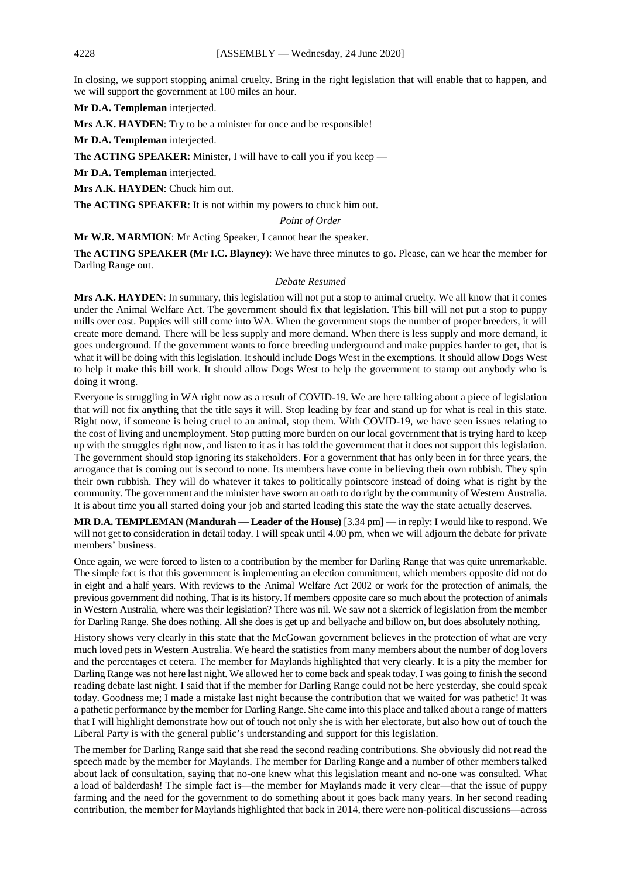In closing, we support stopping animal cruelty. Bring in the right legislation that will enable that to happen, and we will support the government at 100 miles an hour.

**Mr D.A. Templeman** interjected.

**Mrs A.K. HAYDEN**: Try to be a minister for once and be responsible!

**Mr D.A. Templeman** interjected.

**The ACTING SPEAKER**: Minister, I will have to call you if you keep —

**Mr D.A. Templeman** interjected.

**Mrs A.K. HAYDEN**: Chuck him out.

**The ACTING SPEAKER**: It is not within my powers to chuck him out.

*Point of Order*

**Mr W.R. MARMION**: Mr Acting Speaker, I cannot hear the speaker.

**The ACTING SPEAKER (Mr I.C. Blayney)**: We have three minutes to go. Please, can we hear the member for Darling Range out.

*Debate Resumed*

**Mrs A.K. HAYDEN**: In summary, this legislation will not put a stop to animal cruelty. We all know that it comes under the Animal Welfare Act. The government should fix that legislation. This bill will not put a stop to puppy mills over east. Puppies will still come into WA. When the government stops the number of proper breeders, it will create more demand. There will be less supply and more demand. When there is less supply and more demand, it goes underground. If the government wants to force breeding underground and make puppies harder to get, that is what it will be doing with this legislation. It should include Dogs West in the exemptions. It should allow Dogs West to help it make this bill work. It should allow Dogs West to help the government to stamp out anybody who is doing it wrong.

Everyone is struggling in WA right now as a result of COVID-19. We are here talking about a piece of legislation that will not fix anything that the title says it will. Stop leading by fear and stand up for what is real in this state. Right now, if someone is being cruel to an animal, stop them. With COVID-19, we have seen issues relating to the cost of living and unemployment. Stop putting more burden on our local government that is trying hard to keep up with the struggles right now, and listen to it as it has told the government that it does not support this legislation. The government should stop ignoring its stakeholders. For a government that has only been in for three years, the arrogance that is coming out is second to none. Its members have come in believing their own rubbish. They spin their own rubbish. They will do whatever it takes to politically pointscore instead of doing what is right by the community. The government and the minister have sworn an oath to do right by the community of Western Australia. It is about time you all started doing your job and started leading this state the way the state actually deserves.

**MR D.A. TEMPLEMAN (Mandurah — Leader of the House)** [3.34 pm] — in reply: I would like to respond. We will not get to consideration in detail today. I will speak until 4.00 pm, when we will adjourn the debate for private members' business.

Once again, we were forced to listen to a contribution by the member for Darling Range that was quite unremarkable. The simple fact is that this government is implementing an election commitment, which members opposite did not do in eight and a half years. With reviews to the Animal Welfare Act 2002 or work for the protection of animals, the previous government did nothing. That is its history. If members opposite care so much about the protection of animals in Western Australia, where was their legislation? There was nil. We saw not a skerrick of legislation from the member for Darling Range. She does nothing. All she does is get up and bellyache and billow on, but does absolutely nothing.

History shows very clearly in this state that the McGowan government believes in the protection of what are very much loved pets in Western Australia. We heard the statistics from many members about the number of dog lovers and the percentages et cetera. The member for Maylands highlighted that very clearly. It is a pity the member for Darling Range was not here last night. We allowed her to come back and speak today. I was going to finish the second reading debate last night. I said that if the member for Darling Range could not be here yesterday, she could speak today. Goodness me; I made a mistake last night because the contribution that we waited for was pathetic! It was a pathetic performance by the member for Darling Range. She came into this place and talked about a range of matters that I will highlight demonstrate how out of touch not only she is with her electorate, but also how out of touch the Liberal Party is with the general public's understanding and support for this legislation.

The member for Darling Range said that she read the second reading contributions. She obviously did not read the speech made by the member for Maylands. The member for Darling Range and a number of other members talked about lack of consultation, saying that no-one knew what this legislation meant and no-one was consulted. What a load of balderdash! The simple fact is—the member for Maylands made it very clear—that the issue of puppy farming and the need for the government to do something about it goes back many years. In her second reading contribution, the member for Maylands highlighted that back in 2014, there were non-political discussions—across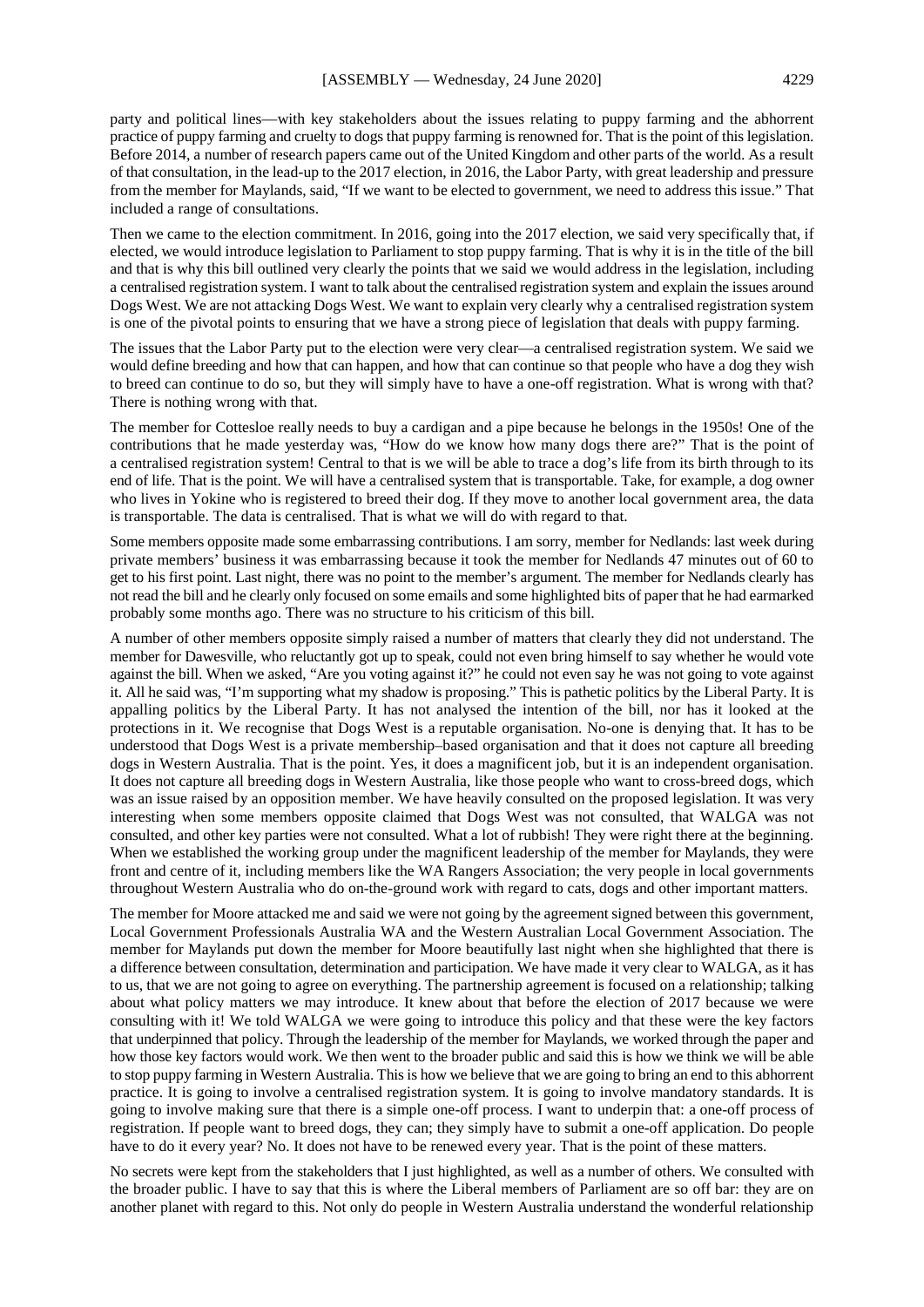party and political lines—with key stakeholders about the issues relating to puppy farming and the abhorrent practice of puppy farming and cruelty to dogs that puppy farming is renowned for. That is the point of this legislation. Before 2014, a number of research papers came out of the United Kingdom and other parts of the world. As a result of that consultation, in the lead-up to the 2017 election, in 2016, the Labor Party, with great leadership and pressure from the member for Maylands, said, "If we want to be elected to government, we need to address this issue." That included a range of consultations.

Then we came to the election commitment. In 2016, going into the 2017 election, we said very specifically that, if elected, we would introduce legislation to Parliament to stop puppy farming. That is why it is in the title of the bill and that is why this bill outlined very clearly the points that we said we would address in the legislation, including a centralised registration system. I want to talk about the centralised registration system and explain the issues around Dogs West. We are not attacking Dogs West. We want to explain very clearly why a centralised registration system is one of the pivotal points to ensuring that we have a strong piece of legislation that deals with puppy farming.

The issues that the Labor Party put to the election were very clear—a centralised registration system. We said we would define breeding and how that can happen, and how that can continue so that people who have a dog they wish to breed can continue to do so, but they will simply have to have a one-off registration. What is wrong with that? There is nothing wrong with that.

The member for Cottesloe really needs to buy a cardigan and a pipe because he belongs in the 1950s! One of the contributions that he made yesterday was, "How do we know how many dogs there are?" That is the point of a centralised registration system! Central to that is we will be able to trace a dog's life from its birth through to its end of life. That is the point. We will have a centralised system that is transportable. Take, for example, a dog owner who lives in Yokine who is registered to breed their dog. If they move to another local government area, the data is transportable. The data is centralised. That is what we will do with regard to that.

Some members opposite made some embarrassing contributions. I am sorry, member for Nedlands: last week during private members' business it was embarrassing because it took the member for Nedlands 47 minutes out of 60 to get to his first point. Last night, there was no point to the member's argument. The member for Nedlands clearly has not read the bill and he clearly only focused on some emails and some highlighted bits of paper that he had earmarked probably some months ago. There was no structure to his criticism of this bill.

A number of other members opposite simply raised a number of matters that clearly they did not understand. The member for Dawesville, who reluctantly got up to speak, could not even bring himself to say whether he would vote against the bill. When we asked, "Are you voting against it?" he could not even say he was not going to vote against it. All he said was, "I'm supporting what my shadow is proposing." This is pathetic politics by the Liberal Party. It is appalling politics by the Liberal Party. It has not analysed the intention of the bill, nor has it looked at the protections in it. We recognise that Dogs West is a reputable organisation. No-one is denying that. It has to be understood that Dogs West is a private membership–based organisation and that it does not capture all breeding dogs in Western Australia. That is the point. Yes, it does a magnificent job, but it is an independent organisation. It does not capture all breeding dogs in Western Australia, like those people who want to cross-breed dogs, which was an issue raised by an opposition member. We have heavily consulted on the proposed legislation. It was very interesting when some members opposite claimed that Dogs West was not consulted, that WALGA was not consulted, and other key parties were not consulted. What a lot of rubbish! They were right there at the beginning. When we established the working group under the magnificent leadership of the member for Maylands, they were front and centre of it, including members like the WA Rangers Association; the very people in local governments throughout Western Australia who do on-the-ground work with regard to cats, dogs and other important matters.

The member for Moore attacked me and said we were not going by the agreement signed between this government, Local Government Professionals Australia WA and the Western Australian Local Government Association. The member for Maylands put down the member for Moore beautifully last night when she highlighted that there is a difference between consultation, determination and participation. We have made it very clear to WALGA, as it has to us, that we are not going to agree on everything. The partnership agreement is focused on a relationship; talking about what policy matters we may introduce. It knew about that before the election of 2017 because we were consulting with it! We told WALGA we were going to introduce this policy and that these were the key factors that underpinned that policy. Through the leadership of the member for Maylands, we worked through the paper and how those key factors would work. We then went to the broader public and said this is how we think we will be able to stop puppy farming in Western Australia. This is how we believe that we are going to bring an end to this abhorrent practice. It is going to involve a centralised registration system. It is going to involve mandatory standards. It is going to involve making sure that there is a simple one-off process. I want to underpin that: a one-off process of registration. If people want to breed dogs, they can; they simply have to submit a one-off application. Do people have to do it every year? No. It does not have to be renewed every year. That is the point of these matters.

No secrets were kept from the stakeholders that I just highlighted, as well as a number of others. We consulted with the broader public. I have to say that this is where the Liberal members of Parliament are so off bar: they are on another planet with regard to this. Not only do people in Western Australia understand the wonderful relationship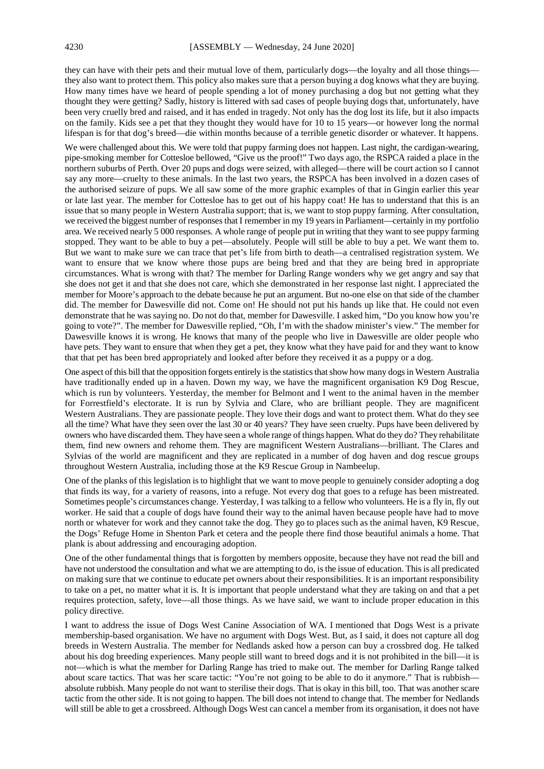they can have with their pets and their mutual love of them, particularly dogs—the loyalty and all those things—they also want to protect them. This policy also makes sure that a person buying a dog knows what they are buying. How many times have we heard of people spending a lot of money purchasing a dog but not getting what they thought they were getting? Sadly, history is littered with sad cases of people buying dogs that, unfortunately, have been very cruelly bred and raised, and it has ended in tragedy. Not only has the dog lost its life, but it also impacts on the family. Kids see a pet that they thought they would have for 10 to 15 years—or however long the normal lifespan is for that dog's breed—die within months because of a terrible genetic disorder or whatever. It happens.

We were challenged about this. We were told that puppy farming does not happen. Last night, the cardigan-wearing, pipe-smoking member for Cottesloe bellowed, "Give us the proof!" Two days ago, the RSPCA raided a place in the northern suburbs of Perth. Over 20 pups and dogs were seized, with alleged—there will be court action so I cannot say any more—cruelty to these animals. In the last two years, the RSPCA has been involved in a dozen cases of the authorised seizure of pups. We all saw some of the more graphic examples of that in Gingin earlier this year or late last year. The member for Cottesloe has to get out of his happy coat! He has to understand that this is an issue that so many people in Western Australia support; that is, we want to stop puppy farming. After consultation, we received the biggest number of responses that I remember in my 19 years in Parliament—certainly in my portfolio area. We received nearly 5 000 responses. A whole range of people put in writing that they want to see puppy farming stopped. They want to be able to buy a pet—absolutely. People will still be able to buy a pet. We want them to. But we want to make sure we can trace that pet's life from birth to death—a centralised registration system. We want to ensure that we know where those pups are being bred and that they are being bred in appropriate circumstances. What is wrong with that? The member for Darling Range wonders why we get angry and say that she does not get it and that she does not care, which she demonstrated in her response last night. I appreciated the member for Moore's approach to the debate because he put an argument. But no-one else on that side of the chamber did. The member for Dawesville did not. Come on! He should not put his hands up like that. He could not even demonstrate that he was saying no. Do not do that, member for Dawesville. I asked him, "Do you know how you're going to vote?". The member for Dawesville replied, "Oh, I'm with the shadow minister's view." The member for Dawesville knows it is wrong. He knows that many of the people who live in Dawesville are older people who have pets. They want to ensure that when they get a pet, they know what they have paid for and they want to know that that pet has been bred appropriately and looked after before they received it as a puppy or a dog.

One aspect of this bill that the opposition forgets entirely is the statistics that show how many dogs in Western Australia have traditionally ended up in a haven. Down my way, we have the magnificent organisation K9 Dog Rescue, which is run by volunteers. Yesterday, the member for Belmont and I went to the animal haven in the member for Forrestfield's electorate. It is run by Sylvia and Clare, who are brilliant people. They are magnificent Western Australians. They are passionate people. They love their dogs and want to protect them. What do they see all the time? What have they seen over the last 30 or 40 years? They have seen cruelty. Pups have been delivered by owners who have discarded them. They have seen a whole range of things happen. What do they do? They rehabilitate them, find new owners and rehome them. They are magnificent Western Australians—brilliant. The Clares and Sylvias of the world are magnificent and they are replicated in a number of dog haven and dog rescue groups throughout Western Australia, including those at the K9 Rescue Group in Nambeelup.

One of the planks of this legislation is to highlight that we want to move people to genuinely consider adopting a dog that finds its way, for a variety of reasons, into a refuge. Not every dog that goes to a refuge has been mistreated. Sometimes people's circumstances change. Yesterday, I was talking to a fellow who volunteers. He is a fly in, fly out worker. He said that a couple of dogs have found their way to the animal haven because people have had to move north or whatever for work and they cannot take the dog. They go to places such as the animal haven, K9 Rescue, the Dogs' Refuge Home in Shenton Park et cetera and the people there find those beautiful animals a home. That plank is about addressing and encouraging adoption.

One of the other fundamental things that is forgotten by members opposite, because they have not read the bill and have not understood the consultation and what we are attempting to do, is the issue of education. This is all predicated on making sure that we continue to educate pet owners about their responsibilities. It is an important responsibility to take on a pet, no matter what it is. It is important that people understand what they are taking on and that a pet requires protection, safety, love—all those things. As we have said, we want to include proper education in this policy directive.

I want to address the issue of Dogs West Canine Association of WA. I mentioned that Dogs West is a private membership-based organisation. We have no argument with Dogs West. But, as I said, it does not capture all dog breeds in Western Australia. The member for Nedlands asked how a person can buy a crossbred dog. He talked about his dog breeding experiences. Many people still want to breed dogs and it is not prohibited in the bill—it is not—which is what the member for Darling Range has tried to make out. The member for Darling Range talked about scare tactics. That was her scare tactic: "You're not going to be able to do it anymore." That is rubbish—absolute rubbish. Many people do not want to sterilise their dogs. That is okay in this bill, too. That was another scare tactic from the other side. It is not going to happen. The bill does not intend to change that. The member for Nedlands will still be able to get a crossbreed. Although Dogs West can cancel a member from its organisation, it does not have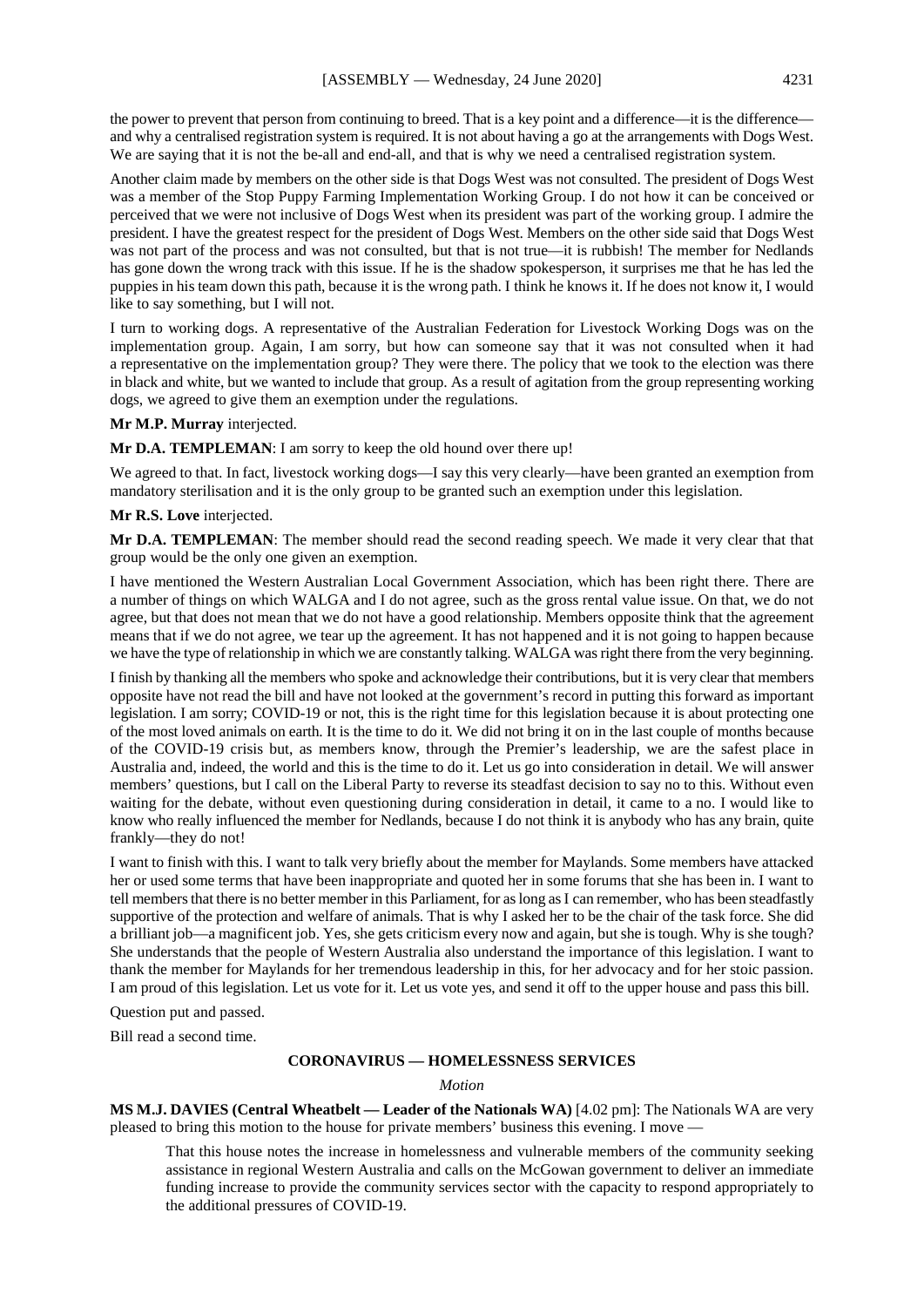the power to prevent that person from continuing to breed. That is a key point and a difference—it is the difference—and why a centralised registration system is required. It is not about having a go at the arrangements with Dogs West. We are saying that it is not the be-all and end-all, and that is why we need a centralised registration system.

Another claim made by members on the other side is that Dogs West was not consulted. The president of Dogs West was a member of the Stop Puppy Farming Implementation Working Group. I do not how it can be conceived or perceived that we were not inclusive of Dogs West when its president was part of the working group. I admire the president. I have the greatest respect for the president of Dogs West. Members on the other side said that Dogs West was not part of the process and was not consulted, but that is not true—it is rubbish! The member for Nedlands has gone down the wrong track with this issue. If he is the shadow spokesperson, it surprises me that he has led the puppies in his team down this path, because it is the wrong path. I think he knows it. If he does not know it, I would like to say something, but I will not.

I turn to working dogs. A representative of the Australian Federation for Livestock Working Dogs was on the implementation group. Again, I am sorry, but how can someone say that it was not consulted when it had a representative on the implementation group? They were there. The policy that we took to the election was there in black and white, but we wanted to include that group. As a result of agitation from the group representing working dogs, we agreed to give them an exemption under the regulations.

**Mr M.P. Murray** interjected.

**Mr D.A. TEMPLEMAN**: I am sorry to keep the old hound over there up!

We agreed to that. In fact, livestock working dogs—I say this very clearly—have been granted an exemption from mandatory sterilisation and it is the only group to be granted such an exemption under this legislation.

**Mr R.S. Love** interjected.

**Mr D.A. TEMPLEMAN**: The member should read the second reading speech. We made it very clear that that group would be the only one given an exemption.

I have mentioned the Western Australian Local Government Association, which has been right there. There are a number of things on which WALGA and I do not agree, such as the gross rental value issue. On that, we do not agree, but that does not mean that we do not have a good relationship. Members opposite think that the agreement means that if we do not agree, we tear up the agreement. It has not happened and it is not going to happen because we have the type of relationship in which we are constantly talking. WALGA was right there from the very beginning.

I finish by thanking all the members who spoke and acknowledge their contributions, but it is very clear that members opposite have not read the bill and have not looked at the government's record in putting this forward as important legislation. I am sorry; COVID-19 or not, this is the right time for this legislation because it is about protecting one of the most loved animals on earth. It is the time to do it. We did not bring it on in the last couple of months because of the COVID-19 crisis but, as members know, through the Premier's leadership, we are the safest place in Australia and, indeed, the world and this is the time to do it. Let us go into consideration in detail. We will answer members' questions, but I call on the Liberal Party to reverse its steadfast decision to say no to this. Without even waiting for the debate, without even questioning during consideration in detail, it came to a no. I would like to know who really influenced the member for Nedlands, because I do not think it is anybody who has any brain, quite frankly—they do not!

I want to finish with this. I want to talk very briefly about the member for Maylands. Some members have attacked her or used some terms that have been inappropriate and quoted her in some forums that she has been in. I want to tell members that there is no better member in this Parliament, for as long as I can remember, who has been steadfastly supportive of the protection and welfare of animals. That is why I asked her to be the chair of the task force. She did a brilliant job—a magnificent job. Yes, she gets criticism every now and again, but she is tough. Why is she tough? She understands that the people of Western Australia also understand the importance of this legislation. I want to thank the member for Maylands for her tremendous leadership in this, for her advocacy and for her stoic passion. I am proud of this legislation. Let us vote for it. Let us vote yes, and send it off to the upper house and pass this bill.

Question put and passed.

Bill read a second time.

## CORONAVIRUS — HOMELESSNESS SERVICES

*Motion*

**MS M.J. DAVIES (Central Wheatbelt — Leader of the Nationals WA)** [4.02 pm]: The Nationals WA are very pleased to bring this motion to the house for private members' business this evening. I move —

> That this house notes the increase in homelessness and vulnerable members of the community seeking assistance in regional Western Australia and calls on the McGowan government to deliver an immediate funding increase to provide the community services sector with the capacity to respond appropriately to the additional pressures of COVID-19.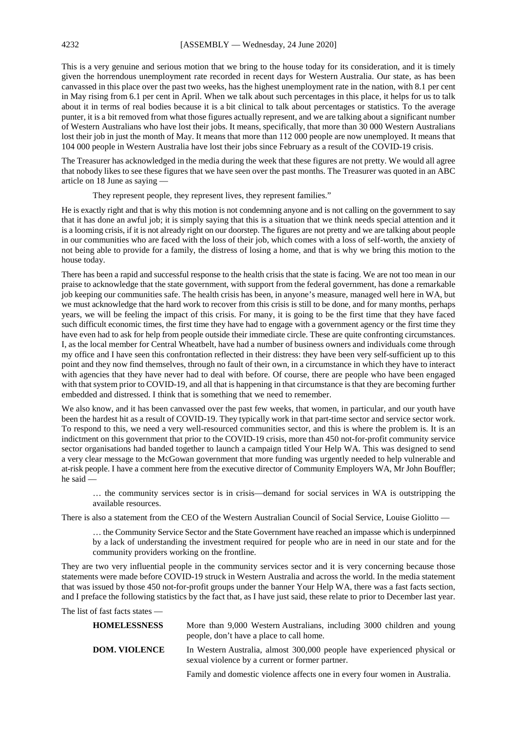This is a very genuine and serious motion that we bring to the house today for its consideration, and it is timely given the horrendous unemployment rate recorded in recent days for Western Australia. Our state, as has been canvassed in this place over the past two weeks, has the highest unemployment rate in the nation, with 8.1 per cent in May rising from 6.1 per cent in April. When we talk about such percentages in this place, it helps for us to talk about it in terms of real bodies because it is a bit clinical to talk about percentages or statistics. To the average punter, it is a bit removed from what those figures actually represent, and we are talking about a significant number of Western Australians who have lost their jobs. It means, specifically, that more than 30 000 Western Australians lost their job in just the month of May. It means that more than 112 000 people are now unemployed. It means that 104 000 people in Western Australia have lost their jobs since February as a result of the COVID-19 crisis.

The Treasurer has acknowledged in the media during the week that these figures are not pretty. We would all agree that nobody likes to see these figures that we have seen over the past months. The Treasurer was quoted in an ABC article on 18 June as saying —

> They represent people, they represent lives, they represent families."

He is exactly right and that is why this motion is not condemning anyone and is not calling on the government to say that it has done an awful job; it is simply saying that this is a situation that we think needs special attention and it is a looming crisis, if it is not already right on our doorstep. The figures are not pretty and we are talking about people in our communities who are faced with the loss of their job, which comes with a loss of self-worth, the anxiety of not being able to provide for a family, the distress of losing a home, and that is why we bring this motion to the house today.

There has been a rapid and successful response to the health crisis that the state is facing. We are not too mean in our praise to acknowledge that the state government, with support from the federal government, has done a remarkable job keeping our communities safe. The health crisis has been, in anyone's measure, managed well here in WA, but we must acknowledge that the hard work to recover from this crisis is still to be done, and for many months, perhaps years, we will be feeling the impact of this crisis. For many, it is going to be the first time that they have faced such difficult economic times, the first time they have had to engage with a government agency or the first time they have even had to ask for help from people outside their immediate circle. These are quite confronting circumstances. I, as the local member for Central Wheatbelt, have had a number of business owners and individuals come through my office and I have seen this confrontation reflected in their distress: they have been very self-sufficient up to this point and they now find themselves, through no fault of their own, in a circumstance in which they have to interact with agencies that they have never had to deal with before. Of course, there are people who have been engaged with that system prior to COVID-19, and all that is happening in that circumstance is that they are becoming further embedded and distressed. I think that is something that we need to remember.

We also know, and it has been canvassed over the past few weeks, that women, in particular, and our youth have been the hardest hit as a result of COVID-19. They typically work in that part-time sector and service sector work. To respond to this, we need a very well-resourced communities sector, and this is where the problem is. It is an indictment on this government that prior to the COVID-19 crisis, more than 450 not-for-profit community service sector organisations had banded together to launch a campaign titled Your Help WA. This was designed to send a very clear message to the McGowan government that more funding was urgently needed to help vulnerable and at-risk people. I have a comment here from the executive director of Community Employers WA, Mr John Bouffler; he said —

> … the community services sector is in crisis—demand for social services in WA is outstripping the available resources.

There is also a statement from the CEO of the Western Australian Council of Social Service, Louise Giolitto —

> … the Community Service Sector and the State Government have reached an impasse which is underpinned by a lack of understanding the investment required for people who are in need in our state and for the community providers working on the frontline.

They are two very influential people in the community services sector and it is very concerning because those statements were made before COVID-19 struck in Western Australia and across the world. In the media statement that was issued by those 450 not-for-profit groups under the banner Your Help WA, there was a fast facts section, and I preface the following statistics by the fact that, as I have just said, these relate to prior to December last year.

The list of fast facts states —

| | |
|---|---|
| **HOMELESSNESS** | More than 9,000 Western Australians, including 3000 children and young people, don't have a place to call home. |
| **DOM. VIOLENCE** | In Western Australia, almost 300,000 people have experienced physical or sexual violence by a current or former partner. |
| | Family and domestic violence affects one in every four women in Australia. |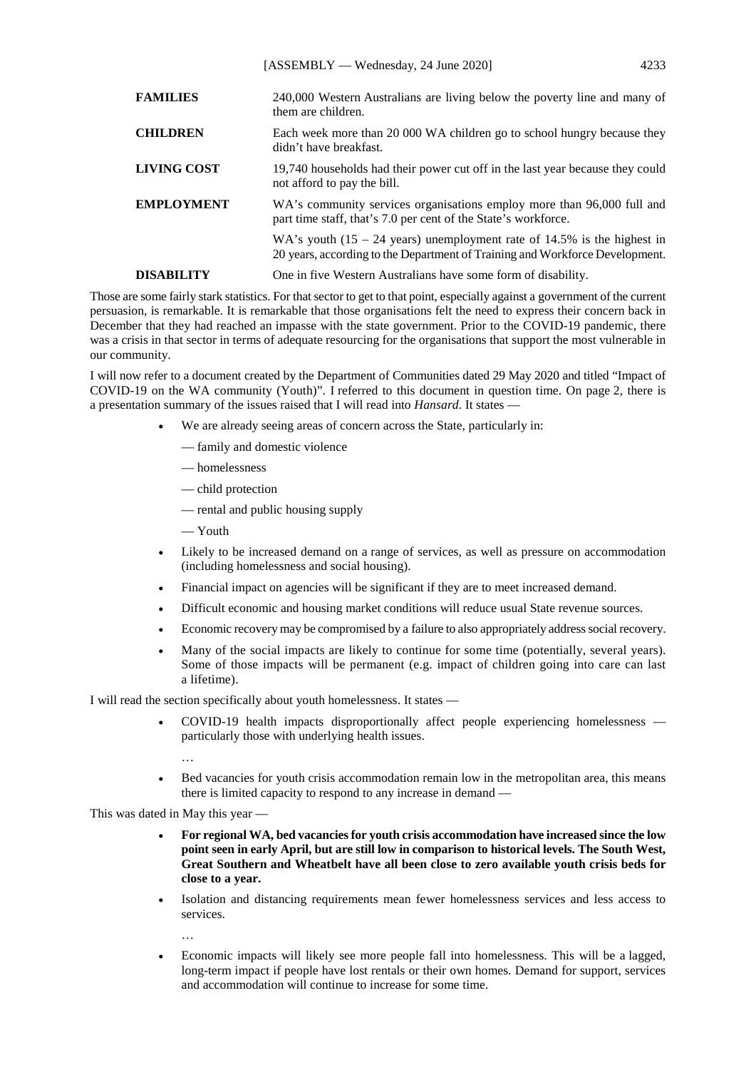| | |
|---|---|
| **FAMILIES** | 240,000 Western Australians are living below the poverty line and many of them are children. |
| **CHILDREN** | Each week more than 20 000 WA children go to school hungry because they didn't have breakfast. |
| **LIVING COST** | 19,740 households had their power cut off in the last year because they could not afford to pay the bill. |
| **EMPLOYMENT** | WA's community services organisations employ more than 96,000 full and part time staff, that's 7.0 per cent of the State's workforce. |
| | WA's youth (15 – 24 years) unemployment rate of 14.5% is the highest in 20 years, according to the Department of Training and Workforce Development. |
| **DISABILITY** | One in five Western Australians have some form of disability. |

Those are some fairly stark statistics. For that sector to get to that point, especially against a government of the current persuasion, is remarkable. It is remarkable that those organisations felt the need to express their concern back in December that they had reached an impasse with the state government. Prior to the COVID-19 pandemic, there was a crisis in that sector in terms of adequate resourcing for the organisations that support the most vulnerable in our community.

I will now refer to a document created by the Department of Communities dated 29 May 2020 and titled "Impact of COVID-19 on the WA community (Youth)". I referred to this document in question time. On page 2, there is a presentation summary of the issues raised that I will read into *Hansard*. It states —

- We are already seeing areas of concern across the State, particularly in:
  - — family and domestic violence
  - — homelessness
  - — child protection
  - — rental and public housing supply
  - — Youth
- Likely to be increased demand on a range of services, as well as pressure on accommodation (including homelessness and social housing).
- Financial impact on agencies will be significant if they are to meet increased demand.
- Difficult economic and housing market conditions will reduce usual State revenue sources.
- Economic recovery may be compromised by a failure to also appropriately address social recovery.
- Many of the social impacts are likely to continue for some time (potentially, several years). Some of those impacts will be permanent (e.g. impact of children going into care can last a lifetime).

I will read the section specifically about youth homelessness. It states —

- COVID-19 health impacts disproportionally affect people experiencing homelessness — particularly those with underlying health issues.

  …

- Bed vacancies for youth crisis accommodation remain low in the metropolitan area, this means there is limited capacity to respond to any increase in demand —

This was dated in May this year —

- **For regional WA, bed vacancies for youth crisis accommodation have increased since the low point seen in early April, but are still low in comparison to historical levels. The South West, Great Southern and Wheatbelt have all been close to zero available youth crisis beds for close to a year.**
- Isolation and distancing requirements mean fewer homelessness services and less access to services.

  …

- Economic impacts will likely see more people fall into homelessness. This will be a lagged, long-term impact if people have lost rentals or their own homes. Demand for support, services and accommodation will continue to increase for some time.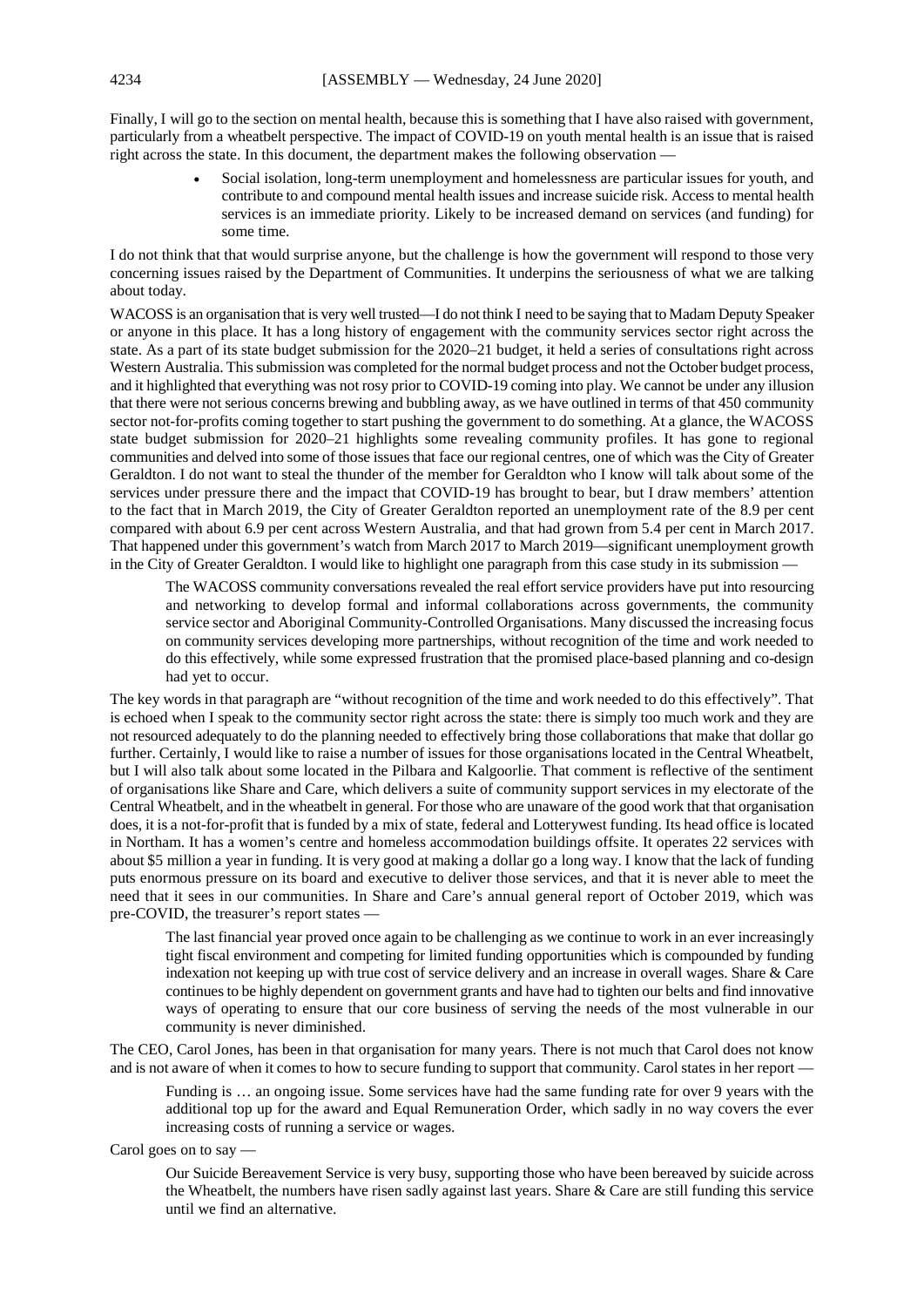Finally, I will go to the section on mental health, because this is something that I have also raised with government, particularly from a wheatbelt perspective. The impact of COVID-19 on youth mental health is an issue that is raised right across the state. In this document, the department makes the following observation —

- Social isolation, long-term unemployment and homelessness are particular issues for youth, and contribute to and compound mental health issues and increase suicide risk. Access to mental health services is an immediate priority. Likely to be increased demand on services (and funding) for some time.

I do not think that that would surprise anyone, but the challenge is how the government will respond to those very concerning issues raised by the Department of Communities. It underpins the seriousness of what we are talking about today.

WACOSS is an organisation that is very well trusted—I do not think I need to be saying that to Madam Deputy Speaker or anyone in this place. It has a long history of engagement with the community services sector right across the state. As a part of its state budget submission for the 2020–21 budget, it held a series of consultations right across Western Australia. This submission was completed for the normal budget process and not the October budget process, and it highlighted that everything was not rosy prior to COVID-19 coming into play. We cannot be under any illusion that there were not serious concerns brewing and bubbling away, as we have outlined in terms of that 450 community sector not-for-profits coming together to start pushing the government to do something. At a glance, the WACOSS state budget submission for 2020–21 highlights some revealing community profiles. It has gone to regional communities and delved into some of those issues that face our regional centres, one of which was the City of Greater Geraldton. I do not want to steal the thunder of the member for Geraldton who I know will talk about some of the services under pressure there and the impact that COVID-19 has brought to bear, but I draw members' attention to the fact that in March 2019, the City of Greater Geraldton reported an unemployment rate of the 8.9 per cent compared with about 6.9 per cent across Western Australia, and that had grown from 5.4 per cent in March 2017. That happened under this government's watch from March 2017 to March 2019—significant unemployment growth in the City of Greater Geraldton. I would like to highlight one paragraph from this case study in its submission —

> The WACOSS community conversations revealed the real effort service providers have put into resourcing and networking to develop formal and informal collaborations across governments, the community service sector and Aboriginal Community-Controlled Organisations. Many discussed the increasing focus on community services developing more partnerships, without recognition of the time and work needed to do this effectively, while some expressed frustration that the promised place-based planning and co-design had yet to occur.

The key words in that paragraph are "without recognition of the time and work needed to do this effectively". That is echoed when I speak to the community sector right across the state: there is simply too much work and they are not resourced adequately to do the planning needed to effectively bring those collaborations that make that dollar go further. Certainly, I would like to raise a number of issues for those organisations located in the Central Wheatbelt, but I will also talk about some located in the Pilbara and Kalgoorlie. That comment is reflective of the sentiment of organisations like Share and Care, which delivers a suite of community support services in my electorate of the Central Wheatbelt, and in the wheatbelt in general. For those who are unaware of the good work that that organisation does, it is a not-for-profit that is funded by a mix of state, federal and Lotterywest funding. Its head office is located in Northam. It has a women's centre and homeless accommodation buildings offsite. It operates 22 services with about $5 million a year in funding. It is very good at making a dollar go a long way. I know that the lack of funding puts enormous pressure on its board and executive to deliver those services, and that it is never able to meet the need that it sees in our communities. In Share and Care's annual general report of October 2019, which was pre-COVID, the treasurer's report states —

> The last financial year proved once again to be challenging as we continue to work in an ever increasingly tight fiscal environment and competing for limited funding opportunities which is compounded by funding indexation not keeping up with true cost of service delivery and an increase in overall wages. Share & Care continues to be highly dependent on government grants and have had to tighten our belts and find innovative ways of operating to ensure that our core business of serving the needs of the most vulnerable in our community is never diminished.

The CEO, Carol Jones, has been in that organisation for many years. There is not much that Carol does not know and is not aware of when it comes to how to secure funding to support that community. Carol states in her report —

> Funding is … an ongoing issue. Some services have had the same funding rate for over 9 years with the additional top up for the award and Equal Remuneration Order, which sadly in no way covers the ever increasing costs of running a service or wages.

Carol goes on to say —

> Our Suicide Bereavement Service is very busy, supporting those who have been bereaved by suicide across the Wheatbelt, the numbers have risen sadly against last years. Share & Care are still funding this service until we find an alternative.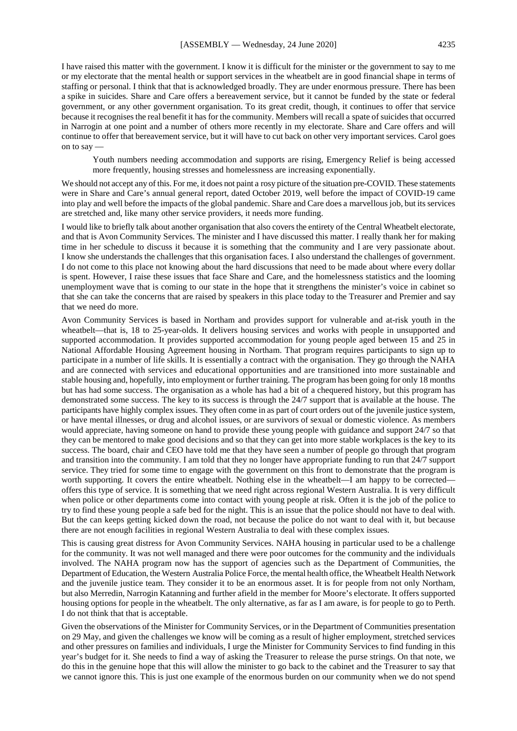I have raised this matter with the government. I know it is difficult for the minister or the government to say to me or my electorate that the mental health or support services in the wheatbelt are in good financial shape in terms of staffing or personal. I think that that is acknowledged broadly. They are under enormous pressure. There has been a spike in suicides. Share and Care offers a bereavement service, but it cannot be funded by the state or federal government, or any other government organisation. To its great credit, though, it continues to offer that service because it recognises the real benefit it has for the community. Members will recall a spate of suicides that occurred in Narrogin at one point and a number of others more recently in my electorate. Share and Care offers and will continue to offer that bereavement service, but it will have to cut back on other very important services. Carol goes on to say —

> Youth numbers needing accommodation and supports are rising, Emergency Relief is being accessed more frequently, housing stresses and homelessness are increasing exponentially.

We should not accept any of this. For me, it does not paint a rosy picture of the situation pre-COVID. These statements were in Share and Care's annual general report, dated October 2019, well before the impact of COVID-19 came into play and well before the impacts of the global pandemic. Share and Care does a marvellous job, but its services are stretched and, like many other service providers, it needs more funding.

I would like to briefly talk about another organisation that also covers the entirety of the Central Wheatbelt electorate, and that is Avon Community Services. The minister and I have discussed this matter. I really thank her for making time in her schedule to discuss it because it is something that the community and I are very passionate about. I know she understands the challenges that this organisation faces. I also understand the challenges of government. I do not come to this place not knowing about the hard discussions that need to be made about where every dollar is spent. However, I raise these issues that face Share and Care, and the homelessness statistics and the looming unemployment wave that is coming to our state in the hope that it strengthens the minister's voice in cabinet so that she can take the concerns that are raised by speakers in this place today to the Treasurer and Premier and say that we need do more.

Avon Community Services is based in Northam and provides support for vulnerable and at-risk youth in the wheatbelt—that is, 18 to 25-year-olds. It delivers housing services and works with people in unsupported and supported accommodation. It provides supported accommodation for young people aged between 15 and 25 in National Affordable Housing Agreement housing in Northam. That program requires participants to sign up to participate in a number of life skills. It is essentially a contract with the organisation. They go through the NAHA and are connected with services and educational opportunities and are transitioned into more sustainable and stable housing and, hopefully, into employment or further training. The program has been going for only 18 months but has had some success. The organisation as a whole has had a bit of a chequered history, but this program has demonstrated some success. The key to its success is through the 24/7 support that is available at the house. The participants have highly complex issues. They often come in as part of court orders out of the juvenile justice system, or have mental illnesses, or drug and alcohol issues, or are survivors of sexual or domestic violence. As members would appreciate, having someone on hand to provide these young people with guidance and support 24/7 so that they can be mentored to make good decisions and so that they can get into more stable workplaces is the key to its success. The board, chair and CEO have told me that they have seen a number of people go through that program and transition into the community. I am told that they no longer have appropriate funding to run that 24/7 support service. They tried for some time to engage with the government on this front to demonstrate that the program is worth supporting. It covers the entire wheatbelt. Nothing else in the wheatbelt—I am happy to be corrected—offers this type of service. It is something that we need right across regional Western Australia. It is very difficult when police or other departments come into contact with young people at risk. Often it is the job of the police to try to find these young people a safe bed for the night. This is an issue that the police should not have to deal with. But the can keeps getting kicked down the road, not because the police do not want to deal with it, but because there are not enough facilities in regional Western Australia to deal with these complex issues.

This is causing great distress for Avon Community Services. NAHA housing in particular used to be a challenge for the community. It was not well managed and there were poor outcomes for the community and the individuals involved. The NAHA program now has the support of agencies such as the Department of Communities, the Department of Education, the Western Australia Police Force, the mental health office, the Wheatbelt Health Network and the juvenile justice team. They consider it to be an enormous asset. It is for people from not only Northam, but also Merredin, Narrogin Katanning and further afield in the member for Moore's electorate. It offers supported housing options for people in the wheatbelt. The only alternative, as far as I am aware, is for people to go to Perth. I do not think that that is acceptable.

Given the observations of the Minister for Community Services, or in the Department of Communities presentation on 29 May, and given the challenges we know will be coming as a result of higher employment, stretched services and other pressures on families and individuals, I urge the Minister for Community Services to find funding in this year's budget for it. She needs to find a way of asking the Treasurer to release the purse strings. On that note, we do this in the genuine hope that this will allow the minister to go back to the cabinet and the Treasurer to say that we cannot ignore this. This is just one example of the enormous burden on our community when we do not spend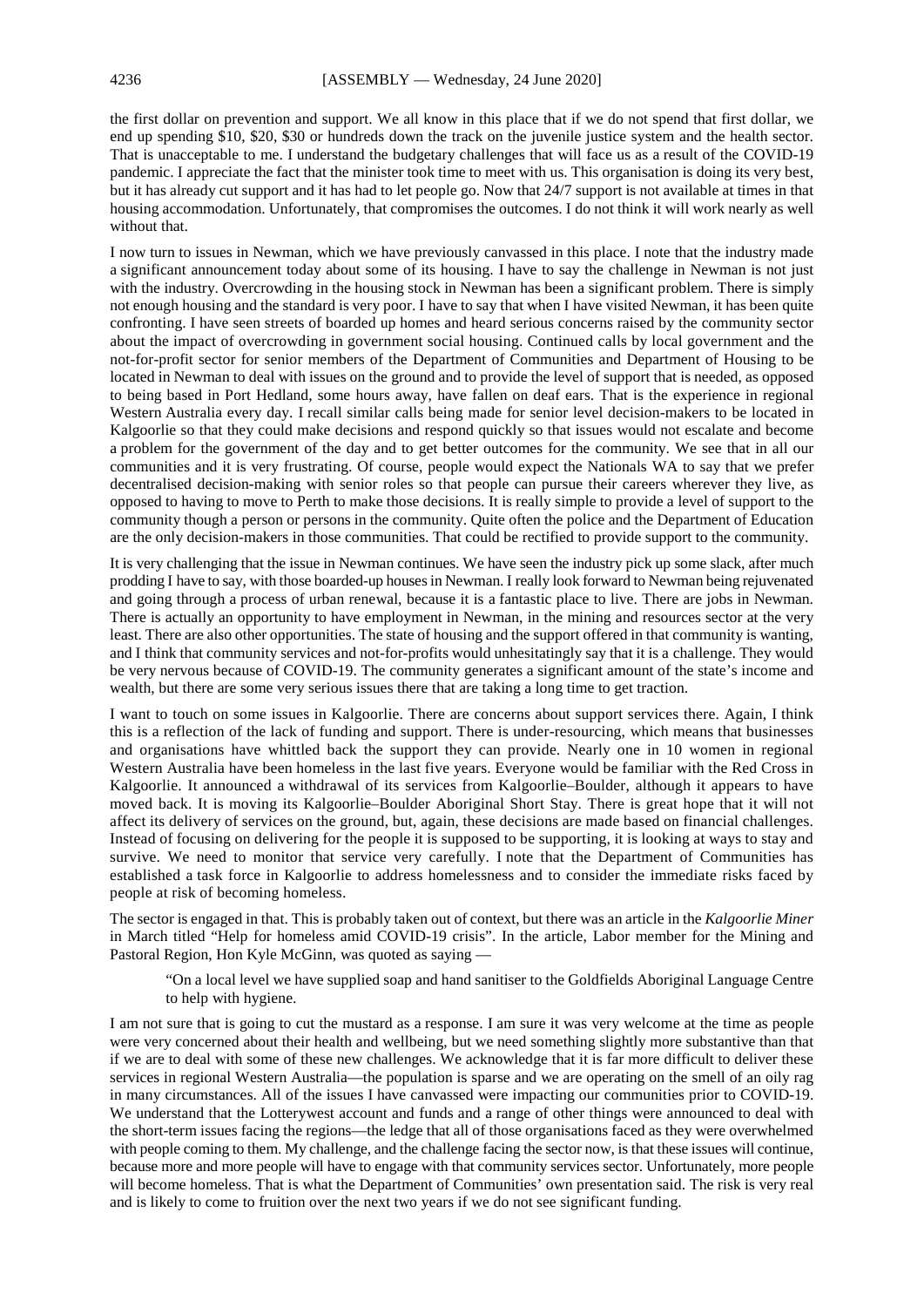the first dollar on prevention and support. We all know in this place that if we do not spend that first dollar, we end up spending $10, $20, $30 or hundreds down the track on the juvenile justice system and the health sector. That is unacceptable to me. I understand the budgetary challenges that will face us as a result of the COVID-19 pandemic. I appreciate the fact that the minister took time to meet with us. This organisation is doing its very best, but it has already cut support and it has had to let people go. Now that 24/7 support is not available at times in that housing accommodation. Unfortunately, that compromises the outcomes. I do not think it will work nearly as well without that.

I now turn to issues in Newman, which we have previously canvassed in this place. I note that the industry made a significant announcement today about some of its housing. I have to say the challenge in Newman is not just with the industry. Overcrowding in the housing stock in Newman has been a significant problem. There is simply not enough housing and the standard is very poor. I have to say that when I have visited Newman, it has been quite confronting. I have seen streets of boarded up homes and heard serious concerns raised by the community sector about the impact of overcrowding in government social housing. Continued calls by local government and the not-for-profit sector for senior members of the Department of Communities and Department of Housing to be located in Newman to deal with issues on the ground and to provide the level of support that is needed, as opposed to being based in Port Hedland, some hours away, have fallen on deaf ears. That is the experience in regional Western Australia every day. I recall similar calls being made for senior level decision-makers to be located in Kalgoorlie so that they could make decisions and respond quickly so that issues would not escalate and become a problem for the government of the day and to get better outcomes for the community. We see that in all our communities and it is very frustrating. Of course, people would expect the Nationals WA to say that we prefer decentralised decision-making with senior roles so that people can pursue their careers wherever they live, as opposed to having to move to Perth to make those decisions. It is really simple to provide a level of support to the community though a person or persons in the community. Quite often the police and the Department of Education are the only decision-makers in those communities. That could be rectified to provide support to the community.

It is very challenging that the issue in Newman continues. We have seen the industry pick up some slack, after much prodding I have to say, with those boarded-up houses in Newman. I really look forward to Newman being rejuvenated and going through a process of urban renewal, because it is a fantastic place to live. There are jobs in Newman. There is actually an opportunity to have employment in Newman, in the mining and resources sector at the very least. There are also other opportunities. The state of housing and the support offered in that community is wanting, and I think that community services and not-for-profits would unhesitatingly say that it is a challenge. They would be very nervous because of COVID-19. The community generates a significant amount of the state's income and wealth, but there are some very serious issues there that are taking a long time to get traction.

I want to touch on some issues in Kalgoorlie. There are concerns about support services there. Again, I think this is a reflection of the lack of funding and support. There is under-resourcing, which means that businesses and organisations have whittled back the support they can provide. Nearly one in 10 women in regional Western Australia have been homeless in the last five years. Everyone would be familiar with the Red Cross in Kalgoorlie. It announced a withdrawal of its services from Kalgoorlie–Boulder, although it appears to have moved back. It is moving its Kalgoorlie–Boulder Aboriginal Short Stay. There is great hope that it will not affect its delivery of services on the ground, but, again, these decisions are made based on financial challenges. Instead of focusing on delivering for the people it is supposed to be supporting, it is looking at ways to stay and survive. We need to monitor that service very carefully. I note that the Department of Communities has established a task force in Kalgoorlie to address homelessness and to consider the immediate risks faced by people at risk of becoming homeless.

The sector is engaged in that. This is probably taken out of context, but there was an article in the *Kalgoorlie Miner* in March titled "Help for homeless amid COVID-19 crisis". In the article, Labor member for the Mining and Pastoral Region, Hon Kyle McGinn, was quoted as saying —

> "On a local level we have supplied soap and hand sanitiser to the Goldfields Aboriginal Language Centre to help with hygiene.

I am not sure that is going to cut the mustard as a response. I am sure it was very welcome at the time as people were very concerned about their health and wellbeing, but we need something slightly more substantive than that if we are to deal with some of these new challenges. We acknowledge that it is far more difficult to deliver these services in regional Western Australia—the population is sparse and we are operating on the smell of an oily rag in many circumstances. All of the issues I have canvassed were impacting our communities prior to COVID-19. We understand that the Lotterywest account and funds and a range of other things were announced to deal with the short-term issues facing the regions—the ledge that all of those organisations faced as they were overwhelmed with people coming to them. My challenge, and the challenge facing the sector now, is that these issues will continue, because more and more people will have to engage with that community services sector. Unfortunately, more people will become homeless. That is what the Department of Communities' own presentation said. The risk is very real and is likely to come to fruition over the next two years if we do not see significant funding.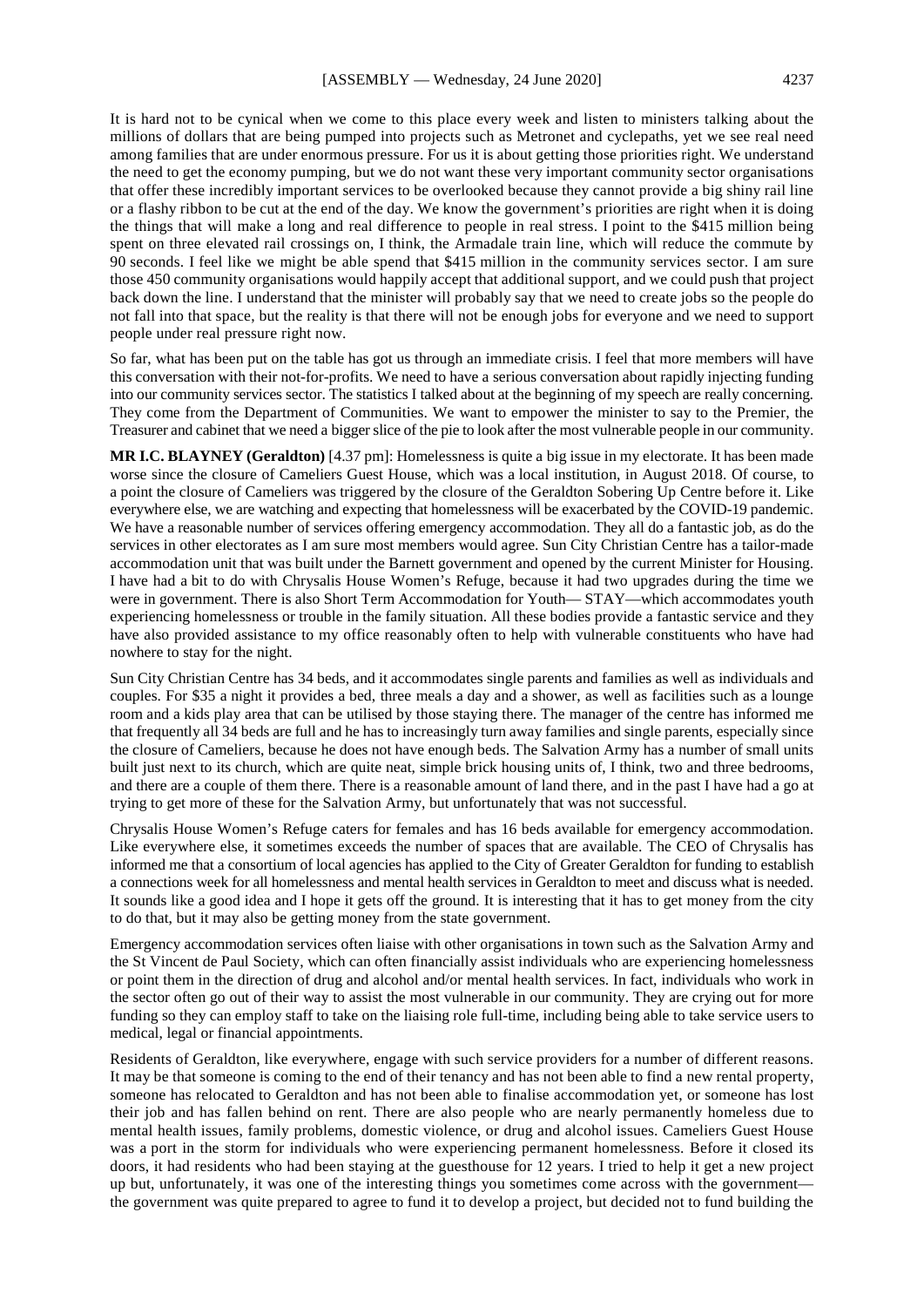It is hard not to be cynical when we come to this place every week and listen to ministers talking about the millions of dollars that are being pumped into projects such as Metronet and cyclepaths, yet we see real need among families that are under enormous pressure. For us it is about getting those priorities right. We understand the need to get the economy pumping, but we do not want these very important community sector organisations that offer these incredibly important services to be overlooked because they cannot provide a big shiny rail line or a flashy ribbon to be cut at the end of the day. We know the government's priorities are right when it is doing the things that will make a long and real difference to people in real stress. I point to the $415 million being spent on three elevated rail crossings on, I think, the Armadale train line, which will reduce the commute by 90 seconds. I feel like we might be able spend that $415 million in the community services sector. I am sure those 450 community organisations would happily accept that additional support, and we could push that project back down the line. I understand that the minister will probably say that we need to create jobs so the people do not fall into that space, but the reality is that there will not be enough jobs for everyone and we need to support people under real pressure right now.

So far, what has been put on the table has got us through an immediate crisis. I feel that more members will have this conversation with their not-for-profits. We need to have a serious conversation about rapidly injecting funding into our community services sector. The statistics I talked about at the beginning of my speech are really concerning. They come from the Department of Communities. We want to empower the minister to say to the Premier, the Treasurer and cabinet that we need a bigger slice of the pie to look after the most vulnerable people in our community.

**MR I.C. BLAYNEY (Geraldton)** [4.37 pm]: Homelessness is quite a big issue in my electorate. It has been made worse since the closure of Cameliers Guest House, which was a local institution, in August 2018. Of course, to a point the closure of Cameliers was triggered by the closure of the Geraldton Sobering Up Centre before it. Like everywhere else, we are watching and expecting that homelessness will be exacerbated by the COVID-19 pandemic. We have a reasonable number of services offering emergency accommodation. They all do a fantastic job, as do the services in other electorates as I am sure most members would agree. Sun City Christian Centre has a tailor-made accommodation unit that was built under the Barnett government and opened by the current Minister for Housing. I have had a bit to do with Chrysalis House Women's Refuge, because it had two upgrades during the time we were in government. There is also Short Term Accommodation for Youth— STAY—which accommodates youth experiencing homelessness or trouble in the family situation. All these bodies provide a fantastic service and they have also provided assistance to my office reasonably often to help with vulnerable constituents who have had nowhere to stay for the night.

Sun City Christian Centre has 34 beds, and it accommodates single parents and families as well as individuals and couples. For $35 a night it provides a bed, three meals a day and a shower, as well as facilities such as a lounge room and a kids play area that can be utilised by those staying there. The manager of the centre has informed me that frequently all 34 beds are full and he has to increasingly turn away families and single parents, especially since the closure of Cameliers, because he does not have enough beds. The Salvation Army has a number of small units built just next to its church, which are quite neat, simple brick housing units of, I think, two and three bedrooms, and there are a couple of them there. There is a reasonable amount of land there, and in the past I have had a go at trying to get more of these for the Salvation Army, but unfortunately that was not successful.

Chrysalis House Women's Refuge caters for females and has 16 beds available for emergency accommodation. Like everywhere else, it sometimes exceeds the number of spaces that are available. The CEO of Chrysalis has informed me that a consortium of local agencies has applied to the City of Greater Geraldton for funding to establish a connections week for all homelessness and mental health services in Geraldton to meet and discuss what is needed. It sounds like a good idea and I hope it gets off the ground. It is interesting that it has to get money from the city to do that, but it may also be getting money from the state government.

Emergency accommodation services often liaise with other organisations in town such as the Salvation Army and the St Vincent de Paul Society, which can often financially assist individuals who are experiencing homelessness or point them in the direction of drug and alcohol and/or mental health services. In fact, individuals who work in the sector often go out of their way to assist the most vulnerable in our community. They are crying out for more funding so they can employ staff to take on the liaising role full-time, including being able to take service users to medical, legal or financial appointments.

Residents of Geraldton, like everywhere, engage with such service providers for a number of different reasons. It may be that someone is coming to the end of their tenancy and has not been able to find a new rental property, someone has relocated to Geraldton and has not been able to finalise accommodation yet, or someone has lost their job and has fallen behind on rent. There are also people who are nearly permanently homeless due to mental health issues, family problems, domestic violence, or drug and alcohol issues. Cameliers Guest House was a port in the storm for individuals who were experiencing permanent homelessness. Before it closed its doors, it had residents who had been staying at the guesthouse for 12 years. I tried to help it get a new project up but, unfortunately, it was one of the interesting things you sometimes come across with the government— the government was quite prepared to agree to fund it to develop a project, but decided not to fund building the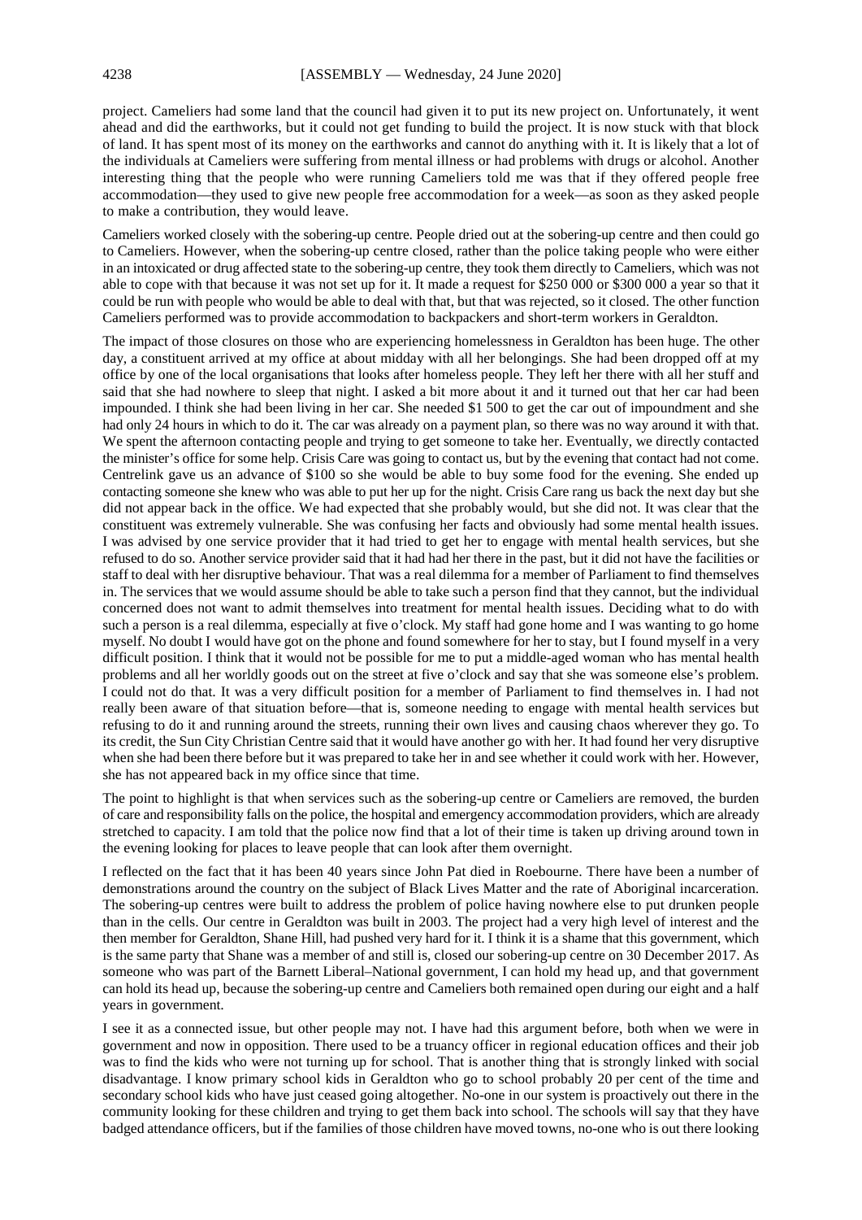project. Cameliers had some land that the council had given it to put its new project on. Unfortunately, it went ahead and did the earthworks, but it could not get funding to build the project. It is now stuck with that block of land. It has spent most of its money on the earthworks and cannot do anything with it. It is likely that a lot of the individuals at Cameliers were suffering from mental illness or had problems with drugs or alcohol. Another interesting thing that the people who were running Cameliers told me was that if they offered people free accommodation—they used to give new people free accommodation for a week—as soon as they asked people to make a contribution, they would leave.

Cameliers worked closely with the sobering-up centre. People dried out at the sobering-up centre and then could go to Cameliers. However, when the sobering-up centre closed, rather than the police taking people who were either in an intoxicated or drug affected state to the sobering-up centre, they took them directly to Cameliers, which was not able to cope with that because it was not set up for it. It made a request for $250 000 or $300 000 a year so that it could be run with people who would be able to deal with that, but that was rejected, so it closed. The other function Cameliers performed was to provide accommodation to backpackers and short-term workers in Geraldton.

The impact of those closures on those who are experiencing homelessness in Geraldton has been huge. The other day, a constituent arrived at my office at about midday with all her belongings. She had been dropped off at my office by one of the local organisations that looks after homeless people. They left her there with all her stuff and said that she had nowhere to sleep that night. I asked a bit more about it and it turned out that her car had been impounded. I think she had been living in her car. She needed $1 500 to get the car out of impoundment and she had only 24 hours in which to do it. The car was already on a payment plan, so there was no way around it with that. We spent the afternoon contacting people and trying to get someone to take her. Eventually, we directly contacted the minister's office for some help. Crisis Care was going to contact us, but by the evening that contact had not come. Centrelink gave us an advance of $100 so she would be able to buy some food for the evening. She ended up contacting someone she knew who was able to put her up for the night. Crisis Care rang us back the next day but she did not appear back in the office. We had expected that she probably would, but she did not. It was clear that the constituent was extremely vulnerable. She was confusing her facts and obviously had some mental health issues. I was advised by one service provider that it had tried to get her to engage with mental health services, but she refused to do so. Another service provider said that it had had her there in the past, but it did not have the facilities or staff to deal with her disruptive behaviour. That was a real dilemma for a member of Parliament to find themselves in. The services that we would assume should be able to take such a person find that they cannot, but the individual concerned does not want to admit themselves into treatment for mental health issues. Deciding what to do with such a person is a real dilemma, especially at five o'clock. My staff had gone home and I was wanting to go home myself. No doubt I would have got on the phone and found somewhere for her to stay, but I found myself in a very difficult position. I think that it would not be possible for me to put a middle-aged woman who has mental health problems and all her worldly goods out on the street at five o'clock and say that she was someone else's problem. I could not do that. It was a very difficult position for a member of Parliament to find themselves in. I had not really been aware of that situation before—that is, someone needing to engage with mental health services but refusing to do it and running around the streets, running their own lives and causing chaos wherever they go. To its credit, the Sun City Christian Centre said that it would have another go with her. It had found her very disruptive when she had been there before but it was prepared to take her in and see whether it could work with her. However, she has not appeared back in my office since that time.

The point to highlight is that when services such as the sobering-up centre or Cameliers are removed, the burden of care and responsibility falls on the police, the hospital and emergency accommodation providers, which are already stretched to capacity. I am told that the police now find that a lot of their time is taken up driving around town in the evening looking for places to leave people that can look after them overnight.

I reflected on the fact that it has been 40 years since John Pat died in Roebourne. There have been a number of demonstrations around the country on the subject of Black Lives Matter and the rate of Aboriginal incarceration. The sobering-up centres were built to address the problem of police having nowhere else to put drunken people than in the cells. Our centre in Geraldton was built in 2003. The project had a very high level of interest and the then member for Geraldton, Shane Hill, had pushed very hard for it. I think it is a shame that this government, which is the same party that Shane was a member of and still is, closed our sobering-up centre on 30 December 2017. As someone who was part of the Barnett Liberal–National government, I can hold my head up, and that government can hold its head up, because the sobering-up centre and Cameliers both remained open during our eight and a half years in government.

I see it as a connected issue, but other people may not. I have had this argument before, both when we were in government and now in opposition. There used to be a truancy officer in regional education offices and their job was to find the kids who were not turning up for school. That is another thing that is strongly linked with social disadvantage. I know primary school kids in Geraldton who go to school probably 20 per cent of the time and secondary school kids who have just ceased going altogether. No-one in our system is proactively out there in the community looking for these children and trying to get them back into school. The schools will say that they have badged attendance officers, but if the families of those children have moved towns, no-one who is out there looking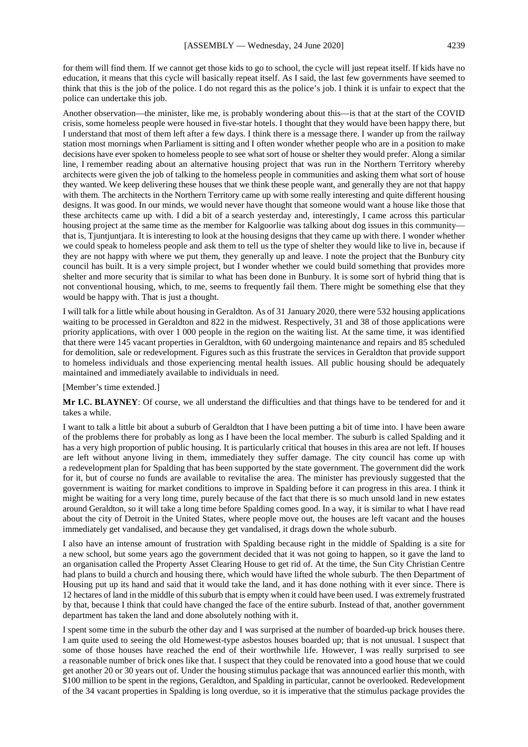for them will find them. If we cannot get those kids to go to school, the cycle will just repeat itself. If kids have no education, it means that this cycle will basically repeat itself. As I said, the last few governments have seemed to think that this is the job of the police. I do not regard this as the police's job. I think it is unfair to expect that the police can undertake this job.

Another observation—the minister, like me, is probably wondering about this—is that at the start of the COVID crisis, some homeless people were housed in five-star hotels. I thought that they would have been happy there, but I understand that most of them left after a few days. I think there is a message there. I wander up from the railway station most mornings when Parliament is sitting and I often wonder whether people who are in a position to make decisions have ever spoken to homeless people to see what sort of house or shelter they would prefer. Along a similar line, I remember reading about an alternative housing project that was run in the Northern Territory whereby architects were given the job of talking to the homeless people in communities and asking them what sort of house they wanted. We keep delivering these houses that we think these people want, and generally they are not that happy with them. The architects in the Northern Territory came up with some really interesting and quite different housing designs. It was good. In our minds, we would never have thought that someone would want a house like those that these architects came up with. I did a bit of a search yesterday and, interestingly, I came across this particular housing project at the same time as the member for Kalgoorlie was talking about dog issues in this community—that is, Tjuntjuntjara. It is interesting to look at the housing designs that they came up with there. I wonder whether we could speak to homeless people and ask them to tell us the type of shelter they would like to live in, because if they are not happy with where we put them, they generally up and leave. I note the project that the Bunbury city council has built. It is a very simple project, but I wonder whether we could build something that provides more shelter and more security that is similar to what has been done in Bunbury. It is some sort of hybrid thing that is not conventional housing, which, to me, seems to frequently fail them. There might be something else that they would be happy with. That is just a thought.

I will talk for a little while about housing in Geraldton. As of 31 January 2020, there were 532 housing applications waiting to be processed in Geraldton and 822 in the midwest. Respectively, 31 and 38 of those applications were priority applications, with over 1 000 people in the region on the waiting list. At the same time, it was identified that there were 145 vacant properties in Geraldton, with 60 undergoing maintenance and repairs and 85 scheduled for demolition, sale or redevelopment. Figures such as this frustrate the services in Geraldton that provide support to homeless individuals and those experiencing mental health issues. All public housing should be adequately maintained and immediately available to individuals in need.

[Member's time extended.]

**Mr I.C. BLAYNEY**: Of course, we all understand the difficulties and that things have to be tendered for and it takes a while.

I want to talk a little bit about a suburb of Geraldton that I have been putting a bit of time into. I have been aware of the problems there for probably as long as I have been the local member. The suburb is called Spalding and it has a very high proportion of public housing. It is particularly critical that houses in this area are not left. If houses are left without anyone living in them, immediately they suffer damage. The city council has come up with a redevelopment plan for Spalding that has been supported by the state government. The government did the work for it, but of course no funds are available to revitalise the area. The minister has previously suggested that the government is waiting for market conditions to improve in Spalding before it can progress in this area. I think it might be waiting for a very long time, purely because of the fact that there is so much unsold land in new estates around Geraldton, so it will take a long time before Spalding comes good. In a way, it is similar to what I have read about the city of Detroit in the United States, where people move out, the houses are left vacant and the houses immediately get vandalised, and because they get vandalised, it drags down the whole suburb.

I also have an intense amount of frustration with Spalding because right in the middle of Spalding is a site for a new school, but some years ago the government decided that it was not going to happen, so it gave the land to an organisation called the Property Asset Clearing House to get rid of. At the time, the Sun City Christian Centre had plans to build a church and housing there, which would have lifted the whole suburb. The then Department of Housing put up its hand and said that it would take the land, and it has done nothing with it ever since. There is 12 hectares of land in the middle of this suburb that is empty when it could have been used. I was extremely frustrated by that, because I think that could have changed the face of the entire suburb. Instead of that, another government department has taken the land and done absolutely nothing with it.

I spent some time in the suburb the other day and I was surprised at the number of boarded-up brick houses there. I am quite used to seeing the old Homewest-type asbestos houses boarded up; that is not unusual. I suspect that some of those houses have reached the end of their worthwhile life. However, I was really surprised to see a reasonable number of brick ones like that. I suspect that they could be renovated into a good house that we could get another 20 or 30 years out of. Under the housing stimulus package that was announced earlier this month, with $100 million to be spent in the regions, Geraldton, and Spalding in particular, cannot be overlooked. Redevelopment of the 34 vacant properties in Spalding is long overdue, so it is imperative that the stimulus package provides the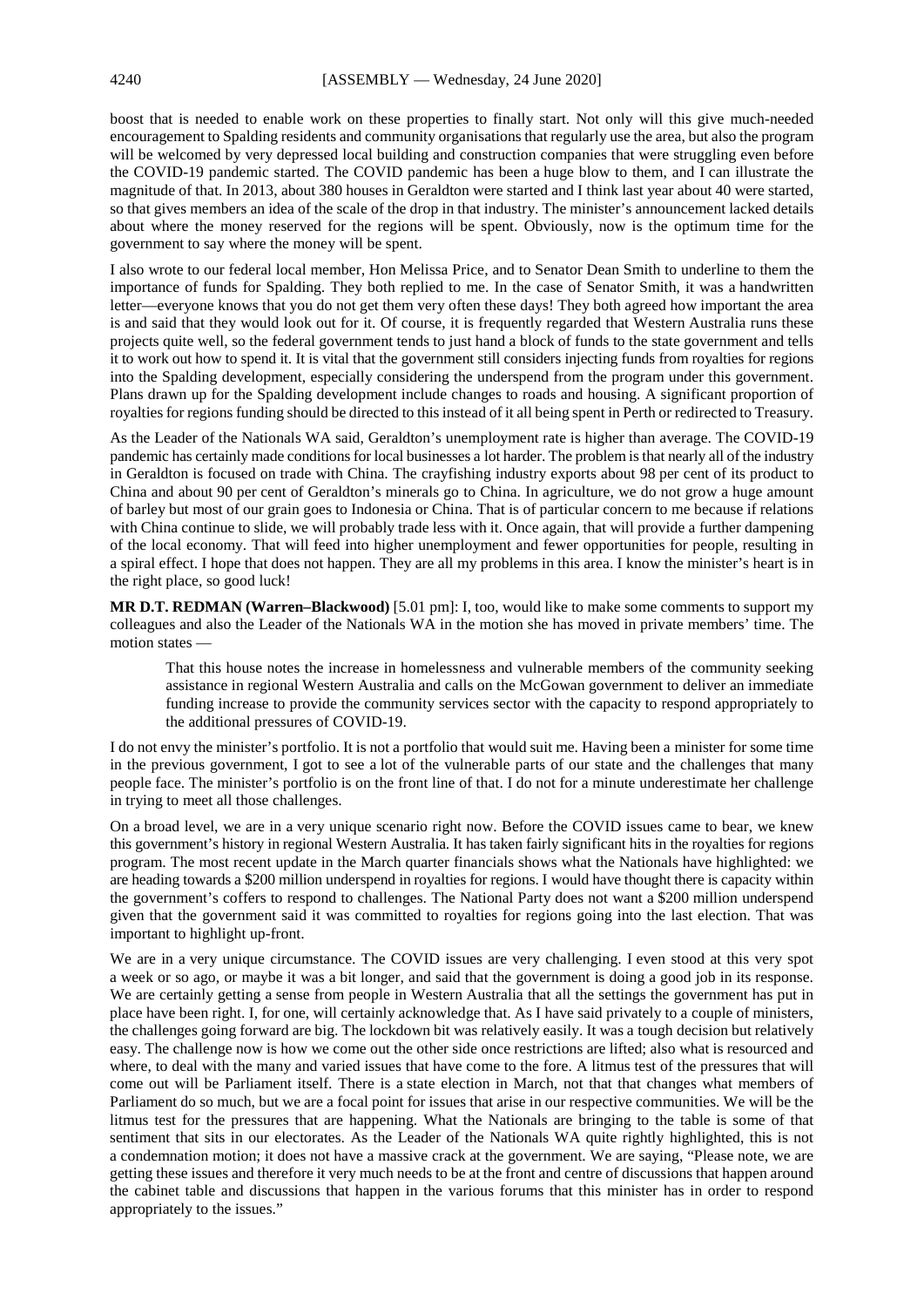boost that is needed to enable work on these properties to finally start. Not only will this give much-needed encouragement to Spalding residents and community organisations that regularly use the area, but also the program will be welcomed by very depressed local building and construction companies that were struggling even before the COVID-19 pandemic started. The COVID pandemic has been a huge blow to them, and I can illustrate the magnitude of that. In 2013, about 380 houses in Geraldton were started and I think last year about 40 were started, so that gives members an idea of the scale of the drop in that industry. The minister's announcement lacked details about where the money reserved for the regions will be spent. Obviously, now is the optimum time for the government to say where the money will be spent.

I also wrote to our federal local member, Hon Melissa Price, and to Senator Dean Smith to underline to them the importance of funds for Spalding. They both replied to me. In the case of Senator Smith, it was a handwritten letter—everyone knows that you do not get them very often these days! They both agreed how important the area is and said that they would look out for it. Of course, it is frequently regarded that Western Australia runs these projects quite well, so the federal government tends to just hand a block of funds to the state government and tells it to work out how to spend it. It is vital that the government still considers injecting funds from royalties for regions into the Spalding development, especially considering the underspend from the program under this government. Plans drawn up for the Spalding development include changes to roads and housing. A significant proportion of royalties for regions funding should be directed to this instead of it all being spent in Perth or redirected to Treasury.

As the Leader of the Nationals WA said, Geraldton's unemployment rate is higher than average. The COVID-19 pandemic has certainly made conditions for local businesses a lot harder. The problem is that nearly all of the industry in Geraldton is focused on trade with China. The crayfishing industry exports about 98 per cent of its product to China and about 90 per cent of Geraldton's minerals go to China. In agriculture, we do not grow a huge amount of barley but most of our grain goes to Indonesia or China. That is of particular concern to me because if relations with China continue to slide, we will probably trade less with it. Once again, that will provide a further dampening of the local economy. That will feed into higher unemployment and fewer opportunities for people, resulting in a spiral effect. I hope that does not happen. They are all my problems in this area. I know the minister's heart is in the right place, so good luck!

**MR D.T. REDMAN (Warren–Blackwood)** [5.01 pm]: I, too, would like to make some comments to support my colleagues and also the Leader of the Nationals WA in the motion she has moved in private members' time. The motion states —

> That this house notes the increase in homelessness and vulnerable members of the community seeking assistance in regional Western Australia and calls on the McGowan government to deliver an immediate funding increase to provide the community services sector with the capacity to respond appropriately to the additional pressures of COVID-19.

I do not envy the minister's portfolio. It is not a portfolio that would suit me. Having been a minister for some time in the previous government, I got to see a lot of the vulnerable parts of our state and the challenges that many people face. The minister's portfolio is on the front line of that. I do not for a minute underestimate her challenge in trying to meet all those challenges.

On a broad level, we are in a very unique scenario right now. Before the COVID issues came to bear, we knew this government's history in regional Western Australia. It has taken fairly significant hits in the royalties for regions program. The most recent update in the March quarter financials shows what the Nationals have highlighted: we are heading towards a $200 million underspend in royalties for regions. I would have thought there is capacity within the government's coffers to respond to challenges. The National Party does not want a $200 million underspend given that the government said it was committed to royalties for regions going into the last election. That was important to highlight up-front.

We are in a very unique circumstance. The COVID issues are very challenging. I even stood at this very spot a week or so ago, or maybe it was a bit longer, and said that the government is doing a good job in its response. We are certainly getting a sense from people in Western Australia that all the settings the government has put in place have been right. I, for one, will certainly acknowledge that. As I have said privately to a couple of ministers, the challenges going forward are big. The lockdown bit was relatively easily. It was a tough decision but relatively easy. The challenge now is how we come out the other side once restrictions are lifted; also what is resourced and where, to deal with the many and varied issues that have come to the fore. A litmus test of the pressures that will come out will be Parliament itself. There is a state election in March, not that that changes what members of Parliament do so much, but we are a focal point for issues that arise in our respective communities. We will be the litmus test for the pressures that are happening. What the Nationals are bringing to the table is some of that sentiment that sits in our electorates. As the Leader of the Nationals WA quite rightly highlighted, this is not a condemnation motion; it does not have a massive crack at the government. We are saying, "Please note, we are getting these issues and therefore it very much needs to be at the front and centre of discussions that happen around the cabinet table and discussions that happen in the various forums that this minister has in order to respond appropriately to the issues."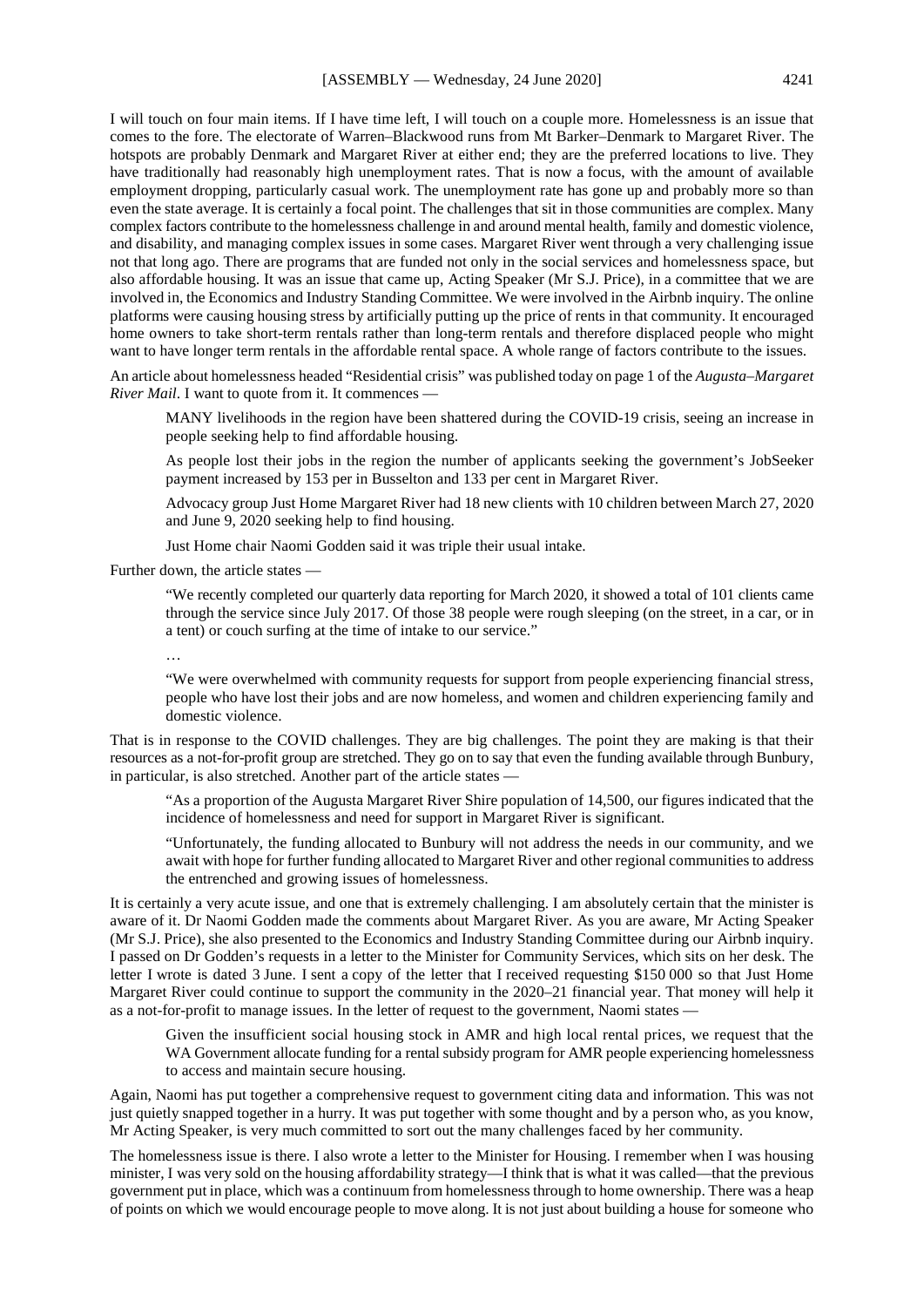I will touch on four main items. If I have time left, I will touch on a couple more. Homelessness is an issue that comes to the fore. The electorate of Warren–Blackwood runs from Mt Barker–Denmark to Margaret River. The hotspots are probably Denmark and Margaret River at either end; they are the preferred locations to live. They have traditionally had reasonably high unemployment rates. That is now a focus, with the amount of available employment dropping, particularly casual work. The unemployment rate has gone up and probably more so than even the state average. It is certainly a focal point. The challenges that sit in those communities are complex. Many complex factors contribute to the homelessness challenge in and around mental health, family and domestic violence, and disability, and managing complex issues in some cases. Margaret River went through a very challenging issue not that long ago. There are programs that are funded not only in the social services and homelessness space, but also affordable housing. It was an issue that came up, Acting Speaker (Mr S.J. Price), in a committee that we are involved in, the Economics and Industry Standing Committee. We were involved in the Airbnb inquiry. The online platforms were causing housing stress by artificially putting up the price of rents in that community. It encouraged home owners to take short-term rentals rather than long-term rentals and therefore displaced people who might want to have longer term rentals in the affordable rental space. A whole range of factors contribute to the issues.

An article about homelessness headed "Residential crisis" was published today on page 1 of the *Augusta–Margaret River Mail*. I want to quote from it. It commences —

> MANY livelihoods in the region have been shattered during the COVID-19 crisis, seeing an increase in people seeking help to find affordable housing.
>
> As people lost their jobs in the region the number of applicants seeking the government's JobSeeker payment increased by 153 per in Busselton and 133 per cent in Margaret River.
>
> Advocacy group Just Home Margaret River had 18 new clients with 10 children between March 27, 2020 and June 9, 2020 seeking help to find housing.
>
> Just Home chair Naomi Godden said it was triple their usual intake.

Further down, the article states —

> "We recently completed our quarterly data reporting for March 2020, it showed a total of 101 clients came through the service since July 2017. Of those 38 people were rough sleeping (on the street, in a car, or in a tent) or couch surfing at the time of intake to our service."
>
> …
>
> "We were overwhelmed with community requests for support from people experiencing financial stress, people who have lost their jobs and are now homeless, and women and children experiencing family and domestic violence.

That is in response to the COVID challenges. They are big challenges. The point they are making is that their resources as a not-for-profit group are stretched. They go on to say that even the funding available through Bunbury, in particular, is also stretched. Another part of the article states —

> "As a proportion of the Augusta Margaret River Shire population of 14,500, our figures indicated that the incidence of homelessness and need for support in Margaret River is significant.
>
> "Unfortunately, the funding allocated to Bunbury will not address the needs in our community, and we await with hope for further funding allocated to Margaret River and other regional communities to address the entrenched and growing issues of homelessness.

It is certainly a very acute issue, and one that is extremely challenging. I am absolutely certain that the minister is aware of it. Dr Naomi Godden made the comments about Margaret River. As you are aware, Mr Acting Speaker (Mr S.J. Price), she also presented to the Economics and Industry Standing Committee during our Airbnb inquiry. I passed on Dr Godden's requests in a letter to the Minister for Community Services, which sits on her desk. The letter I wrote is dated 3 June. I sent a copy of the letter that I received requesting $150 000 so that Just Home Margaret River could continue to support the community in the 2020–21 financial year. That money will help it as a not-for-profit to manage issues. In the letter of request to the government, Naomi states —

> Given the insufficient social housing stock in AMR and high local rental prices, we request that the WA Government allocate funding for a rental subsidy program for AMR people experiencing homelessness to access and maintain secure housing.

Again, Naomi has put together a comprehensive request to government citing data and information. This was not just quietly snapped together in a hurry. It was put together with some thought and by a person who, as you know, Mr Acting Speaker, is very much committed to sort out the many challenges faced by her community.

The homelessness issue is there. I also wrote a letter to the Minister for Housing. I remember when I was housing minister, I was very sold on the housing affordability strategy—I think that is what it was called—that the previous government put in place, which was a continuum from homelessness through to home ownership. There was a heap of points on which we would encourage people to move along. It is not just about building a house for someone who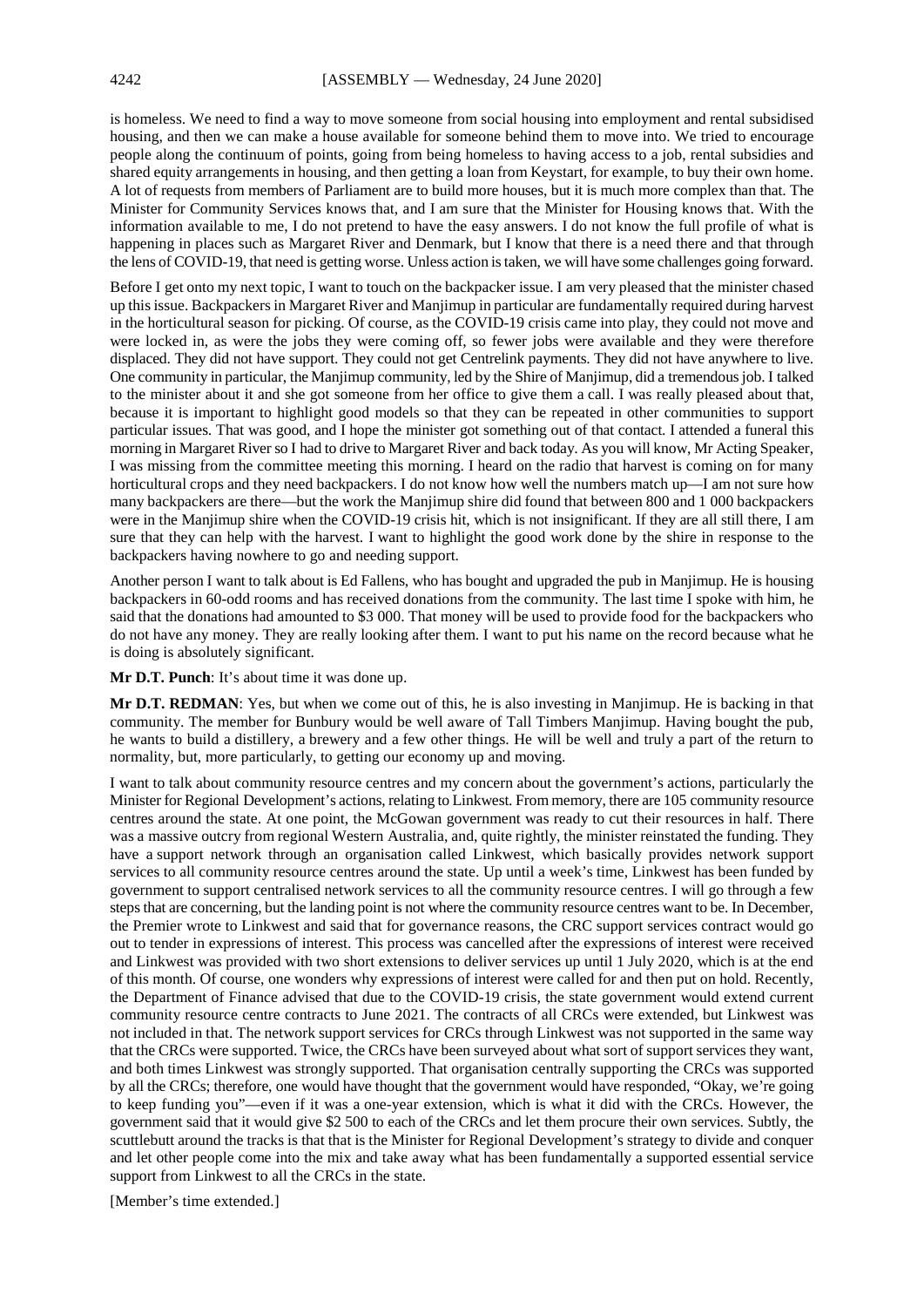is homeless. We need to find a way to move someone from social housing into employment and rental subsidised housing, and then we can make a house available for someone behind them to move into. We tried to encourage people along the continuum of points, going from being homeless to having access to a job, rental subsidies and shared equity arrangements in housing, and then getting a loan from Keystart, for example, to buy their own home. A lot of requests from members of Parliament are to build more houses, but it is much more complex than that. The Minister for Community Services knows that, and I am sure that the Minister for Housing knows that. With the information available to me, I do not pretend to have the easy answers. I do not know the full profile of what is happening in places such as Margaret River and Denmark, but I know that there is a need there and that through the lens of COVID-19, that need is getting worse. Unless action is taken, we will have some challenges going forward.

Before I get onto my next topic, I want to touch on the backpacker issue. I am very pleased that the minister chased up this issue. Backpackers in Margaret River and Manjimup in particular are fundamentally required during harvest in the horticultural season for picking. Of course, as the COVID-19 crisis came into play, they could not move and were locked in, as were the jobs they were coming off, so fewer jobs were available and they were therefore displaced. They did not have support. They could not get Centrelink payments. They did not have anywhere to live. One community in particular, the Manjimup community, led by the Shire of Manjimup, did a tremendous job. I talked to the minister about it and she got someone from her office to give them a call. I was really pleased about that, because it is important to highlight good models so that they can be repeated in other communities to support particular issues. That was good, and I hope the minister got something out of that contact. I attended a funeral this morning in Margaret River so I had to drive to Margaret River and back today. As you will know, Mr Acting Speaker, I was missing from the committee meeting this morning. I heard on the radio that harvest is coming on for many horticultural crops and they need backpackers. I do not know how well the numbers match up—I am not sure how many backpackers are there—but the work the Manjimup shire did found that between 800 and 1 000 backpackers were in the Manjimup shire when the COVID-19 crisis hit, which is not insignificant. If they are all still there, I am sure that they can help with the harvest. I want to highlight the good work done by the shire in response to the backpackers having nowhere to go and needing support.

Another person I want to talk about is Ed Fallens, who has bought and upgraded the pub in Manjimup. He is housing backpackers in 60-odd rooms and has received donations from the community. The last time I spoke with him, he said that the donations had amounted to $3 000. That money will be used to provide food for the backpackers who do not have any money. They are really looking after them. I want to put his name on the record because what he is doing is absolutely significant.

**Mr D.T. Punch**: It's about time it was done up.

**Mr D.T. REDMAN**: Yes, but when we come out of this, he is also investing in Manjimup. He is backing in that community. The member for Bunbury would be well aware of Tall Timbers Manjimup. Having bought the pub, he wants to build a distillery, a brewery and a few other things. He will be well and truly a part of the return to normality, but, more particularly, to getting our economy up and moving.

I want to talk about community resource centres and my concern about the government's actions, particularly the Minister for Regional Development's actions, relating to Linkwest. From memory, there are 105 community resource centres around the state. At one point, the McGowan government was ready to cut their resources in half. There was a massive outcry from regional Western Australia, and, quite rightly, the minister reinstated the funding. They have a support network through an organisation called Linkwest, which basically provides network support services to all community resource centres around the state. Up until a week's time, Linkwest has been funded by government to support centralised network services to all the community resource centres. I will go through a few steps that are concerning, but the landing point is not where the community resource centres want to be. In December, the Premier wrote to Linkwest and said that for governance reasons, the CRC support services contract would go out to tender in expressions of interest. This process was cancelled after the expressions of interest were received and Linkwest was provided with two short extensions to deliver services up until 1 July 2020, which is at the end of this month. Of course, one wonders why expressions of interest were called for and then put on hold. Recently, the Department of Finance advised that due to the COVID-19 crisis, the state government would extend current community resource centre contracts to June 2021. The contracts of all CRCs were extended, but Linkwest was not included in that. The network support services for CRCs through Linkwest was not supported in the same way that the CRCs were supported. Twice, the CRCs have been surveyed about what sort of support services they want, and both times Linkwest was strongly supported. That organisation centrally supporting the CRCs was supported by all the CRCs; therefore, one would have thought that the government would have responded, "Okay, we're going to keep funding you"—even if it was a one-year extension, which is what it did with the CRCs. However, the government said that it would give $2 500 to each of the CRCs and let them procure their own services. Subtly, the scuttlebutt around the tracks is that that is the Minister for Regional Development's strategy to divide and conquer and let other people come into the mix and take away what has been fundamentally a supported essential service support from Linkwest to all the CRCs in the state.

[Member's time extended.]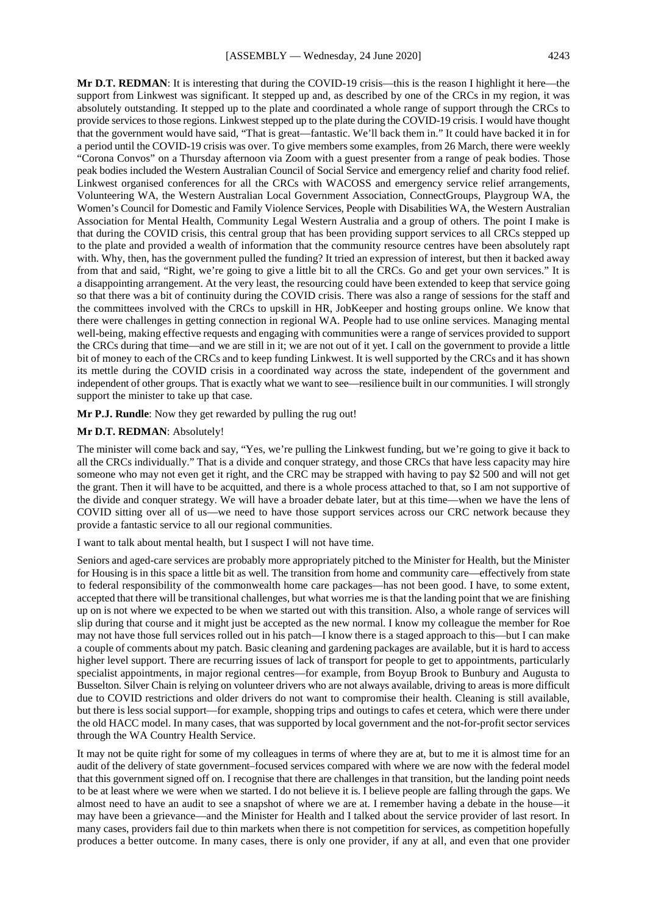**Mr D.T. REDMAN**: It is interesting that during the COVID-19 crisis—this is the reason I highlight it here—the support from Linkwest was significant. It stepped up and, as described by one of the CRCs in my region, it was absolutely outstanding. It stepped up to the plate and coordinated a whole range of support through the CRCs to provide services to those regions. Linkwest stepped up to the plate during the COVID-19 crisis. I would have thought that the government would have said, "That is great—fantastic. We'll back them in." It could have backed it in for a period until the COVID-19 crisis was over. To give members some examples, from 26 March, there were weekly "Corona Convos" on a Thursday afternoon via Zoom with a guest presenter from a range of peak bodies. Those peak bodies included the Western Australian Council of Social Service and emergency relief and charity food relief. Linkwest organised conferences for all the CRCs with WACOSS and emergency service relief arrangements, Volunteering WA, the Western Australian Local Government Association, ConnectGroups, Playgroup WA, the Women's Council for Domestic and Family Violence Services, People with Disabilities WA, the Western Australian Association for Mental Health, Community Legal Western Australia and a group of others. The point I make is that during the COVID crisis, this central group that has been providing support services to all CRCs stepped up to the plate and provided a wealth of information that the community resource centres have been absolutely rapt with. Why, then, has the government pulled the funding? It tried an expression of interest, but then it backed away from that and said, "Right, we're going to give a little bit to all the CRCs. Go and get your own services." It is a disappointing arrangement. At the very least, the resourcing could have been extended to keep that service going so that there was a bit of continuity during the COVID crisis. There was also a range of sessions for the staff and the committees involved with the CRCs to upskill in HR, JobKeeper and hosting groups online. We know that there were challenges in getting connection in regional WA. People had to use online services. Managing mental well-being, making effective requests and engaging with communities were a range of services provided to support the CRCs during that time—and we are still in it; we are not out of it yet. I call on the government to provide a little bit of money to each of the CRCs and to keep funding Linkwest. It is well supported by the CRCs and it has shown its mettle during the COVID crisis in a coordinated way across the state, independent of the government and independent of other groups. That is exactly what we want to see—resilience built in our communities. I will strongly support the minister to take up that case.

**Mr P.J. Rundle**: Now they get rewarded by pulling the rug out!

**Mr D.T. REDMAN**: Absolutely!

The minister will come back and say, "Yes, we're pulling the Linkwest funding, but we're going to give it back to all the CRCs individually." That is a divide and conquer strategy, and those CRCs that have less capacity may hire someone who may not even get it right, and the CRC may be strapped with having to pay $2 500 and will not get the grant. Then it will have to be acquitted, and there is a whole process attached to that, so I am not supportive of the divide and conquer strategy. We will have a broader debate later, but at this time—when we have the lens of COVID sitting over all of us—we need to have those support services across our CRC network because they provide a fantastic service to all our regional communities.

I want to talk about mental health, but I suspect I will not have time.

Seniors and aged-care services are probably more appropriately pitched to the Minister for Health, but the Minister for Housing is in this space a little bit as well. The transition from home and community care—effectively from state to federal responsibility of the commonwealth home care packages—has not been good. I have, to some extent, accepted that there will be transitional challenges, but what worries me is that the landing point that we are finishing up on is not where we expected to be when we started out with this transition. Also, a whole range of services will slip during that course and it might just be accepted as the new normal. I know my colleague the member for Roe may not have those full services rolled out in his patch—I know there is a staged approach to this—but I can make a couple of comments about my patch. Basic cleaning and gardening packages are available, but it is hard to access higher level support. There are recurring issues of lack of transport for people to get to appointments, particularly specialist appointments, in major regional centres—for example, from Boyup Brook to Bunbury and Augusta to Busselton. Silver Chain is relying on volunteer drivers who are not always available, driving to areas is more difficult due to COVID restrictions and older drivers do not want to compromise their health. Cleaning is still available, but there is less social support—for example, shopping trips and outings to cafes et cetera, which were there under the old HACC model. In many cases, that was supported by local government and the not-for-profit sector services through the WA Country Health Service.

It may not be quite right for some of my colleagues in terms of where they are at, but to me it is almost time for an audit of the delivery of state government–focused services compared with where we are now with the federal model that this government signed off on. I recognise that there are challenges in that transition, but the landing point needs to be at least where we were when we started. I do not believe it is. I believe people are falling through the gaps. We almost need to have an audit to see a snapshot of where we are at. I remember having a debate in the house—it may have been a grievance—and the Minister for Health and I talked about the service provider of last resort. In many cases, providers fail due to thin markets when there is not competition for services, as competition hopefully produces a better outcome. In many cases, there is only one provider, if any at all, and even that one provider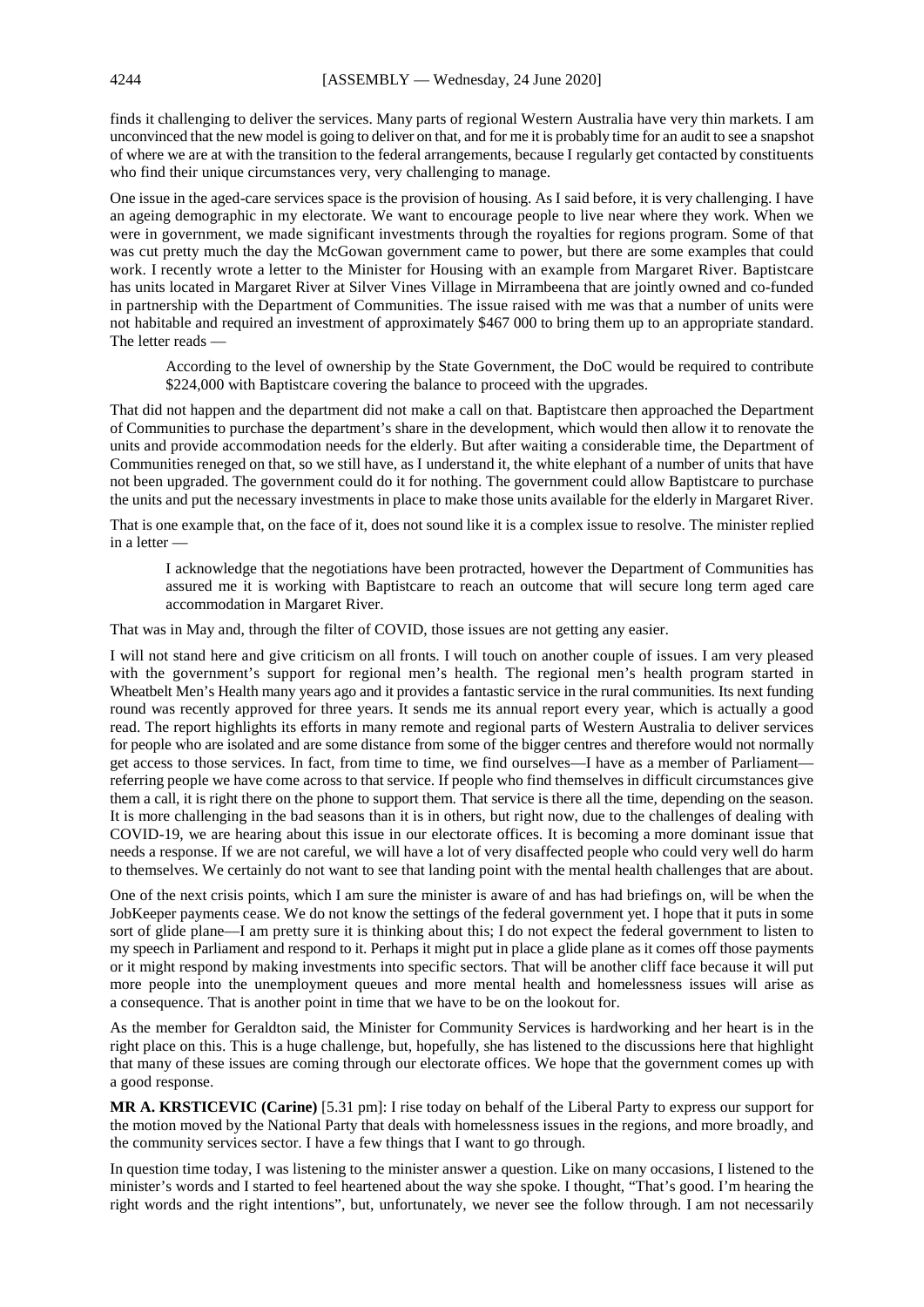finds it challenging to deliver the services. Many parts of regional Western Australia have very thin markets. I am unconvinced that the new model is going to deliver on that, and for me it is probably time for an audit to see a snapshot of where we are at with the transition to the federal arrangements, because I regularly get contacted by constituents who find their unique circumstances very, very challenging to manage.

One issue in the aged-care services space is the provision of housing. As I said before, it is very challenging. I have an ageing demographic in my electorate. We want to encourage people to live near where they work. When we were in government, we made significant investments through the royalties for regions program. Some of that was cut pretty much the day the McGowan government came to power, but there are some examples that could work. I recently wrote a letter to the Minister for Housing with an example from Margaret River. Baptistcare has units located in Margaret River at Silver Vines Village in Mirrambeena that are jointly owned and co-funded in partnership with the Department of Communities. The issue raised with me was that a number of units were not habitable and required an investment of approximately $467 000 to bring them up to an appropriate standard. The letter reads —

> According to the level of ownership by the State Government, the DoC would be required to contribute $224,000 with Baptistcare covering the balance to proceed with the upgrades.

That did not happen and the department did not make a call on that. Baptistcare then approached the Department of Communities to purchase the department's share in the development, which would then allow it to renovate the units and provide accommodation needs for the elderly. But after waiting a considerable time, the Department of Communities reneged on that, so we still have, as I understand it, the white elephant of a number of units that have not been upgraded. The government could do it for nothing. The government could allow Baptistcare to purchase the units and put the necessary investments in place to make those units available for the elderly in Margaret River.

That is one example that, on the face of it, does not sound like it is a complex issue to resolve. The minister replied in a letter —

> I acknowledge that the negotiations have been protracted, however the Department of Communities has assured me it is working with Baptistcare to reach an outcome that will secure long term aged care accommodation in Margaret River.

That was in May and, through the filter of COVID, those issues are not getting any easier.

I will not stand here and give criticism on all fronts. I will touch on another couple of issues. I am very pleased with the government's support for regional men's health. The regional men's health program started in Wheatbelt Men's Health many years ago and it provides a fantastic service in the rural communities. Its next funding round was recently approved for three years. It sends me its annual report every year, which is actually a good read. The report highlights its efforts in many remote and regional parts of Western Australia to deliver services for people who are isolated and are some distance from some of the bigger centres and therefore would not normally get access to those services. In fact, from time to time, we find ourselves—I have as a member of Parliament—referring people we have come across to that service. If people who find themselves in difficult circumstances give them a call, it is right there on the phone to support them. That service is there all the time, depending on the season. It is more challenging in the bad seasons than it is in others, but right now, due to the challenges of dealing with COVID-19, we are hearing about this issue in our electorate offices. It is becoming a more dominant issue that needs a response. If we are not careful, we will have a lot of very disaffected people who could very well do harm to themselves. We certainly do not want to see that landing point with the mental health challenges that are about.

One of the next crisis points, which I am sure the minister is aware of and has had briefings on, will be when the JobKeeper payments cease. We do not know the settings of the federal government yet. I hope that it puts in some sort of glide plane—I am pretty sure it is thinking about this; I do not expect the federal government to listen to my speech in Parliament and respond to it. Perhaps it might put in place a glide plane as it comes off those payments or it might respond by making investments into specific sectors. That will be another cliff face because it will put more people into the unemployment queues and more mental health and homelessness issues will arise as a consequence. That is another point in time that we have to be on the lookout for.

As the member for Geraldton said, the Minister for Community Services is hardworking and her heart is in the right place on this. This is a huge challenge, but, hopefully, she has listened to the discussions here that highlight that many of these issues are coming through our electorate offices. We hope that the government comes up with a good response.

**MR A. KRSTICEVIC (Carine)** [5.31 pm]: I rise today on behalf of the Liberal Party to express our support for the motion moved by the National Party that deals with homelessness issues in the regions, and more broadly, and the community services sector. I have a few things that I want to go through.

In question time today, I was listening to the minister answer a question. Like on many occasions, I listened to the minister's words and I started to feel heartened about the way she spoke. I thought, "That's good. I'm hearing the right words and the right intentions", but, unfortunately, we never see the follow through. I am not necessarily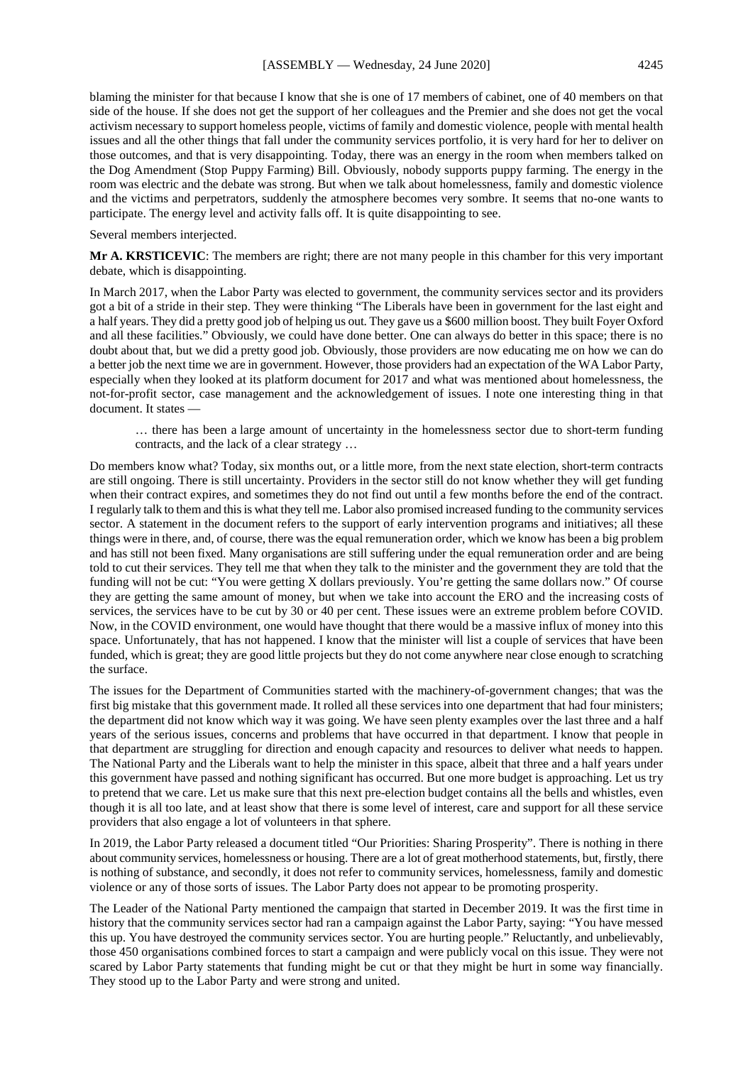blaming the minister for that because I know that she is one of 17 members of cabinet, one of 40 members on that side of the house. If she does not get the support of her colleagues and the Premier and she does not get the vocal activism necessary to support homeless people, victims of family and domestic violence, people with mental health issues and all the other things that fall under the community services portfolio, it is very hard for her to deliver on those outcomes, and that is very disappointing. Today, there was an energy in the room when members talked on the Dog Amendment (Stop Puppy Farming) Bill. Obviously, nobody supports puppy farming. The energy in the room was electric and the debate was strong. But when we talk about homelessness, family and domestic violence and the victims and perpetrators, suddenly the atmosphere becomes very sombre. It seems that no-one wants to participate. The energy level and activity falls off. It is quite disappointing to see.

Several members interjected.

**Mr A. KRSTICEVIC**: The members are right; there are not many people in this chamber for this very important debate, which is disappointing.

In March 2017, when the Labor Party was elected to government, the community services sector and its providers got a bit of a stride in their step. They were thinking "The Liberals have been in government for the last eight and a half years. They did a pretty good job of helping us out. They gave us a $600 million boost. They built Foyer Oxford and all these facilities." Obviously, we could have done better. One can always do better in this space; there is no doubt about that, but we did a pretty good job. Obviously, those providers are now educating me on how we can do a better job the next time we are in government. However, those providers had an expectation of the WA Labor Party, especially when they looked at its platform document for 2017 and what was mentioned about homelessness, the not-for-profit sector, case management and the acknowledgement of issues. I note one interesting thing in that document. It states —

> … there has been a large amount of uncertainty in the homelessness sector due to short-term funding contracts, and the lack of a clear strategy …

Do members know what? Today, six months out, or a little more, from the next state election, short-term contracts are still ongoing. There is still uncertainty. Providers in the sector still do not know whether they will get funding when their contract expires, and sometimes they do not find out until a few months before the end of the contract. I regularly talk to them and this is what they tell me. Labor also promised increased funding to the community services sector. A statement in the document refers to the support of early intervention programs and initiatives; all these things were in there, and, of course, there was the equal remuneration order, which we know has been a big problem and has still not been fixed. Many organisations are still suffering under the equal remuneration order and are being told to cut their services. They tell me that when they talk to the minister and the government they are told that the funding will not be cut: "You were getting X dollars previously. You're getting the same dollars now." Of course they are getting the same amount of money, but when we take into account the ERO and the increasing costs of services, the services have to be cut by 30 or 40 per cent. These issues were an extreme problem before COVID. Now, in the COVID environment, one would have thought that there would be a massive influx of money into this space. Unfortunately, that has not happened. I know that the minister will list a couple of services that have been funded, which is great; they are good little projects but they do not come anywhere near close enough to scratching the surface.

The issues for the Department of Communities started with the machinery-of-government changes; that was the first big mistake that this government made. It rolled all these services into one department that had four ministers; the department did not know which way it was going. We have seen plenty examples over the last three and a half years of the serious issues, concerns and problems that have occurred in that department. I know that people in that department are struggling for direction and enough capacity and resources to deliver what needs to happen. The National Party and the Liberals want to help the minister in this space, albeit that three and a half years under this government have passed and nothing significant has occurred. But one more budget is approaching. Let us try to pretend that we care. Let us make sure that this next pre-election budget contains all the bells and whistles, even though it is all too late, and at least show that there is some level of interest, care and support for all these service providers that also engage a lot of volunteers in that sphere.

In 2019, the Labor Party released a document titled "Our Priorities: Sharing Prosperity". There is nothing in there about community services, homelessness or housing. There are a lot of great motherhood statements, but, firstly, there is nothing of substance, and secondly, it does not refer to community services, homelessness, family and domestic violence or any of those sorts of issues. The Labor Party does not appear to be promoting prosperity.

The Leader of the National Party mentioned the campaign that started in December 2019. It was the first time in history that the community services sector had ran a campaign against the Labor Party, saying: "You have messed this up. You have destroyed the community services sector. You are hurting people." Reluctantly, and unbelievably, those 450 organisations combined forces to start a campaign and were publicly vocal on this issue. They were not scared by Labor Party statements that funding might be cut or that they might be hurt in some way financially. They stood up to the Labor Party and were strong and united.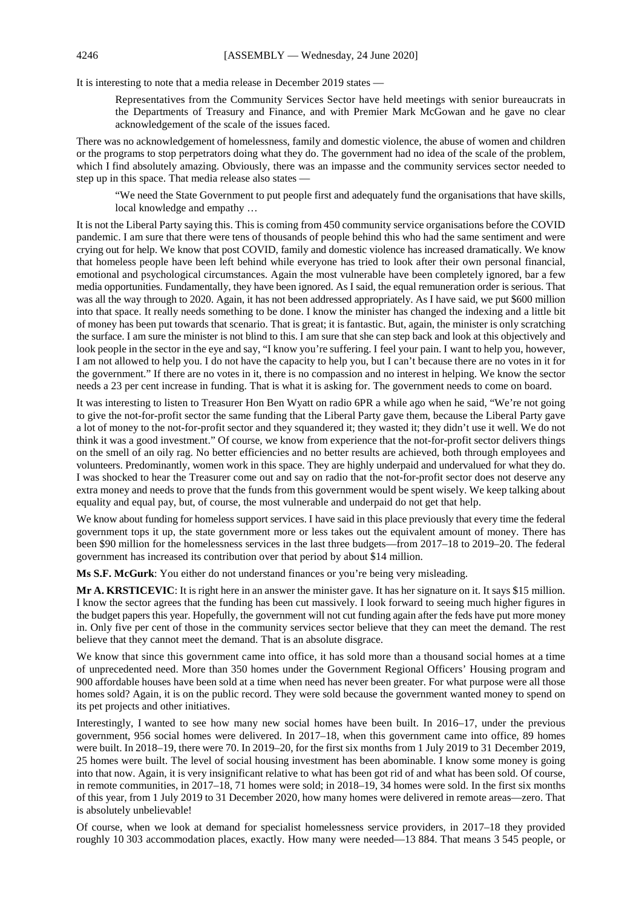It is interesting to note that a media release in December 2019 states —

> Representatives from the Community Services Sector have held meetings with senior bureaucrats in the Departments of Treasury and Finance, and with Premier Mark McGowan and he gave no clear acknowledgement of the scale of the issues faced.

There was no acknowledgement of homelessness, family and domestic violence, the abuse of women and children or the programs to stop perpetrators doing what they do. The government had no idea of the scale of the problem, which I find absolutely amazing. Obviously, there was an impasse and the community services sector needed to step up in this space. That media release also states —

> "We need the State Government to put people first and adequately fund the organisations that have skills, local knowledge and empathy …

It is not the Liberal Party saying this. This is coming from 450 community service organisations before the COVID pandemic. I am sure that there were tens of thousands of people behind this who had the same sentiment and were crying out for help. We know that post COVID, family and domestic violence has increased dramatically. We know that homeless people have been left behind while everyone has tried to look after their own personal financial, emotional and psychological circumstances. Again the most vulnerable have been completely ignored, bar a few media opportunities. Fundamentally, they have been ignored. As I said, the equal remuneration order is serious. That was all the way through to 2020. Again, it has not been addressed appropriately. As I have said, we put $600 million into that space. It really needs something to be done. I know the minister has changed the indexing and a little bit of money has been put towards that scenario. That is great; it is fantastic. But, again, the minister is only scratching the surface. I am sure the minister is not blind to this. I am sure that she can step back and look at this objectively and look people in the sector in the eye and say, "I know you're suffering. I feel your pain. I want to help you, however, I am not allowed to help you. I do not have the capacity to help you, but I can't because there are no votes in it for the government." If there are no votes in it, there is no compassion and no interest in helping. We know the sector needs a 23 per cent increase in funding. That is what it is asking for. The government needs to come on board.

It was interesting to listen to Treasurer Hon Ben Wyatt on radio 6PR a while ago when he said, "We're not going to give the not-for-profit sector the same funding that the Liberal Party gave them, because the Liberal Party gave a lot of money to the not-for-profit sector and they squandered it; they wasted it; they didn't use it well. We do not think it was a good investment." Of course, we know from experience that the not-for-profit sector delivers things on the smell of an oily rag. No better efficiencies and no better results are achieved, both through employees and volunteers. Predominantly, women work in this space. They are highly underpaid and undervalued for what they do. I was shocked to hear the Treasurer come out and say on radio that the not-for-profit sector does not deserve any extra money and needs to prove that the funds from this government would be spent wisely. We keep talking about equality and equal pay, but, of course, the most vulnerable and underpaid do not get that help.

We know about funding for homeless support services. I have said in this place previously that every time the federal government tops it up, the state government more or less takes out the equivalent amount of money. There has been $90 million for the homelessness services in the last three budgets—from 2017–18 to 2019–20. The federal government has increased its contribution over that period by about $14 million.

**Ms S.F. McGurk**: You either do not understand finances or you're being very misleading.

**Mr A. KRSTICEVIC**: It is right here in an answer the minister gave. It has her signature on it. It says $15 million. I know the sector agrees that the funding has been cut massively. I look forward to seeing much higher figures in the budget papers this year. Hopefully, the government will not cut funding again after the feds have put more money in. Only five per cent of those in the community services sector believe that they can meet the demand. The rest believe that they cannot meet the demand. That is an absolute disgrace.

We know that since this government came into office, it has sold more than a thousand social homes at a time of unprecedented need. More than 350 homes under the Government Regional Officers' Housing program and 900 affordable houses have been sold at a time when need has never been greater. For what purpose were all those homes sold? Again, it is on the public record. They were sold because the government wanted money to spend on its pet projects and other initiatives.

Interestingly, I wanted to see how many new social homes have been built. In 2016–17, under the previous government, 956 social homes were delivered. In 2017–18, when this government came into office, 89 homes were built. In 2018–19, there were 70. In 2019–20, for the first six months from 1 July 2019 to 31 December 2019, 25 homes were built. The level of social housing investment has been abominable. I know some money is going into that now. Again, it is very insignificant relative to what has been got rid of and what has been sold. Of course, in remote communities, in 2017–18, 71 homes were sold; in 2018–19, 34 homes were sold. In the first six months of this year, from 1 July 2019 to 31 December 2020, how many homes were delivered in remote areas—zero. That is absolutely unbelievable!

Of course, when we look at demand for specialist homelessness service providers, in 2017–18 they provided roughly 10 303 accommodation places, exactly. How many were needed—13 884. That means 3 545 people, or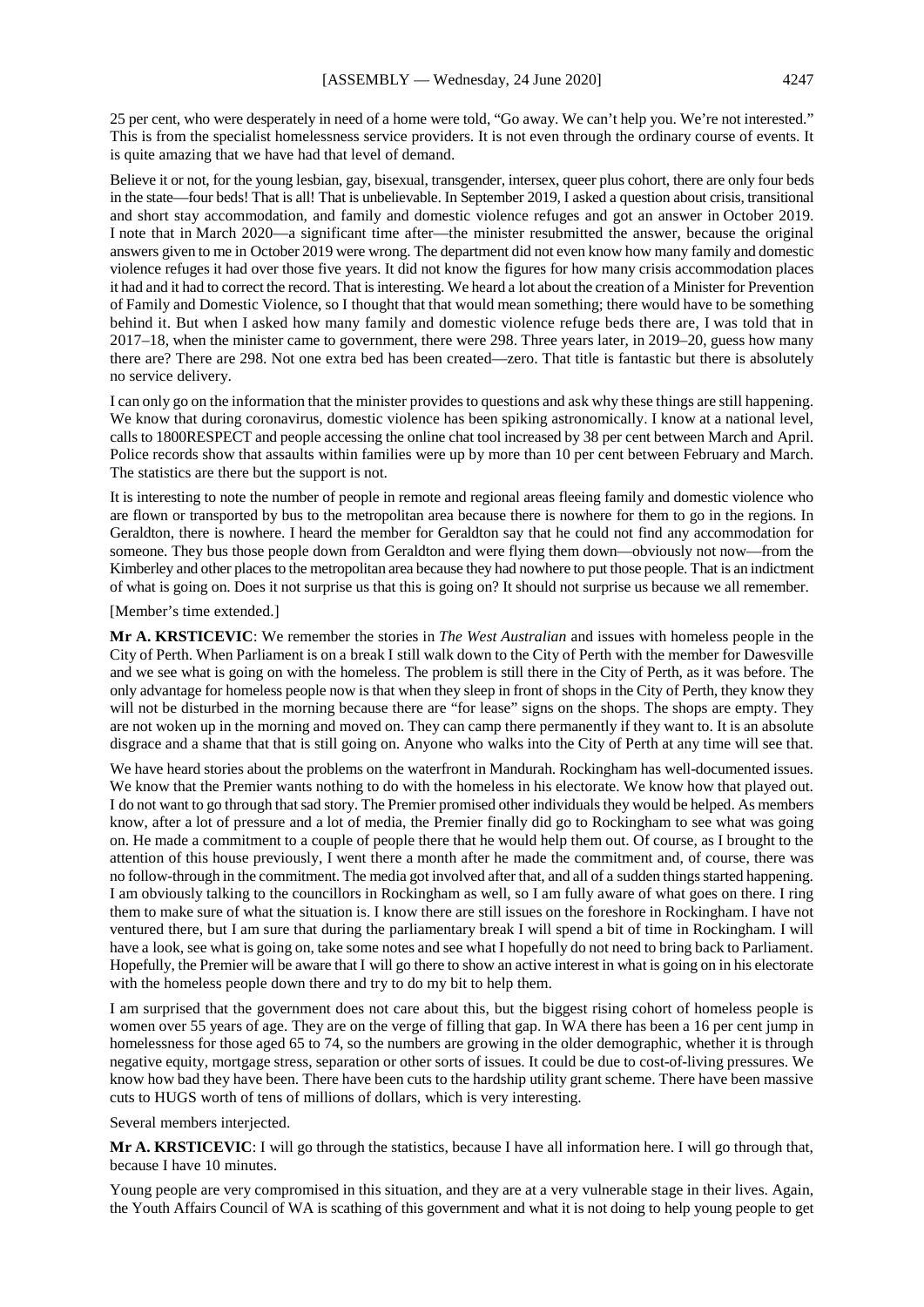25 per cent, who were desperately in need of a home were told, "Go away. We can't help you. We're not interested." This is from the specialist homelessness service providers. It is not even through the ordinary course of events. It is quite amazing that we have had that level of demand.

Believe it or not, for the young lesbian, gay, bisexual, transgender, intersex, queer plus cohort, there are only four beds in the state—four beds! That is all! That is unbelievable. In September 2019, I asked a question about crisis, transitional and short stay accommodation, and family and domestic violence refuges and got an answer in October 2019. I note that in March 2020—a significant time after—the minister resubmitted the answer, because the original answers given to me in October 2019 were wrong. The department did not even know how many family and domestic violence refuges it had over those five years. It did not know the figures for how many crisis accommodation places it had and it had to correct the record. That is interesting. We heard a lot about the creation of a Minister for Prevention of Family and Domestic Violence, so I thought that that would mean something; there would have to be something behind it. But when I asked how many family and domestic violence refuge beds there are, I was told that in 2017–18, when the minister came to government, there were 298. Three years later, in 2019–20, guess how many there are? There are 298. Not one extra bed has been created—zero. That title is fantastic but there is absolutely no service delivery.

I can only go on the information that the minister provides to questions and ask why these things are still happening. We know that during coronavirus, domestic violence has been spiking astronomically. I know at a national level, calls to 1800RESPECT and people accessing the online chat tool increased by 38 per cent between March and April. Police records show that assaults within families were up by more than 10 per cent between February and March. The statistics are there but the support is not.

It is interesting to note the number of people in remote and regional areas fleeing family and domestic violence who are flown or transported by bus to the metropolitan area because there is nowhere for them to go in the regions. In Geraldton, there is nowhere. I heard the member for Geraldton say that he could not find any accommodation for someone. They bus those people down from Geraldton and were flying them down—obviously not now—from the Kimberley and other places to the metropolitan area because they had nowhere to put those people. That is an indictment of what is going on. Does it not surprise us that this is going on? It should not surprise us because we all remember.

[Member's time extended.]

**Mr A. KRSTICEVIC**: We remember the stories in *The West Australian* and issues with homeless people in the City of Perth. When Parliament is on a break I still walk down to the City of Perth with the member for Dawesville and we see what is going on with the homeless. The problem is still there in the City of Perth, as it was before. The only advantage for homeless people now is that when they sleep in front of shops in the City of Perth, they know they will not be disturbed in the morning because there are "for lease" signs on the shops. The shops are empty. They are not woken up in the morning and moved on. They can camp there permanently if they want to. It is an absolute disgrace and a shame that that is still going on. Anyone who walks into the City of Perth at any time will see that.

We have heard stories about the problems on the waterfront in Mandurah. Rockingham has well-documented issues. We know that the Premier wants nothing to do with the homeless in his electorate. We know how that played out. I do not want to go through that sad story. The Premier promised other individuals they would be helped. As members know, after a lot of pressure and a lot of media, the Premier finally did go to Rockingham to see what was going on. He made a commitment to a couple of people there that he would help them out. Of course, as I brought to the attention of this house previously, I went there a month after he made the commitment and, of course, there was no follow-through in the commitment. The media got involved after that, and all of a sudden things started happening. I am obviously talking to the councillors in Rockingham as well, so I am fully aware of what goes on there. I ring them to make sure of what the situation is. I know there are still issues on the foreshore in Rockingham. I have not ventured there, but I am sure that during the parliamentary break I will spend a bit of time in Rockingham. I will have a look, see what is going on, take some notes and see what I hopefully do not need to bring back to Parliament. Hopefully, the Premier will be aware that I will go there to show an active interest in what is going on in his electorate with the homeless people down there and try to do my bit to help them.

I am surprised that the government does not care about this, but the biggest rising cohort of homeless people is women over 55 years of age. They are on the verge of filling that gap. In WA there has been a 16 per cent jump in homelessness for those aged 65 to 74, so the numbers are growing in the older demographic, whether it is through negative equity, mortgage stress, separation or other sorts of issues. It could be due to cost-of-living pressures. We know how bad they have been. There have been cuts to the hardship utility grant scheme. There have been massive cuts to HUGS worth of tens of millions of dollars, which is very interesting.

Several members interjected.

**Mr A. KRSTICEVIC**: I will go through the statistics, because I have all information here. I will go through that, because I have 10 minutes.

Young people are very compromised in this situation, and they are at a very vulnerable stage in their lives. Again, the Youth Affairs Council of WA is scathing of this government and what it is not doing to help young people to get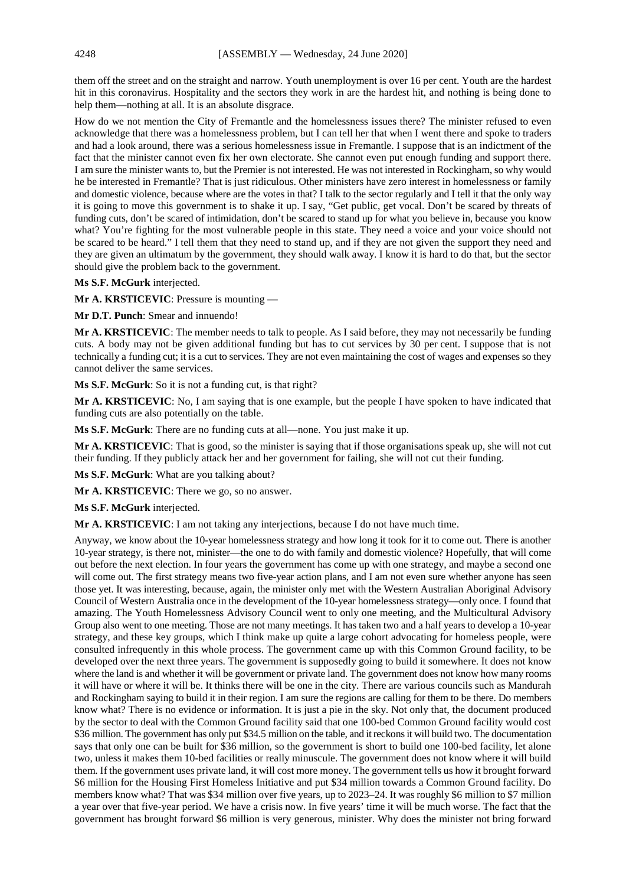them off the street and on the straight and narrow. Youth unemployment is over 16 per cent. Youth are the hardest hit in this coronavirus. Hospitality and the sectors they work in are the hardest hit, and nothing is being done to help them—nothing at all. It is an absolute disgrace.

How do we not mention the City of Fremantle and the homelessness issues there? The minister refused to even acknowledge that there was a homelessness problem, but I can tell her that when I went there and spoke to traders and had a look around, there was a serious homelessness issue in Fremantle. I suppose that is an indictment of the fact that the minister cannot even fix her own electorate. She cannot even put enough funding and support there. I am sure the minister wants to, but the Premier is not interested. He was not interested in Rockingham, so why would he be interested in Fremantle? That is just ridiculous. Other ministers have zero interest in homelessness or family and domestic violence, because where are the votes in that? I talk to the sector regularly and I tell it that the only way it is going to move this government is to shake it up. I say, "Get public, get vocal. Don't be scared by threats of funding cuts, don't be scared of intimidation, don't be scared to stand up for what you believe in, because you know what? You're fighting for the most vulnerable people in this state. They need a voice and your voice should not be scared to be heard." I tell them that they need to stand up, and if they are not given the support they need and they are given an ultimatum by the government, they should walk away. I know it is hard to do that, but the sector should give the problem back to the government.

**Ms S.F. McGurk** interjected.

**Mr A. KRSTICEVIC**: Pressure is mounting —

**Mr D.T. Punch**: Smear and innuendo!

**Mr A. KRSTICEVIC**: The member needs to talk to people. As I said before, they may not necessarily be funding cuts. A body may not be given additional funding but has to cut services by 30 per cent. I suppose that is not technically a funding cut; it is a cut to services. They are not even maintaining the cost of wages and expenses so they cannot deliver the same services.

**Ms S.F. McGurk**: So it is not a funding cut, is that right?

**Mr A. KRSTICEVIC**: No, I am saying that is one example, but the people I have spoken to have indicated that funding cuts are also potentially on the table.

**Ms S.F. McGurk**: There are no funding cuts at all—none. You just make it up.

**Mr A. KRSTICEVIC**: That is good, so the minister is saying that if those organisations speak up, she will not cut their funding. If they publicly attack her and her government for failing, she will not cut their funding.

**Ms S.F. McGurk**: What are you talking about?

**Mr A. KRSTICEVIC**: There we go, so no answer.

**Ms S.F. McGurk** interjected.

**Mr A. KRSTICEVIC**: I am not taking any interjections, because I do not have much time.

Anyway, we know about the 10-year homelessness strategy and how long it took for it to come out. There is another 10-year strategy, is there not, minister—the one to do with family and domestic violence? Hopefully, that will come out before the next election. In four years the government has come up with one strategy, and maybe a second one will come out. The first strategy means two five-year action plans, and I am not even sure whether anyone has seen those yet. It was interesting, because, again, the minister only met with the Western Australian Aboriginal Advisory Council of Western Australia once in the development of the 10-year homelessness strategy—only once. I found that amazing. The Youth Homelessness Advisory Council went to only one meeting, and the Multicultural Advisory Group also went to one meeting. Those are not many meetings. It has taken two and a half years to develop a 10-year strategy, and these key groups, which I think make up quite a large cohort advocating for homeless people, were consulted infrequently in this whole process. The government came up with this Common Ground facility, to be developed over the next three years. The government is supposedly going to build it somewhere. It does not know where the land is and whether it will be government or private land. The government does not know how many rooms it will have or where it will be. It thinks there will be one in the city. There are various councils such as Mandurah and Rockingham saying to build it in their region. I am sure the regions are calling for them to be there. Do members know what? There is no evidence or information. It is just a pie in the sky. Not only that, the document produced by the sector to deal with the Common Ground facility said that one 100-bed Common Ground facility would cost \$36 million. The government has only put \$34.5 million on the table, and it reckons it will build two. The documentation says that only one can be built for \$36 million, so the government is short to build one 100-bed facility, let alone two, unless it makes them 10-bed facilities or really minuscule. The government does not know where it will build them. If the government uses private land, it will cost more money. The government tells us how it brought forward \$6 million for the Housing First Homeless Initiative and put \$34 million towards a Common Ground facility. Do members know what? That was \$34 million over five years, up to 2023–24. It was roughly \$6 million to \$7 million a year over that five-year period. We have a crisis now. In five years' time it will be much worse. The fact that the government has brought forward \$6 million is very generous, minister. Why does the minister not bring forward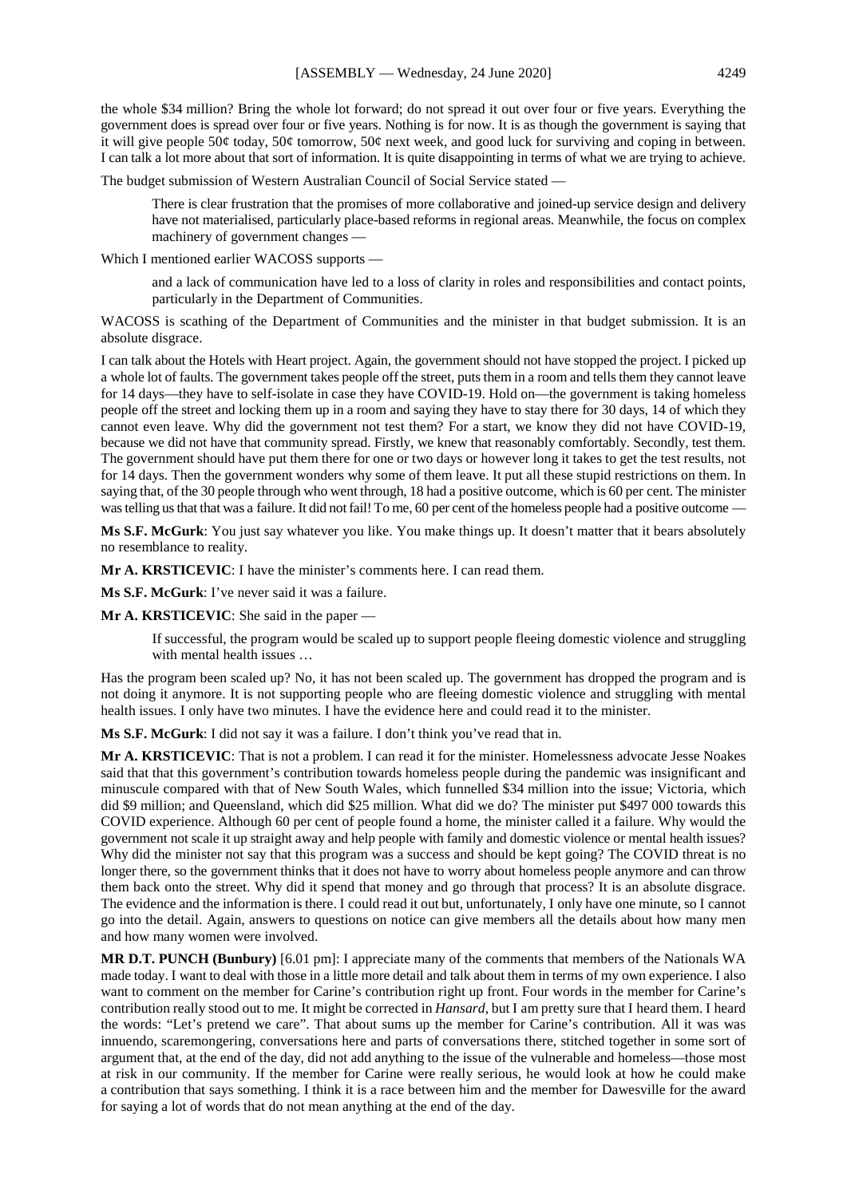the whole $34 million? Bring the whole lot forward; do not spread it out over four or five years. Everything the government does is spread over four or five years. Nothing is for now. It is as though the government is saying that it will give people 50¢ today, 50¢ tomorrow, 50¢ next week, and good luck for surviving and coping in between. I can talk a lot more about that sort of information. It is quite disappointing in terms of what we are trying to achieve.

The budget submission of Western Australian Council of Social Service stated —

> There is clear frustration that the promises of more collaborative and joined-up service design and delivery have not materialised, particularly place-based reforms in regional areas. Meanwhile, the focus on complex machinery of government changes —

Which I mentioned earlier WACOSS supports —

> and a lack of communication have led to a loss of clarity in roles and responsibilities and contact points, particularly in the Department of Communities.

WACOSS is scathing of the Department of Communities and the minister in that budget submission. It is an absolute disgrace.

I can talk about the Hotels with Heart project. Again, the government should not have stopped the project. I picked up a whole lot of faults. The government takes people off the street, puts them in a room and tells them they cannot leave for 14 days—they have to self-isolate in case they have COVID-19. Hold on—the government is taking homeless people off the street and locking them up in a room and saying they have to stay there for 30 days, 14 of which they cannot even leave. Why did the government not test them? For a start, we know they did not have COVID-19, because we did not have that community spread. Firstly, we knew that reasonably comfortably. Secondly, test them. The government should have put them there for one or two days or however long it takes to get the test results, not for 14 days. Then the government wonders why some of them leave. It put all these stupid restrictions on them. In saying that, of the 30 people through who went through, 18 had a positive outcome, which is 60 per cent. The minister was telling us that that was a failure. It did not fail! To me, 60 per cent of the homeless people had a positive outcome —

**Ms S.F. McGurk**: You just say whatever you like. You make things up. It doesn't matter that it bears absolutely no resemblance to reality.

**Mr A. KRSTICEVIC**: I have the minister's comments here. I can read them.

**Ms S.F. McGurk**: I've never said it was a failure.

**Mr A. KRSTICEVIC**: She said in the paper —

> If successful, the program would be scaled up to support people fleeing domestic violence and struggling with mental health issues …

Has the program been scaled up? No, it has not been scaled up. The government has dropped the program and is not doing it anymore. It is not supporting people who are fleeing domestic violence and struggling with mental health issues. I only have two minutes. I have the evidence here and could read it to the minister.

**Ms S.F. McGurk**: I did not say it was a failure. I don't think you've read that in.

**Mr A. KRSTICEVIC**: That is not a problem. I can read it for the minister. Homelessness advocate Jesse Noakes said that that this government's contribution towards homeless people during the pandemic was insignificant and minuscule compared with that of New South Wales, which funnelled $34 million into the issue; Victoria, which did $9 million; and Queensland, which did $25 million. What did we do? The minister put $497 000 towards this COVID experience. Although 60 per cent of people found a home, the minister called it a failure. Why would the government not scale it up straight away and help people with family and domestic violence or mental health issues? Why did the minister not say that this program was a success and should be kept going? The COVID threat is no longer there, so the government thinks that it does not have to worry about homeless people anymore and can throw them back onto the street. Why did it spend that money and go through that process? It is an absolute disgrace. The evidence and the information is there. I could read it out but, unfortunately, I only have one minute, so I cannot go into the detail. Again, answers to questions on notice can give members all the details about how many men and how many women were involved.

**MR D.T. PUNCH (Bunbury)** [6.01 pm]: I appreciate many of the comments that members of the Nationals WA made today. I want to deal with those in a little more detail and talk about them in terms of my own experience. I also want to comment on the member for Carine's contribution right up front. Four words in the member for Carine's contribution really stood out to me. It might be corrected in *Hansard*, but I am pretty sure that I heard them. I heard the words: "Let's pretend we care". That about sums up the member for Carine's contribution. All it was was innuendo, scaremongering, conversations here and parts of conversations there, stitched together in some sort of argument that, at the end of the day, did not add anything to the issue of the vulnerable and homeless—those most at risk in our community. If the member for Carine were really serious, he would look at how he could make a contribution that says something. I think it is a race between him and the member for Dawesville for the award for saying a lot of words that do not mean anything at the end of the day.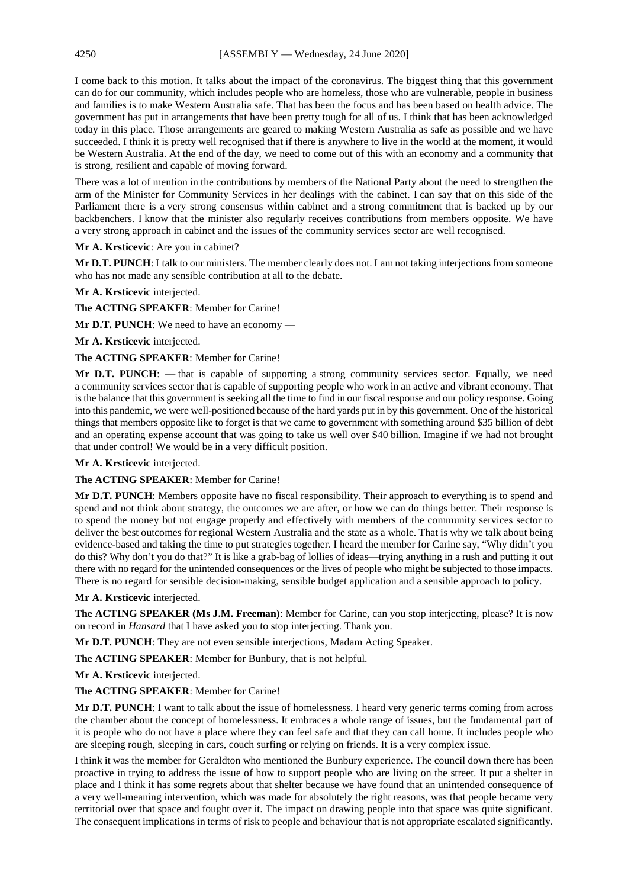I come back to this motion. It talks about the impact of the coronavirus. The biggest thing that this government can do for our community, which includes people who are homeless, those who are vulnerable, people in business and families is to make Western Australia safe. That has been the focus and has been based on health advice. The government has put in arrangements that have been pretty tough for all of us. I think that has been acknowledged today in this place. Those arrangements are geared to making Western Australia as safe as possible and we have succeeded. I think it is pretty well recognised that if there is anywhere to live in the world at the moment, it would be Western Australia. At the end of the day, we need to come out of this with an economy and a community that is strong, resilient and capable of moving forward.

There was a lot of mention in the contributions by members of the National Party about the need to strengthen the arm of the Minister for Community Services in her dealings with the cabinet. I can say that on this side of the Parliament there is a very strong consensus within cabinet and a strong commitment that is backed up by our backbenchers. I know that the minister also regularly receives contributions from members opposite. We have a very strong approach in cabinet and the issues of the community services sector are well recognised.

**Mr A. Krsticevic**: Are you in cabinet?

**Mr D.T. PUNCH**: I talk to our ministers. The member clearly does not. I am not taking interjections from someone who has not made any sensible contribution at all to the debate.

**Mr A. Krsticevic** interjected.

**The ACTING SPEAKER**: Member for Carine!

**Mr D.T. PUNCH**: We need to have an economy —

**Mr A. Krsticevic** interjected.

**The ACTING SPEAKER**: Member for Carine!

**Mr D.T. PUNCH**: — that is capable of supporting a strong community services sector. Equally, we need a community services sector that is capable of supporting people who work in an active and vibrant economy. That is the balance that this government is seeking all the time to find in our fiscal response and our policy response. Going into this pandemic, we were well-positioned because of the hard yards put in by this government. One of the historical things that members opposite like to forget is that we came to government with something around $35 billion of debt and an operating expense account that was going to take us well over $40 billion. Imagine if we had not brought that under control! We would be in a very difficult position.

**Mr A. Krsticevic** interjected.

**The ACTING SPEAKER**: Member for Carine!

**Mr D.T. PUNCH**: Members opposite have no fiscal responsibility. Their approach to everything is to spend and spend and not think about strategy, the outcomes we are after, or how we can do things better. Their response is to spend the money but not engage properly and effectively with members of the community services sector to deliver the best outcomes for regional Western Australia and the state as a whole. That is why we talk about being evidence-based and taking the time to put strategies together. I heard the member for Carine say, "Why didn't you do this? Why don't you do that?" It is like a grab-bag of lollies of ideas—trying anything in a rush and putting it out there with no regard for the unintended consequences or the lives of people who might be subjected to those impacts. There is no regard for sensible decision-making, sensible budget application and a sensible approach to policy.

**Mr A. Krsticevic** interjected.

**The ACTING SPEAKER (Ms J.M. Freeman)**: Member for Carine, can you stop interjecting, please? It is now on record in *Hansard* that I have asked you to stop interjecting. Thank you.

**Mr D.T. PUNCH**: They are not even sensible interjections, Madam Acting Speaker.

**The ACTING SPEAKER**: Member for Bunbury, that is not helpful.

**Mr A. Krsticevic** interjected.

**The ACTING SPEAKER**: Member for Carine!

**Mr D.T. PUNCH**: I want to talk about the issue of homelessness. I heard very generic terms coming from across the chamber about the concept of homelessness. It embraces a whole range of issues, but the fundamental part of it is people who do not have a place where they can feel safe and that they can call home. It includes people who are sleeping rough, sleeping in cars, couch surfing or relying on friends. It is a very complex issue.

I think it was the member for Geraldton who mentioned the Bunbury experience. The council down there has been proactive in trying to address the issue of how to support people who are living on the street. It put a shelter in place and I think it has some regrets about that shelter because we have found that an unintended consequence of a very well-meaning intervention, which was made for absolutely the right reasons, was that people became very territorial over that space and fought over it. The impact on drawing people into that space was quite significant. The consequent implications in terms of risk to people and behaviour that is not appropriate escalated significantly.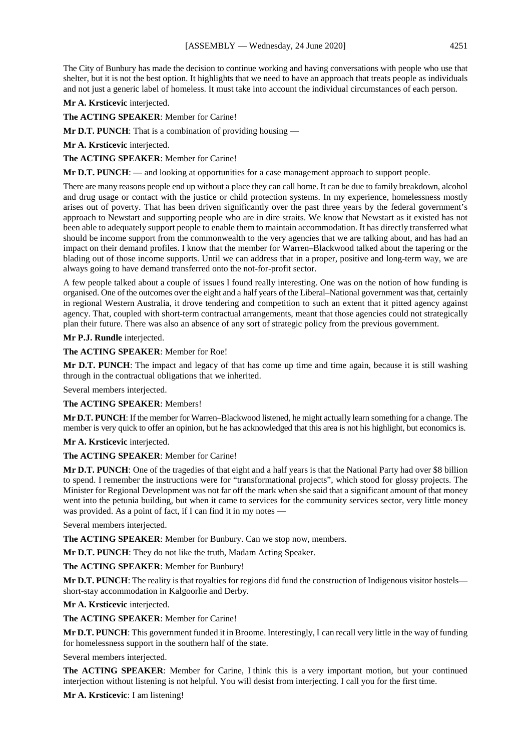The City of Bunbury has made the decision to continue working and having conversations with people who use that shelter, but it is not the best option. It highlights that we need to have an approach that treats people as individuals and not just a generic label of homeless. It must take into account the individual circumstances of each person.

**Mr A. Krsticevic** interjected.

**The ACTING SPEAKER**: Member for Carine!

**Mr D.T. PUNCH**: That is a combination of providing housing —

**Mr A. Krsticevic** interjected.

**The ACTING SPEAKER**: Member for Carine!

**Mr D.T. PUNCH**: — and looking at opportunities for a case management approach to support people.

There are many reasons people end up without a place they can call home. It can be due to family breakdown, alcohol and drug usage or contact with the justice or child protection systems. In my experience, homelessness mostly arises out of poverty. That has been driven significantly over the past three years by the federal government's approach to Newstart and supporting people who are in dire straits. We know that Newstart as it existed has not been able to adequately support people to enable them to maintain accommodation. It has directly transferred what should be income support from the commonwealth to the very agencies that we are talking about, and has had an impact on their demand profiles. I know that the member for Warren–Blackwood talked about the tapering or the blading out of those income supports. Until we can address that in a proper, positive and long-term way, we are always going to have demand transferred onto the not-for-profit sector.

A few people talked about a couple of issues I found really interesting. One was on the notion of how funding is organised. One of the outcomes over the eight and a half years of the Liberal–National government was that, certainly in regional Western Australia, it drove tendering and competition to such an extent that it pitted agency against agency. That, coupled with short-term contractual arrangements, meant that those agencies could not strategically plan their future. There was also an absence of any sort of strategic policy from the previous government.

**Mr P.J. Rundle** interjected.

**The ACTING SPEAKER**: Member for Roe!

**Mr D.T. PUNCH**: The impact and legacy of that has come up time and time again, because it is still washing through in the contractual obligations that we inherited.

Several members interjected.

**The ACTING SPEAKER**: Members!

**Mr D.T. PUNCH**: If the member for Warren–Blackwood listened, he might actually learn something for a change. The member is very quick to offer an opinion, but he has acknowledged that this area is not his highlight, but economics is.

**Mr A. Krsticevic** interjected.

**The ACTING SPEAKER**: Member for Carine!

**Mr D.T. PUNCH**: One of the tragedies of that eight and a half years is that the National Party had over $8 billion to spend. I remember the instructions were for "transformational projects", which stood for glossy projects. The Minister for Regional Development was not far off the mark when she said that a significant amount of that money went into the petunia building, but when it came to services for the community services sector, very little money was provided. As a point of fact, if I can find it in my notes —

Several members interjected.

**The ACTING SPEAKER**: Member for Bunbury. Can we stop now, members.

**Mr D.T. PUNCH**: They do not like the truth, Madam Acting Speaker.

**The ACTING SPEAKER**: Member for Bunbury!

**Mr D.T. PUNCH**: The reality is that royalties for regions did fund the construction of Indigenous visitor hostels—short-stay accommodation in Kalgoorlie and Derby.

**Mr A. Krsticevic** interjected.

**The ACTING SPEAKER**: Member for Carine!

**Mr D.T. PUNCH**: This government funded it in Broome. Interestingly, I can recall very little in the way of funding for homelessness support in the southern half of the state.

Several members interjected.

**The ACTING SPEAKER**: Member for Carine, I think this is a very important motion, but your continued interjection without listening is not helpful. You will desist from interjecting. I call you for the first time.

**Mr A. Krsticevic**: I am listening!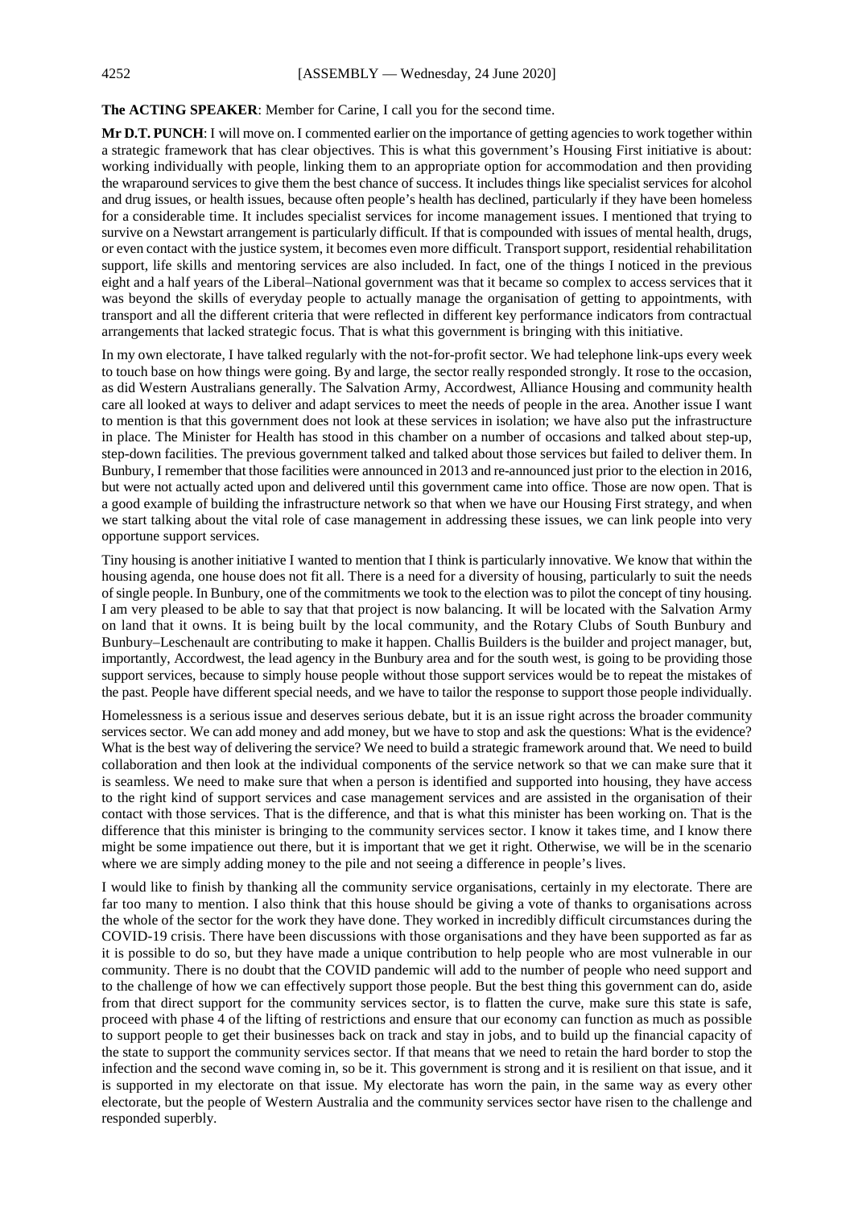**The ACTING SPEAKER**: Member for Carine, I call you for the second time.

**Mr D.T. PUNCH**: I will move on. I commented earlier on the importance of getting agencies to work together within a strategic framework that has clear objectives. This is what this government's Housing First initiative is about: working individually with people, linking them to an appropriate option for accommodation and then providing the wraparound services to give them the best chance of success. It includes things like specialist services for alcohol and drug issues, or health issues, because often people's health has declined, particularly if they have been homeless for a considerable time. It includes specialist services for income management issues. I mentioned that trying to survive on a Newstart arrangement is particularly difficult. If that is compounded with issues of mental health, drugs, or even contact with the justice system, it becomes even more difficult. Transport support, residential rehabilitation support, life skills and mentoring services are also included. In fact, one of the things I noticed in the previous eight and a half years of the Liberal–National government was that it became so complex to access services that it was beyond the skills of everyday people to actually manage the organisation of getting to appointments, with transport and all the different criteria that were reflected in different key performance indicators from contractual arrangements that lacked strategic focus. That is what this government is bringing with this initiative.

In my own electorate, I have talked regularly with the not-for-profit sector. We had telephone link-ups every week to touch base on how things were going. By and large, the sector really responded strongly. It rose to the occasion, as did Western Australians generally. The Salvation Army, Accordwest, Alliance Housing and community health care all looked at ways to deliver and adapt services to meet the needs of people in the area. Another issue I want to mention is that this government does not look at these services in isolation; we have also put the infrastructure in place. The Minister for Health has stood in this chamber on a number of occasions and talked about step-up, step-down facilities. The previous government talked and talked about those services but failed to deliver them. In Bunbury, I remember that those facilities were announced in 2013 and re-announced just prior to the election in 2016, but were not actually acted upon and delivered until this government came into office. Those are now open. That is a good example of building the infrastructure network so that when we have our Housing First strategy, and when we start talking about the vital role of case management in addressing these issues, we can link people into very opportune support services.

Tiny housing is another initiative I wanted to mention that I think is particularly innovative. We know that within the housing agenda, one house does not fit all. There is a need for a diversity of housing, particularly to suit the needs of single people. In Bunbury, one of the commitments we took to the election was to pilot the concept of tiny housing. I am very pleased to be able to say that that project is now balancing. It will be located with the Salvation Army on land that it owns. It is being built by the local community, and the Rotary Clubs of South Bunbury and Bunbury–Leschenault are contributing to make it happen. Challis Builders is the builder and project manager, but, importantly, Accordwest, the lead agency in the Bunbury area and for the south west, is going to be providing those support services, because to simply house people without those support services would be to repeat the mistakes of the past. People have different special needs, and we have to tailor the response to support those people individually.

Homelessness is a serious issue and deserves serious debate, but it is an issue right across the broader community services sector. We can add money and add money, but we have to stop and ask the questions: What is the evidence? What is the best way of delivering the service? We need to build a strategic framework around that. We need to build collaboration and then look at the individual components of the service network so that we can make sure that it is seamless. We need to make sure that when a person is identified and supported into housing, they have access to the right kind of support services and case management services and are assisted in the organisation of their contact with those services. That is the difference, and that is what this minister has been working on. That is the difference that this minister is bringing to the community services sector. I know it takes time, and I know there might be some impatience out there, but it is important that we get it right. Otherwise, we will be in the scenario where we are simply adding money to the pile and not seeing a difference in people's lives.

I would like to finish by thanking all the community service organisations, certainly in my electorate. There are far too many to mention. I also think that this house should be giving a vote of thanks to organisations across the whole of the sector for the work they have done. They worked in incredibly difficult circumstances during the COVID-19 crisis. There have been discussions with those organisations and they have been supported as far as it is possible to do so, but they have made a unique contribution to help people who are most vulnerable in our community. There is no doubt that the COVID pandemic will add to the number of people who need support and to the challenge of how we can effectively support those people. But the best thing this government can do, aside from that direct support for the community services sector, is to flatten the curve, make sure this state is safe, proceed with phase 4 of the lifting of restrictions and ensure that our economy can function as much as possible to support people to get their businesses back on track and stay in jobs, and to build up the financial capacity of the state to support the community services sector. If that means that we need to retain the hard border to stop the infection and the second wave coming in, so be it. This government is strong and it is resilient on that issue, and it is supported in my electorate on that issue. My electorate has worn the pain, in the same way as every other electorate, but the people of Western Australia and the community services sector have risen to the challenge and responded superbly.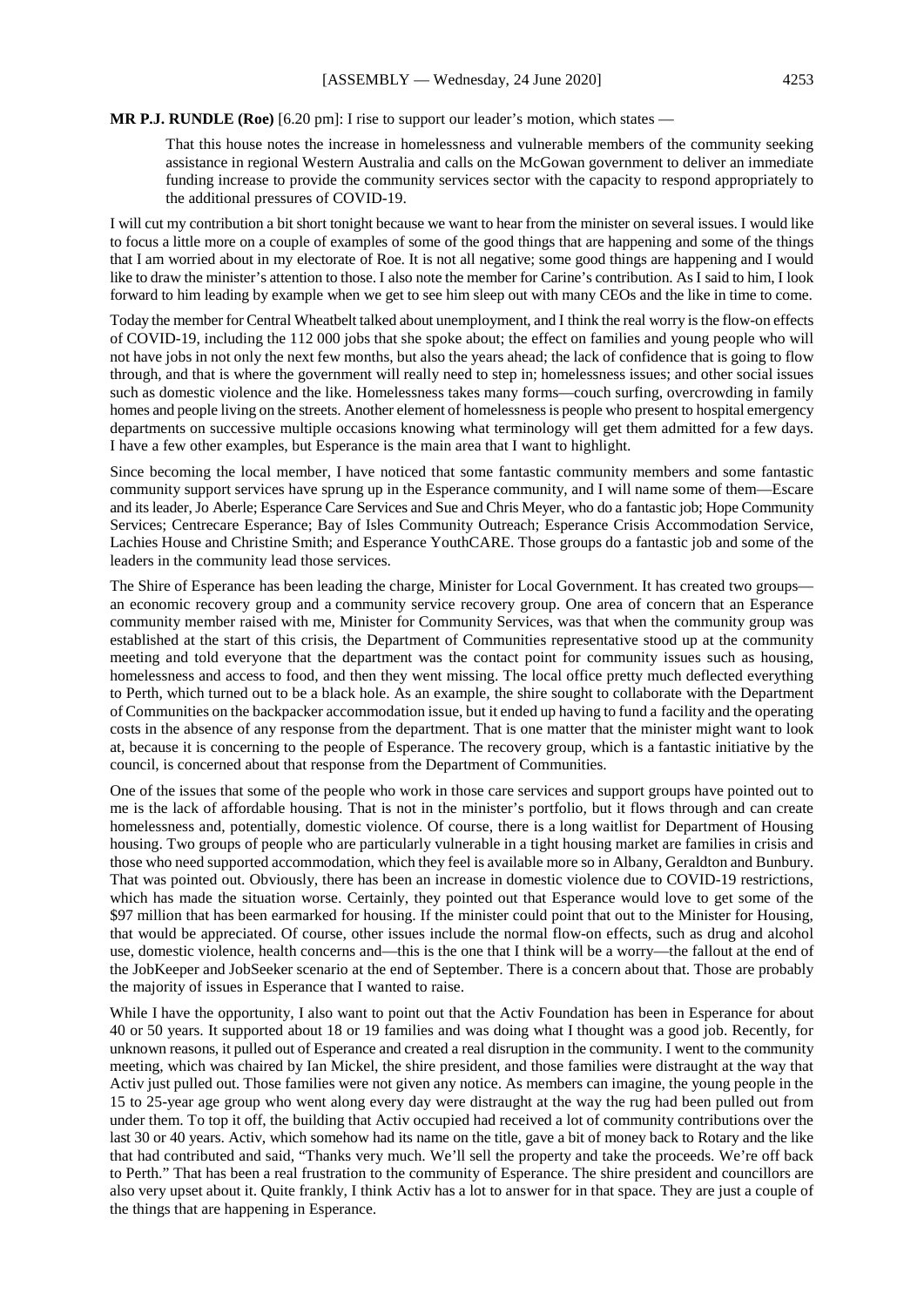**MR P.J. RUNDLE (Roe)** [6.20 pm]: I rise to support our leader's motion, which states —

> That this house notes the increase in homelessness and vulnerable members of the community seeking assistance in regional Western Australia and calls on the McGowan government to deliver an immediate funding increase to provide the community services sector with the capacity to respond appropriately to the additional pressures of COVID-19.

I will cut my contribution a bit short tonight because we want to hear from the minister on several issues. I would like to focus a little more on a couple of examples of some of the good things that are happening and some of the things that I am worried about in my electorate of Roe. It is not all negative; some good things are happening and I would like to draw the minister's attention to those. I also note the member for Carine's contribution. As I said to him, I look forward to him leading by example when we get to see him sleep out with many CEOs and the like in time to come.

Today the member for Central Wheatbelt talked about unemployment, and I think the real worry is the flow-on effects of COVID-19, including the 112 000 jobs that she spoke about; the effect on families and young people who will not have jobs in not only the next few months, but also the years ahead; the lack of confidence that is going to flow through, and that is where the government will really need to step in; homelessness issues; and other social issues such as domestic violence and the like. Homelessness takes many forms—couch surfing, overcrowding in family homes and people living on the streets. Another element of homelessness is people who present to hospital emergency departments on successive multiple occasions knowing what terminology will get them admitted for a few days. I have a few other examples, but Esperance is the main area that I want to highlight.

Since becoming the local member, I have noticed that some fantastic community members and some fantastic community support services have sprung up in the Esperance community, and I will name some of them—Escare and its leader, Jo Aberle; Esperance Care Services and Sue and Chris Meyer, who do a fantastic job; Hope Community Services; Centrecare Esperance; Bay of Isles Community Outreach; Esperance Crisis Accommodation Service, Lachies House and Christine Smith; and Esperance YouthCARE. Those groups do a fantastic job and some of the leaders in the community lead those services.

The Shire of Esperance has been leading the charge, Minister for Local Government. It has created two groups—an economic recovery group and a community service recovery group. One area of concern that an Esperance community member raised with me, Minister for Community Services, was that when the community group was established at the start of this crisis, the Department of Communities representative stood up at the community meeting and told everyone that the department was the contact point for community issues such as housing, homelessness and access to food, and then they went missing. The local office pretty much deflected everything to Perth, which turned out to be a black hole. As an example, the shire sought to collaborate with the Department of Communities on the backpacker accommodation issue, but it ended up having to fund a facility and the operating costs in the absence of any response from the department. That is one matter that the minister might want to look at, because it is concerning to the people of Esperance. The recovery group, which is a fantastic initiative by the council, is concerned about that response from the Department of Communities.

One of the issues that some of the people who work in those care services and support groups have pointed out to me is the lack of affordable housing. That is not in the minister's portfolio, but it flows through and can create homelessness and, potentially, domestic violence. Of course, there is a long waitlist for Department of Housing housing. Two groups of people who are particularly vulnerable in a tight housing market are families in crisis and those who need supported accommodation, which they feel is available more so in Albany, Geraldton and Bunbury. That was pointed out. Obviously, there has been an increase in domestic violence due to COVID-19 restrictions, which has made the situation worse. Certainly, they pointed out that Esperance would love to get some of the \$97 million that has been earmarked for housing. If the minister could point that out to the Minister for Housing, that would be appreciated. Of course, other issues include the normal flow-on effects, such as drug and alcohol use, domestic violence, health concerns and—this is the one that I think will be a worry—the fallout at the end of the JobKeeper and JobSeeker scenario at the end of September. There is a concern about that. Those are probably the majority of issues in Esperance that I wanted to raise.

While I have the opportunity, I also want to point out that the Activ Foundation has been in Esperance for about 40 or 50 years. It supported about 18 or 19 families and was doing what I thought was a good job. Recently, for unknown reasons, it pulled out of Esperance and created a real disruption in the community. I went to the community meeting, which was chaired by Ian Mickel, the shire president, and those families were distraught at the way that Activ just pulled out. Those families were not given any notice. As members can imagine, the young people in the 15 to 25-year age group who went along every day were distraught at the way the rug had been pulled out from under them. To top it off, the building that Activ occupied had received a lot of community contributions over the last 30 or 40 years. Activ, which somehow had its name on the title, gave a bit of money back to Rotary and the like that had contributed and said, "Thanks very much. We'll sell the property and take the proceeds. We're off back to Perth." That has been a real frustration to the community of Esperance. The shire president and councillors are also very upset about it. Quite frankly, I think Activ has a lot to answer for in that space. They are just a couple of the things that are happening in Esperance.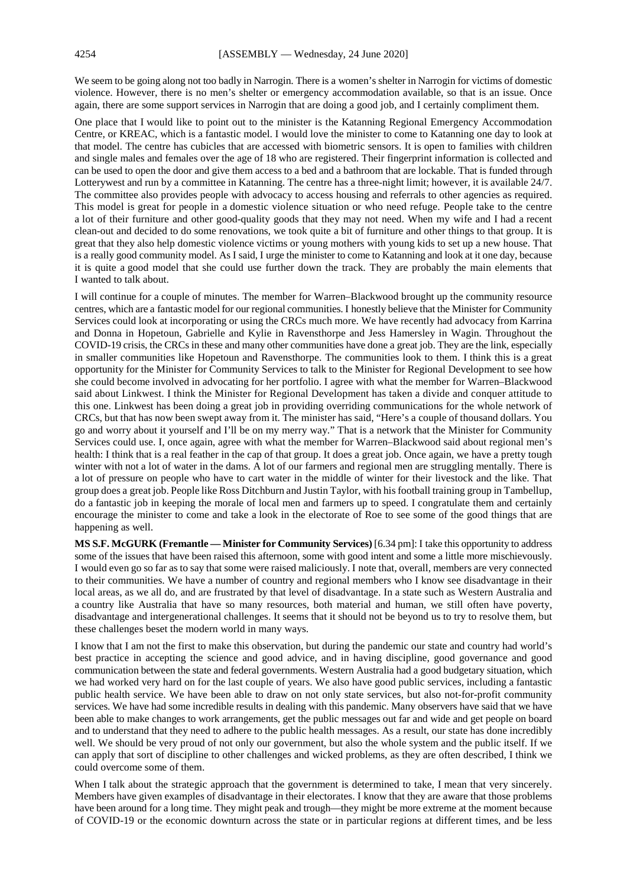We seem to be going along not too badly in Narrogin. There is a women's shelter in Narrogin for victims of domestic violence. However, there is no men's shelter or emergency accommodation available, so that is an issue. Once again, there are some support services in Narrogin that are doing a good job, and I certainly compliment them.

One place that I would like to point out to the minister is the Katanning Regional Emergency Accommodation Centre, or KREAC, which is a fantastic model. I would love the minister to come to Katanning one day to look at that model. The centre has cubicles that are accessed with biometric sensors. It is open to families with children and single males and females over the age of 18 who are registered. Their fingerprint information is collected and can be used to open the door and give them access to a bed and a bathroom that are lockable. That is funded through Lotterywest and run by a committee in Katanning. The centre has a three-night limit; however, it is available 24/7. The committee also provides people with advocacy to access housing and referrals to other agencies as required. This model is great for people in a domestic violence situation or who need refuge. People take to the centre a lot of their furniture and other good-quality goods that they may not need. When my wife and I had a recent clean-out and decided to do some renovations, we took quite a bit of furniture and other things to that group. It is great that they also help domestic violence victims or young mothers with young kids to set up a new house. That is a really good community model. As I said, I urge the minister to come to Katanning and look at it one day, because it is quite a good model that she could use further down the track. They are probably the main elements that I wanted to talk about.

I will continue for a couple of minutes. The member for Warren–Blackwood brought up the community resource centres, which are a fantastic model for our regional communities. I honestly believe that the Minister for Community Services could look at incorporating or using the CRCs much more. We have recently had advocacy from Karrina and Donna in Hopetoun, Gabrielle and Kylie in Ravensthorpe and Jess Hamersley in Wagin. Throughout the COVID-19 crisis, the CRCs in these and many other communities have done a great job. They are the link, especially in smaller communities like Hopetoun and Ravensthorpe. The communities look to them. I think this is a great opportunity for the Minister for Community Services to talk to the Minister for Regional Development to see how she could become involved in advocating for her portfolio. I agree with what the member for Warren–Blackwood said about Linkwest. I think the Minister for Regional Development has taken a divide and conquer attitude to this one. Linkwest has been doing a great job in providing overriding communications for the whole network of CRCs, but that has now been swept away from it. The minister has said, "Here's a couple of thousand dollars. You go and worry about it yourself and I'll be on my merry way." That is a network that the Minister for Community Services could use. I, once again, agree with what the member for Warren–Blackwood said about regional men's health: I think that is a real feather in the cap of that group. It does a great job. Once again, we have a pretty tough winter with not a lot of water in the dams. A lot of our farmers and regional men are struggling mentally. There is a lot of pressure on people who have to cart water in the middle of winter for their livestock and the like. That group does a great job. People like Ross Ditchburn and Justin Taylor, with his football training group in Tambellup, do a fantastic job in keeping the morale of local men and farmers up to speed. I congratulate them and certainly encourage the minister to come and take a look in the electorate of Roe to see some of the good things that are happening as well.

**MS S.F. McGURK (Fremantle — Minister for Community Services)** [6.34 pm]: I take this opportunity to address some of the issues that have been raised this afternoon, some with good intent and some a little more mischievously. I would even go so far as to say that some were raised maliciously. I note that, overall, members are very connected to their communities. We have a number of country and regional members who I know see disadvantage in their local areas, as we all do, and are frustrated by that level of disadvantage. In a state such as Western Australia and a country like Australia that have so many resources, both material and human, we still often have poverty, disadvantage and intergenerational challenges. It seems that it should not be beyond us to try to resolve them, but these challenges beset the modern world in many ways.

I know that I am not the first to make this observation, but during the pandemic our state and country had world's best practice in accepting the science and good advice, and in having discipline, good governance and good communication between the state and federal governments. Western Australia had a good budgetary situation, which we had worked very hard on for the last couple of years. We also have good public services, including a fantastic public health service. We have been able to draw on not only state services, but also not-for-profit community services. We have had some incredible results in dealing with this pandemic. Many observers have said that we have been able to make changes to work arrangements, get the public messages out far and wide and get people on board and to understand that they need to adhere to the public health messages. As a result, our state has done incredibly well. We should be very proud of not only our government, but also the whole system and the public itself. If we can apply that sort of discipline to other challenges and wicked problems, as they are often described, I think we could overcome some of them.

When I talk about the strategic approach that the government is determined to take, I mean that very sincerely. Members have given examples of disadvantage in their electorates. I know that they are aware that those problems have been around for a long time. They might peak and trough—they might be more extreme at the moment because of COVID-19 or the economic downturn across the state or in particular regions at different times, and be less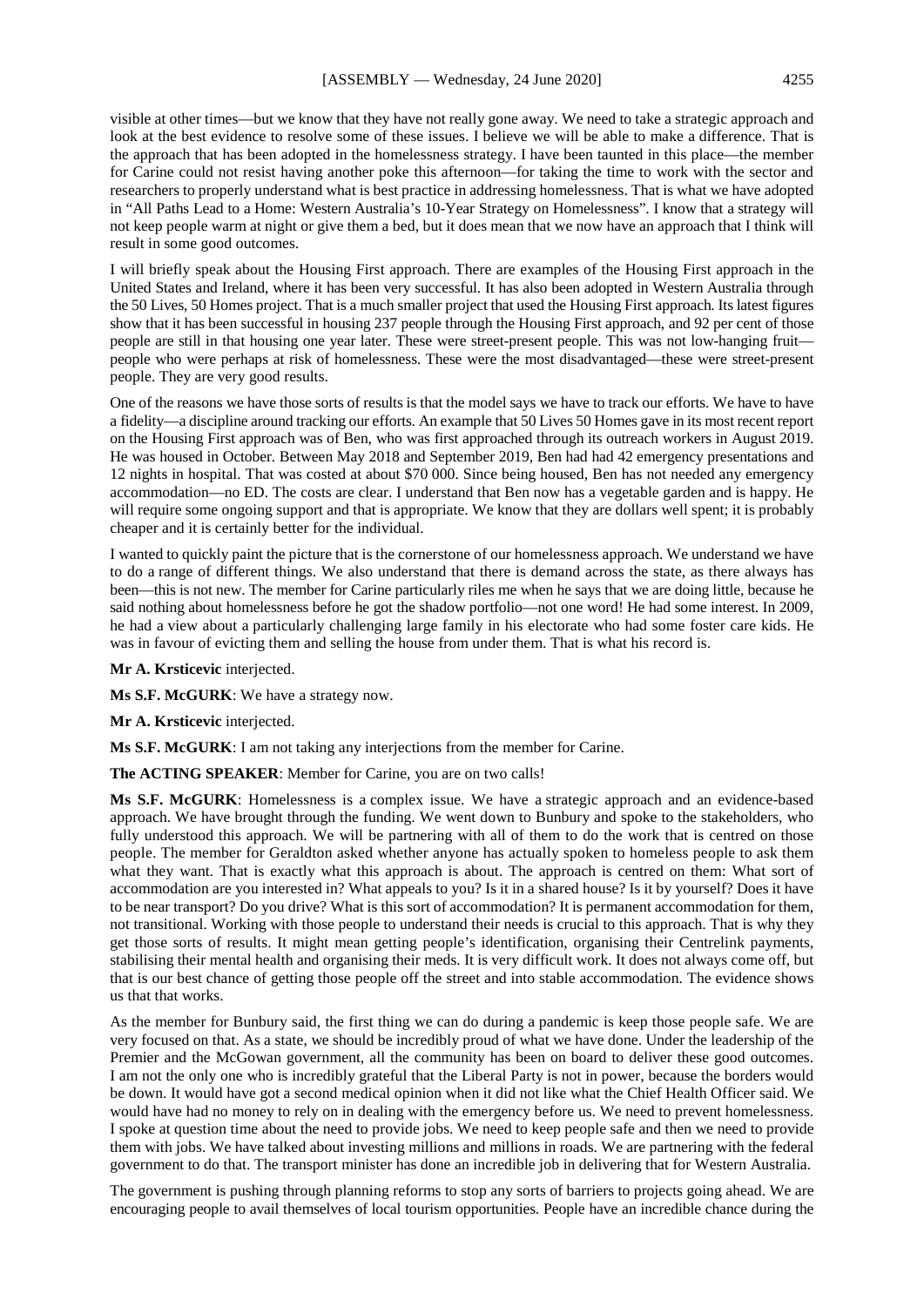visible at other times—but we know that they have not really gone away. We need to take a strategic approach and look at the best evidence to resolve some of these issues. I believe we will be able to make a difference. That is the approach that has been adopted in the homelessness strategy. I have been taunted in this place—the member for Carine could not resist having another poke this afternoon—for taking the time to work with the sector and researchers to properly understand what is best practice in addressing homelessness. That is what we have adopted in "All Paths Lead to a Home: Western Australia's 10-Year Strategy on Homelessness". I know that a strategy will not keep people warm at night or give them a bed, but it does mean that we now have an approach that I think will result in some good outcomes.

I will briefly speak about the Housing First approach. There are examples of the Housing First approach in the United States and Ireland, where it has been very successful. It has also been adopted in Western Australia through the 50 Lives, 50 Homes project. That is a much smaller project that used the Housing First approach. Its latest figures show that it has been successful in housing 237 people through the Housing First approach, and 92 per cent of those people are still in that housing one year later. These were street-present people. This was not low-hanging fruit—people who were perhaps at risk of homelessness. These were the most disadvantaged—these were street-present people. They are very good results.

One of the reasons we have those sorts of results is that the model says we have to track our efforts. We have to have a fidelity—a discipline around tracking our efforts. An example that 50 Lives 50 Homes gave in its most recent report on the Housing First approach was of Ben, who was first approached through its outreach workers in August 2019. He was housed in October. Between May 2018 and September 2019, Ben had had 42 emergency presentations and 12 nights in hospital. That was costed at about $70 000. Since being housed, Ben has not needed any emergency accommodation—no ED. The costs are clear. I understand that Ben now has a vegetable garden and is happy. He will require some ongoing support and that is appropriate. We know that they are dollars well spent; it is probably cheaper and it is certainly better for the individual.

I wanted to quickly paint the picture that is the cornerstone of our homelessness approach. We understand we have to do a range of different things. We also understand that there is demand across the state, as there always has been—this is not new. The member for Carine particularly riles me when he says that we are doing little, because he said nothing about homelessness before he got the shadow portfolio—not one word! He had some interest. In 2009, he had a view about a particularly challenging large family in his electorate who had some foster care kids. He was in favour of evicting them and selling the house from under them. That is what his record is.

**Mr A. Krsticevic** interjected.

**Ms S.F. McGURK**: We have a strategy now.

**Mr A. Krsticevic** interjected.

**Ms S.F. McGURK**: I am not taking any interjections from the member for Carine.

**The ACTING SPEAKER**: Member for Carine, you are on two calls!

**Ms S.F. McGURK**: Homelessness is a complex issue. We have a strategic approach and an evidence-based approach. We have brought through the funding. We went down to Bunbury and spoke to the stakeholders, who fully understood this approach. We will be partnering with all of them to do the work that is centred on those people. The member for Geraldton asked whether anyone has actually spoken to homeless people to ask them what they want. That is exactly what this approach is about. The approach is centred on them: What sort of accommodation are you interested in? What appeals to you? Is it in a shared house? Is it by yourself? Does it have to be near transport? Do you drive? What is this sort of accommodation? It is permanent accommodation for them, not transitional. Working with those people to understand their needs is crucial to this approach. That is why they get those sorts of results. It might mean getting people's identification, organising their Centrelink payments, stabilising their mental health and organising their meds. It is very difficult work. It does not always come off, but that is our best chance of getting those people off the street and into stable accommodation. The evidence shows us that that works.

As the member for Bunbury said, the first thing we can do during a pandemic is keep those people safe. We are very focused on that. As a state, we should be incredibly proud of what we have done. Under the leadership of the Premier and the McGowan government, all the community has been on board to deliver these good outcomes. I am not the only one who is incredibly grateful that the Liberal Party is not in power, because the borders would be down. It would have got a second medical opinion when it did not like what the Chief Health Officer said. We would have had no money to rely on in dealing with the emergency before us. We need to prevent homelessness. I spoke at question time about the need to provide jobs. We need to keep people safe and then we need to provide them with jobs. We have talked about investing millions and millions in roads. We are partnering with the federal government to do that. The transport minister has done an incredible job in delivering that for Western Australia.

The government is pushing through planning reforms to stop any sorts of barriers to projects going ahead. We are encouraging people to avail themselves of local tourism opportunities. People have an incredible chance during the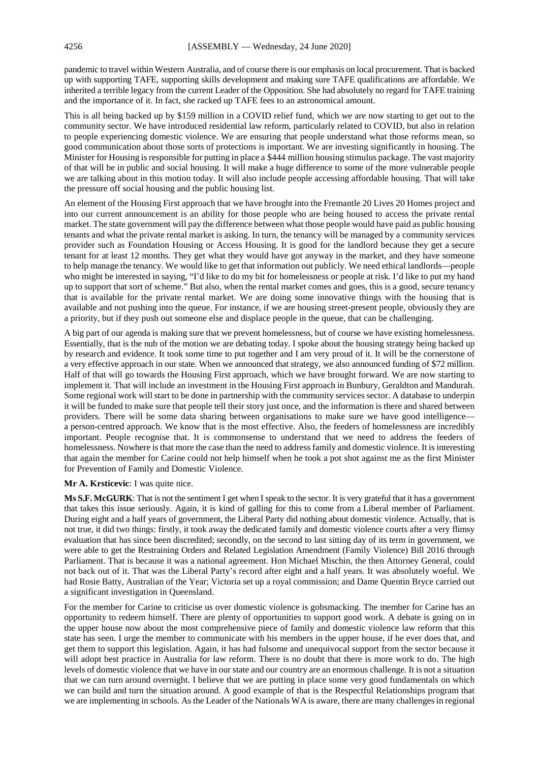pandemic to travel within Western Australia, and of course there is our emphasis on local procurement. That is backed up with supporting TAFE, supporting skills development and making sure TAFE qualifications are affordable. We inherited a terrible legacy from the current Leader of the Opposition. She had absolutely no regard for TAFE training and the importance of it. In fact, she racked up TAFE fees to an astronomical amount.

This is all being backed up by $159 million in a COVID relief fund, which we are now starting to get out to the community sector. We have introduced residential law reform, particularly related to COVID, but also in relation to people experiencing domestic violence. We are ensuring that people understand what those reforms mean, so good communication about those sorts of protections is important. We are investing significantly in housing. The Minister for Housing is responsible for putting in place a $444 million housing stimulus package. The vast majority of that will be in public and social housing. It will make a huge difference to some of the more vulnerable people we are talking about in this motion today. It will also include people accessing affordable housing. That will take the pressure off social housing and the public housing list.

An element of the Housing First approach that we have brought into the Fremantle 20 Lives 20 Homes project and into our current announcement is an ability for those people who are being housed to access the private rental market. The state government will pay the difference between what those people would have paid as public housing tenants and what the private rental market is asking. In turn, the tenancy will be managed by a community services provider such as Foundation Housing or Access Housing. It is good for the landlord because they get a secure tenant for at least 12 months. They get what they would have got anyway in the market, and they have someone to help manage the tenancy. We would like to get that information out publicly. We need ethical landlords—people who might be interested in saying, "I'd like to do my bit for homelessness or people at risk. I'd like to put my hand up to support that sort of scheme." But also, when the rental market comes and goes, this is a good, secure tenancy that is available for the private rental market. We are doing some innovative things with the housing that is available and not pushing into the queue. For instance, if we are housing street-present people, obviously they are a priority, but if they push out someone else and displace people in the queue, that can be challenging.

A big part of our agenda is making sure that we prevent homelessness, but of course we have existing homelessness. Essentially, that is the nub of the motion we are debating today. I spoke about the housing strategy being backed up by research and evidence. It took some time to put together and I am very proud of it. It will be the cornerstone of a very effective approach in our state. When we announced that strategy, we also announced funding of $72 million. Half of that will go towards the Housing First approach, which we have brought forward. We are now starting to implement it. That will include an investment in the Housing First approach in Bunbury, Geraldton and Mandurah. Some regional work will start to be done in partnership with the community services sector. A database to underpin it will be funded to make sure that people tell their story just once, and the information is there and shared between providers. There will be some data sharing between organisations to make sure we have good intelligence—a person-centred approach. We know that is the most effective. Also, the feeders of homelessness are incredibly important. People recognise that. It is commonsense to understand that we need to address the feeders of homelessness. Nowhere is that more the case than the need to address family and domestic violence. It is interesting that again the member for Carine could not help himself when he took a pot shot against me as the first Minister for Prevention of Family and Domestic Violence.

**Mr A. Krsticevic**: I was quite nice.

**Ms S.F. McGURK**: That is not the sentiment I get when I speak to the sector. It is very grateful that it has a government that takes this issue seriously. Again, it is kind of galling for this to come from a Liberal member of Parliament. During eight and a half years of government, the Liberal Party did nothing about domestic violence. Actually, that is not true, it did two things: firstly, it took away the dedicated family and domestic violence courts after a very flimsy evaluation that has since been discredited; secondly, on the second to last sitting day of its term in government, we were able to get the Restraining Orders and Related Legislation Amendment (Family Violence) Bill 2016 through Parliament. That is because it was a national agreement. Hon Michael Mischin, the then Attorney General, could not back out of it. That was the Liberal Party's record after eight and a half years. It was absolutely woeful. We had Rosie Batty, Australian of the Year; Victoria set up a royal commission; and Dame Quentin Bryce carried out a significant investigation in Queensland.

For the member for Carine to criticise us over domestic violence is gobsmacking. The member for Carine has an opportunity to redeem himself. There are plenty of opportunities to support good work. A debate is going on in the upper house now about the most comprehensive piece of family and domestic violence law reform that this state has seen. I urge the member to communicate with his members in the upper house, if he ever does that, and get them to support this legislation. Again, it has had fulsome and unequivocal support from the sector because it will adopt best practice in Australia for law reform. There is no doubt that there is more work to do. The high levels of domestic violence that we have in our state and our country are an enormous challenge. It is not a situation that we can turn around overnight. I believe that we are putting in place some very good fundamentals on which we can build and turn the situation around. A good example of that is the Respectful Relationships program that we are implementing in schools. As the Leader of the Nationals WA is aware, there are many challenges in regional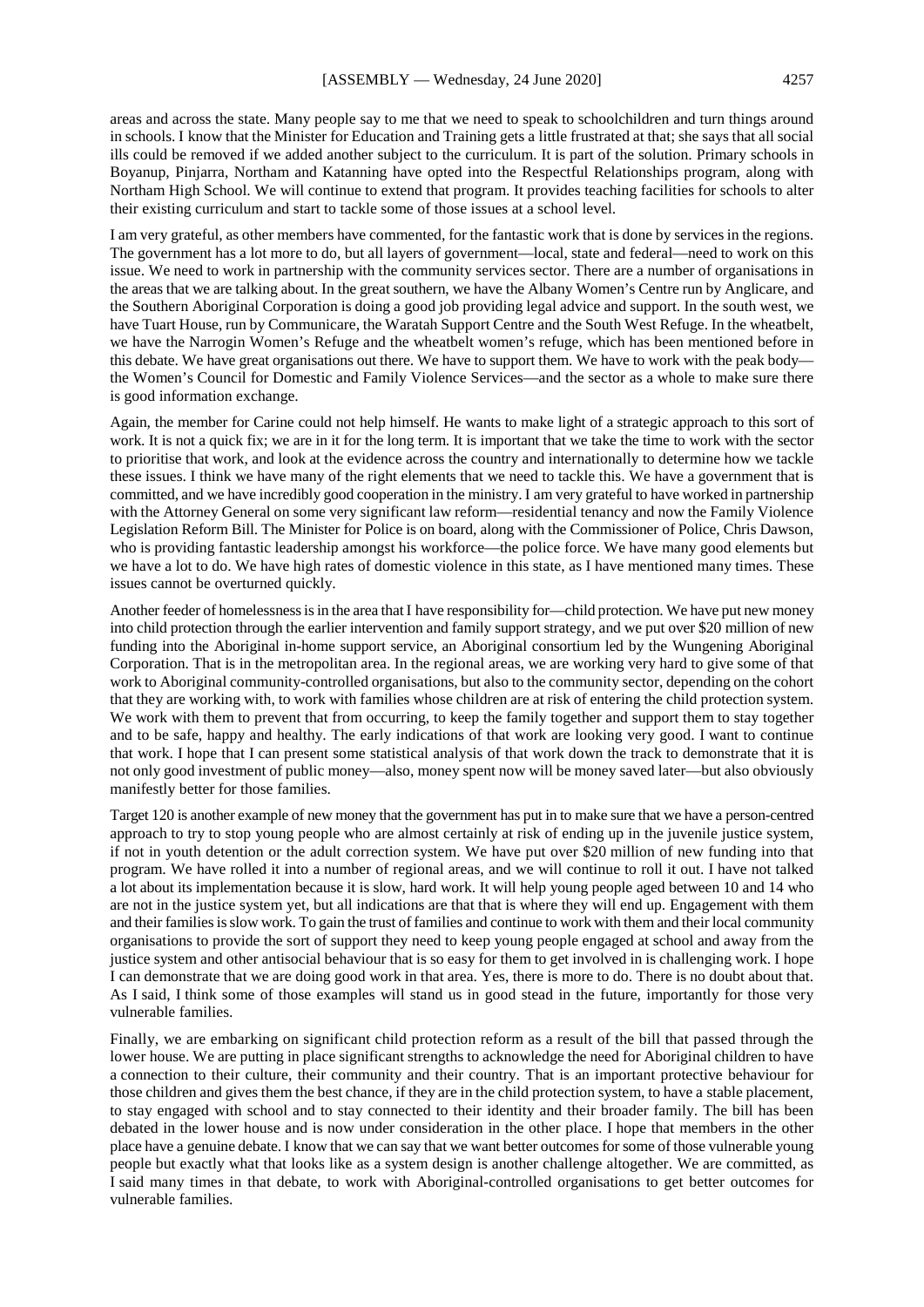areas and across the state. Many people say to me that we need to speak to schoolchildren and turn things around in schools. I know that the Minister for Education and Training gets a little frustrated at that; she says that all social ills could be removed if we added another subject to the curriculum. It is part of the solution. Primary schools in Boyanup, Pinjarra, Northam and Katanning have opted into the Respectful Relationships program, along with Northam High School. We will continue to extend that program. It provides teaching facilities for schools to alter their existing curriculum and start to tackle some of those issues at a school level.

I am very grateful, as other members have commented, for the fantastic work that is done by services in the regions. The government has a lot more to do, but all layers of government—local, state and federal—need to work on this issue. We need to work in partnership with the community services sector. There are a number of organisations in the areas that we are talking about. In the great southern, we have the Albany Women's Centre run by Anglicare, and the Southern Aboriginal Corporation is doing a good job providing legal advice and support. In the south west, we have Tuart House, run by Communicare, the Waratah Support Centre and the South West Refuge. In the wheatbelt, we have the Narrogin Women's Refuge and the wheatbelt women's refuge, which has been mentioned before in this debate. We have great organisations out there. We have to support them. We have to work with the peak body—the Women's Council for Domestic and Family Violence Services—and the sector as a whole to make sure there is good information exchange.

Again, the member for Carine could not help himself. He wants to make light of a strategic approach to this sort of work. It is not a quick fix; we are in it for the long term. It is important that we take the time to work with the sector to prioritise that work, and look at the evidence across the country and internationally to determine how we tackle these issues. I think we have many of the right elements that we need to tackle this. We have a government that is committed, and we have incredibly good cooperation in the ministry. I am very grateful to have worked in partnership with the Attorney General on some very significant law reform—residential tenancy and now the Family Violence Legislation Reform Bill. The Minister for Police is on board, along with the Commissioner of Police, Chris Dawson, who is providing fantastic leadership amongst his workforce—the police force. We have many good elements but we have a lot to do. We have high rates of domestic violence in this state, as I have mentioned many times. These issues cannot be overturned quickly.

Another feeder of homelessness is in the area that I have responsibility for—child protection. We have put new money into child protection through the earlier intervention and family support strategy, and we put over $20 million of new funding into the Aboriginal in-home support service, an Aboriginal consortium led by the Wungening Aboriginal Corporation. That is in the metropolitan area. In the regional areas, we are working very hard to give some of that work to Aboriginal community-controlled organisations, but also to the community sector, depending on the cohort that they are working with, to work with families whose children are at risk of entering the child protection system. We work with them to prevent that from occurring, to keep the family together and support them to stay together and to be safe, happy and healthy. The early indications of that work are looking very good. I want to continue that work. I hope that I can present some statistical analysis of that work down the track to demonstrate that it is not only good investment of public money—also, money spent now will be money saved later—but also obviously manifestly better for those families.

Target 120 is another example of new money that the government has put in to make sure that we have a person-centred approach to try to stop young people who are almost certainly at risk of ending up in the juvenile justice system, if not in youth detention or the adult correction system. We have put over $20 million of new funding into that program. We have rolled it into a number of regional areas, and we will continue to roll it out. I have not talked a lot about its implementation because it is slow, hard work. It will help young people aged between 10 and 14 who are not in the justice system yet, but all indications are that that is where they will end up. Engagement with them and their families is slow work. To gain the trust of families and continue to work with them and their local community organisations to provide the sort of support they need to keep young people engaged at school and away from the justice system and other antisocial behaviour that is so easy for them to get involved in is challenging work. I hope I can demonstrate that we are doing good work in that area. Yes, there is more to do. There is no doubt about that. As I said, I think some of those examples will stand us in good stead in the future, importantly for those very vulnerable families.

Finally, we are embarking on significant child protection reform as a result of the bill that passed through the lower house. We are putting in place significant strengths to acknowledge the need for Aboriginal children to have a connection to their culture, their community and their country. That is an important protective behaviour for those children and gives them the best chance, if they are in the child protection system, to have a stable placement, to stay engaged with school and to stay connected to their identity and their broader family. The bill has been debated in the lower house and is now under consideration in the other place. I hope that members in the other place have a genuine debate. I know that we can say that we want better outcomes for some of those vulnerable young people but exactly what that looks like as a system design is another challenge altogether. We are committed, as I said many times in that debate, to work with Aboriginal-controlled organisations to get better outcomes for vulnerable families.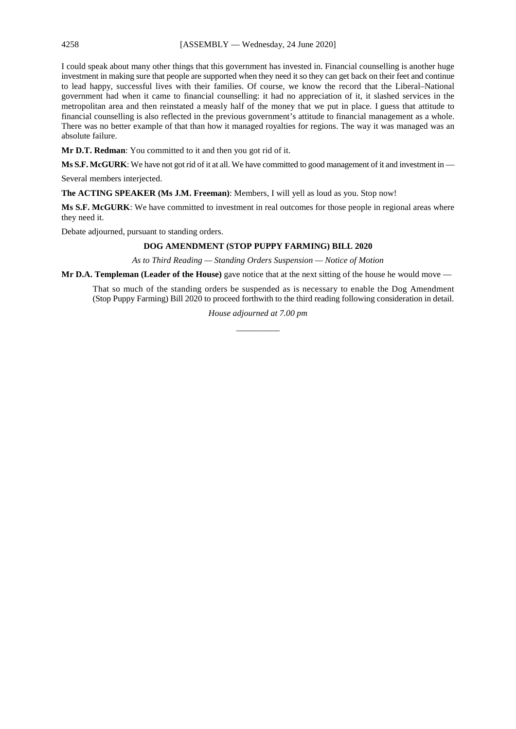I could speak about many other things that this government has invested in. Financial counselling is another huge investment in making sure that people are supported when they need it so they can get back on their feet and continue to lead happy, successful lives with their families. Of course, we know the record that the Liberal–National government had when it came to financial counselling: it had no appreciation of it, it slashed services in the metropolitan area and then reinstated a measly half of the money that we put in place. I guess that attitude to financial counselling is also reflected in the previous government's attitude to financial management as a whole. There was no better example of that than how it managed royalties for regions. The way it was managed was an absolute failure.

**Mr D.T. Redman**: You committed to it and then you got rid of it.

**Ms S.F. McGURK**: We have not got rid of it at all. We have committed to good management of it and investment in —

Several members interjected.

**The ACTING SPEAKER (Ms J.M. Freeman)**: Members, I will yell as loud as you. Stop now!

**Ms S.F. McGURK**: We have committed to investment in real outcomes for those people in regional areas where they need it.

Debate adjourned, pursuant to standing orders.

**DOG AMENDMENT (STOP PUPPY FARMING) BILL 2020**

*As to Third Reading — Standing Orders Suspension — Notice of Motion*

**Mr D.A. Templeman (Leader of the House)** gave notice that at the next sitting of the house he would move —

> That so much of the standing orders be suspended as is necessary to enable the Dog Amendment (Stop Puppy Farming) Bill 2020 to proceed forthwith to the third reading following consideration in detail.

*House adjourned at 7.00 pm*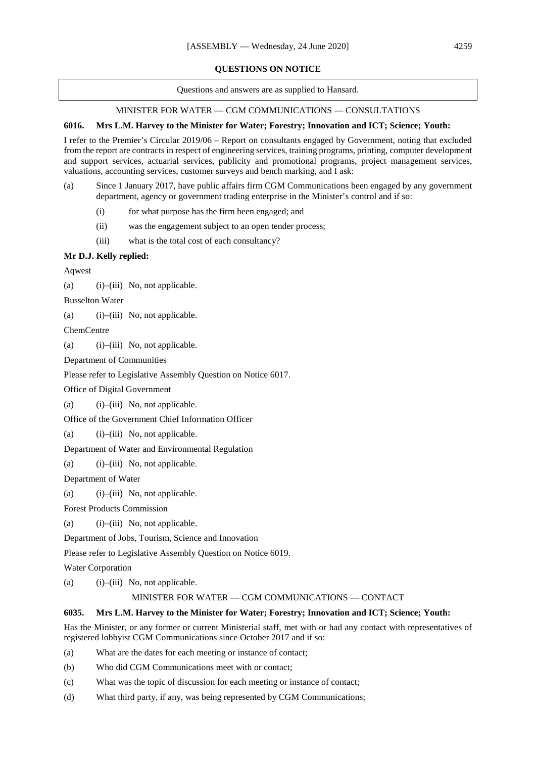## QUESTIONS ON NOTICE

Questions and answers are as supplied to Hansard.

### MINISTER FOR WATER — CGM COMMUNICATIONS — CONSULTATIONS

**6016. Mrs L.M. Harvey to the Minister for Water; Forestry; Innovation and ICT; Science; Youth:**

I refer to the Premier's Circular 2019/06 – Report on consultants engaged by Government, noting that excluded from the report are contracts in respect of engineering services, training programs, printing, computer development and support services, actuarial services, publicity and promotional programs, project management services, valuations, accounting services, customer surveys and bench marking, and I ask:

(a) Since 1 January 2017, have public affairs firm CGM Communications been engaged by any government department, agency or government trading enterprise in the Minister's control and if so:

- (i) for what purpose has the firm been engaged; and
- (ii) was the engagement subject to an open tender process;
- (iii) what is the total cost of each consultancy?

**Mr D.J. Kelly replied:**

Aqwest

(a) (i)–(iii) No, not applicable.

Busselton Water

(a) (i)–(iii) No, not applicable.

ChemCentre

(a) (i)–(iii) No, not applicable.

Department of Communities

Please refer to Legislative Assembly Question on Notice 6017.

Office of Digital Government

(a) (i)–(iii) No, not applicable.

Office of the Government Chief Information Officer

(a) (i)–(iii) No, not applicable.

Department of Water and Environmental Regulation

(a) (i)–(iii) No, not applicable.

Department of Water

(a) (i)–(iii) No, not applicable.

Forest Products Commission

(a) (i)–(iii) No, not applicable.

Department of Jobs, Tourism, Science and Innovation

Please refer to Legislative Assembly Question on Notice 6019.

Water Corporation

(a) (i)–(iii) No, not applicable.

### MINISTER FOR WATER — CGM COMMUNICATIONS — CONTACT

**6035. Mrs L.M. Harvey to the Minister for Water; Forestry; Innovation and ICT; Science; Youth:**

Has the Minister, or any former or current Ministerial staff, met with or had any contact with representatives of registered lobbyist CGM Communications since October 2017 and if so:

(a) What are the dates for each meeting or instance of contact;

(b) Who did CGM Communications meet with or contact;

(c) What was the topic of discussion for each meeting or instance of contact;

(d) What third party, if any, was being represented by CGM Communications;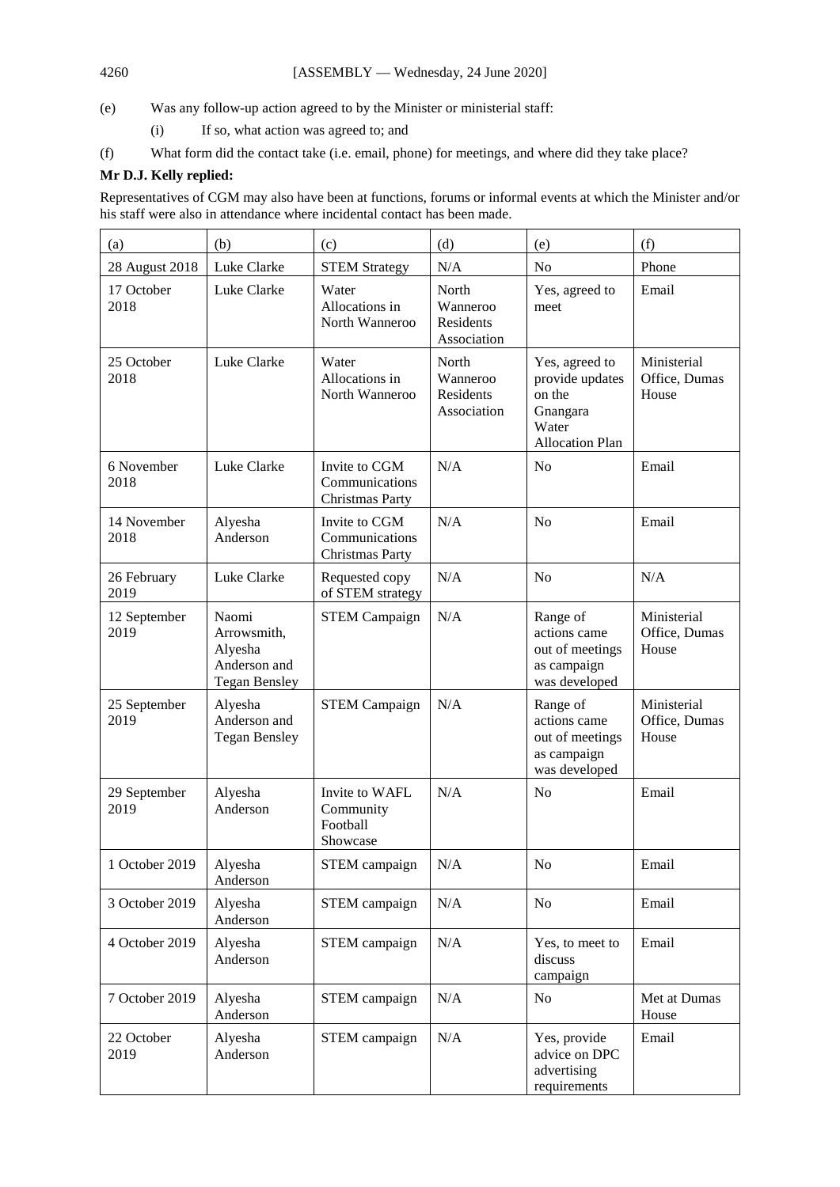(e) Was any follow-up action agreed to by the Minister or ministerial staff:

(i) If so, what action was agreed to; and

(f) What form did the contact take (i.e. email, phone) for meetings, and where did they take place?

**Mr D.J. Kelly replied:**

Representatives of CGM may also have been at functions, forums or informal events at which the Minister and/or his staff were also in attendance where incidental contact has been made.

| (a) | (b) | (c) | (d) | (e) | (f) |
|---|---|---|---|---|---|
| 28 August 2018 | Luke Clarke | STEM Strategy | N/A | No | Phone |
| 17 October 2018 | Luke Clarke | Water Allocations in North Wanneroo | North Wanneroo Residents Association | Yes, agreed to meet | Email |
| 25 October 2018 | Luke Clarke | Water Allocations in North Wanneroo | North Wanneroo Residents Association | Yes, agreed to provide updates on the Gnangara Water Allocation Plan | Ministerial Office, Dumas House |
| 6 November 2018 | Luke Clarke | Invite to CGM Communications Christmas Party | N/A | No | Email |
| 14 November 2018 | Alyesha Anderson | Invite to CGM Communications Christmas Party | N/A | No | Email |
| 26 February 2019 | Luke Clarke | Requested copy of STEM strategy | N/A | No | N/A |
| 12 September 2019 | Naomi Arrowsmith, Alyesha Anderson and Tegan Bensley | STEM Campaign | N/A | Range of actions came out of meetings as campaign was developed | Ministerial Office, Dumas House |
| 25 September 2019 | Alyesha Anderson and Tegan Bensley | STEM Campaign | N/A | Range of actions came out of meetings as campaign was developed | Ministerial Office, Dumas House |
| 29 September 2019 | Alyesha Anderson | Invite to WAFL Community Football Showcase | N/A | No | Email |
| 1 October 2019 | Alyesha Anderson | STEM campaign | N/A | No | Email |
| 3 October 2019 | Alyesha Anderson | STEM campaign | N/A | No | Email |
| 4 October 2019 | Alyesha Anderson | STEM campaign | N/A | Yes, to meet to discuss campaign | Email |
| 7 October 2019 | Alyesha Anderson | STEM campaign | N/A | No | Met at Dumas House |
| 22 October 2019 | Alyesha Anderson | STEM campaign | N/A | Yes, provide advice on DPC advertising requirements | Email |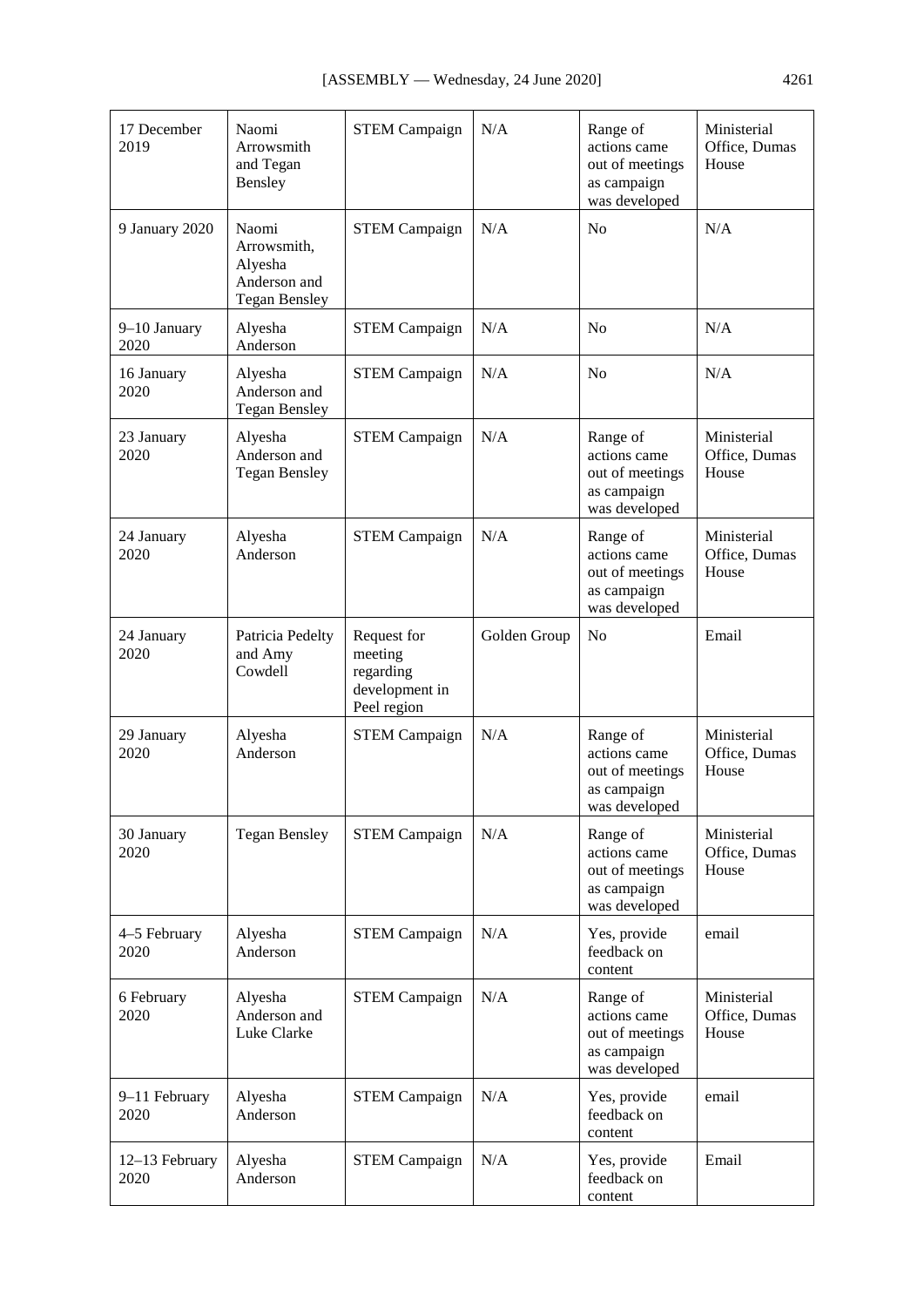| 17 December 2019 | Naomi Arrowsmith and Tegan Bensley | STEM Campaign | N/A | Range of actions came out of meetings as campaign was developed | Ministerial Office, Dumas House |
|---|---|---|---|---|---|
| 9 January 2020 | Naomi Arrowsmith, Alyesha Anderson and Tegan Bensley | STEM Campaign | N/A | No | N/A |
| 9–10 January 2020 | Alyesha Anderson | STEM Campaign | N/A | No | N/A |
| 16 January 2020 | Alyesha Anderson and Tegan Bensley | STEM Campaign | N/A | No | N/A |
| 23 January 2020 | Alyesha Anderson and Tegan Bensley | STEM Campaign | N/A | Range of actions came out of meetings as campaign was developed | Ministerial Office, Dumas House |
| 24 January 2020 | Alyesha Anderson | STEM Campaign | N/A | Range of actions came out of meetings as campaign was developed | Ministerial Office, Dumas House |
| 24 January 2020 | Patricia Pedelty and Amy Cowdell | Request for meeting regarding development in Peel region | Golden Group | No | Email |
| 29 January 2020 | Alyesha Anderson | STEM Campaign | N/A | Range of actions came out of meetings as campaign was developed | Ministerial Office, Dumas House |
| 30 January 2020 | Tegan Bensley | STEM Campaign | N/A | Range of actions came out of meetings as campaign was developed | Ministerial Office, Dumas House |
| 4–5 February 2020 | Alyesha Anderson | STEM Campaign | N/A | Yes, provide feedback on content | email |
| 6 February 2020 | Alyesha Anderson and Luke Clarke | STEM Campaign | N/A | Range of actions came out of meetings as campaign was developed | Ministerial Office, Dumas House |
| 9–11 February 2020 | Alyesha Anderson | STEM Campaign | N/A | Yes, provide feedback on content | email |
| 12–13 February 2020 | Alyesha Anderson | STEM Campaign | N/A | Yes, provide feedback on content | Email |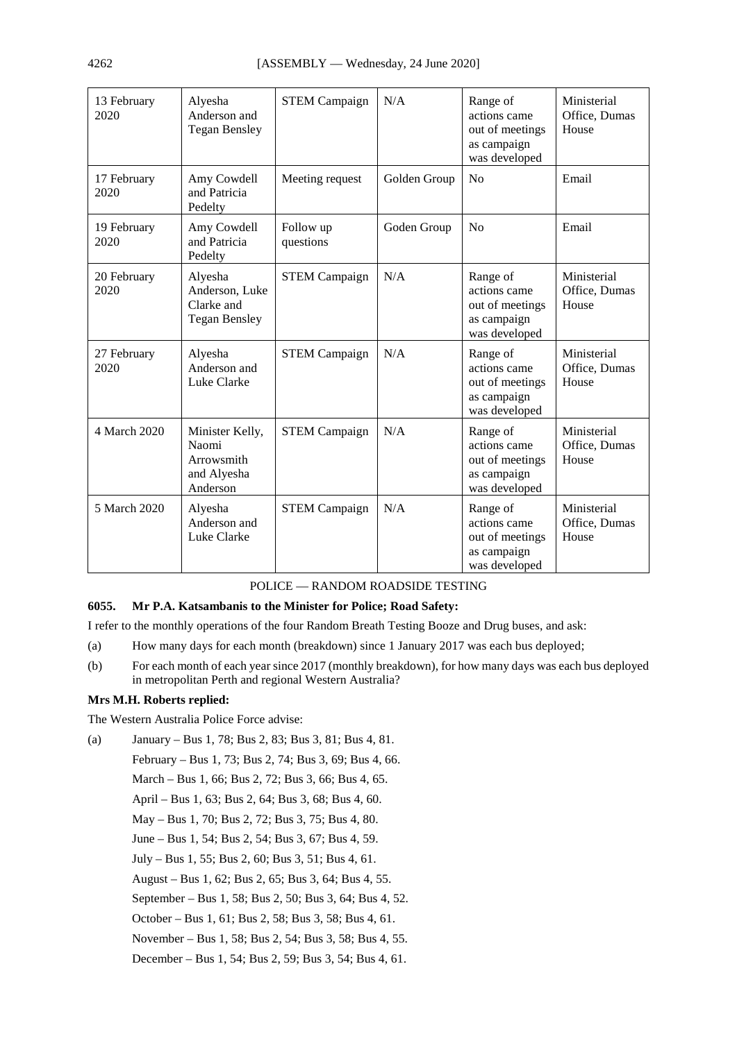| | | | | | |
|---|---|---|---|---|---|
| 13 February 2020 | Alyesha Anderson and Tegan Bensley | STEM Campaign | N/A | Range of actions came out of meetings as campaign was developed | Ministerial Office, Dumas House |
| 17 February 2020 | Amy Cowdell and Patricia Pedelty | Meeting request | Golden Group | No | Email |
| 19 February 2020 | Amy Cowdell and Patricia Pedelty | Follow up questions | Goden Group | No | Email |
| 20 February 2020 | Alyesha Anderson, Luke Clarke and Tegan Bensley | STEM Campaign | N/A | Range of actions came out of meetings as campaign was developed | Ministerial Office, Dumas House |
| 27 February 2020 | Alyesha Anderson and Luke Clarke | STEM Campaign | N/A | Range of actions came out of meetings as campaign was developed | Ministerial Office, Dumas House |
| 4 March 2020 | Minister Kelly, Naomi Arrowsmith and Alyesha Anderson | STEM Campaign | N/A | Range of actions came out of meetings as campaign was developed | Ministerial Office, Dumas House |
| 5 March 2020 | Alyesha Anderson and Luke Clarke | STEM Campaign | N/A | Range of actions came out of meetings as campaign was developed | Ministerial Office, Dumas House |

POLICE — RANDOM ROADSIDE TESTING

**6055. Mr P.A. Katsambanis to the Minister for Police; Road Safety:**

I refer to the monthly operations of the four Random Breath Testing Booze and Drug buses, and ask:

(a) How many days for each month (breakdown) since 1 January 2017 was each bus deployed;

(b) For each month of each year since 2017 (monthly breakdown), for how many days was each bus deployed in metropolitan Perth and regional Western Australia?

**Mrs M.H. Roberts replied:**

The Western Australia Police Force advise:

(a) January – Bus 1, 78; Bus 2, 83; Bus 3, 81; Bus 4, 81.

February – Bus 1, 73; Bus 2, 74; Bus 3, 69; Bus 4, 66.

March – Bus 1, 66; Bus 2, 72; Bus 3, 66; Bus 4, 65.

April – Bus 1, 63; Bus 2, 64; Bus 3, 68; Bus 4, 60.

May – Bus 1, 70; Bus 2, 72; Bus 3, 75; Bus 4, 80.

June – Bus 1, 54; Bus 2, 54; Bus 3, 67; Bus 4, 59.

July – Bus 1, 55; Bus 2, 60; Bus 3, 51; Bus 4, 61.

August – Bus 1, 62; Bus 2, 65; Bus 3, 64; Bus 4, 55.

September – Bus 1, 58; Bus 2, 50; Bus 3, 64; Bus 4, 52.

October – Bus 1, 61; Bus 2, 58; Bus 3, 58; Bus 4, 61.

November – Bus 1, 58; Bus 2, 54; Bus 3, 58; Bus 4, 55.

December – Bus 1, 54; Bus 2, 59; Bus 3, 54; Bus 4, 61.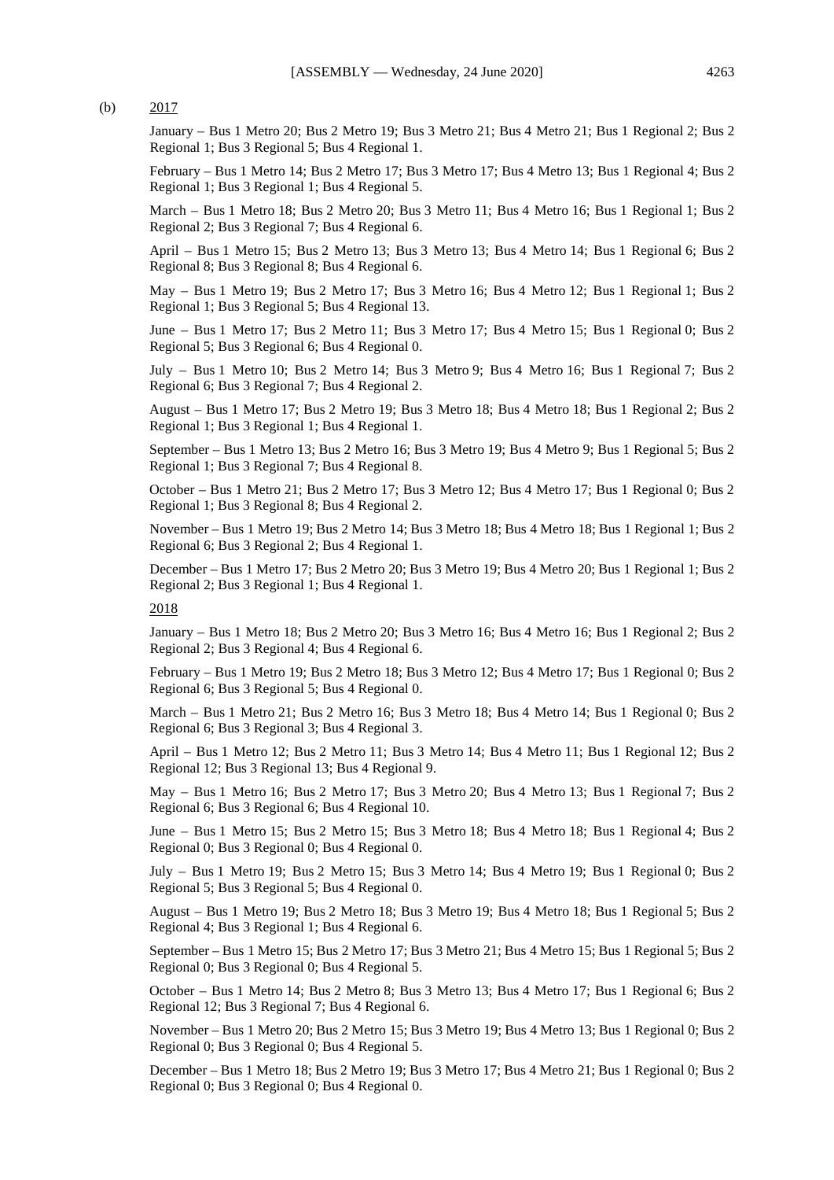(b) 2017

January – Bus 1 Metro 20; Bus 2 Metro 19; Bus 3 Metro 21; Bus 4 Metro 21; Bus 1 Regional 2; Bus 2 Regional 1; Bus 3 Regional 5; Bus 4 Regional 1.

February – Bus 1 Metro 14; Bus 2 Metro 17; Bus 3 Metro 17; Bus 4 Metro 13; Bus 1 Regional 4; Bus 2 Regional 1; Bus 3 Regional 1; Bus 4 Regional 5.

March – Bus 1 Metro 18; Bus 2 Metro 20; Bus 3 Metro 11; Bus 4 Metro 16; Bus 1 Regional 1; Bus 2 Regional 2; Bus 3 Regional 7; Bus 4 Regional 6.

April – Bus 1 Metro 15; Bus 2 Metro 13; Bus 3 Metro 13; Bus 4 Metro 14; Bus 1 Regional 6; Bus 2 Regional 8; Bus 3 Regional 8; Bus 4 Regional 6.

May – Bus 1 Metro 19; Bus 2 Metro 17; Bus 3 Metro 16; Bus 4 Metro 12; Bus 1 Regional 1; Bus 2 Regional 1; Bus 3 Regional 5; Bus 4 Regional 13.

June – Bus 1 Metro 17; Bus 2 Metro 11; Bus 3 Metro 17; Bus 4 Metro 15; Bus 1 Regional 0; Bus 2 Regional 5; Bus 3 Regional 6; Bus 4 Regional 0.

July – Bus 1 Metro 10; Bus 2 Metro 14; Bus 3 Metro 9; Bus 4 Metro 16; Bus 1 Regional 7; Bus 2 Regional 6; Bus 3 Regional 7; Bus 4 Regional 2.

August – Bus 1 Metro 17; Bus 2 Metro 19; Bus 3 Metro 18; Bus 4 Metro 18; Bus 1 Regional 2; Bus 2 Regional 1; Bus 3 Regional 1; Bus 4 Regional 1.

September – Bus 1 Metro 13; Bus 2 Metro 16; Bus 3 Metro 19; Bus 4 Metro 9; Bus 1 Regional 5; Bus 2 Regional 1; Bus 3 Regional 7; Bus 4 Regional 8.

October – Bus 1 Metro 21; Bus 2 Metro 17; Bus 3 Metro 12; Bus 4 Metro 17; Bus 1 Regional 0; Bus 2 Regional 1; Bus 3 Regional 8; Bus 4 Regional 2.

November – Bus 1 Metro 19; Bus 2 Metro 14; Bus 3 Metro 18; Bus 4 Metro 18; Bus 1 Regional 1; Bus 2 Regional 6; Bus 3 Regional 2; Bus 4 Regional 1.

December – Bus 1 Metro 17; Bus 2 Metro 20; Bus 3 Metro 19; Bus 4 Metro 20; Bus 1 Regional 1; Bus 2 Regional 2; Bus 3 Regional 1; Bus 4 Regional 1.

2018

January – Bus 1 Metro 18; Bus 2 Metro 20; Bus 3 Metro 16; Bus 4 Metro 16; Bus 1 Regional 2; Bus 2 Regional 2; Bus 3 Regional 4; Bus 4 Regional 6.

February – Bus 1 Metro 19; Bus 2 Metro 18; Bus 3 Metro 12; Bus 4 Metro 17; Bus 1 Regional 0; Bus 2 Regional 6; Bus 3 Regional 5; Bus 4 Regional 0.

March – Bus 1 Metro 21; Bus 2 Metro 16; Bus 3 Metro 18; Bus 4 Metro 14; Bus 1 Regional 0; Bus 2 Regional 6; Bus 3 Regional 3; Bus 4 Regional 3.

April – Bus 1 Metro 12; Bus 2 Metro 11; Bus 3 Metro 14; Bus 4 Metro 11; Bus 1 Regional 12; Bus 2 Regional 12; Bus 3 Regional 13; Bus 4 Regional 9.

May – Bus 1 Metro 16; Bus 2 Metro 17; Bus 3 Metro 20; Bus 4 Metro 13; Bus 1 Regional 7; Bus 2 Regional 6; Bus 3 Regional 6; Bus 4 Regional 10.

June – Bus 1 Metro 15; Bus 2 Metro 15; Bus 3 Metro 18; Bus 4 Metro 18; Bus 1 Regional 4; Bus 2 Regional 0; Bus 3 Regional 0; Bus 4 Regional 0.

July – Bus 1 Metro 19; Bus 2 Metro 15; Bus 3 Metro 14; Bus 4 Metro 19; Bus 1 Regional 0; Bus 2 Regional 5; Bus 3 Regional 5; Bus 4 Regional 0.

August – Bus 1 Metro 19; Bus 2 Metro 18; Bus 3 Metro 19; Bus 4 Metro 18; Bus 1 Regional 5; Bus 2 Regional 4; Bus 3 Regional 1; Bus 4 Regional 6.

September – Bus 1 Metro 15; Bus 2 Metro 17; Bus 3 Metro 21; Bus 4 Metro 15; Bus 1 Regional 5; Bus 2 Regional 0; Bus 3 Regional 0; Bus 4 Regional 5.

October – Bus 1 Metro 14; Bus 2 Metro 8; Bus 3 Metro 13; Bus 4 Metro 17; Bus 1 Regional 6; Bus 2 Regional 12; Bus 3 Regional 7; Bus 4 Regional 6.

November – Bus 1 Metro 20; Bus 2 Metro 15; Bus 3 Metro 19; Bus 4 Metro 13; Bus 1 Regional 0; Bus 2 Regional 0; Bus 3 Regional 0; Bus 4 Regional 5.

December – Bus 1 Metro 18; Bus 2 Metro 19; Bus 3 Metro 17; Bus 4 Metro 21; Bus 1 Regional 0; Bus 2 Regional 0; Bus 3 Regional 0; Bus 4 Regional 0.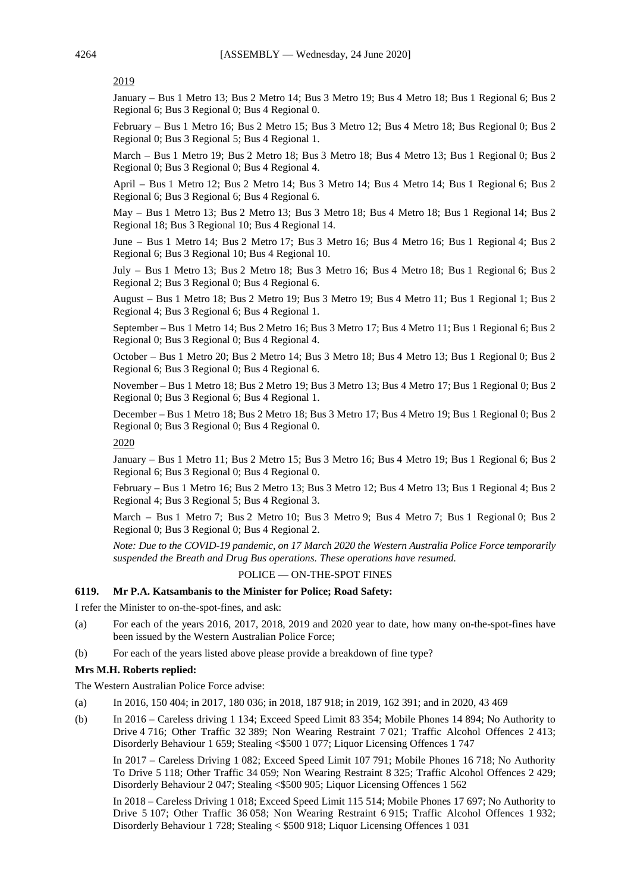2019

January – Bus 1 Metro 13; Bus 2 Metro 14; Bus 3 Metro 19; Bus 4 Metro 18; Bus 1 Regional 6; Bus 2 Regional 6; Bus 3 Regional 0; Bus 4 Regional 0.

February – Bus 1 Metro 16; Bus 2 Metro 15; Bus 3 Metro 12; Bus 4 Metro 18; Bus Regional 0; Bus 2 Regional 0; Bus 3 Regional 5; Bus 4 Regional 1.

March – Bus 1 Metro 19; Bus 2 Metro 18; Bus 3 Metro 18; Bus 4 Metro 13; Bus 1 Regional 0; Bus 2 Regional 0; Bus 3 Regional 0; Bus 4 Regional 4.

April – Bus 1 Metro 12; Bus 2 Metro 14; Bus 3 Metro 14; Bus 4 Metro 14; Bus 1 Regional 6; Bus 2 Regional 6; Bus 3 Regional 6; Bus 4 Regional 6.

May – Bus 1 Metro 13; Bus 2 Metro 13; Bus 3 Metro 18; Bus 4 Metro 18; Bus 1 Regional 14; Bus 2 Regional 18; Bus 3 Regional 10; Bus 4 Regional 14.

June – Bus 1 Metro 14; Bus 2 Metro 17; Bus 3 Metro 16; Bus 4 Metro 16; Bus 1 Regional 4; Bus 2 Regional 6; Bus 3 Regional 10; Bus 4 Regional 10.

July – Bus 1 Metro 13; Bus 2 Metro 18; Bus 3 Metro 16; Bus 4 Metro 18; Bus 1 Regional 6; Bus 2 Regional 2; Bus 3 Regional 0; Bus 4 Regional 6.

August – Bus 1 Metro 18; Bus 2 Metro 19; Bus 3 Metro 19; Bus 4 Metro 11; Bus 1 Regional 1; Bus 2 Regional 4; Bus 3 Regional 6; Bus 4 Regional 1.

September – Bus 1 Metro 14; Bus 2 Metro 16; Bus 3 Metro 17; Bus 4 Metro 11; Bus 1 Regional 6; Bus 2 Regional 0; Bus 3 Regional 0; Bus 4 Regional 4.

October – Bus 1 Metro 20; Bus 2 Metro 14; Bus 3 Metro 18; Bus 4 Metro 13; Bus 1 Regional 0; Bus 2 Regional 6; Bus 3 Regional 0; Bus 4 Regional 6.

November – Bus 1 Metro 18; Bus 2 Metro 19; Bus 3 Metro 13; Bus 4 Metro 17; Bus 1 Regional 0; Bus 2 Regional 0; Bus 3 Regional 6; Bus 4 Regional 1.

December – Bus 1 Metro 18; Bus 2 Metro 18; Bus 3 Metro 17; Bus 4 Metro 19; Bus 1 Regional 0; Bus 2 Regional 0; Bus 3 Regional 0; Bus 4 Regional 0.

2020

January – Bus 1 Metro 11; Bus 2 Metro 15; Bus 3 Metro 16; Bus 4 Metro 19; Bus 1 Regional 6; Bus 2 Regional 6; Bus 3 Regional 0; Bus 4 Regional 0.

February – Bus 1 Metro 16; Bus 2 Metro 13; Bus 3 Metro 12; Bus 4 Metro 13; Bus 1 Regional 4; Bus 2 Regional 4; Bus 3 Regional 5; Bus 4 Regional 3.

March – Bus 1 Metro 7; Bus 2 Metro 10; Bus 3 Metro 9; Bus 4 Metro 7; Bus 1 Regional 0; Bus 2 Regional 0; Bus 3 Regional 0; Bus 4 Regional 2.

*Note: Due to the COVID-19 pandemic, on 17 March 2020 the Western Australia Police Force temporarily suspended the Breath and Drug Bus operations. These operations have resumed.*

POLICE — ON-THE-SPOT FINES

**6119. Mr P.A. Katsambanis to the Minister for Police; Road Safety:**

I refer the Minister to on-the-spot-fines, and ask:

(a) For each of the years 2016, 2017, 2018, 2019 and 2020 year to date, how many on-the-spot-fines have been issued by the Western Australian Police Force;

(b) For each of the years listed above please provide a breakdown of fine type?

**Mrs M.H. Roberts replied:**

The Western Australian Police Force advise:

(a) In 2016, 150 404; in 2017, 180 036; in 2018, 187 918; in 2019, 162 391; and in 2020, 43 469

(b) In 2016 – Careless driving 1 134; Exceed Speed Limit 83 354; Mobile Phones 14 894; No Authority to Drive 4 716; Other Traffic 32 389; Non Wearing Restraint 7 021; Traffic Alcohol Offences 2 413; Disorderly Behaviour 1 659; Stealing <$500 1 077; Liquor Licensing Offences 1 747

In 2017 – Careless Driving 1 082; Exceed Speed Limit 107 791; Mobile Phones 16 718; No Authority To Drive 5 118; Other Traffic 34 059; Non Wearing Restraint 8 325; Traffic Alcohol Offences 2 429; Disorderly Behaviour 2 047; Stealing <$500 905; Liquor Licensing Offences 1 562

In 2018 – Careless Driving 1 018; Exceed Speed Limit 115 514; Mobile Phones 17 697; No Authority to Drive 5 107; Other Traffic 36 058; Non Wearing Restraint 6 915; Traffic Alcohol Offences 1 932; Disorderly Behaviour 1 728; Stealing < $500 918; Liquor Licensing Offences 1 031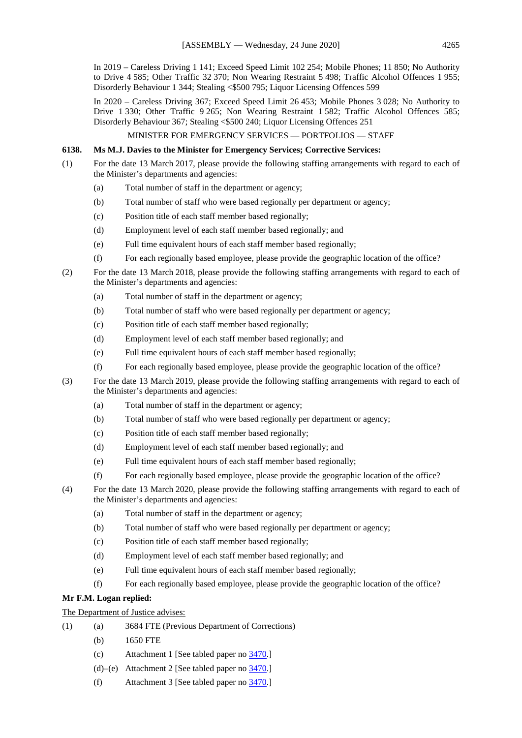In 2019 – Careless Driving 1 141; Exceed Speed Limit 102 254; Mobile Phones; 11 850; No Authority to Drive 4 585; Other Traffic 32 370; Non Wearing Restraint 5 498; Traffic Alcohol Offences 1 955; Disorderly Behaviour 1 344; Stealing <$500 795; Liquor Licensing Offences 599

In 2020 – Careless Driving 367; Exceed Speed Limit 26 453; Mobile Phones 3 028; No Authority to Drive 1 330; Other Traffic 9 265; Non Wearing Restraint 1 582; Traffic Alcohol Offences 585; Disorderly Behaviour 367; Stealing <$500 240; Liquor Licensing Offences 251

MINISTER FOR EMERGENCY SERVICES — PORTFOLIOS — STAFF

**6138. Ms M.J. Davies to the Minister for Emergency Services; Corrective Services:**

(1) For the date 13 March 2017, please provide the following staffing arrangements with regard to each of the Minister's departments and agencies:

  (a) Total number of staff in the department or agency;
  (b) Total number of staff who were based regionally per department or agency;
  (c) Position title of each staff member based regionally;
  (d) Employment level of each staff member based regionally; and
  (e) Full time equivalent hours of each staff member based regionally;
  (f) For each regionally based employee, please provide the geographic location of the office?

(2) For the date 13 March 2018, please provide the following staffing arrangements with regard to each of the Minister's departments and agencies:

  (a) Total number of staff in the department or agency;
  (b) Total number of staff who were based regionally per department or agency;
  (c) Position title of each staff member based regionally;
  (d) Employment level of each staff member based regionally; and
  (e) Full time equivalent hours of each staff member based regionally;
  (f) For each regionally based employee, please provide the geographic location of the office?

(3) For the date 13 March 2019, please provide the following staffing arrangements with regard to each of the Minister's departments and agencies:

  (a) Total number of staff in the department or agency;
  (b) Total number of staff who were based regionally per department or agency;
  (c) Position title of each staff member based regionally;
  (d) Employment level of each staff member based regionally; and
  (e) Full time equivalent hours of each staff member based regionally;
  (f) For each regionally based employee, please provide the geographic location of the office?

(4) For the date 13 March 2020, please provide the following staffing arrangements with regard to each of the Minister's departments and agencies:

  (a) Total number of staff in the department or agency;
  (b) Total number of staff who were based regionally per department or agency;
  (c) Position title of each staff member based regionally;
  (d) Employment level of each staff member based regionally; and
  (e) Full time equivalent hours of each staff member based regionally;
  (f) For each regionally based employee, please provide the geographic location of the office?

**Mr F.M. Logan replied:**

The Department of Justice advises:

(1) (a) 3684 FTE (Previous Department of Corrections)
  (b) 1650 FTE
  (c) Attachment 1 [See tabled paper no 3470.]
  (d)–(e) Attachment 2 [See tabled paper no 3470.]
  (f) Attachment 3 [See tabled paper no 3470.]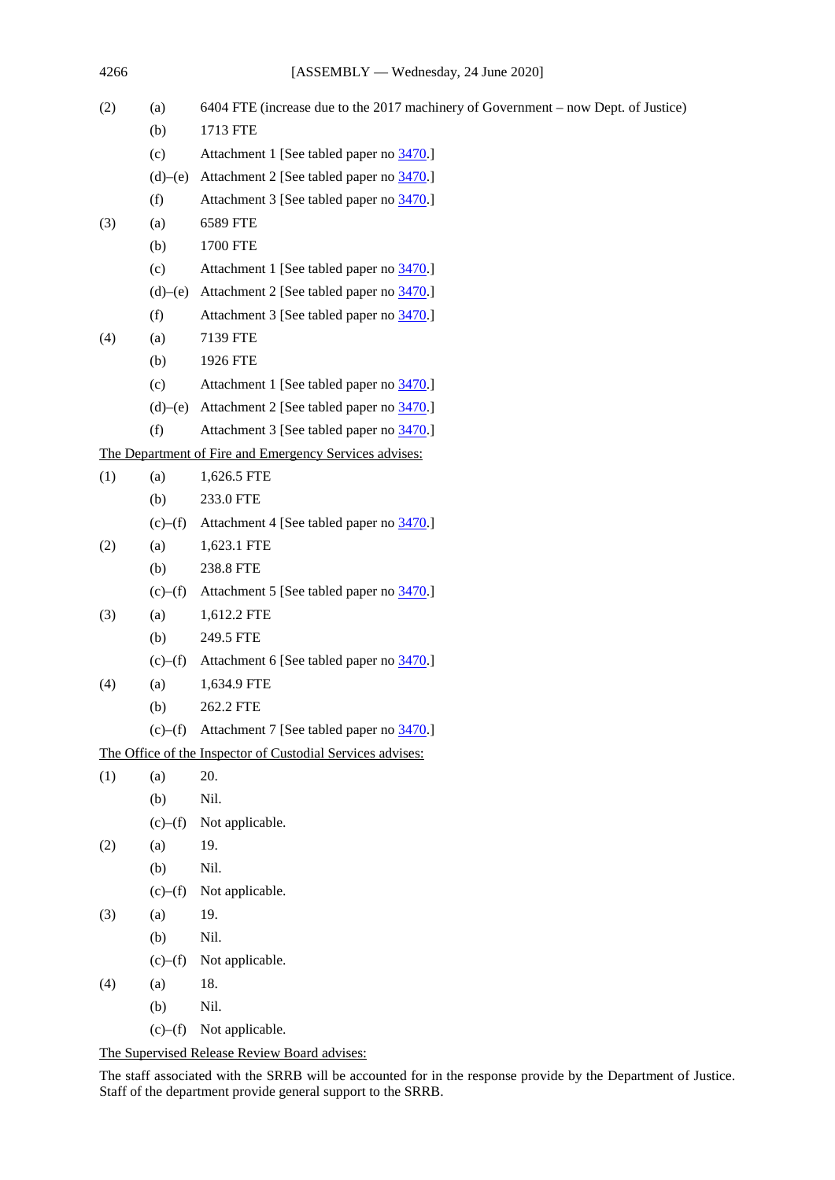(2) (a) 6404 FTE (increase due to the 2017 machinery of Government – now Dept. of Justice)

(b) 1713 FTE

(c) Attachment 1 [See tabled paper no 3470.]

(d)–(e) Attachment 2 [See tabled paper no 3470.]

(f) Attachment 3 [See tabled paper no 3470.]

(3) (a) 6589 FTE

(b) 1700 FTE

(c) Attachment 1 [See tabled paper no 3470.]

(d)–(e) Attachment 2 [See tabled paper no 3470.]

(f) Attachment 3 [See tabled paper no 3470.]

(4) (a) 7139 FTE

(b) 1926 FTE

(c) Attachment 1 [See tabled paper no 3470.]

(d)–(e) Attachment 2 [See tabled paper no 3470.]

(f) Attachment 3 [See tabled paper no 3470.]

The Department of Fire and Emergency Services advises:

(1) (a) 1,626.5 FTE

(b) 233.0 FTE

(c)–(f) Attachment 4 [See tabled paper no 3470.]

(2) (a) 1,623.1 FTE

(b) 238.8 FTE

(c)–(f) Attachment 5 [See tabled paper no 3470.]

(3) (a) 1,612.2 FTE

(b) 249.5 FTE

(c)–(f) Attachment 6 [See tabled paper no 3470.]

(4) (a) 1,634.9 FTE

(b) 262.2 FTE

(c)–(f) Attachment 7 [See tabled paper no 3470.]

The Office of the Inspector of Custodial Services advises:

(1) (a) 20.

(b) Nil.

(c)–(f) Not applicable.

(2) (a) 19.

(b) Nil.

(c)–(f) Not applicable.

(3) (a) 19.

(b) Nil.

(c)–(f) Not applicable.

(4) (a) 18.

(b) Nil.

(c)–(f) Not applicable.

The Supervised Release Review Board advises:

The staff associated with the SRRB will be accounted for in the response provide by the Department of Justice. Staff of the department provide general support to the SRRB.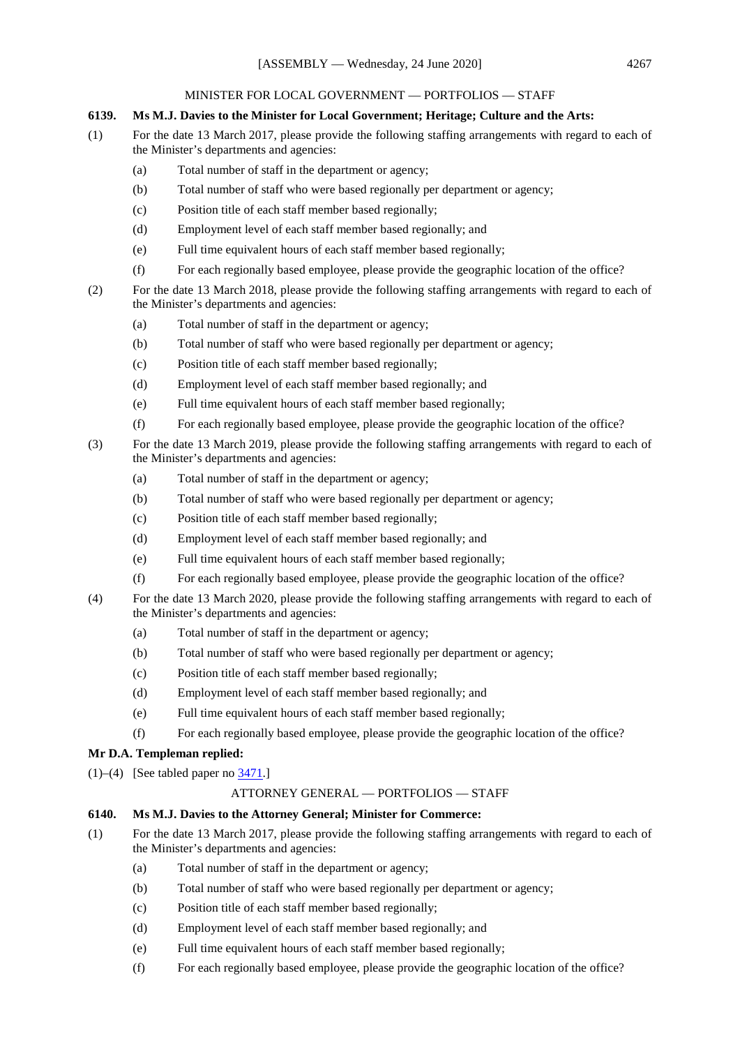MINISTER FOR LOCAL GOVERNMENT — PORTFOLIOS — STAFF

**6139. Ms M.J. Davies to the Minister for Local Government; Heritage; Culture and the Arts:**

(1) For the date 13 March 2017, please provide the following staffing arrangements with regard to each of the Minister's departments and agencies:

(a) Total number of staff in the department or agency;

(b) Total number of staff who were based regionally per department or agency;

(c) Position title of each staff member based regionally;

(d) Employment level of each staff member based regionally; and

(e) Full time equivalent hours of each staff member based regionally;

(f) For each regionally based employee, please provide the geographic location of the office?

(2) For the date 13 March 2018, please provide the following staffing arrangements with regard to each of the Minister's departments and agencies:

(a) Total number of staff in the department or agency;

(b) Total number of staff who were based regionally per department or agency;

(c) Position title of each staff member based regionally;

(d) Employment level of each staff member based regionally; and

(e) Full time equivalent hours of each staff member based regionally;

(f) For each regionally based employee, please provide the geographic location of the office?

(3) For the date 13 March 2019, please provide the following staffing arrangements with regard to each of the Minister's departments and agencies:

(a) Total number of staff in the department or agency;

(b) Total number of staff who were based regionally per department or agency;

(c) Position title of each staff member based regionally;

(d) Employment level of each staff member based regionally; and

(e) Full time equivalent hours of each staff member based regionally;

(f) For each regionally based employee, please provide the geographic location of the office?

(4) For the date 13 March 2020, please provide the following staffing arrangements with regard to each of the Minister's departments and agencies:

(a) Total number of staff in the department or agency;

(b) Total number of staff who were based regionally per department or agency;

(c) Position title of each staff member based regionally;

(d) Employment level of each staff member based regionally; and

(e) Full time equivalent hours of each staff member based regionally;

(f) For each regionally based employee, please provide the geographic location of the office?

**Mr D.A. Templeman replied:**

(1)–(4) [See tabled paper no 3471.]

ATTORNEY GENERAL — PORTFOLIOS — STAFF

**6140. Ms M.J. Davies to the Attorney General; Minister for Commerce:**

(1) For the date 13 March 2017, please provide the following staffing arrangements with regard to each of the Minister's departments and agencies:

(a) Total number of staff in the department or agency;

(b) Total number of staff who were based regionally per department or agency;

(c) Position title of each staff member based regionally;

(d) Employment level of each staff member based regionally; and

(e) Full time equivalent hours of each staff member based regionally;

(f) For each regionally based employee, please provide the geographic location of the office?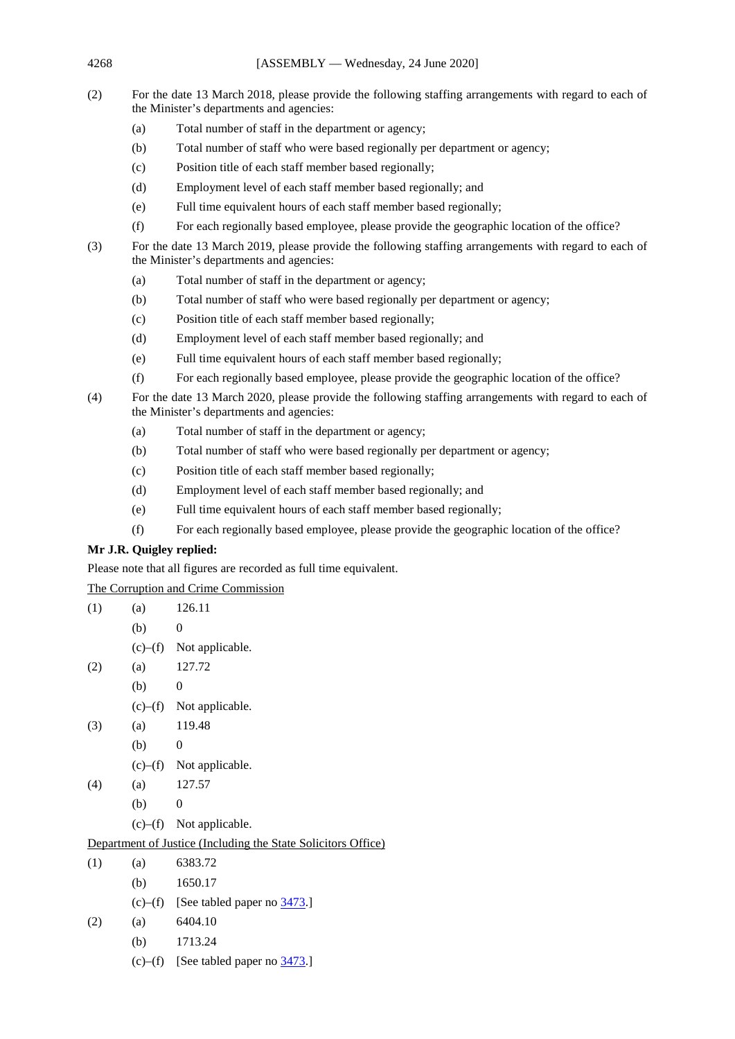(2) For the date 13 March 2018, please provide the following staffing arrangements with regard to each of the Minister's departments and agencies:

 (a) Total number of staff in the department or agency;

 (b) Total number of staff who were based regionally per department or agency;

 (c) Position title of each staff member based regionally;

 (d) Employment level of each staff member based regionally; and

 (e) Full time equivalent hours of each staff member based regionally;

 (f) For each regionally based employee, please provide the geographic location of the office?

(3) For the date 13 March 2019, please provide the following staffing arrangements with regard to each of the Minister's departments and agencies:

 (a) Total number of staff in the department or agency;

 (b) Total number of staff who were based regionally per department or agency;

 (c) Position title of each staff member based regionally;

 (d) Employment level of each staff member based regionally; and

 (e) Full time equivalent hours of each staff member based regionally;

 (f) For each regionally based employee, please provide the geographic location of the office?

(4) For the date 13 March 2020, please provide the following staffing arrangements with regard to each of the Minister's departments and agencies:

 (a) Total number of staff in the department or agency;

 (b) Total number of staff who were based regionally per department or agency;

 (c) Position title of each staff member based regionally;

 (d) Employment level of each staff member based regionally; and

 (e) Full time equivalent hours of each staff member based regionally;

 (f) For each regionally based employee, please provide the geographic location of the office?

**Mr J.R. Quigley replied:**

Please note that all figures are recorded as full time equivalent.

The Corruption and Crime Commission

(1) (a) 126.11

 (b) 0

 (c)–(f) Not applicable.

(2) (a) 127.72

 (b) 0

 (c)–(f) Not applicable.

(3) (a) 119.48

 (b) 0

 (c)–(f) Not applicable.

(4) (a) 127.57

 (b) 0

 (c)–(f) Not applicable.

Department of Justice (Including the State Solicitors Office)

(1) (a) 6383.72

 (b) 1650.17

 (c)–(f) [See tabled paper no 3473.]

(2) (a) 6404.10

 (b) 1713.24

 (c)–(f) [See tabled paper no 3473.]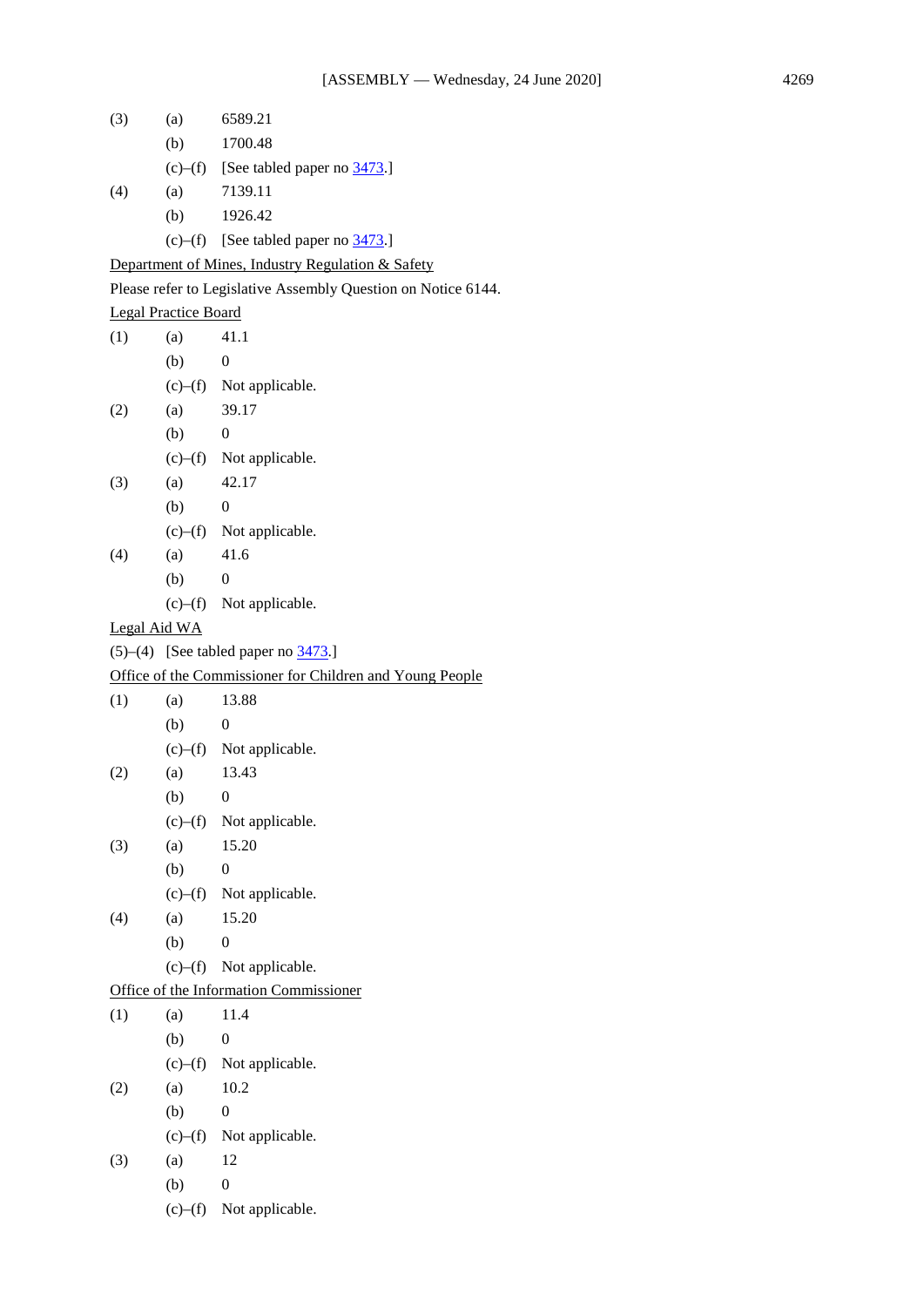(3) (a) 6589.21

(b) 1700.48

(c)–(f) [See tabled paper no 3473.]

(4) (a) 7139.11

(b) 1926.42

(c)–(f) [See tabled paper no 3473.]

Department of Mines, Industry Regulation & Safety

Please refer to Legislative Assembly Question on Notice 6144.

Legal Practice Board

(1) (a) 41.1

(b) 0

(c)–(f) Not applicable.

(2) (a) 39.17

(b) 0

(c)–(f) Not applicable.

(3) (a) 42.17

(b) 0

(c)–(f) Not applicable.

(4) (a) 41.6

(b) 0

(c)–(f) Not applicable.

Legal Aid WA

(5)–(4) [See tabled paper no 3473.]

Office of the Commissioner for Children and Young People

(1) (a) 13.88

(b) 0

(c)–(f) Not applicable.

(2) (a) 13.43

(b) 0

(c)–(f) Not applicable.

(3) (a) 15.20

(b) 0

(c)–(f) Not applicable.

(4) (a) 15.20

(b) 0

(c)–(f) Not applicable.

Office of the Information Commissioner

(1) (a) 11.4

(b) 0

(c)–(f) Not applicable.

(2) (a) 10.2

(b) 0

(c)–(f) Not applicable.

(3) (a) 12

(b) 0

(c)–(f) Not applicable.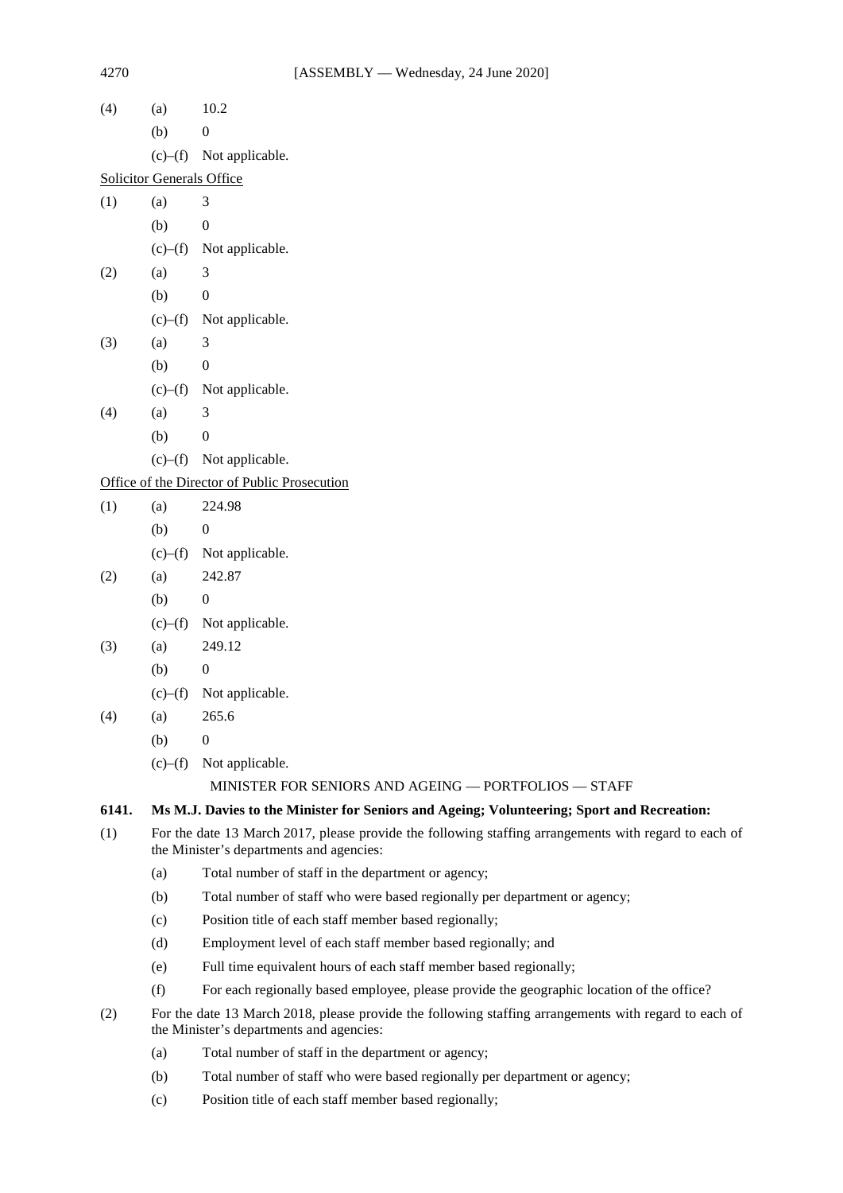(4) (a) 10.2

(b) 0

(c)–(f) Not applicable.

Solicitor Generals Office

(1) (a) 3

(b) 0

(c)–(f) Not applicable.

(2) (a) 3

(b) 0

(c)–(f) Not applicable.

(3) (a) 3

(b) 0

(c)–(f) Not applicable.

(4) (a) 3

(b) 0

(c)–(f) Not applicable.

Office of the Director of Public Prosecution

(1) (a) 224.98

(b) 0

(c)–(f) Not applicable.

(2) (a) 242.87

(b) 0

(c)–(f) Not applicable.

(3) (a) 249.12

(b) 0

(c)–(f) Not applicable.

(4) (a) 265.6

(b) 0

(c)–(f) Not applicable.

MINISTER FOR SENIORS AND AGEING — PORTFOLIOS — STAFF

**6141. Ms M.J. Davies to the Minister for Seniors and Ageing; Volunteering; Sport and Recreation:**

(1) For the date 13 March 2017, please provide the following staffing arrangements with regard to each of the Minister's departments and agencies:

(a) Total number of staff in the department or agency;

(b) Total number of staff who were based regionally per department or agency;

(c) Position title of each staff member based regionally;

(d) Employment level of each staff member based regionally; and

(e) Full time equivalent hours of each staff member based regionally;

(f) For each regionally based employee, please provide the geographic location of the office?

(2) For the date 13 March 2018, please provide the following staffing arrangements with regard to each of the Minister's departments and agencies:

(a) Total number of staff in the department or agency;

(b) Total number of staff who were based regionally per department or agency;

(c) Position title of each staff member based regionally;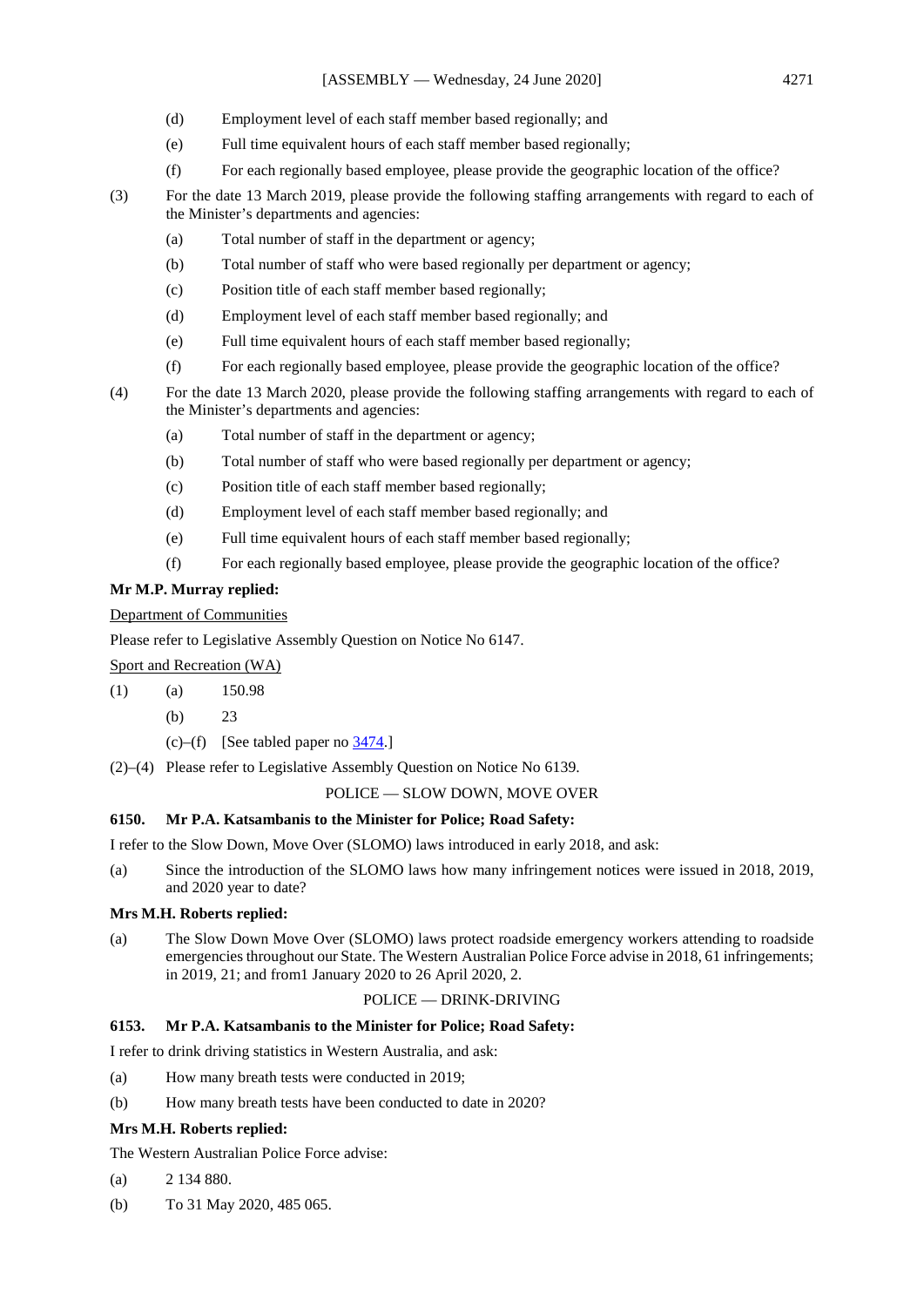(d) Employment level of each staff member based regionally; and

(e) Full time equivalent hours of each staff member based regionally;

(f) For each regionally based employee, please provide the geographic location of the office?

(3) For the date 13 March 2019, please provide the following staffing arrangements with regard to each of the Minister's departments and agencies:

(a) Total number of staff in the department or agency;

(b) Total number of staff who were based regionally per department or agency;

(c) Position title of each staff member based regionally;

(d) Employment level of each staff member based regionally; and

(e) Full time equivalent hours of each staff member based regionally;

(f) For each regionally based employee, please provide the geographic location of the office?

(4) For the date 13 March 2020, please provide the following staffing arrangements with regard to each of the Minister's departments and agencies:

(a) Total number of staff in the department or agency;

(b) Total number of staff who were based regionally per department or agency;

(c) Position title of each staff member based regionally;

(d) Employment level of each staff member based regionally; and

(e) Full time equivalent hours of each staff member based regionally;

(f) For each regionally based employee, please provide the geographic location of the office?

**Mr M.P. Murray replied:**

Department of Communities

Please refer to Legislative Assembly Question on Notice No 6147.

Sport and Recreation (WA)

(1) (a) 150.98

(b) 23

(c)–(f) [See tabled paper no 3474.]

(2)–(4) Please refer to Legislative Assembly Question on Notice No 6139.

POLICE — SLOW DOWN, MOVE OVER

**6150. Mr P.A. Katsambanis to the Minister for Police; Road Safety:**

I refer to the Slow Down, Move Over (SLOMO) laws introduced in early 2018, and ask:

(a) Since the introduction of the SLOMO laws how many infringement notices were issued in 2018, 2019, and 2020 year to date?

**Mrs M.H. Roberts replied:**

(a) The Slow Down Move Over (SLOMO) laws protect roadside emergency workers attending to roadside emergencies throughout our State. The Western Australian Police Force advise in 2018, 61 infringements; in 2019, 21; and from1 January 2020 to 26 April 2020, 2.

POLICE — DRINK-DRIVING

**6153. Mr P.A. Katsambanis to the Minister for Police; Road Safety:**

I refer to drink driving statistics in Western Australia, and ask:

(a) How many breath tests were conducted in 2019;

(b) How many breath tests have been conducted to date in 2020?

**Mrs M.H. Roberts replied:**

The Western Australian Police Force advise:

(a) 2 134 880.

(b) To 31 May 2020, 485 065.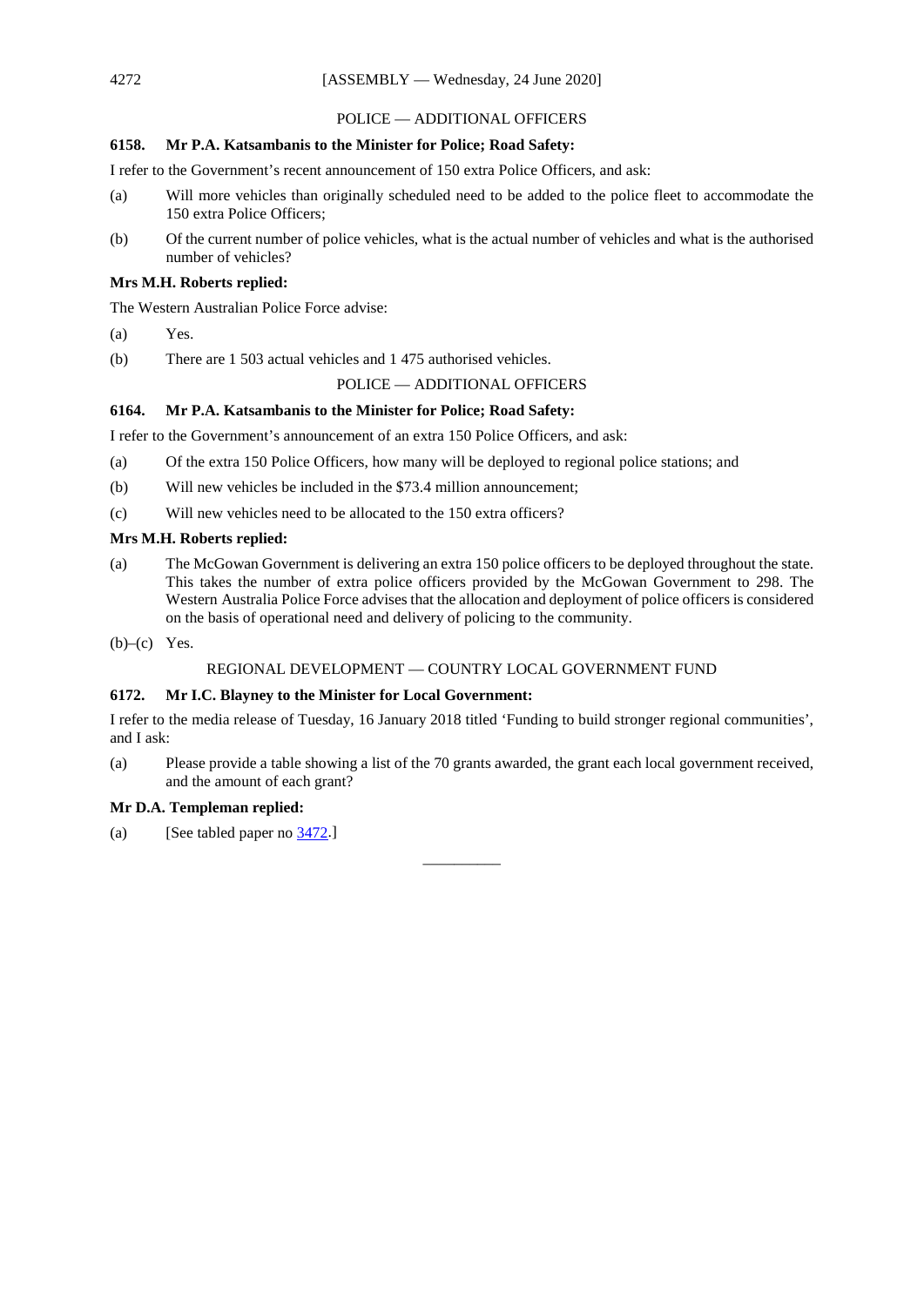POLICE — ADDITIONAL OFFICERS

**6158. Mr P.A. Katsambanis to the Minister for Police; Road Safety:**

I refer to the Government's recent announcement of 150 extra Police Officers, and ask:

(a) Will more vehicles than originally scheduled need to be added to the police fleet to accommodate the 150 extra Police Officers;

(b) Of the current number of police vehicles, what is the actual number of vehicles and what is the authorised number of vehicles?

**Mrs M.H. Roberts replied:**

The Western Australian Police Force advise:

(a) Yes.

(b) There are 1 503 actual vehicles and 1 475 authorised vehicles.

POLICE — ADDITIONAL OFFICERS

**6164. Mr P.A. Katsambanis to the Minister for Police; Road Safety:**

I refer to the Government's announcement of an extra 150 Police Officers, and ask:

(a) Of the extra 150 Police Officers, how many will be deployed to regional police stations; and

(b) Will new vehicles be included in the $73.4 million announcement;

(c) Will new vehicles need to be allocated to the 150 extra officers?

**Mrs M.H. Roberts replied:**

(a) The McGowan Government is delivering an extra 150 police officers to be deployed throughout the state. This takes the number of extra police officers provided by the McGowan Government to 298. The Western Australia Police Force advises that the allocation and deployment of police officers is considered on the basis of operational need and delivery of policing to the community.

(b)–(c) Yes.

REGIONAL DEVELOPMENT — COUNTRY LOCAL GOVERNMENT FUND

**6172. Mr I.C. Blayney to the Minister for Local Government:**

I refer to the media release of Tuesday, 16 January 2018 titled 'Funding to build stronger regional communities', and I ask:

(a) Please provide a table showing a list of the 70 grants awarded, the grant each local government received, and the amount of each grant?

**Mr D.A. Templeman replied:**

(a) [See tabled paper no 3472.]